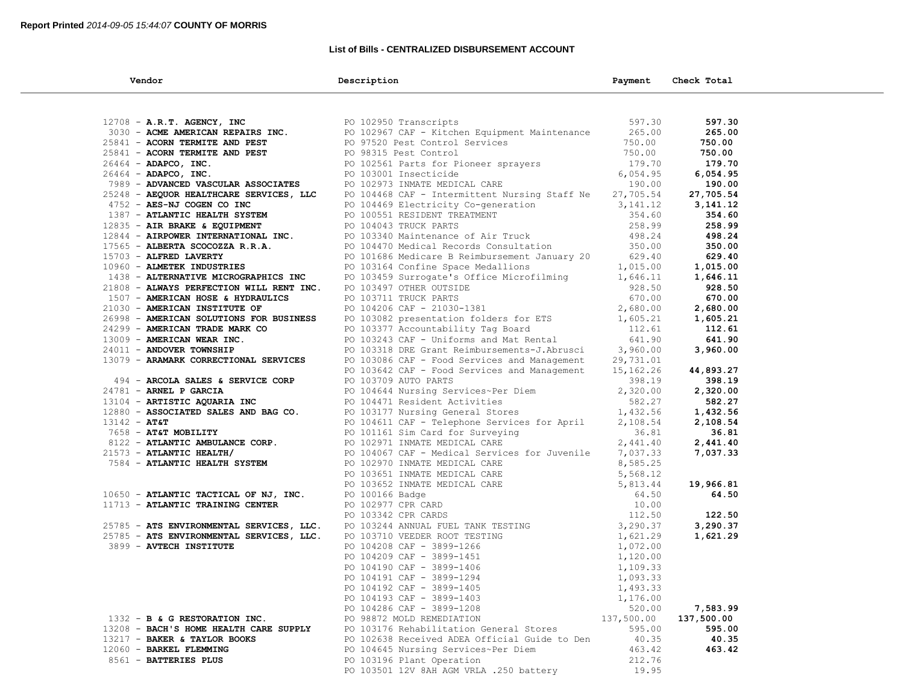**Report Printed** *2014-09-05 15:44:07* **COUNTY OF MORRIS**

## List of Bills - CENTRALIZED DISBURSEMENT ACCOUNT

| Vendor | Description | Payment | Check Total |
|---|---|---|---|
| 12708 - **A.R.T. AGENCY, INC** | PO 102950 Transcripts | 597.30 | **597.30** |
| 3030 - **ACME AMERICAN REPAIRS INC.** | PO 102967 CAF - Kitchen Equipment Maintenance | 265.00 | **265.00** |
| 25841 - **ACORN TERMITE AND PEST** | PO 97520 Pest Control Services | 750.00 | **750.00** |
| 25841 - **ACORN TERMITE AND PEST** | PO 98315 Pest Control | 750.00 | **750.00** |
| 26464 - **ADAPCO, INC.** | PO 102561 Parts for Pioneer sprayers | 179.70 | **179.70** |
| 26464 - **ADAPCO, INC.** | PO 103001 Insecticide | 6,054.95 | **6,054.95** |
| 7989 - **ADVANCED VASCULAR ASSOCIATES** | PO 102973 INMATE MEDICAL CARE | 190.00 | **190.00** |
| 25248 - **AEQUOR HEALTHCARE SERVICES, LLC** | PO 104468 CAF - Intermittent Nursing Staff Ne | 27,705.54 | **27,705.54** |
| 4752 - **AES-NJ COGEN CO INC** | PO 104469 Electricity Co-generation | 3,141.12 | **3,141.12** |
| 1387 - **ATLANTIC HEALTH SYSTEM** | PO 100551 RESIDENT TREATMENT | 354.60 | **354.60** |
| 12835 - **AIR BRAKE & EQUIPMENT** | PO 104043 TRUCK PARTS | 258.99 | **258.99** |
| 12844 - **AIRPOWER INTERNATIONAL INC.** | PO 103340 Maintenance of Air Truck | 498.24 | **498.24** |
| 17565 - **ALBERTA SCOCOZZA R.R.A.** | PO 104470 Medical Records Consultation | 350.00 | **350.00** |
| 15703 - **ALFRED LAVERTY** | PO 101686 Medicare B Reimbursement January 20 | 629.40 | **629.40** |
| 10960 - **ALMETEK INDUSTRIES** | PO 103164 Confine Space Medallions | 1,015.00 | **1,015.00** |
| 1438 - **ALTERNATIVE MICROGRAPHICS INC** | PO 103459 Surrogate's Office Microfilming | 1,646.11 | **1,646.11** |
| 21808 - **ALWAYS PERFECTION WILL RENT INC.** | PO 103497 OTHER OUTSIDE | 928.50 | **928.50** |
| 1507 - **AMERICAN HOSE & HYDRAULICS** | PO 103711 TRUCK PARTS | 670.00 | **670.00** |
| 21030 - **AMERICAN INSTITUTE OF** | PO 104206 CAF - 21030-1381 | 2,680.00 | **2,680.00** |
| 26998 - **AMERICAN SOLUTIONS FOR BUSINESS** | PO 103082 presentation folders for ETS | 1,605.21 | **1,605.21** |
| 24299 - **AMERICAN TRADE MARK CO** | PO 103377 Accountability Tag Board | 112.61 | **112.61** |
| 13009 - **AMERICAN WEAR INC.** | PO 103243 CAF - Uniforms and Mat Rental | 641.90 | **641.90** |
| 24011 - **ANDOVER TOWNSHIP** | PO 103318 DRE Grant Reimbursements-J.Abrusci | 3,960.00 | **3,960.00** |
| 13079 - **ARAMARK CORRECTIONAL SERVICES** | PO 103086 CAF - Food Services and Management | 29,731.01 | |
| | PO 103642 CAF - Food Services and Management | 15,162.26 | **44,893.27** |
| 494 - **ARCOLA SALES & SERVICE CORP** | PO 103709 AUTO PARTS | 398.19 | **398.19** |
| 24781 - **ARNEL P GARCIA** | PO 104644 Nursing Services~Per Diem | 2,320.00 | **2,320.00** |
| 13104 - **ARTISTIC AQUARIA INC** | PO 104471 Resident Activities | 582.27 | **582.27** |
| 12880 - **ASSOCIATED SALES AND BAG CO.** | PO 103177 Nursing General Stores | 1,432.56 | **1,432.56** |
| 13142 - **AT&T** | PO 104611 CAF - Telephone Services for April | 2,108.54 | **2,108.54** |
| 7658 - **AT&T MOBILITY** | PO 101161 Sim Card for Surveying | 36.81 | **36.81** |
| 8122 - **ATLANTIC AMBULANCE CORP.** | PO 102971 INMATE MEDICAL CARE | 2,441.40 | **2,441.40** |
| 21573 - **ATLANTIC HEALTH/** | PO 104067 CAF - Medical Services for Juvenile | 7,037.33 | **7,037.33** |
| 7584 - **ATLANTIC HEALTH SYSTEM** | PO 102970 INMATE MEDICAL CARE | 8,585.25 | |
| | PO 103651 INMATE MEDICAL CARE | 5,568.12 | |
| | PO 103652 INMATE MEDICAL CARE | 5,813.44 | **19,966.81** |
| 10650 - **ATLANTIC TACTICAL OF NJ, INC.** | PO 100166 Badge | 64.50 | **64.50** |
| 11713 - **ATLANTIC TRAINING CENTER** | PO 102977 CPR CARD | 10.00 | |
| | PO 103342 CPR CARDS | 112.50 | **122.50** |
| 25785 - **ATS ENVIRONMENTAL SERVICES, LLC.** | PO 103244 ANNUAL FUEL TANK TESTING | 3,290.37 | **3,290.37** |
| 25785 - **ATS ENVIRONMENTAL SERVICES, LLC.** | PO 103710 VEEDER ROOT TESTING | 1,621.29 | **1,621.29** |
| 3899 - **AVTECH INSTITUTE** | PO 104208 CAF - 3899-1266 | 1,072.00 | |
| | PO 104209 CAF - 3899-1451 | 1,120.00 | |
| | PO 104190 CAF - 3899-1406 | 1,109.33 | |
| | PO 104191 CAF - 3899-1294 | 1,093.33 | |
| | PO 104192 CAF - 3899-1405 | 1,493.33 | |
| | PO 104193 CAF - 3899-1403 | 1,176.00 | |
| | PO 104286 CAF - 3899-1208 | 520.00 | **7,583.99** |
| 1332 - **B & G RESTORATION INC.** | PO 98872 MOLD REMEDIATION | 137,500.00 | **137,500.00** |
| 13208 - **BACH'S HOME HEALTH CARE SUPPLY** | PO 103176 Rehabilitation General Stores | 595.00 | **595.00** |
| 13217 - **BAKER & TAYLOR BOOKS** | PO 102638 Received ADEA Official Guide to Den | 40.35 | **40.35** |
| 12060 - **BARKEL FLEMMING** | PO 104645 Nursing Services~Per Diem | 463.42 | **463.42** |
| 8561 - **BATTERIES PLUS** | PO 103196 Plant Operation | 212.76 | |
| | PO 103501 12V 8AH AGM VRLA .250 battery | 19.95 | |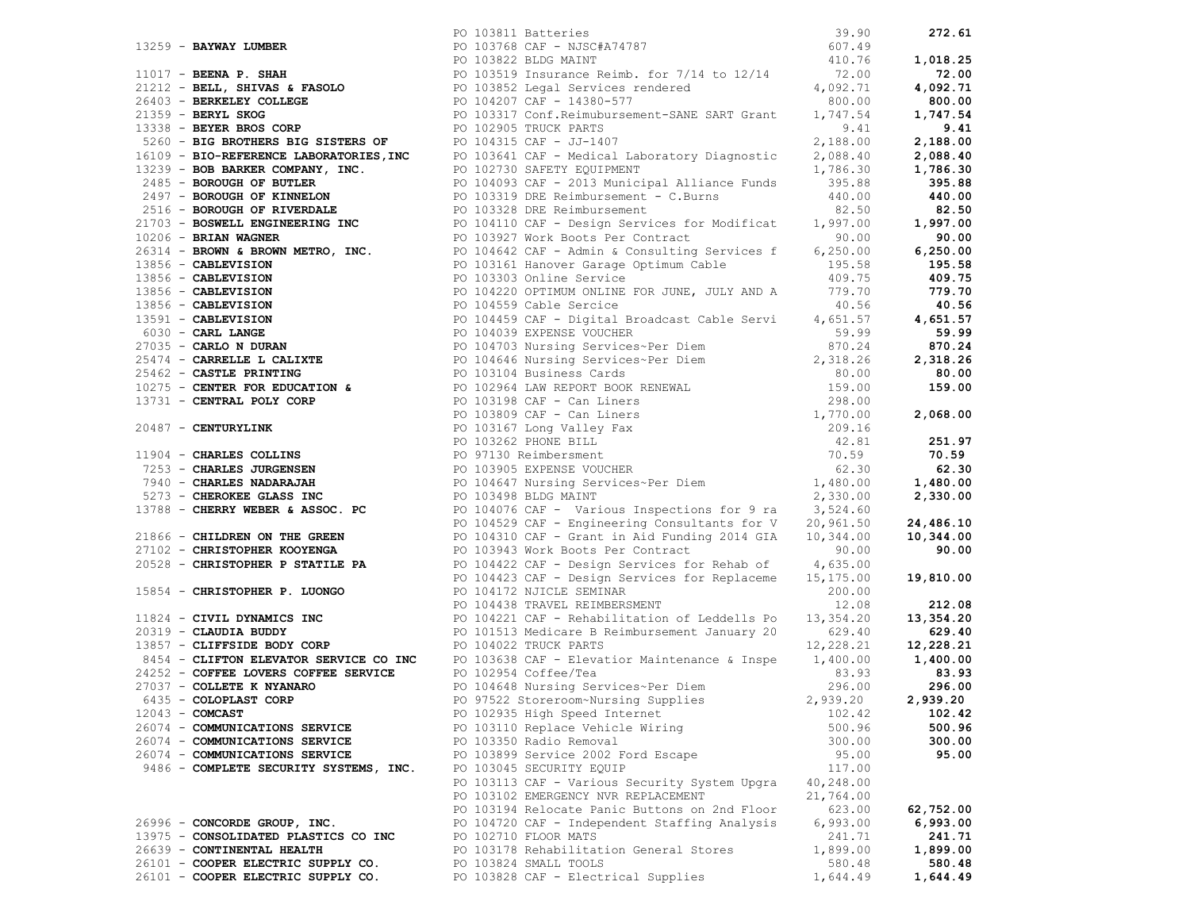| Vendor | PO / Description | Amount | Total |
|---|---|---|---|
| | PO 103811 Batteries | 39.90 | **272.61** |
| 13259 - **BAYWAY LUMBER** | PO 103768 CAF - NJSC#A74787 | 607.49 | |
| | PO 103822 BLDG MAINT | 410.76 | **1,018.25** |
| 11017 - **BEENA P. SHAH** | PO 103519 Insurance Reimb. for 7/14 to 12/14 | 72.00 | **72.00** |
| 21212 - **BELL, SHIVAS & FASOLO** | PO 103852 Legal Services rendered | 4,092.71 | **4,092.71** |
| 26403 - **BERKELEY COLLEGE** | PO 104207 CAF - 14380-577 | 800.00 | **800.00** |
| 21359 - **BERYL SKOG** | PO 103317 Conf.Reimubursement-SANE SART Grant | 1,747.54 | **1,747.54** |
| 13338 - **BEYER BROS CORP** | PO 102905 TRUCK PARTS | 9.41 | **9.41** |
| 5260 - **BIG BROTHERS BIG SISTERS OF** | PO 104315 CAF - JJ-1407 | 2,188.00 | **2,188.00** |
| 16109 - **BIO-REFERENCE LABORATORIES,INC** | PO 103641 CAF - Medical Laboratory Diagnostic | 2,088.40 | **2,088.40** |
| 13239 - **BOB BARKER COMPANY, INC.** | PO 102730 SAFETY EQUIPMENT | 1,786.30 | **1,786.30** |
| 2485 - **BOROUGH OF BUTLER** | PO 104093 CAF - 2013 Municipal Alliance Funds | 395.88 | **395.88** |
| 2497 - **BOROUGH OF KINNELON** | PO 103319 DRE Reimbursement - C.Burns | 440.00 | **440.00** |
| 2516 - **BOROUGH OF RIVERDALE** | PO 103328 DRE Reimbursement | 82.50 | **82.50** |
| 21703 - **BOSWELL ENGINEERING INC** | PO 104110 CAF - Design Services for Modificat | 1,997.00 | **1,997.00** |
| 10206 - **BRIAN WAGNER** | PO 103927 Work Boots Per Contract | 90.00 | **90.00** |
| 26314 - **BROWN & BROWN METRO, INC.** | PO 104642 CAF - Admin & Consulting Services f | 6,250.00 | **6,250.00** |
| 13856 - **CABLEVISION** | PO 103161 Hanover Garage Optimum Cable | 195.58 | **195.58** |
| 13856 - **CABLEVISION** | PO 103303 Online Service | 409.75 | **409.75** |
| 13856 - **CABLEVISION** | PO 104220 OPTIMUM ONLINE FOR JUNE, JULY AND A | 779.70 | **779.70** |
| 13856 - **CABLEVISION** | PO 104559 Cable Sercice | 40.56 | **40.56** |
| 13591 - **CABLEVISION** | PO 104459 CAF - Digital Broadcast Cable Servi | 4,651.57 | **4,651.57** |
| 6030 - **CARL LANGE** | PO 104039 EXPENSE VOUCHER | 59.99 | **59.99** |
| 27035 - **CARLO N DURAN** | PO 104703 Nursing Services~Per Diem | 870.24 | **870.24** |
| 25474 - **CARRELLE L CALIXTE** | PO 104646 Nursing Services~Per Diem | 2,318.26 | **2,318.26** |
| 25462 - **CASTLE PRINTING** | PO 103104 Business Cards | 80.00 | **80.00** |
| 10275 - **CENTER FOR EDUCATION &** | PO 102964 LAW REPORT BOOK RENEWAL | 159.00 | **159.00** |
| 13731 - **CENTRAL POLY CORP** | PO 103198 CAF - Can Liners | 298.00 | |
| | PO 103809 CAF - Can Liners | 1,770.00 | **2,068.00** |
| 20487 - **CENTURYLINK** | PO 103167 Long Valley Fax | 209.16 | |
| | PO 103262 PHONE BILL | 42.81 | **251.97** |
| 11904 - **CHARLES COLLINS** | PO 97130 Reimbersment | 70.59 | **70.59** |
| 7253 - **CHARLES JURGENSEN** | PO 103905 EXPENSE VOUCHER | 62.30 | **62.30** |
| 7940 - **CHARLES NADARAJAH** | PO 104647 Nursing Services~Per Diem | 1,480.00 | **1,480.00** |
| 5273 - **CHEROKEE GLASS INC** | PO 103498 BLDG MAINT | 2,330.00 | **2,330.00** |
| 13788 - **CHERRY WEBER & ASSOC. PC** | PO 104076 CAF - Various Inspections for 9 ra | 3,524.60 | |
| | PO 104529 CAF - Engineering Consultants for V | 20,961.50 | **24,486.10** |
| 21866 - **CHILDREN ON THE GREEN** | PO 104310 CAF - Grant in Aid Funding 2014 GIA | 10,344.00 | **10,344.00** |
| 27102 - **CHRISTOPHER KOOYENGA** | PO 103943 Work Boots Per Contract | 90.00 | **90.00** |
| 20528 - **CHRISTOPHER P STATILE PA** | PO 104422 CAF - Design Services for Rehab of | 4,635.00 | |
| | PO 104423 CAF - Design Services for Replaceme | 15,175.00 | **19,810.00** |
| 15854 - **CHRISTOPHER P. LUONGO** | PO 104172 NJICLE SEMINAR | 200.00 | |
| | PO 104438 TRAVEL REIMBERSMENT | 12.08 | **212.08** |
| 11824 - **CIVIL DYNAMICS INC** | PO 104221 CAF - Rehabilitation of Leddells Po | 13,354.20 | **13,354.20** |
| 20319 - **CLAUDIA BUDDY** | PO 101513 Medicare B Reimbursement January 20 | 629.40 | **629.40** |
| 13857 - **CLIFFSIDE BODY CORP** | PO 104022 TRUCK PARTS | 12,228.21 | **12,228.21** |
| 8454 - **CLIFTON ELEVATOR SERVICE CO INC** | PO 103638 CAF - Elevatior Maintenance & Inspe | 1,400.00 | **1,400.00** |
| 24252 - **COFFEE LOVERS COFFEE SERVICE** | PO 102954 Coffee/Tea | 83.93 | **83.93** |
| 27037 - **COLLETE K NYANARO** | PO 104648 Nursing Services~Per Diem | 296.00 | **296.00** |
| 6435 - **COLOPLAST CORP** | PO 97522 Storeroom~Nursing Supplies | 2,939.20 | **2,939.20** |
| 12043 - **COMCAST** | PO 102935 High Speed Internet | 102.42 | **102.42** |
| 26074 - **COMMUNICATIONS SERVICE** | PO 103110 Replace Vehicle Wiring | 500.96 | **500.96** |
| 26074 - **COMMUNICATIONS SERVICE** | PO 103350 Radio Removal | 300.00 | **300.00** |
| 26074 - **COMMUNICATIONS SERVICE** | PO 103899 Service 2002 Ford Escape | 95.00 | **95.00** |
| 9486 - **COMPLETE SECURITY SYSTEMS, INC.** | PO 103045 SECURITY EQUIP | 117.00 | |
| | PO 103113 CAF - Various Security System Upgra | 40,248.00 | |
| | PO 103102 EMERGENCY NVR REPLACEMENT | 21,764.00 | |
| | PO 103194 Relocate Panic Buttons on 2nd Floor | 623.00 | **62,752.00** |
| 26996 - **CONCORDE GROUP, INC.** | PO 104720 CAF - Independent Staffing Analysis | 6,993.00 | **6,993.00** |
| 13975 - **CONSOLIDATED PLASTICS CO INC** | PO 102710 FLOOR MATS | 241.71 | **241.71** |
| 26639 - **CONTINENTAL HEALTH** | PO 103178 Rehabilitation General Stores | 1,899.00 | **1,899.00** |
| 26101 - **COOPER ELECTRIC SUPPLY CO.** | PO 103824 SMALL TOOLS | 580.48 | **580.48** |
| 26101 - **COOPER ELECTRIC SUPPLY CO.** | PO 103828 CAF - Electrical Supplies | 1,644.49 | **1,644.49** |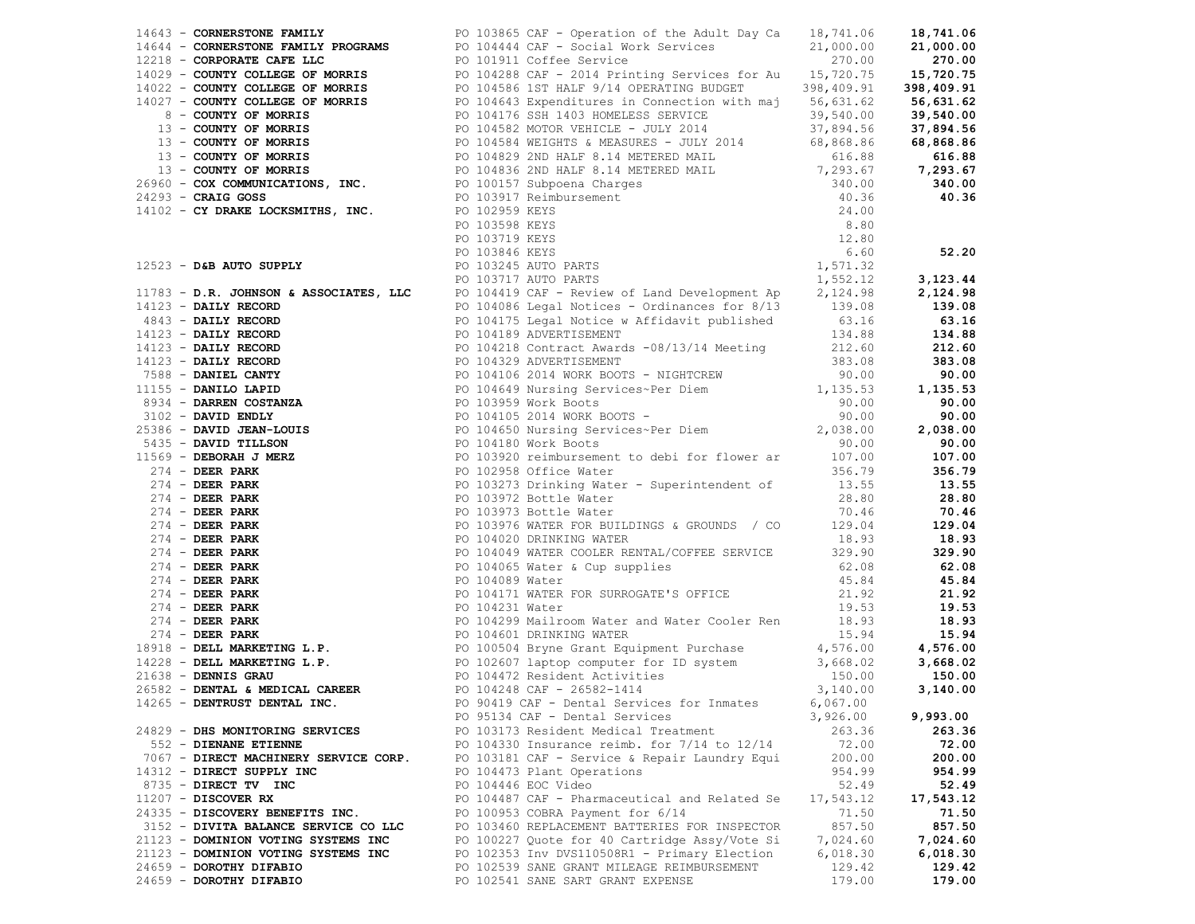| Vendor | PO / Description | Amount | Total |
|---|---|---|---|
| 14643 - **CORNERSTONE FAMILY** | PO 103865 CAF - Operation of the Adult Day Ca | 18,741.06 | **18,741.06** |
| 14644 - **CORNERSTONE FAMILY PROGRAMS** | PO 104444 CAF - Social Work Services | 21,000.00 | **21,000.00** |
| 12218 - **CORPORATE CAFE LLC** | PO 101911 Coffee Service | 270.00 | **270.00** |
| 14029 - **COUNTY COLLEGE OF MORRIS** | PO 104288 CAF - 2014 Printing Services for Au | 15,720.75 | **15,720.75** |
| 14022 - **COUNTY COLLEGE OF MORRIS** | PO 104586 1ST HALF 9/14 OPERATING BUDGET | 398,409.91 | **398,409.91** |
| 14027 - **COUNTY COLLEGE OF MORRIS** | PO 104643 Expenditures in Connection with maj | 56,631.62 | **56,631.62** |
| 8 - **COUNTY OF MORRIS** | PO 104176 SSH 1403 HOMELESS SERVICE | 39,540.00 | **39,540.00** |
| 13 - **COUNTY OF MORRIS** | PO 104582 MOTOR VEHICLE - JULY 2014 | 37,894.56 | **37,894.56** |
| 13 - **COUNTY OF MORRIS** | PO 104584 WEIGHTS & MEASURES - JULY 2014 | 68,868.86 | **68,868.86** |
| 13 - **COUNTY OF MORRIS** | PO 104829 2ND HALF 8.14 METERED MAIL | 616.88 | **616.88** |
| 13 - **COUNTY OF MORRIS** | PO 104836 2ND HALF 8.14 METERED MAIL | 7,293.67 | **7,293.67** |
| 26960 - **COX COMMUNICATIONS, INC.** | PO 100157 Subpoena Charges | 340.00 | **340.00** |
| 24293 - **CRAIG GOSS** | PO 103917 Reimbursement | 40.36 | **40.36** |
| 14102 - **CY DRAKE LOCKSMITHS, INC.** | PO 102959 KEYS | 24.00 | |
| | PO 103598 KEYS | 8.80 | |
| | PO 103719 KEYS | 12.80 | |
| | PO 103846 KEYS | 6.60 | **52.20** |
| 12523 - **D&B AUTO SUPPLY** | PO 103245 AUTO PARTS | 1,571.32 | |
| | PO 103717 AUTO PARTS | 1,552.12 | **3,123.44** |
| 11783 - **D.R. JOHNSON & ASSOCIATES, LLC** | PO 104419 CAF - Review of Land Development Ap | 2,124.98 | **2,124.98** |
| 14123 - **DAILY RECORD** | PO 104086 Legal Notices - Ordinances for 8/13 | 139.08 | **139.08** |
| 4843 - **DAILY RECORD** | PO 104175 Legal Notice w Affidavit published | 63.16 | **63.16** |
| 14123 - **DAILY RECORD** | PO 104189 ADVERTISEMENT | 134.88 | **134.88** |
| 14123 - **DAILY RECORD** | PO 104218 Contract Awards -08/13/14 Meeting | 212.60 | **212.60** |
| 14123 - **DAILY RECORD** | PO 104329 ADVERTISEMENT | 383.08 | **383.08** |
| 7588 - **DANIEL CANTY** | PO 104106 2014 WORK BOOTS - NIGHTCREW | 90.00 | **90.00** |
| 11155 - **DANILO LAPID** | PO 104649 Nursing Services~Per Diem | 1,135.53 | **1,135.53** |
| 8934 - **DARREN COSTANZA** | PO 103959 Work Boots | 90.00 | **90.00** |
| 3102 - **DAVID ENDLY** | PO 104105 2014 WORK BOOTS - | 90.00 | **90.00** |
| 25386 - **DAVID JEAN-LOUIS** | PO 104650 Nursing Services~Per Diem | 2,038.00 | **2,038.00** |
| 5435 - **DAVID TILLSON** | PO 104180 Work Boots | 90.00 | **90.00** |
| 11569 - **DEBORAH J MERZ** | PO 103920 reimbursement to debi for flower ar | 107.00 | **107.00** |
| 274 - **DEER PARK** | PO 102958 Office Water | 356.79 | **356.79** |
| 274 - **DEER PARK** | PO 103273 Drinking Water - Superintendent of | 13.55 | **13.55** |
| 274 - **DEER PARK** | PO 103972 Bottle Water | 28.80 | **28.80** |
| 274 - **DEER PARK** | PO 103973 Bottle Water | 70.46 | **70.46** |
| 274 - **DEER PARK** | PO 103976 WATER FOR BUILDINGS & GROUNDS / CO | 129.04 | **129.04** |
| 274 - **DEER PARK** | PO 104020 DRINKING WATER | 18.93 | **18.93** |
| 274 - **DEER PARK** | PO 104049 WATER COOLER RENTAL/COFFEE SERVICE | 329.90 | **329.90** |
| 274 - **DEER PARK** | PO 104065 Water & Cup supplies | 62.08 | **62.08** |
| 274 - **DEER PARK** | PO 104089 Water | 45.84 | **45.84** |
| 274 - **DEER PARK** | PO 104171 WATER FOR SURROGATE'S OFFICE | 21.92 | **21.92** |
| 274 - **DEER PARK** | PO 104231 Water | 19.53 | **19.53** |
| 274 - **DEER PARK** | PO 104299 Mailroom Water and Water Cooler Ren | 18.93 | **18.93** |
| 274 - **DEER PARK** | PO 104601 DRINKING WATER | 15.94 | **15.94** |
| 18918 - **DELL MARKETING L.P.** | PO 100504 Bryne Grant Equipment Purchase | 4,576.00 | **4,576.00** |
| 14228 - **DELL MARKETING L.P.** | PO 102607 laptop computer for ID system | 3,668.02 | **3,668.02** |
| 21638 - **DENNIS GRAU** | PO 104472 Resident Activities | 150.00 | **150.00** |
| 26582 - **DENTAL & MEDICAL CAREER** | PO 104248 CAF - 26582-1414 | 3,140.00 | **3,140.00** |
| 14265 - **DENTRUST DENTAL INC.** | PO 90419 CAF - Dental Services for Inmates | 6,067.00 | |
| | PO 95134 CAF - Dental Services | 3,926.00 | **9,993.00** |
| 24829 - **DHS MONITORING SERVICES** | PO 103173 Resident Medical Treatment | 263.36 | **263.36** |
| 552 - **DIENANE ETIENNE** | PO 104330 Insurance reimb. for 7/14 to 12/14 | 72.00 | **72.00** |
| 7067 - **DIRECT MACHINERY SERVICE CORP.** | PO 103181 CAF - Service & Repair Laundry Equi | 200.00 | **200.00** |
| 14312 - **DIRECT SUPPLY INC** | PO 104473 Plant Operations | 954.99 | **954.99** |
| 8735 - **DIRECT TV INC** | PO 104446 EOC Video | 52.49 | **52.49** |
| 11207 - **DISCOVER RX** | PO 104487 CAF - Pharmaceutical and Related Se | 17,543.12 | **17,543.12** |
| 24335 - **DISCOVERY BENEFITS INC.** | PO 100953 COBRA Payment for 6/14 | 71.50 | **71.50** |
| 3152 - **DIVITA BALANCE SERVICE CO LLC** | PO 103460 REPLACEMENT BATTERIES FOR INSPECTOR | 857.50 | **857.50** |
| 21123 - **DOMINION VOTING SYSTEMS INC** | PO 100227 Quote for 40 Cartridge Assy/Vote Si | 7,024.60 | **7,024.60** |
| 21123 - **DOMINION VOTING SYSTEMS INC** | PO 102353 Inv DVS110508R1 - Primary Election | 6,018.30 | **6,018.30** |
| 24659 - **DOROTHY DIFABIO** | PO 102539 SANE GRANT MILEAGE REIMBURSEMENT | 129.42 | **129.42** |
| 24659 - **DOROTHY DIFABIO** | PO 102541 SANE SART GRANT EXPENSE | 179.00 | **179.00** |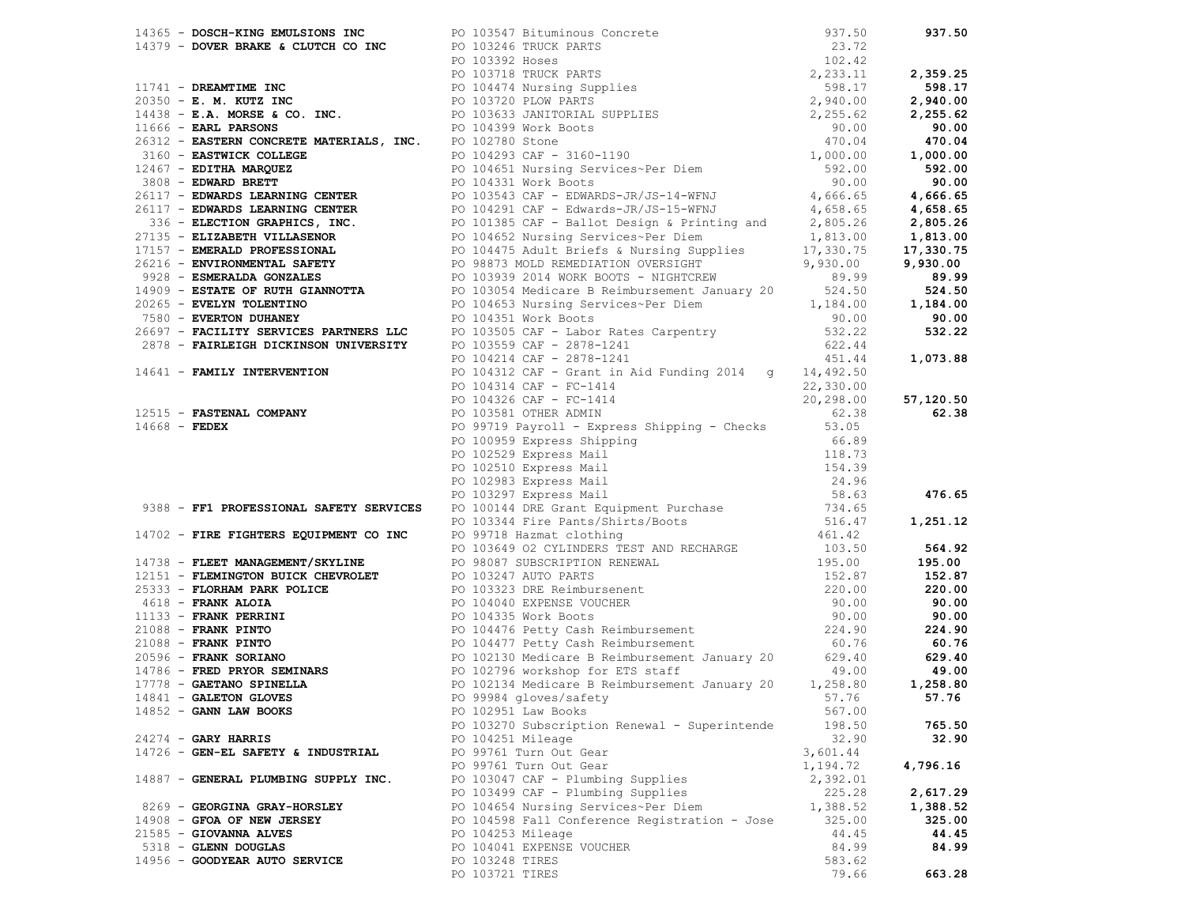| Vendor | Description | Amount | Total |
|---|---|---|---|
| 14365 - **DOSCH-KING EMULSIONS INC** | PO 103547 Bituminous Concrete | 937.50 | **937.50** |
| 14379 - **DOVER BRAKE & CLUTCH CO INC** | PO 103246 TRUCK PARTS | 23.72 | |
| | PO 103392 Hoses | 102.42 | |
| | PO 103718 TRUCK PARTS | 2,233.11 | **2,359.25** |
| 11741 - **DREAMTIME INC** | PO 104474 Nursing Supplies | 598.17 | **598.17** |
| 20350 - **E. M. KUTZ INC** | PO 103720 PLOW PARTS | 2,940.00 | **2,940.00** |
| 14438 - **E.A. MORSE & CO. INC.** | PO 103633 JANITORIAL SUPPLIES | 2,255.62 | **2,255.62** |
| 11666 - **EARL PARSONS** | PO 104399 Work Boots | 90.00 | **90.00** |
| 26312 - **EASTERN CONCRETE MATERIALS, INC.** | PO 102780 Stone | 470.04 | **470.04** |
| 3160 - **EASTWICK COLLEGE** | PO 104293 CAF - 3160-1190 | 1,000.00 | **1,000.00** |
| 12467 - **EDITHA MARQUEZ** | PO 104651 Nursing Services~Per Diem | 592.00 | **592.00** |
| 3808 - **EDWARD BRETT** | PO 104331 Work Boots | 90.00 | **90.00** |
| 26117 - **EDWARDS LEARNING CENTER** | PO 103543 CAF - EDWARDS-JR/JS-14-WFNJ | 4,666.65 | **4,666.65** |
| 26117 - **EDWARDS LEARNING CENTER** | PO 104291 CAF - Edwards-JR/JS-15-WFNJ | 4,658.65 | **4,658.65** |
| 336 - **ELECTION GRAPHICS, INC.** | PO 101385 CAF - Ballot Design & Printing and | 2,805.26 | **2,805.26** |
| 27135 - **ELIZABETH VILLASENOR** | PO 104652 Nursing Services~Per Diem | 1,813.00 | **1,813.00** |
| 17157 - **EMERALD PROFESSIONAL** | PO 104475 Adult Briefs & Nursing Supplies | 17,330.75 | **17,330.75** |
| 26216 - **ENVIRONMENTAL SAFETY** | PO 98873 MOLD REMEDIATION OVERSIGHT | 9,930.00 | **9,930.00** |
| 9928 - **ESMERALDA GONZALES** | PO 103939 2014 WORK BOOTS - NIGHTCREW | 89.99 | **89.99** |
| 14909 - **ESTATE OF RUTH GIANNOTTA** | PO 103054 Medicare B Reimbursement January 20 | 524.50 | **524.50** |
| 20265 - **EVELYN TOLENTINO** | PO 104653 Nursing Services~Per Diem | 1,184.00 | **1,184.00** |
| 7580 - **EVERTON DUHANEY** | PO 104351 Work Boots | 90.00 | **90.00** |
| 26697 - **FACILITY SERVICES PARTNERS LLC** | PO 103505 CAF - Labor Rates Carpentry | 532.22 | **532.22** |
| 2878 - **FAIRLEIGH DICKINSON UNIVERSITY** | PO 103559 CAF - 2878-1241 | 622.44 | |
| | PO 104214 CAF - 2878-1241 | 451.44 | **1,073.88** |
| 14641 - **FAMILY INTERVENTION** | PO 104312 CAF - Grant in Aid Funding 2014 g | 14,492.50 | |
| | PO 104314 CAF - FC-1414 | 22,330.00 | |
| | PO 104326 CAF - FC-1414 | 20,298.00 | **57,120.50** |
| 12515 - **FASTENAL COMPANY** | PO 103581 OTHER ADMIN | 62.38 | **62.38** |
| 14668 - **FEDEX** | PO 99719 Payroll - Express Shipping - Checks | 53.05 | |
| | PO 100959 Express Shipping | 66.89 | |
| | PO 102529 Express Mail | 118.73 | |
| | PO 102510 Express Mail | 154.39 | |
| | PO 102983 Express Mail | 24.96 | |
| | PO 103297 Express Mail | 58.63 | **476.65** |
| 9388 - **FF1 PROFESSIONAL SAFETY SERVICES** | PO 100144 DRE Grant Equipment Purchase | 734.65 | |
| | PO 103344 Fire Pants/Shirts/Boots | 516.47 | **1,251.12** |
| 14702 - **FIRE FIGHTERS EQUIPMENT CO INC** | PO 99718 Hazmat clothing | 461.42 | |
| | PO 103649 O2 CYLINDERS TEST AND RECHARGE | 103.50 | **564.92** |
| 14738 - **FLEET MANAGEMENT/SKYLINE** | PO 98087 SUBSCRIPTION RENEWAL | 195.00 | **195.00** |
| 12151 - **FLEMINGTON BUICK CHEVROLET** | PO 103247 AUTO PARTS | 152.87 | **152.87** |
| 25333 - **FLORHAM PARK POLICE** | PO 103323 DRE Reimbursenent | 220.00 | **220.00** |
| 4618 - **FRANK ALOIA** | PO 104040 EXPENSE VOUCHER | 90.00 | **90.00** |
| 11133 - **FRANK PERRINI** | PO 104335 Work Boots | 90.00 | **90.00** |
| 21088 - **FRANK PINTO** | PO 104476 Petty Cash Reimbursement | 224.90 | **224.90** |
| 21088 - **FRANK PINTO** | PO 104477 Petty Cash Reimbursement | 60.76 | **60.76** |
| 20596 - **FRANK SORIANO** | PO 102130 Medicare B Reimbursement January 20 | 629.40 | **629.40** |
| 14786 - **FRED PRYOR SEMINARS** | PO 102796 workshop for ETS staff | 49.00 | **49.00** |
| 17778 - **GAETANO SPINELLA** | PO 102134 Medicare B Reimbursement January 20 | 1,258.80 | **1,258.80** |
| 14841 - **GALETON GLOVES** | PO 99984 gloves/safety | 57.76 | **57.76** |
| 14852 - **GANN LAW BOOKS** | PO 102951 Law Books | 567.00 | |
| | PO 103270 Subscription Renewal - Superintende | 198.50 | **765.50** |
| 24274 - **GARY HARRIS** | PO 104251 Mileage | 32.90 | **32.90** |
| 14726 - **GEN-EL SAFETY & INDUSTRIAL** | PO 99761 Turn Out Gear | 3,601.44 | |
| | PO 99761 Turn Out Gear | 1,194.72 | **4,796.16** |
| 14887 - **GENERAL PLUMBING SUPPLY INC.** | PO 103047 CAF - Plumbing Supplies | 2,392.01 | |
| | PO 103499 CAF - Plumbing Supplies | 225.28 | **2,617.29** |
| 8269 - **GEORGINA GRAY-HORSLEY** | PO 104654 Nursing Services~Per Diem | 1,388.52 | **1,388.52** |
| 14908 - **GFOA OF NEW JERSEY** | PO 104598 Fall Conference Registration - Jose | 325.00 | **325.00** |
| 21585 - **GIOVANNA ALVES** | PO 104253 Mileage | 44.45 | **44.45** |
| 5318 - **GLENN DOUGLAS** | PO 104041 EXPENSE VOUCHER | 84.99 | **84.99** |
| 14956 - **GOODYEAR AUTO SERVICE** | PO 103248 TIRES | 583.62 | |
| | PO 103721 TIRES | 79.66 | **663.28** |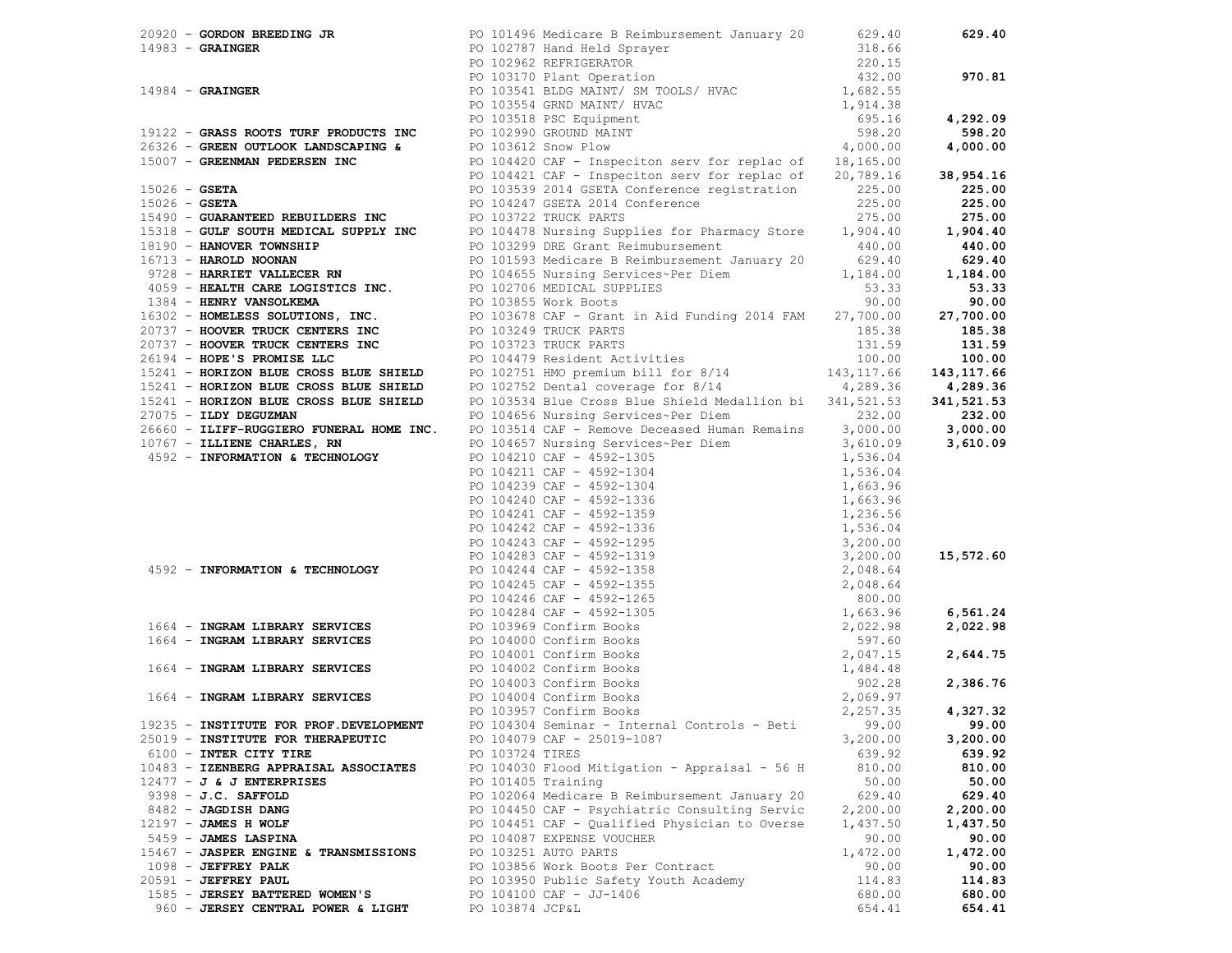| Vendor | PO / Description | Amount | Total |
|---|---|---|---|
| 20920 - **GORDON BREEDING JR** | PO 101496 Medicare B Reimbursement January 20 | 629.40 | **629.40** |
| 14983 - **GRAINGER** | PO 102787 Hand Held Sprayer | 318.66 | |
| | PO 102962 REFRIGERATOR | 220.15 | |
| | PO 103170 Plant Operation | 432.00 | **970.81** |
| 14984 - **GRAINGER** | PO 103541 BLDG MAINT/ SM TOOLS/ HVAC | 1,682.55 | |
| | PO 103554 GRND MAINT/ HVAC | 1,914.38 | |
| | PO 103518 PSC Equipment | 695.16 | **4,292.09** |
| 19122 - **GRASS ROOTS TURF PRODUCTS INC** | PO 102990 GROUND MAINT | 598.20 | **598.20** |
| 26326 - **GREEN OUTLOOK LANDSCAPING &** | PO 103612 Snow Plow | 4,000.00 | **4,000.00** |
| 15007 - **GREENMAN PEDERSEN INC** | PO 104420 CAF - Inspeciton serv for replac of | 18,165.00 | |
| | PO 104421 CAF - Inspeciton serv for replac of | 20,789.16 | **38,954.16** |
| 15026 - **GSETA** | PO 103539 2014 GSETA Conference registration | 225.00 | **225.00** |
| 15026 - **GSETA** | PO 104247 GSETA 2014 Conference | 225.00 | **225.00** |
| 15490 - **GUARANTEED REBUILDERS INC** | PO 103722 TRUCK PARTS | 275.00 | **275.00** |
| 15318 - **GULF SOUTH MEDICAL SUPPLY INC** | PO 104478 Nursing Supplies for Pharmacy Store | 1,904.40 | **1,904.40** |
| 18190 - **HANOVER TOWNSHIP** | PO 103299 DRE Grant Reimubursement | 440.00 | **440.00** |
| 16713 - **HAROLD NOONAN** | PO 101593 Medicare B Reimbursement January 20 | 629.40 | **629.40** |
| 9728 - **HARRIET VALLECER RN** | PO 104655 Nursing Services~Per Diem | 1,184.00 | **1,184.00** |
| 4059 - **HEALTH CARE LOGISTICS INC.** | PO 102706 MEDICAL SUPPLIES | 53.33 | **53.33** |
| 1384 - **HENRY VANSOLKEMA** | PO 103855 Work Boots | 90.00 | **90.00** |
| 16302 - **HOMELESS SOLUTIONS, INC.** | PO 103678 CAF - Grant in Aid Funding 2014 FAM | 27,700.00 | **27,700.00** |
| 20737 - **HOOVER TRUCK CENTERS INC** | PO 103249 TRUCK PARTS | 185.38 | **185.38** |
| 20737 - **HOOVER TRUCK CENTERS INC** | PO 103723 TRUCK PARTS | 131.59 | **131.59** |
| 26194 - **HOPE'S PROMISE LLC** | PO 104479 Resident Activities | 100.00 | **100.00** |
| 15241 - **HORIZON BLUE CROSS BLUE SHIELD** | PO 102751 HMO premium bill for 8/14 | 143,117.66 | **143,117.66** |
| 15241 - **HORIZON BLUE CROSS BLUE SHIELD** | PO 102752 Dental coverage for 8/14 | 4,289.36 | **4,289.36** |
| 15241 - **HORIZON BLUE CROSS BLUE SHIELD** | PO 103534 Blue Cross Blue Shield Medallion bi | 341,521.53 | **341,521.53** |
| 27075 - **ILDY DEGUZMAN** | PO 104656 Nursing Services~Per Diem | 232.00 | **232.00** |
| 26660 - **ILIFF-RUGGIERO FUNERAL HOME INC.** | PO 103514 CAF - Remove Deceased Human Remains | 3,000.00 | **3,000.00** |
| 10767 - **ILLIENE CHARLES, RN** | PO 104657 Nursing Services~Per Diem | 3,610.09 | **3,610.09** |
| 4592 - **INFORMATION & TECHNOLOGY** | PO 104210 CAF - 4592-1305 | 1,536.04 | |
| | PO 104211 CAF - 4592-1304 | 1,536.04 | |
| | PO 104239 CAF - 4592-1304 | 1,663.96 | |
| | PO 104240 CAF - 4592-1336 | 1,663.96 | |
| | PO 104241 CAF - 4592-1359 | 1,236.56 | |
| | PO 104242 CAF - 4592-1336 | 1,536.04 | |
| | PO 104243 CAF - 4592-1295 | 3,200.00 | |
| | PO 104283 CAF - 4592-1319 | 3,200.00 | **15,572.60** |
| 4592 - **INFORMATION & TECHNOLOGY** | PO 104244 CAF - 4592-1358 | 2,048.64 | |
| | PO 104245 CAF - 4592-1355 | 2,048.64 | |
| | PO 104246 CAF - 4592-1265 | 800.00 | |
| | PO 104284 CAF - 4592-1305 | 1,663.96 | **6,561.24** |
| 1664 - **INGRAM LIBRARY SERVICES** | PO 103969 Confirm Books | 2,022.98 | **2,022.98** |
| 1664 - **INGRAM LIBRARY SERVICES** | PO 104000 Confirm Books | 597.60 | |
| | PO 104001 Confirm Books | 2,047.15 | **2,644.75** |
| 1664 - **INGRAM LIBRARY SERVICES** | PO 104002 Confirm Books | 1,484.48 | |
| | PO 104003 Confirm Books | 902.28 | **2,386.76** |
| 1664 - **INGRAM LIBRARY SERVICES** | PO 104004 Confirm Books | 2,069.97 | |
| | PO 103957 Confirm Books | 2,257.35 | **4,327.32** |
| 19235 - **INSTITUTE FOR PROF.DEVELOPMENT** | PO 104304 Seminar - Internal Controls - Beti | 99.00 | **99.00** |
| 25019 - **INSTITUTE FOR THERAPEUTIC** | PO 104079 CAF - 25019-1087 | 3,200.00 | **3,200.00** |
| 6100 - **INTER CITY TIRE** | PO 103724 TIRES | 639.92 | **639.92** |
| 10483 - **IZENBERG APPRAISAL ASSOCIATES** | PO 104030 Flood Mitigation - Appraisal - 56 H | 810.00 | **810.00** |
| 12477 - **J & J ENTERPRISES** | PO 101405 Training | 50.00 | **50.00** |
| 9398 - **J.C. SAFFOLD** | PO 102064 Medicare B Reimbursement January 20 | 629.40 | **629.40** |
| 8482 - **JAGDISH DANG** | PO 104450 CAF - Psychiatric Consulting Servic | 2,200.00 | **2,200.00** |
| 12197 - **JAMES H WOLF** | PO 104451 CAF - Qualified Physician to Overse | 1,437.50 | **1,437.50** |
| 5459 - **JAMES LASPINA** | PO 104087 EXPENSE VOUCHER | 90.00 | **90.00** |
| 15467 - **JASPER ENGINE & TRANSMISSIONS** | PO 103251 AUTO PARTS | 1,472.00 | **1,472.00** |
| 1098 - **JEFFREY PALK** | PO 103856 Work Boots Per Contract | 90.00 | **90.00** |
| 20591 - **JEFFREY PAUL** | PO 103950 Public Safety Youth Academy | 114.83 | **114.83** |
| 1585 - **JERSEY BATTERED WOMEN'S** | PO 104100 CAF - JJ-1406 | 680.00 | **680.00** |
| 960 - **JERSEY CENTRAL POWER & LIGHT** | PO 103874 JCP&L | 654.41 | **654.41** |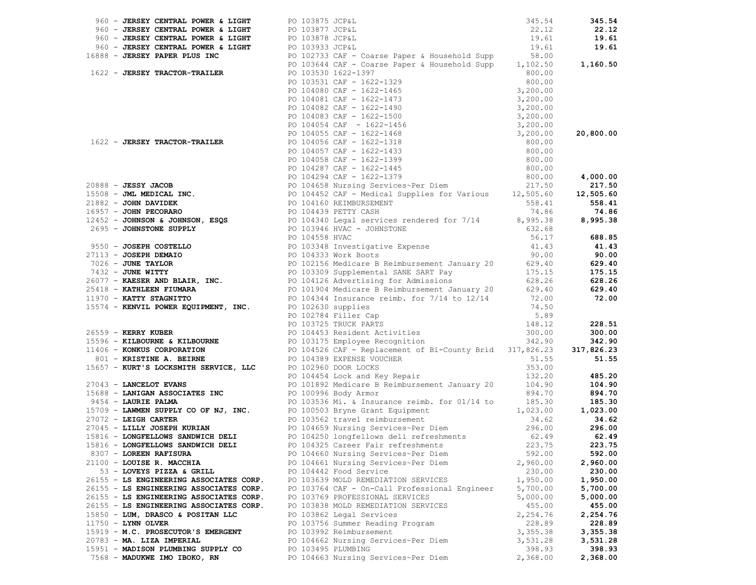| Vendor | PO / Description | Amount | Total |
|---|---|---|---|
| 960 - **JERSEY CENTRAL POWER & LIGHT** | PO 103875 JCP&L | 345.54 | **345.54** |
| 960 - **JERSEY CENTRAL POWER & LIGHT** | PO 103877 JCP&L | 22.12 | **22.12** |
| 960 - **JERSEY CENTRAL POWER & LIGHT** | PO 103878 JCP&L | 19.61 | **19.61** |
| 960 - **JERSEY CENTRAL POWER & LIGHT** | PO 103933 JCP&L | 19.61 | **19.61** |
| 16888 - **JERSEY PAPER PLUS INC** | PO 102733 CAF - Coarse Paper & Household Supp | 58.00 | |
| | PO 103644 CAF - Coarse Paper & Household Supp | 1,102.50 | **1,160.50** |
| 1622 - **JERSEY TRACTOR-TRAILER** | PO 103530 1622-1397 | 800.00 | |
| | PO 103531 CAF - 1622-1329 | 800.00 | |
| | PO 104080 CAF - 1622-1465 | 3,200.00 | |
| | PO 104081 CAF - 1622-1473 | 3,200.00 | |
| | PO 104082 CAF - 1622-1490 | 3,200.00 | |
| | PO 104083 CAF - 1622-1500 | 3,200.00 | |
| | PO 104054 CAF - 1622-1456 | 3,200.00 | |
| | PO 104055 CAF - 1622-1468 | 3,200.00 | **20,800.00** |
| 1622 - **JERSEY TRACTOR-TRAILER** | PO 104056 CAF - 1622-1318 | 800.00 | |
| | PO 104057 CAF - 1622-1433 | 800.00 | |
| | PO 104058 CAF - 1622-1399 | 800.00 | |
| | PO 104287 CAF - 1622-1445 | 800.00 | |
| | PO 104294 CAF - 1622-1379 | 800.00 | **4,000.00** |
| 20888 - **JESSY JACOB** | PO 104658 Nursing Services~Per Diem | 217.50 | **217.50** |
| 15508 - **JML MEDICAL INC.** | PO 104452 CAF - Medical Supplies for Various | 12,505.60 | **12,505.60** |
| 21882 - **JOHN DAVIDEK** | PO 104160 REIMBURSEMENT | 558.41 | **558.41** |
| 16957 - **JOHN PECORARO** | PO 104439 PETTY CASH | 74.86 | **74.86** |
| 12452 - **JOHNSON & JOHNSON, ESQS** | PO 104340 Legal services rendered for 7/14 | 8,995.38 | **8,995.38** |
| 2695 - **JOHNSTONE SUPPLY** | PO 103946 HVAC - JOHNSTONE | 632.68 | |
| | PO 104558 HVAC | 56.17 | **688.85** |
| 9550 - **JOSEPH COSTELLO** | PO 103348 Investigative Expense | 41.43 | **41.43** |
| 27113 - **JOSEPH DEMAIO** | PO 104333 Work Boots | 90.00 | **90.00** |
| 7026 - **JUNE TAYLOR** | PO 102156 Medicare B Reimbursement January 20 | 629.40 | **629.40** |
| 7432 - **JUNE WITTY** | PO 103309 Supplemental SANE SART Pay | 175.15 | **175.15** |
| 26077 - **KAESER AND BLAIR, INC.** | PO 104126 Advertising for Admissions | 628.26 | **628.26** |
| 25418 - **KATHLEEN FIUMARA** | PO 101904 Medicare B Reimbursement January 20 | 629.40 | **629.40** |
| 11970 - **KATTY STAGNITTO** | PO 104344 Insurance reimb. for 7/14 to 12/14 | 72.00 | **72.00** |
| 15574 - **KENVIL POWER EQUIPMENT, INC.** | PO 102630 supplies | 74.50 | |
| | PO 102784 Filler Cap | 5.89 | |
| | PO 103725 TRUCK PARTS | 148.12 | **228.51** |
| 26559 - **KERRY KUBER** | PO 104453 Resident Activities | 300.00 | **300.00** |
| 15596 - **KILBOURNE & KILBOURNE** | PO 103175 Employee Recognition | 342.90 | **342.90** |
| 11406 - **KONKUS CORPORATION** | PO 104526 CAF - Replacement of Bi-County Brid | 317,826.23 | **317,826.23** |
| 801 - **KRISTINE A. BEIRNE** | PO 104389 EXPENSE VOUCHER | 51.55 | **51.55** |
| 15657 - **KURT'S LOCKSMITH SERVICE, LLC** | PO 102960 DOOR LOCKS | 353.00 | |
| | PO 104454 Lock and Key Repair | 132.20 | **485.20** |
| 27043 - **LANCELOT EVANS** | PO 101892 Medicare B Reimbursement January 20 | 104.90 | **104.90** |
| 15688 - **LANIGAN ASSOCIATES INC** | PO 100996 Body Armor | 894.70 | **894.70** |
| 9454 - **LAURIE PALMA** | PO 103536 Mi. & Insurance reimb. for 01/14 to | 185.30 | **185.30** |
| 15709 - **LAWMEN SUPPLY CO OF NJ, INC.** | PO 100503 Bryne Grant Equipment | 1,023.00 | **1,023.00** |
| 27072 - **LEIGH CARTER** | PO 103562 travel reimbursement | 34.62 | **34.62** |
| 27045 - **LILLY JOSEPH KURIAN** | PO 104659 Nursing Services~Per Diem | 296.00 | **296.00** |
| 15816 - **LONGFELLOWS SANDWICH DELI** | PO 104250 longfellows deli refreshments | 62.49 | **62.49** |
| 15816 - **LONGFELLOWS SANDWICH DELI** | PO 104325 Career Fair refreshments | 223.75 | **223.75** |
| 8307 - **LOREEN RAFISURA** | PO 104660 Nursing Services~Per Diem | 592.00 | **592.00** |
| 21100 - **LOUISE R. MACCHIA** | PO 104661 Nursing Services~Per Diem | 2,960.00 | **2,960.00** |
| 53 - **LOVEYS PIZZA & GRILL** | PO 104442 Food Service | 230.00 | **230.00** |
| 26155 - **LS ENGINEERING ASSOCIATES CORP.** | PO 103639 MOLD REMEDIATION SERVICES | 1,950.00 | **1,950.00** |
| 26155 - **LS ENGINEERING ASSOCIATES CORP.** | PO 103764 CAF - On-Call Professional Engineer | 5,700.00 | **5,700.00** |
| 26155 - **LS ENGINEERING ASSOCIATES CORP.** | PO 103769 PROFESSIONAL SERVICES | 5,000.00 | **5,000.00** |
| 26155 - **LS ENGINEERING ASSOCIATES CORP.** | PO 103838 MOLD REMEDIATION SERVICES | 455.00 | **455.00** |
| 15850 - **LUM, DRASCO & POSITAN LLC** | PO 103862 Legal Services | 2,254.76 | **2,254.76** |
| 11750 - **LYNN OLVER** | PO 103756 Summer Reading Program | 228.89 | **228.89** |
| 15919 - **M.C. PROSECUTOR'S EMERGENT** | PO 103992 Reimbursement | 3,355.38 | **3,355.38** |
| 20783 - **MA. LIZA IMPERIAL** | PO 104662 Nursing Services~Per Diem | 3,531.28 | **3,531.28** |
| 15951 - **MADISON PLUMBING SUPPLY CO** | PO 103495 PLUMBING | 398.93 | **398.93** |
| 7568 - **MADUKWE IMO IBOKO, RN** | PO 104663 Nursing Services~Per Diem | 2,368.00 | **2,368.00** |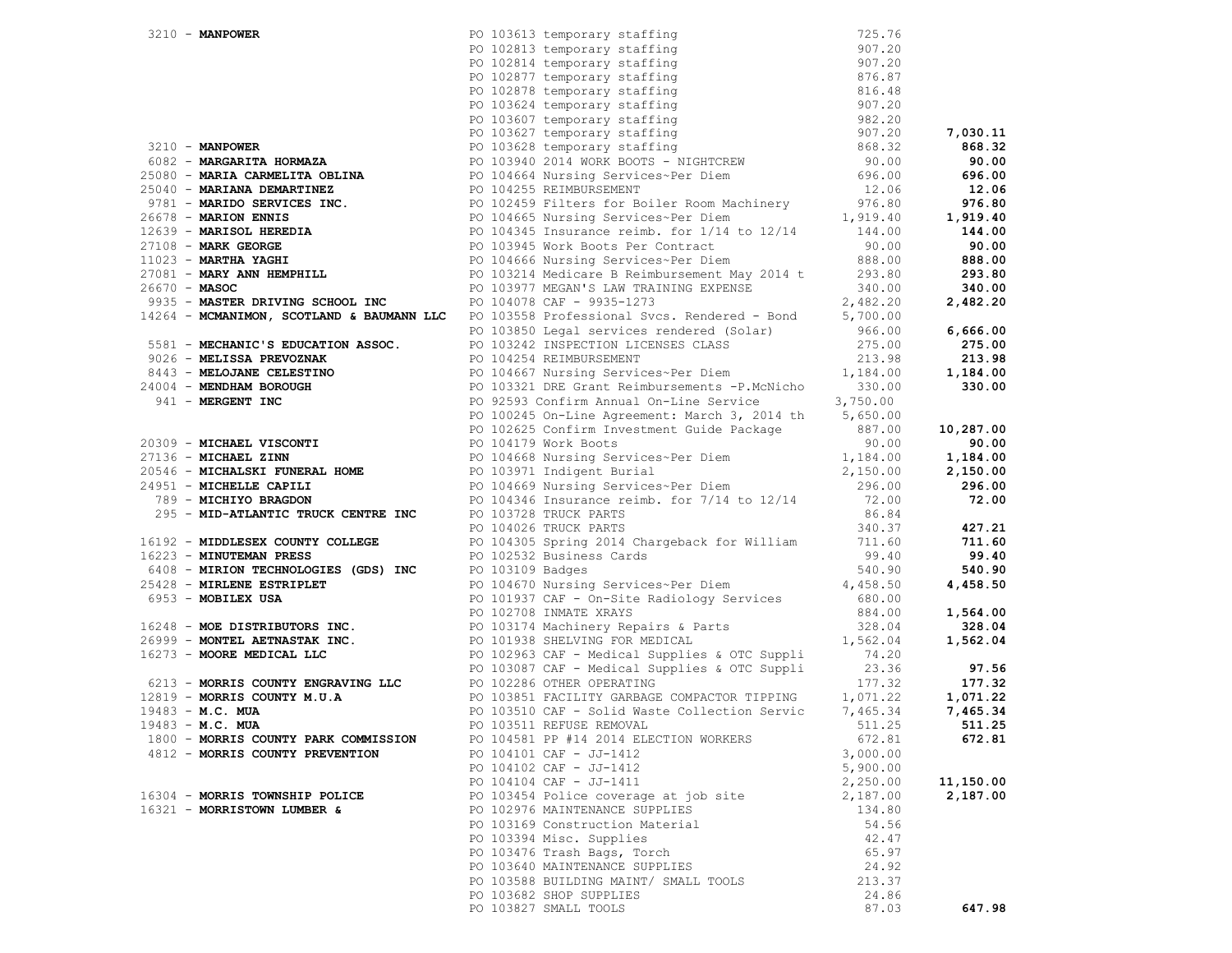| Vendor | Description | Amount | Total |
|---|---|---|---|
| 3210 - **MANPOWER** | PO 103613 temporary staffing | 725.76 | |
| | PO 102813 temporary staffing | 907.20 | |
| | PO 102814 temporary staffing | 907.20 | |
| | PO 102877 temporary staffing | 876.87 | |
| | PO 102878 temporary staffing | 816.48 | |
| | PO 103624 temporary staffing | 907.20 | |
| | PO 103607 temporary staffing | 982.20 | |
| | PO 103627 temporary staffing | 907.20 | **7,030.11** |
| 3210 - **MANPOWER** | PO 103628 temporary staffing | 868.32 | **868.32** |
| 6082 - **MARGARITA HORMAZA** | PO 103940 2014 WORK BOOTS - NIGHTCREW | 90.00 | **90.00** |
| 25080 - **MARIA CARMELITA OBLINA** | PO 104664 Nursing Services~Per Diem | 696.00 | **696.00** |
| 25040 - **MARIANA DEMARTINEZ** | PO 104255 REIMBURSEMENT | 12.06 | **12.06** |
| 9781 - **MARIDO SERVICES INC.** | PO 102459 Filters for Boiler Room Machinery | 976.80 | **976.80** |
| 26678 - **MARION ENNIS** | PO 104665 Nursing Services~Per Diem | 1,919.40 | **1,919.40** |
| 12639 - **MARISOL HEREDIA** | PO 104345 Insurance reimb. for 1/14 to 12/14 | 144.00 | **144.00** |
| 27108 - **MARK GEORGE** | PO 103945 Work Boots Per Contract | 90.00 | **90.00** |
| 11023 - **MARTHA YAGHI** | PO 104666 Nursing Services~Per Diem | 888.00 | **888.00** |
| 27081 - **MARY ANN HEMPHILL** | PO 103214 Medicare B Reimbursement May 2014 t | 293.80 | **293.80** |
| 26670 - **MASOC** | PO 103977 MEGAN'S LAW TRAINING EXPENSE | 340.00 | **340.00** |
| 9935 - **MASTER DRIVING SCHOOL INC** | PO 104078 CAF - 9935-1273 | 2,482.20 | **2,482.20** |
| 14264 - **MCMANIMON, SCOTLAND & BAUMANN LLC** | PO 103558 Professional Svcs. Rendered - Bond | 5,700.00 | |
| | PO 103850 Legal services rendered (Solar) | 966.00 | **6,666.00** |
| 5581 - **MECHANIC'S EDUCATION ASSOC.** | PO 103242 INSPECTION LICENSES CLASS | 275.00 | **275.00** |
| 9026 - **MELISSA PREVOZNAK** | PO 104254 REIMBURSEMENT | 213.98 | **213.98** |
| 8443 - **MELOJANE CELESTINO** | PO 104667 Nursing Services~Per Diem | 1,184.00 | **1,184.00** |
| 24004 - **MENDHAM BOROUGH** | PO 103321 DRE Grant Reimbursements -P.McNicho | 330.00 | **330.00** |
| 941 - **MERGENT INC** | PO 92593 Confirm Annual On-Line Service | 3,750.00 | |
| | PO 100245 On-Line Agreement: March 3, 2014 th | 5,650.00 | |
| | PO 102625 Confirm Investment Guide Package | 887.00 | **10,287.00** |
| 20309 - **MICHAEL VISCONTI** | PO 104179 Work Boots | 90.00 | **90.00** |
| 27136 - **MICHAEL ZINN** | PO 104668 Nursing Services~Per Diem | 1,184.00 | **1,184.00** |
| 20546 - **MICHALSKI FUNERAL HOME** | PO 103971 Indigent Burial | 2,150.00 | **2,150.00** |
| 24951 - **MICHELLE CAPILI** | PO 104669 Nursing Services~Per Diem | 296.00 | **296.00** |
| 789 - **MICHIYO BRAGDON** | PO 104346 Insurance reimb. for 7/14 to 12/14 | 72.00 | **72.00** |
| 295 - **MID-ATLANTIC TRUCK CENTRE INC** | PO 103728 TRUCK PARTS | 86.84 | |
| | PO 104026 TRUCK PARTS | 340.37 | **427.21** |
| 16192 - **MIDDLESEX COUNTY COLLEGE** | PO 104305 Spring 2014 Chargeback for William | 711.60 | **711.60** |
| 16223 - **MINUTEMAN PRESS** | PO 102532 Business Cards | 99.40 | **99.40** |
| 6408 - **MIRION TECHNOLOGIES (GDS) INC** | PO 103109 Badges | 540.90 | **540.90** |
| 25428 - **MIRLENE ESTRIPLET** | PO 104670 Nursing Services~Per Diem | 4,458.50 | **4,458.50** |
| 6953 - **MOBILEX USA** | PO 101937 CAF - On-Site Radiology Services | 680.00 | |
| | PO 102708 INMATE XRAYS | 884.00 | **1,564.00** |
| 16248 - **MOE DISTRIBUTORS INC.** | PO 103174 Machinery Repairs & Parts | 328.04 | **328.04** |
| 26999 - **MONTEL AETNASTAK INC.** | PO 101938 SHELVING FOR MEDICAL | 1,562.04 | **1,562.04** |
| 16273 - **MOORE MEDICAL LLC** | PO 102963 CAF - Medical Supplies & OTC Suppli | 74.20 | |
| | PO 103087 CAF - Medical Supplies & OTC Suppli | 23.36 | **97.56** |
| 6213 - **MORRIS COUNTY ENGRAVING LLC** | PO 102286 OTHER OPERATING | 177.32 | **177.32** |
| 12819 - **MORRIS COUNTY M.U.A** | PO 103851 FACILITY GARBAGE COMPACTOR TIPPING | 1,071.22 | **1,071.22** |
| 19483 - **M.C. MUA** | PO 103510 CAF - Solid Waste Collection Servic | 7,465.34 | **7,465.34** |
| 19483 - **M.C. MUA** | PO 103511 REFUSE REMOVAL | 511.25 | **511.25** |
| 1800 - **MORRIS COUNTY PARK COMMISSION** | PO 104581 PP #14 2014 ELECTION WORKERS | 672.81 | **672.81** |
| 4812 - **MORRIS COUNTY PREVENTION** | PO 104101 CAF - JJ-1412 | 3,000.00 | |
| | PO 104102 CAF - JJ-1412 | 5,900.00 | |
| | PO 104104 CAF - JJ-1411 | 2,250.00 | **11,150.00** |
| 16304 - **MORRIS TOWNSHIP POLICE** | PO 103454 Police coverage at job site | 2,187.00 | **2,187.00** |
| 16321 - **MORRISTOWN LUMBER &** | PO 102976 MAINTENANCE SUPPLIES | 134.80 | |
| | PO 103169 Construction Material | 54.56 | |
| | PO 103394 Misc. Supplies | 42.47 | |
| | PO 103476 Trash Bags, Torch | 65.97 | |
| | PO 103640 MAINTENANCE SUPPLIES | 24.92 | |
| | PO 103588 BUILDING MAINT/ SMALL TOOLS | 213.37 | |
| | PO 103682 SHOP SUPPLIES | 24.86 | |
| | PO 103827 SMALL TOOLS | 87.03 | **647.98** |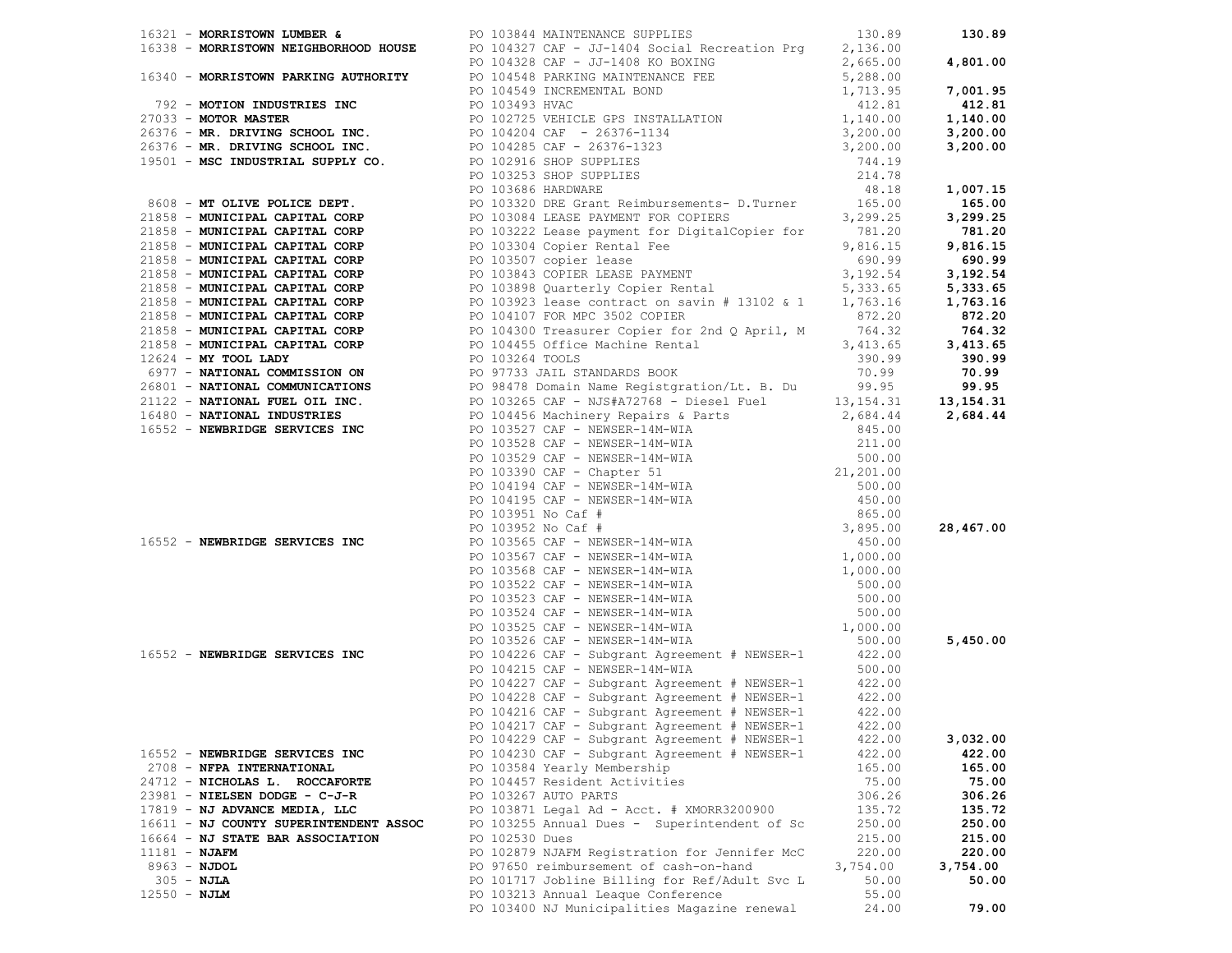| Vendor | PO / Description | Amount | Total |
|---|---|---|---|
| 16321 - **MORRISTOWN LUMBER &** | PO 103844 MAINTENANCE SUPPLIES | 130.89 | **130.89** |
| 16338 - **MORRISTOWN NEIGHBORHOOD HOUSE** | PO 104327 CAF - JJ-1404 Social Recreation Prg | 2,136.00 | |
| | PO 104328 CAF - JJ-1408 KO BOXING | 2,665.00 | **4,801.00** |
| 16340 - **MORRISTOWN PARKING AUTHORITY** | PO 104548 PARKING MAINTENANCE FEE | 5,288.00 | |
| | PO 104549 INCREMENTAL BOND | 1,713.95 | **7,001.95** |
| 792 - **MOTION INDUSTRIES INC** | PO 103493 HVAC | 412.81 | **412.81** |
| 27033 - **MOTOR MASTER** | PO 102725 VEHICLE GPS INSTALLATION | 1,140.00 | **1,140.00** |
| 26376 - **MR. DRIVING SCHOOL INC.** | PO 104204 CAF - 26376-1134 | 3,200.00 | **3,200.00** |
| 26376 - **MR. DRIVING SCHOOL INC.** | PO 104285 CAF - 26376-1323 | 3,200.00 | **3,200.00** |
| 19501 - **MSC INDUSTRIAL SUPPLY CO.** | PO 102916 SHOP SUPPLIES | 744.19 | |
| | PO 103253 SHOP SUPPLIES | 214.78 | |
| | PO 103686 HARDWARE | 48.18 | **1,007.15** |
| 8608 - **MT OLIVE POLICE DEPT.** | PO 103320 DRE Grant Reimbursements- D.Turner | 165.00 | **165.00** |
| 21858 - **MUNICIPAL CAPITAL CORP** | PO 103084 LEASE PAYMENT FOR COPIERS | 3,299.25 | **3,299.25** |
| 21858 - **MUNICIPAL CAPITAL CORP** | PO 103222 Lease payment for DigitalCopier for | 781.20 | **781.20** |
| 21858 - **MUNICIPAL CAPITAL CORP** | PO 103304 Copier Rental Fee | 9,816.15 | **9,816.15** |
| 21858 - **MUNICIPAL CAPITAL CORP** | PO 103507 copier lease | 690.99 | **690.99** |
| 21858 - **MUNICIPAL CAPITAL CORP** | PO 103843 COPIER LEASE PAYMENT | 3,192.54 | **3,192.54** |
| 21858 - **MUNICIPAL CAPITAL CORP** | PO 103898 Quarterly Copier Rental | 5,333.65 | **5,333.65** |
| 21858 - **MUNICIPAL CAPITAL CORP** | PO 103923 lease contract on savin # 13102 & 1 | 1,763.16 | **1,763.16** |
| 21858 - **MUNICIPAL CAPITAL CORP** | PO 104107 FOR MPC 3502 COPIER | 872.20 | **872.20** |
| 21858 - **MUNICIPAL CAPITAL CORP** | PO 104300 Treasurer Copier for 2nd Q April, M | 764.32 | **764.32** |
| 21858 - **MUNICIPAL CAPITAL CORP** | PO 104455 Office Machine Rental | 3,413.65 | **3,413.65** |
| 12624 - **MY TOOL LADY** | PO 103264 TOOLS | 390.99 | **390.99** |
| 6977 - **NATIONAL COMMISSION ON** | PO 97733 JAIL STANDARDS BOOK | 70.99 | **70.99** |
| 26801 - **NATIONAL COMMUNICATIONS** | PO 98478 Domain Name Registgration/Lt. B. Du | 99.95 | **99.95** |
| 21122 - **NATIONAL FUEL OIL INC.** | PO 103265 CAF - NJS#A72768 - Diesel Fuel | 13,154.31 | **13,154.31** |
| 16480 - **NATIONAL INDUSTRIES** | PO 104456 Machinery Repairs & Parts | 2,684.44 | **2,684.44** |
| 16552 - **NEWBRIDGE SERVICES INC** | PO 103527 CAF - NEWSER-14M-WIA | 845.00 | |
| | PO 103528 CAF - NEWSER-14M-WIA | 211.00 | |
| | PO 103529 CAF - NEWSER-14M-WIA | 500.00 | |
| | PO 103390 CAF - Chapter 51 | 21,201.00 | |
| | PO 104194 CAF - NEWSER-14M-WIA | 500.00 | |
| | PO 104195 CAF - NEWSER-14M-WIA | 450.00 | |
| | PO 103951 No Caf # | 865.00 | |
| | PO 103952 No Caf # | 3,895.00 | **28,467.00** |
| 16552 - **NEWBRIDGE SERVICES INC** | PO 103565 CAF - NEWSER-14M-WIA | 450.00 | |
| | PO 103567 CAF - NEWSER-14M-WIA | 1,000.00 | |
| | PO 103568 CAF - NEWSER-14M-WIA | 1,000.00 | |
| | PO 103522 CAF - NEWSER-14M-WIA | 500.00 | |
| | PO 103523 CAF - NEWSER-14M-WIA | 500.00 | |
| | PO 103524 CAF - NEWSER-14M-WIA | 500.00 | |
| | PO 103525 CAF - NEWSER-14M-WIA | 1,000.00 | |
| | PO 103526 CAF - NEWSER-14M-WIA | 500.00 | **5,450.00** |
| 16552 - **NEWBRIDGE SERVICES INC** | PO 104226 CAF - Subgrant Agreement # NEWSER-1 | 422.00 | |
| | PO 104215 CAF - NEWSER-14M-WIA | 500.00 | |
| | PO 104227 CAF - Subgrant Agreement # NEWSER-1 | 422.00 | |
| | PO 104228 CAF - Subgrant Agreement # NEWSER-1 | 422.00 | |
| | PO 104216 CAF - Subgrant Agreement # NEWSER-1 | 422.00 | |
| | PO 104217 CAF - Subgrant Agreement # NEWSER-1 | 422.00 | |
| | PO 104229 CAF - Subgrant Agreement # NEWSER-1 | 422.00 | **3,032.00** |
| 16552 - **NEWBRIDGE SERVICES INC** | PO 104230 CAF - Subgrant Agreement # NEWSER-1 | 422.00 | **422.00** |
| 2708 - **NFPA INTERNATIONAL** | PO 103584 Yearly Membership | 165.00 | **165.00** |
| 24712 - **NICHOLAS L. ROCCAFORTE** | PO 104457 Resident Activities | 75.00 | **75.00** |
| 23981 - **NIELSEN DODGE - C-J-R** | PO 103267 AUTO PARTS | 306.26 | **306.26** |
| 17819 - **NJ ADVANCE MEDIA, LLC** | PO 103871 Legal Ad - Acct. # XMORR3200900 | 135.72 | **135.72** |
| 16611 - **NJ COUNTY SUPERINTENDENT ASSOC** | PO 103255 Annual Dues - Superintendent of Sc | 250.00 | **250.00** |
| 16664 - **NJ STATE BAR ASSOCIATION** | PO 102530 Dues | 215.00 | **215.00** |
| 11181 - **NJAFM** | PO 102879 NJAFM Registration for Jennifer McC | 220.00 | **220.00** |
| 8963 - **NJDOL** | PO 97650 reimbursement of cash-on-hand | 3,754.00 | **3,754.00** |
| 305 - **NJLA** | PO 101717 Jobline Billing for Ref/Adult Svc L | 50.00 | **50.00** |
| 12550 - **NJLM** | PO 103213 Annual Leaque Conference | 55.00 | |
| | PO 103400 NJ Municipalities Magazine renewal | 24.00 | **79.00** |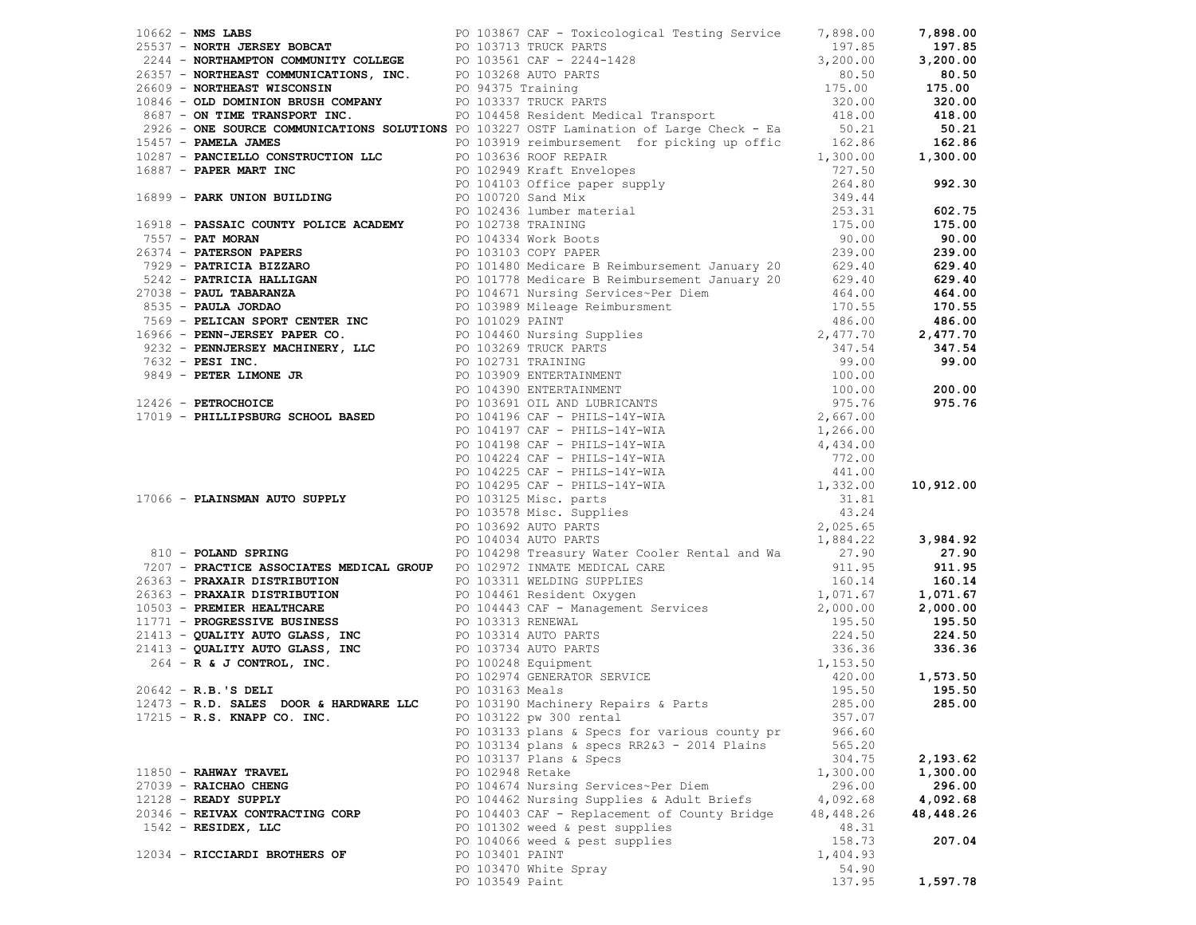| Vendor | PO / Description | Amount | Total |
|---|---|---|---|
| 10662 - **NMS LABS** | PO 103867 CAF - Toxicological Testing Service | 7,898.00 | **7,898.00** |
| 25537 - **NORTH JERSEY BOBCAT** | PO 103713 TRUCK PARTS | 197.85 | **197.85** |
| 2244 - **NORTHAMPTON COMMUNITY COLLEGE** | PO 103561 CAF - 2244-1428 | 3,200.00 | **3,200.00** |
| 26357 - **NORTHEAST COMMUNICATIONS, INC.** | PO 103268 AUTO PARTS | 80.50 | **80.50** |
| 26609 - **NORTHEAST WISCONSIN** | PO 94375 Training | 175.00 | **175.00** |
| 10846 - **OLD DOMINION BRUSH COMPANY** | PO 103337 TRUCK PARTS | 320.00 | **320.00** |
| 8687 - **ON TIME TRANSPORT INC.** | PO 104458 Resident Medical Transport | 418.00 | **418.00** |
| 2926 - **ONE SOURCE COMMUNICATIONS SOLUTIONS** | PO 103227 OSTF Lamination of Large Check - Ea | 50.21 | **50.21** |
| 15457 - **PAMELA JAMES** | PO 103919 reimbursement for picking up offic | 162.86 | **162.86** |
| 10287 - **PANCIELLO CONSTRUCTION LLC** | PO 103636 ROOF REPAIR | 1,300.00 | **1,300.00** |
| 16887 - **PAPER MART INC** | PO 102949 Kraft Envelopes | 727.50 | |
| | PO 104103 Office paper supply | 264.80 | **992.30** |
| 16899 - **PARK UNION BUILDING** | PO 100720 Sand Mix | 349.44 | |
| | PO 102436 lumber material | 253.31 | **602.75** |
| 16918 - **PASSAIC COUNTY POLICE ACADEMY** | PO 102738 TRAINING | 175.00 | **175.00** |
| 7557 - **PAT MORAN** | PO 104334 Work Boots | 90.00 | **90.00** |
| 26374 - **PATERSON PAPERS** | PO 103103 COPY PAPER | 239.00 | **239.00** |
| 7929 - **PATRICIA BIZZARO** | PO 101480 Medicare B Reimbursement January 20 | 629.40 | **629.40** |
| 5242 - **PATRICIA HALLIGAN** | PO 101778 Medicare B Reimbursement January 20 | 629.40 | **629.40** |
| 27038 - **PAUL TABARANZA** | PO 104671 Nursing Services~Per Diem | 464.00 | **464.00** |
| 8535 - **PAULA JORDAO** | PO 103989 Mileage Reimbursment | 170.55 | **170.55** |
| 7569 - **PELICAN SPORT CENTER INC** | PO 101029 PAINT | 486.00 | **486.00** |
| 16966 - **PENN-JERSEY PAPER CO.** | PO 104460 Nursing Supplies | 2,477.70 | **2,477.70** |
| 9232 - **PENNJERSEY MACHINERY, LLC** | PO 103269 TRUCK PARTS | 347.54 | **347.54** |
| 7632 - **PESI INC.** | PO 102731 TRAINING | 99.00 | **99.00** |
| 9849 - **PETER LIMONE JR** | PO 103909 ENTERTAINMENT | 100.00 | |
| | PO 104390 ENTERTAINMENT | 100.00 | **200.00** |
| 12426 - **PETROCHOICE** | PO 103691 OIL AND LUBRICANTS | 975.76 | **975.76** |
| 17019 - **PHILLIPSBURG SCHOOL BASED** | PO 104196 CAF - PHILS-14Y-WIA | 2,667.00 | |
| | PO 104197 CAF - PHILS-14Y-WIA | 1,266.00 | |
| | PO 104198 CAF - PHILS-14Y-WIA | 4,434.00 | |
| | PO 104224 CAF - PHILS-14Y-WIA | 772.00 | |
| | PO 104225 CAF - PHILS-14Y-WIA | 441.00 | |
| | PO 104295 CAF - PHILS-14Y-WIA | 1,332.00 | **10,912.00** |
| 17066 - **PLAINSMAN AUTO SUPPLY** | PO 103125 Misc. parts | 31.81 | |
| | PO 103578 Misc. Supplies | 43.24 | |
| | PO 103692 AUTO PARTS | 2,025.65 | |
| | PO 104034 AUTO PARTS | 1,884.22 | **3,984.92** |
| 810 - **POLAND SPRING** | PO 104298 Treasury Water Cooler Rental and Wa | 27.90 | **27.90** |
| 7207 - **PRACTICE ASSOCIATES MEDICAL GROUP** | PO 102972 INMATE MEDICAL CARE | 911.95 | **911.95** |
| 26363 - **PRAXAIR DISTRIBUTION** | PO 103311 WELDING SUPPLIES | 160.14 | **160.14** |
| 26363 - **PRAXAIR DISTRIBUTION** | PO 104461 Resident Oxygen | 1,071.67 | **1,071.67** |
| 10503 - **PREMIER HEALTHCARE** | PO 104443 CAF - Management Services | 2,000.00 | **2,000.00** |
| 11771 - **PROGRESSIVE BUSINESS** | PO 103313 RENEWAL | 195.50 | **195.50** |
| 21413 - **QUALITY AUTO GLASS, INC** | PO 103314 AUTO PARTS | 224.50 | **224.50** |
| 21413 - **QUALITY AUTO GLASS, INC** | PO 103734 AUTO PARTS | 336.36 | **336.36** |
| 264 - **R & J CONTROL, INC.** | PO 100248 Equipment | 1,153.50 | |
| | PO 102974 GENERATOR SERVICE | 420.00 | **1,573.50** |
| 20642 - **R.B.'S DELI** | PO 103163 Meals | 195.50 | **195.50** |
| 12473 - **R.D. SALES DOOR & HARDWARE LLC** | PO 103190 Machinery Repairs & Parts | 285.00 | **285.00** |
| 17215 - **R.S. KNAPP CO. INC.** | PO 103122 pw 300 rental | 357.07 | |
| | PO 103133 plans & Specs for various county pr | 966.60 | |
| | PO 103134 plans & specs RR2&3 - 2014 Plains | 565.20 | |
| | PO 103137 Plans & Specs | 304.75 | **2,193.62** |
| 11850 - **RAHWAY TRAVEL** | PO 102948 Retake | 1,300.00 | **1,300.00** |
| 27039 - **RAICHAO CHENG** | PO 104674 Nursing Services~Per Diem | 296.00 | **296.00** |
| 12128 - **READY SUPPLY** | PO 104462 Nursing Supplies & Adult Briefs | 4,092.68 | **4,092.68** |
| 20346 - **REIVAX CONTRACTING CORP** | PO 104403 CAF - Replacement of County Bridge | 48,448.26 | **48,448.26** |
| 1542 - **RESIDEX, LLC** | PO 101302 weed & pest supplies | 48.31 | |
| | PO 104066 weed & pest supplies | 158.73 | **207.04** |
| 12034 - **RICCIARDI BROTHERS OF** | PO 103401 PAINT | 1,404.93 | |
| | PO 103470 White Spray | 54.90 | |
| | PO 103549 Paint | 137.95 | **1,597.78** |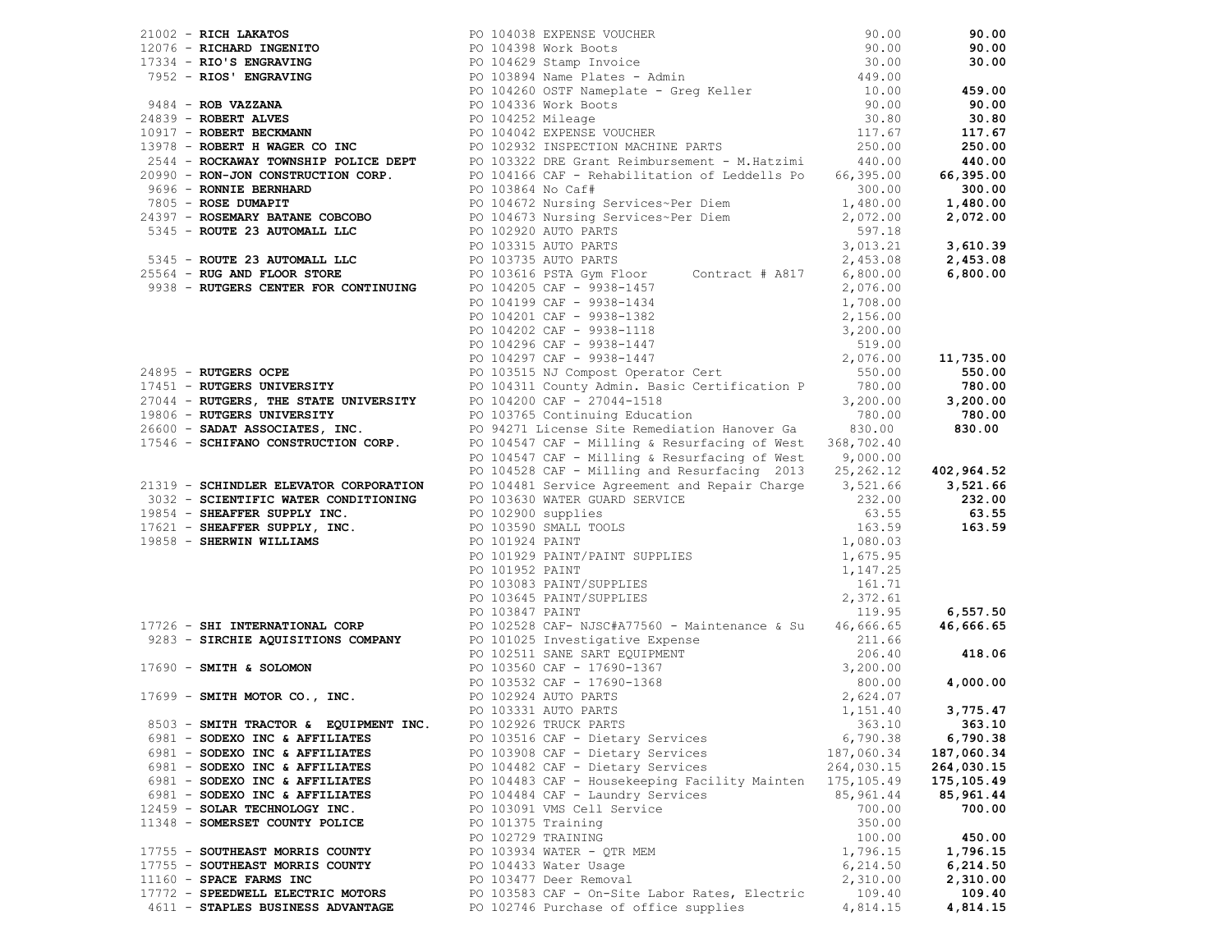| Vendor | PO / Description | Amount | Total |
|---|---|---|---|
| 21002 - **RICH LAKATOS** | PO 104038 EXPENSE VOUCHER | 90.00 | **90.00** |
| 12076 - **RICHARD INGENITO** | PO 104398 Work Boots | 90.00 | **90.00** |
| 17334 - **RIO'S ENGRAVING** | PO 104629 Stamp Invoice | 30.00 | **30.00** |
| 7952 - **RIOS' ENGRAVING** | PO 103894 Name Plates - Admin | 449.00 | |
| | PO 104260 OSTF Nameplate - Greg Keller | 10.00 | **459.00** |
| 9484 - **ROB VAZZANA** | PO 104336 Work Boots | 90.00 | **90.00** |
| 24839 - **ROBERT ALVES** | PO 104252 Mileage | 30.80 | **30.80** |
| 10917 - **ROBERT BECKMANN** | PO 104042 EXPENSE VOUCHER | 117.67 | **117.67** |
| 13978 - **ROBERT H WAGER CO INC** | PO 102932 INSPECTION MACHINE PARTS | 250.00 | **250.00** |
| 2544 - **ROCKAWAY TOWNSHIP POLICE DEPT** | PO 103322 DRE Grant Reimbursement - M.Hatzimi | 440.00 | **440.00** |
| 20990 - **RON-JON CONSTRUCTION CORP.** | PO 104166 CAF - Rehabilitation of Leddells Po | 66,395.00 | **66,395.00** |
| 9696 - **RONNIE BERNHARD** | PO 103864 No Caf# | 300.00 | **300.00** |
| 7805 - **ROSE DUMAPIT** | PO 104672 Nursing Services~Per Diem | 1,480.00 | **1,480.00** |
| 24397 - **ROSEMARY BATANE COBCOBO** | PO 104673 Nursing Services~Per Diem | 2,072.00 | **2,072.00** |
| 5345 - **ROUTE 23 AUTOMALL LLC** | PO 102920 AUTO PARTS | 597.18 | |
| | PO 103315 AUTO PARTS | 3,013.21 | **3,610.39** |
| 5345 - **ROUTE 23 AUTOMALL LLC** | PO 103735 AUTO PARTS | 2,453.08 | **2,453.08** |
| 25564 - **RUG AND FLOOR STORE** | PO 103616 PSTA Gym Floor Contract # A817 | 6,800.00 | **6,800.00** |
| 9938 - **RUTGERS CENTER FOR CONTINUING** | PO 104205 CAF - 9938-1457 | 2,076.00 | |
| | PO 104199 CAF - 9938-1434 | 1,708.00 | |
| | PO 104201 CAF - 9938-1382 | 2,156.00 | |
| | PO 104202 CAF - 9938-1118 | 3,200.00 | |
| | PO 104296 CAF - 9938-1447 | 519.00 | |
| | PO 104297 CAF - 9938-1447 | 2,076.00 | **11,735.00** |
| 24895 - **RUTGERS OCPE** | PO 103515 NJ Compost Operator Cert | 550.00 | **550.00** |
| 17451 - **RUTGERS UNIVERSITY** | PO 104311 County Admin. Basic Certification P | 780.00 | **780.00** |
| 27044 - **RUTGERS, THE STATE UNIVERSITY** | PO 104200 CAF - 27044-1518 | 3,200.00 | **3,200.00** |
| 19806 - **RUTGERS UNIVERSITY** | PO 103765 Continuing Education | 780.00 | **780.00** |
| 26600 - **SADAT ASSOCIATES, INC.** | PO 94271 License Site Remediation Hanover Ga | 830.00 | **830.00** |
| 17546 - **SCHIFANO CONSTRUCTION CORP.** | PO 104547 CAF - Milling & Resurfacing of West | 368,702.40 | |
| | PO 104547 CAF - Milling & Resurfacing of West | 9,000.00 | |
| | PO 104528 CAF - Milling and Resurfacing 2013 | 25,262.12 | **402,964.52** |
| 21319 - **SCHINDLER ELEVATOR CORPORATION** | PO 104481 Service Agreement and Repair Charge | 3,521.66 | **3,521.66** |
| 3032 - **SCIENTIFIC WATER CONDITIONING** | PO 103630 WATER GUARD SERVICE | 232.00 | **232.00** |
| 19854 - **SHEAFFER SUPPLY INC.** | PO 102900 supplies | 63.55 | **63.55** |
| 17621 - **SHEAFFER SUPPLY, INC.** | PO 103590 SMALL TOOLS | 163.59 | **163.59** |
| 19858 - **SHERWIN WILLIAMS** | PO 101924 PAINT | 1,080.03 | |
| | PO 101929 PAINT/PAINT SUPPLIES | 1,675.95 | |
| | PO 101952 PAINT | 1,147.25 | |
| | PO 103083 PAINT/SUPPLIES | 161.71 | |
| | PO 103645 PAINT/SUPPLIES | 2,372.61 | |
| | PO 103847 PAINT | 119.95 | **6,557.50** |
| 17726 - **SHI INTERNATIONAL CORP** | PO 102528 CAF- NJSC#A77560 - Maintenance & Su | 46,666.65 | **46,666.65** |
| 9283 - **SIRCHIE AQUISITIONS COMPANY** | PO 101025 Investigative Expense | 211.66 | |
| | PO 102511 SANE SART EQUIPMENT | 206.40 | **418.06** |
| 17690 - **SMITH & SOLOMON** | PO 103560 CAF - 17690-1367 | 3,200.00 | |
| | PO 103532 CAF - 17690-1368 | 800.00 | **4,000.00** |
| 17699 - **SMITH MOTOR CO., INC.** | PO 102924 AUTO PARTS | 2,624.07 | |
| | PO 103331 AUTO PARTS | 1,151.40 | **3,775.47** |
| 8503 - **SMITH TRACTOR & EQUIPMENT INC.** | PO 102926 TRUCK PARTS | 363.10 | **363.10** |
| 6981 - **SODEXO INC & AFFILIATES** | PO 103516 CAF - Dietary Services | 6,790.38 | **6,790.38** |
| 6981 - **SODEXO INC & AFFILIATES** | PO 103908 CAF - Dietary Services | 187,060.34 | **187,060.34** |
| 6981 - **SODEXO INC & AFFILIATES** | PO 104482 CAF - Dietary Services | 264,030.15 | **264,030.15** |
| 6981 - **SODEXO INC & AFFILIATES** | PO 104483 CAF - Housekeeping Facility Mainten | 175,105.49 | **175,105.49** |
| 6981 - **SODEXO INC & AFFILIATES** | PO 104484 CAF - Laundry Services | 85,961.44 | **85,961.44** |
| 12459 - **SOLAR TECHNOLOGY INC.** | PO 103091 VMS Cell Service | 700.00 | **700.00** |
| 11348 - **SOMERSET COUNTY POLICE** | PO 101375 Training | 350.00 | |
| | PO 102729 TRAINING | 100.00 | **450.00** |
| 17755 - **SOUTHEAST MORRIS COUNTY** | PO 103934 WATER - QTR MEM | 1,796.15 | **1,796.15** |
| 17755 - **SOUTHEAST MORRIS COUNTY** | PO 104433 Water Usage | 6,214.50 | **6,214.50** |
| 11160 - **SPACE FARMS INC** | PO 103477 Deer Removal | 2,310.00 | **2,310.00** |
| 17772 - **SPEEDWELL ELECTRIC MOTORS** | PO 103583 CAF - On-Site Labor Rates, Electric | 109.40 | **109.40** |
| 4611 - **STAPLES BUSINESS ADVANTAGE** | PO 102746 Purchase of office supplies | 4,814.15 | **4,814.15** |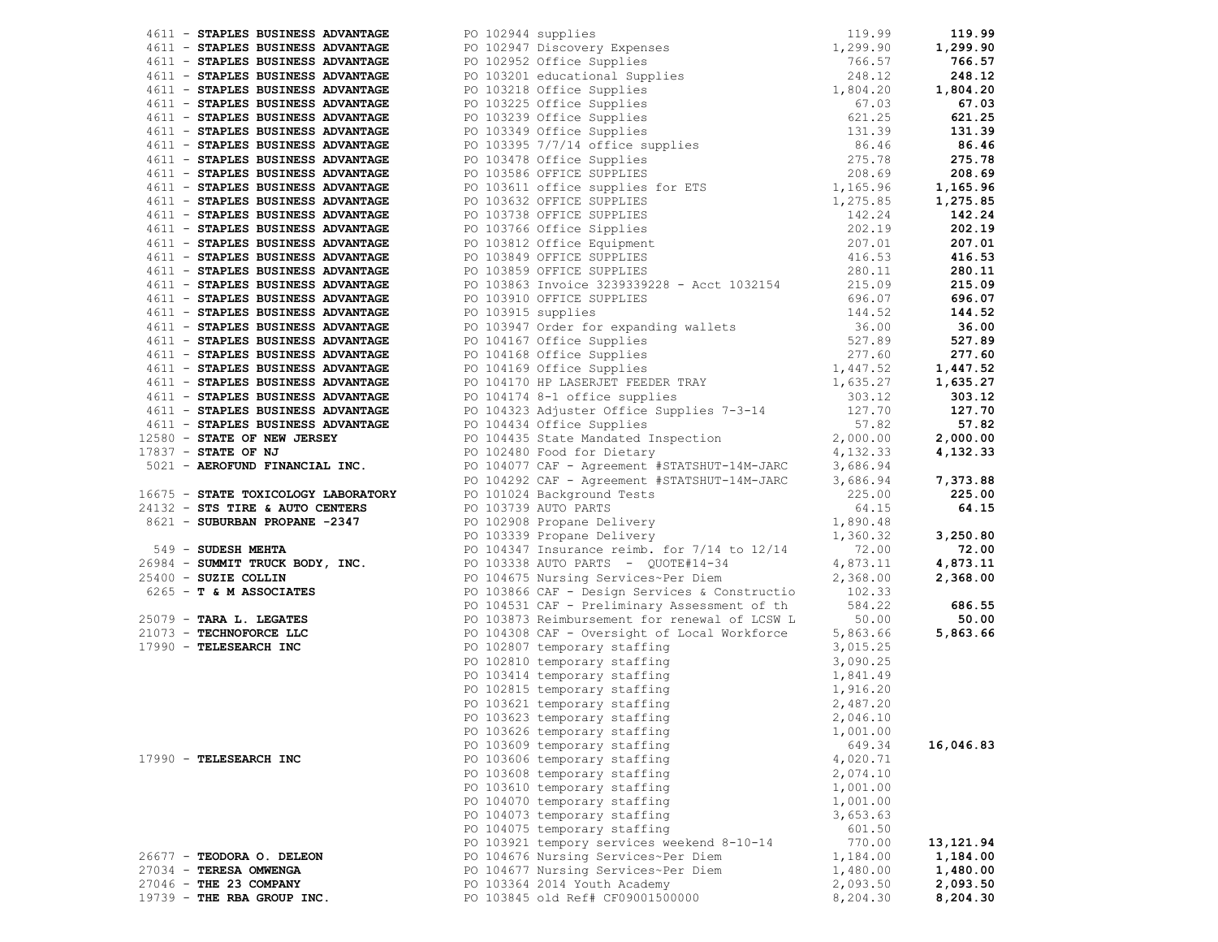| Vendor | Description | Amount | Total |
|---|---|---|---|
| 4611 - **STAPLES BUSINESS ADVANTAGE** | PO 102944 supplies | 119.99 | **119.99** |
| 4611 - **STAPLES BUSINESS ADVANTAGE** | PO 102947 Discovery Expenses | 1,299.90 | **1,299.90** |
| 4611 - **STAPLES BUSINESS ADVANTAGE** | PO 102952 Office Supplies | 766.57 | **766.57** |
| 4611 - **STAPLES BUSINESS ADVANTAGE** | PO 103201 educational Supplies | 248.12 | **248.12** |
| 4611 - **STAPLES BUSINESS ADVANTAGE** | PO 103218 Office Supplies | 1,804.20 | **1,804.20** |
| 4611 - **STAPLES BUSINESS ADVANTAGE** | PO 103225 Office Supplies | 67.03 | **67.03** |
| 4611 - **STAPLES BUSINESS ADVANTAGE** | PO 103239 Office Supplies | 621.25 | **621.25** |
| 4611 - **STAPLES BUSINESS ADVANTAGE** | PO 103349 Office Supplies | 131.39 | **131.39** |
| 4611 - **STAPLES BUSINESS ADVANTAGE** | PO 103395 7/7/14 office supplies | 86.46 | **86.46** |
| 4611 - **STAPLES BUSINESS ADVANTAGE** | PO 103478 Office Supplies | 275.78 | **275.78** |
| 4611 - **STAPLES BUSINESS ADVANTAGE** | PO 103586 OFFICE SUPPLIES | 208.69 | **208.69** |
| 4611 - **STAPLES BUSINESS ADVANTAGE** | PO 103611 office supplies for ETS | 1,165.96 | **1,165.96** |
| 4611 - **STAPLES BUSINESS ADVANTAGE** | PO 103632 OFFICE SUPPLIES | 1,275.85 | **1,275.85** |
| 4611 - **STAPLES BUSINESS ADVANTAGE** | PO 103738 OFFICE SUPPLIES | 142.24 | **142.24** |
| 4611 - **STAPLES BUSINESS ADVANTAGE** | PO 103766 Office Sipplies | 202.19 | **202.19** |
| 4611 - **STAPLES BUSINESS ADVANTAGE** | PO 103812 Office Equipment | 207.01 | **207.01** |
| 4611 - **STAPLES BUSINESS ADVANTAGE** | PO 103849 OFFICE SUPPLIES | 416.53 | **416.53** |
| 4611 - **STAPLES BUSINESS ADVANTAGE** | PO 103859 OFFICE SUPPLIES | 280.11 | **280.11** |
| 4611 - **STAPLES BUSINESS ADVANTAGE** | PO 103863 Invoice 3239339228 - Acct 1032154 | 215.09 | **215.09** |
| 4611 - **STAPLES BUSINESS ADVANTAGE** | PO 103910 OFFICE SUPPLIES | 696.07 | **696.07** |
| 4611 - **STAPLES BUSINESS ADVANTAGE** | PO 103915 supplies | 144.52 | **144.52** |
| 4611 - **STAPLES BUSINESS ADVANTAGE** | PO 103947 Order for expanding wallets | 36.00 | **36.00** |
| 4611 - **STAPLES BUSINESS ADVANTAGE** | PO 104167 Office Supplies | 527.89 | **527.89** |
| 4611 - **STAPLES BUSINESS ADVANTAGE** | PO 104168 Office Supplies | 277.60 | **277.60** |
| 4611 - **STAPLES BUSINESS ADVANTAGE** | PO 104169 Office Supplies | 1,447.52 | **1,447.52** |
| 4611 - **STAPLES BUSINESS ADVANTAGE** | PO 104170 HP LASERJET FEEDER TRAY | 1,635.27 | **1,635.27** |
| 4611 - **STAPLES BUSINESS ADVANTAGE** | PO 104174 8-1 office supplies | 303.12 | **303.12** |
| 4611 - **STAPLES BUSINESS ADVANTAGE** | PO 104323 Adjuster Office Supplies 7-3-14 | 127.70 | **127.70** |
| 4611 - **STAPLES BUSINESS ADVANTAGE** | PO 104434 Office Supplies | 57.82 | **57.82** |
| 12580 - **STATE OF NEW JERSEY** | PO 104435 State Mandated Inspection | 2,000.00 | **2,000.00** |
| 17837 - **STATE OF NJ** | PO 102480 Food for Dietary | 4,132.33 | **4,132.33** |
| 5021 - **AEROFUND FINANCIAL INC.** | PO 104077 CAF - Agreement #STATSHUT-14M-JARC | 3,686.94 | |
| | PO 104292 CAF - Agreement #STATSHUT-14M-JARC | 3,686.94 | **7,373.88** |
| 16675 - **STATE TOXICOLOGY LABORATORY** | PO 101024 Background Tests | 225.00 | **225.00** |
| 24132 - **STS TIRE & AUTO CENTERS** | PO 103739 AUTO PARTS | 64.15 | **64.15** |
| 8621 - **SUBURBAN PROPANE -2347** | PO 102908 Propane Delivery | 1,890.48 | |
| | PO 103339 Propane Delivery | 1,360.32 | **3,250.80** |
| 549 - **SUDESH MEHTA** | PO 104347 Insurance reimb. for 7/14 to 12/14 | 72.00 | **72.00** |
| 26984 - **SUMMIT TRUCK BODY, INC.** | PO 103338 AUTO PARTS - QUOTE#14-34 | 4,873.11 | **4,873.11** |
| 25400 - **SUZIE COLLIN** | PO 104675 Nursing Services~Per Diem | 2,368.00 | **2,368.00** |
| 6265 - **T & M ASSOCIATES** | PO 103866 CAF - Design Services & Constructio | 102.33 | |
| | PO 104531 CAF - Preliminary Assessment of th | 584.22 | **686.55** |
| 25079 - **TARA L. LEGATES** | PO 103873 Reimbursement for renewal of LCSW L | 50.00 | **50.00** |
| 21073 - **TECHNOFORCE LLC** | PO 104308 CAF - Oversight of Local Workforce | 5,863.66 | **5,863.66** |
| 17990 - **TELESEARCH INC** | PO 102807 temporary staffing | 3,015.25 | |
| | PO 102810 temporary staffing | 3,090.25 | |
| | PO 103414 temporary staffing | 1,841.49 | |
| | PO 102815 temporary staffing | 1,916.20 | |
| | PO 103621 temporary staffing | 2,487.20 | |
| | PO 103623 temporary staffing | 2,046.10 | |
| | PO 103626 temporary staffing | 1,001.00 | |
| | PO 103609 temporary staffing | 649.34 | **16,046.83** |
| 17990 - **TELESEARCH INC** | PO 103606 temporary staffing | 4,020.71 | |
| | PO 103608 temporary staffing | 2,074.10 | |
| | PO 103610 temporary staffing | 1,001.00 | |
| | PO 104070 temporary staffing | 1,001.00 | |
| | PO 104073 temporary staffing | 3,653.63 | |
| | PO 104075 temporary staffing | 601.50 | |
| | PO 103921 tempory services weekend 8-10-14 | 770.00 | **13,121.94** |
| 26677 - **TEODORA O. DELEON** | PO 104676 Nursing Services~Per Diem | 1,184.00 | **1,184.00** |
| 27034 - **TERESA OMWENGA** | PO 104677 Nursing Services~Per Diem | 1,480.00 | **1,480.00** |
| 27046 - **THE 23 COMPANY** | PO 103364 2014 Youth Academy | 2,093.50 | **2,093.50** |
| 19739 - **THE RBA GROUP INC.** | PO 103845 old Ref# CF09001500000 | 8,204.30 | **8,204.30** |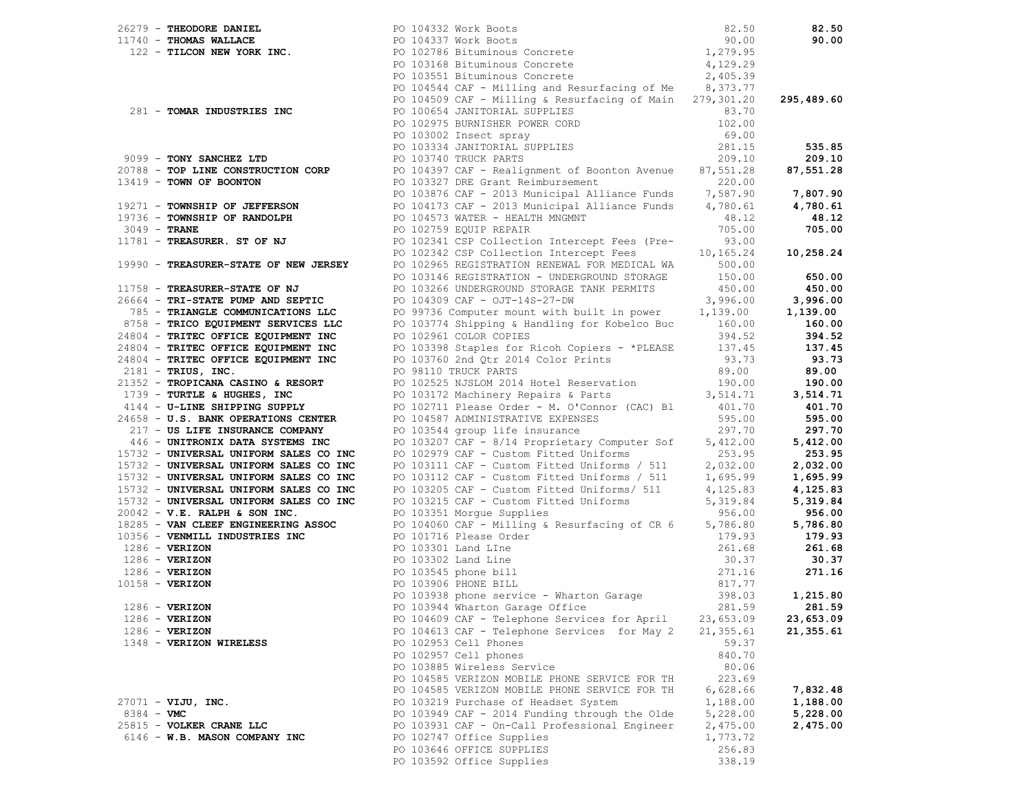| Vendor | PO / Description | Amount | Total |
|---|---|---|---|
| 26279 - **THEODORE DANIEL** | PO 104332 Work Boots | 82.50 | **82.50** |
| 11740 - **THOMAS WALLACE** | PO 104337 Work Boots | 90.00 | **90.00** |
| 122 - **TILCON NEW YORK INC.** | PO 102786 Bituminous Concrete | 1,279.95 | |
| | PO 103168 Bituminous Concrete | 4,129.29 | |
| | PO 103551 Bituminous Concrete | 2,405.39 | |
| | PO 104544 CAF - Milling and Resurfacing of Me | 8,373.77 | |
| | PO 104509 CAF - Milling & Resurfacing of Main | 279,301.20 | **295,489.60** |
| 281 - **TOMAR INDUSTRIES INC** | PO 100654 JANITORIAL SUPPLIES | 83.70 | |
| | PO 102975 BURNISHER POWER CORD | 102.00 | |
| | PO 103002 Insect spray | 69.00 | |
| | PO 103334 JANITORIAL SUPPLIES | 281.15 | **535.85** |
| 9099 - **TONY SANCHEZ LTD** | PO 103740 TRUCK PARTS | 209.10 | **209.10** |
| 20788 - **TOP LINE CONSTRUCTION CORP** | PO 104397 CAF - Realignment of Boonton Avenue | 87,551.28 | **87,551.28** |
| 13419 - **TOWN OF BOONTON** | PO 103327 DRE Grant Reimbursement | 220.00 | |
| | PO 103876 CAF - 2013 Municipal Alliance Funds | 7,587.90 | **7,807.90** |
| 19271 - **TOWNSHIP OF JEFFERSON** | PO 104173 CAF - 2013 Municipal Alliance Funds | 4,780.61 | **4,780.61** |
| 19736 - **TOWNSHIP OF RANDOLPH** | PO 104573 WATER - HEALTH MNGMNT | 48.12 | **48.12** |
| 3049 - **TRANE** | PO 102759 EQUIP REPAIR | 705.00 | **705.00** |
| 11781 - **TREASURER. ST OF NJ** | PO 102341 CSP Collection Intercept Fees (Pre- | 93.00 | |
| | PO 102342 CSP Collection Intercept Fees | 10,165.24 | **10,258.24** |
| 19990 - **TREASURER-STATE OF NEW JERSEY** | PO 102965 REGISTRATION RENEWAL FOR MEDICAL WA | 500.00 | |
| | PO 103146 REGISTRATION - UNDERGROUND STORAGE | 150.00 | **650.00** |
| 11758 - **TREASURER-STATE OF NJ** | PO 103266 UNDERGROUND STORAGE TANK PERMITS | 450.00 | **450.00** |
| 26664 - **TRI-STATE PUMP AND SEPTIC** | PO 104309 CAF - OJT-14S-27-DW | 3,996.00 | **3,996.00** |
| 785 - **TRIANGLE COMMUNICATIONS LLC** | PO 99736 Computer mount with built in power | 1,139.00 | **1,139.00** |
| 8758 - **TRICO EQUIPMENT SERVICES LLC** | PO 103774 Shipping & Handling for Kobelco Buc | 160.00 | **160.00** |
| 24804 - **TRITEC OFFICE EQUIPMENT INC** | PO 102961 COLOR COPIES | 394.52 | **394.52** |
| 24804 - **TRITEC OFFICE EQUIPMENT INC** | PO 103398 Staples for Ricoh Copiers - *PLEASE | 137.45 | **137.45** |
| 24804 - **TRITEC OFFICE EQUIPMENT INC** | PO 103760 2nd Qtr 2014 Color Prints | 93.73 | **93.73** |
| 2181 - **TRIUS, INC.** | PO 98110 TRUCK PARTS | 89.00 | **89.00** |
| 21352 - **TROPICANA CASINO & RESORT** | PO 102525 NJSLOM 2014 Hotel Reservation | 190.00 | **190.00** |
| 1739 - **TURTLE & HUGHES, INC** | PO 103172 Machinery Repairs & Parts | 3,514.71 | **3,514.71** |
| 4144 - **U-LINE SHIPPING SUPPLY** | PO 102711 Please Order - M. O'Connor (CAC) Bl | 401.70 | **401.70** |
| 24658 - **U.S. BANK OPERATIONS CENTER** | PO 104587 ADMINISTRATIVE EXPENSES | 595.00 | **595.00** |
| 217 - **US LIFE INSURANCE COMPANY** | PO 103544 group life insurance | 297.70 | **297.70** |
| 446 - **UNITRONIX DATA SYSTEMS INC** | PO 103207 CAF - 8/14 Proprietary Computer Sof | 5,412.00 | **5,412.00** |
| 15732 - **UNIVERSAL UNIFORM SALES CO INC** | PO 102979 CAF - Custom Fitted Uniforms | 253.95 | **253.95** |
| 15732 - **UNIVERSAL UNIFORM SALES CO INC** | PO 103111 CAF - Custom Fitted Uniforms / 511 | 2,032.00 | **2,032.00** |
| 15732 - **UNIVERSAL UNIFORM SALES CO INC** | PO 103112 CAF - Custom Fitted Uniforms / 511 | 1,695.99 | **1,695.99** |
| 15732 - **UNIVERSAL UNIFORM SALES CO INC** | PO 103205 CAF - Custom Fitted Uniforms/ 511 | 4,125.83 | **4,125.83** |
| 15732 - **UNIVERSAL UNIFORM SALES CO INC** | PO 103215 CAF - Custom Fitted Uniforms | 5,319.84 | **5,319.84** |
| 20042 - **V.E. RALPH & SON INC.** | PO 103351 Morgue Supplies | 956.00 | **956.00** |
| 18285 - **VAN CLEEF ENGINEERING ASSOC** | PO 104060 CAF - Milling & Resurfacing of CR 6 | 5,786.80 | **5,786.80** |
| 10356 - **VENMILL INDUSTRIES INC** | PO 101716 Please Order | 179.93 | **179.93** |
| 1286 - **VERIZON** | PO 103301 Land LIne | 261.68 | **261.68** |
| 1286 - **VERIZON** | PO 103302 Land Line | 30.37 | **30.37** |
| 1286 - **VERIZON** | PO 103545 phone bill | 271.16 | **271.16** |
| 10158 - **VERIZON** | PO 103906 PHONE BILL | 817.77 | |
| | PO 103938 phone service - Wharton Garage | 398.03 | **1,215.80** |
| 1286 - **VERIZON** | PO 103944 Wharton Garage Office | 281.59 | **281.59** |
| 1286 - **VERIZON** | PO 104609 CAF - Telephone Services for April | 23,653.09 | **23,653.09** |
| 1286 - **VERIZON** | PO 104613 CAF - Telephone Services for May 2 | 21,355.61 | **21,355.61** |
| 1348 - **VERIZON WIRELESS** | PO 102953 Cell Phones | 59.37 | |
| | PO 102957 Cell phones | 840.70 | |
| | PO 103885 Wireless Service | 80.06 | |
| | PO 104585 VERIZON MOBILE PHONE SERVICE FOR TH | 223.69 | |
| | PO 104585 VERIZON MOBILE PHONE SERVICE FOR TH | 6,628.66 | **7,832.48** |
| 27071 - **VIJU, INC.** | PO 103219 Purchase of Headset System | 1,188.00 | **1,188.00** |
| 8384 - **VMC** | PO 103949 CAF - 2014 Funding through the Olde | 5,228.00 | **5,228.00** |
| 25815 - **VOLKER CRANE LLC** | PO 103931 CAF - On-Call Professional Engineer | 2,475.00 | **2,475.00** |
| 6146 - **W.B. MASON COMPANY INC** | PO 102747 Office Supplies | 1,773.72 | |
| | PO 103646 OFFICE SUPPLIES | 256.83 | |
| | PO 103592 Office Supplies | 338.19 | |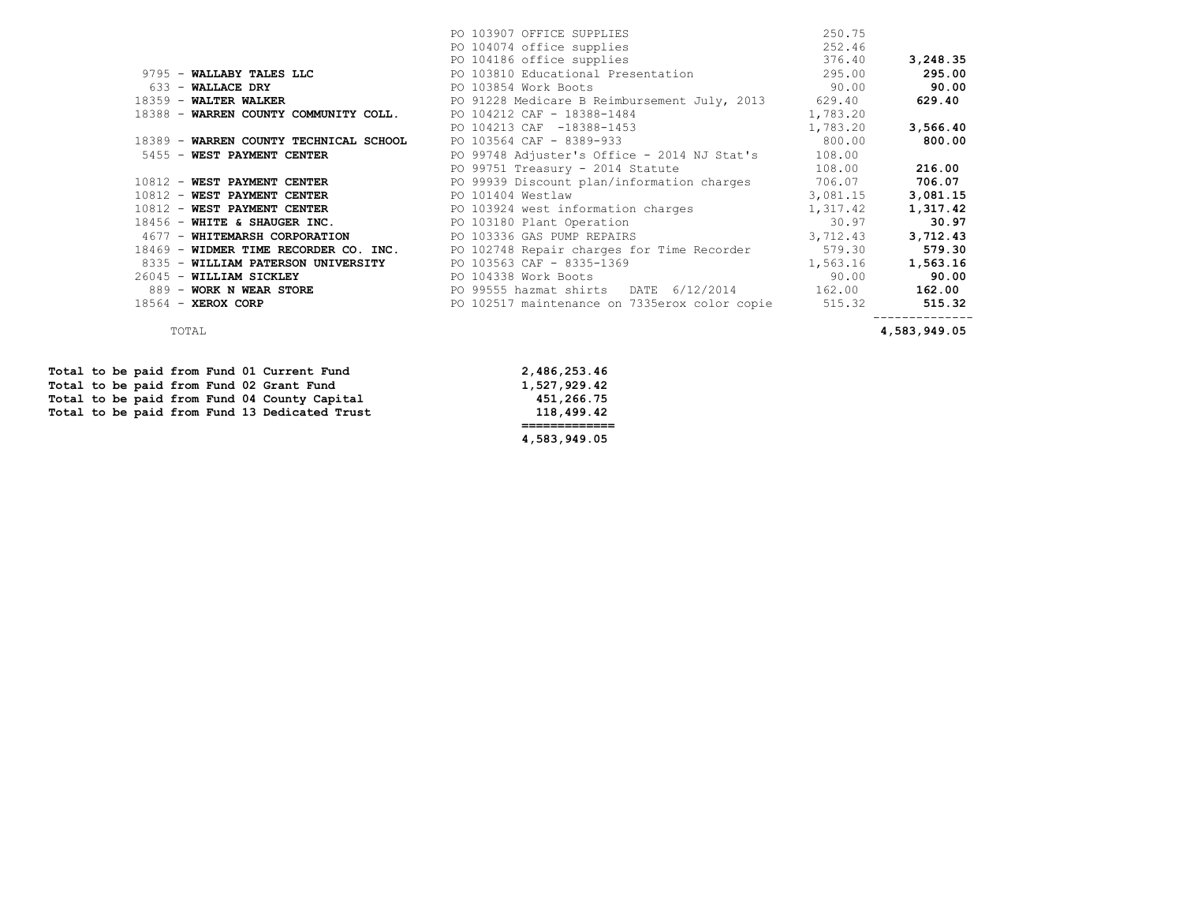| Vendor | Description | Amount | Total |
|---|---|---|---|
| | PO 103907 OFFICE SUPPLIES | 250.75 | |
| | PO 104074 office supplies | 252.46 | |
| | PO 104186 office supplies | 376.40 | **3,248.35** |
| 9795 - **WALLABY TALES LLC** | PO 103810 Educational Presentation | 295.00 | **295.00** |
| 633 - **WALLACE DRY** | PO 103854 Work Boots | 90.00 | **90.00** |
| 18359 - **WALTER WALKER** | PO 91228 Medicare B Reimbursement July, 2013 | 629.40 | **629.40** |
| 18388 - **WARREN COUNTY COMMUNITY COLL.** | PO 104212 CAF - 18388-1484 | 1,783.20 | |
| | PO 104213 CAF -18388-1453 | 1,783.20 | **3,566.40** |
| 18389 - **WARREN COUNTY TECHNICAL SCHOOL** | PO 103564 CAF - 8389-933 | 800.00 | **800.00** |
| 5455 - **WEST PAYMENT CENTER** | PO 99748 Adjuster's Office - 2014 NJ Stat's | 108.00 | |
| | PO 99751 Treasury - 2014 Statute | 108.00 | **216.00** |
| 10812 - **WEST PAYMENT CENTER** | PO 99939 Discount plan/information charges | 706.07 | **706.07** |
| 10812 - **WEST PAYMENT CENTER** | PO 101404 Westlaw | 3,081.15 | **3,081.15** |
| 10812 - **WEST PAYMENT CENTER** | PO 103924 west information charges | 1,317.42 | **1,317.42** |
| 18456 - **WHITE & SHAUGER INC.** | PO 103180 Plant Operation | 30.97 | **30.97** |
| 4677 - **WHITEMARSH CORPORATION** | PO 103336 GAS PUMP REPAIRS | 3,712.43 | **3,712.43** |
| 18469 - **WIDMER TIME RECORDER CO. INC.** | PO 102748 Repair charges for Time Recorder | 579.30 | **579.30** |
| 8335 - **WILLIAM PATERSON UNIVERSITY** | PO 103563 CAF - 8335-1369 | 1,563.16 | **1,563.16** |
| 26045 - **WILLIAM SICKLEY** | PO 104338 Work Boots | 90.00 | **90.00** |
| 889 - **WORK N WEAR STORE** | PO 99555 hazmat shirts DATE 6/12/2014 | 162.00 | **162.00** |
| 18564 - **XEROX CORP** | PO 102517 maintenance on 7335erox color copie | 515.32 | **515.32** |
| TOTAL | | | **4,583,949.05** |

| | |
|---|---|
| **Total to be paid from Fund 01 Current Fund** | **2,486,253.46** |
| **Total to be paid from Fund 02 Grant Fund** | **1,527,929.42** |
| **Total to be paid from Fund 04 County Capital** | **451,266.75** |
| **Total to be paid from Fund 13 Dedicated Trust** | **118,499.42** |
| | **4,583,949.05** |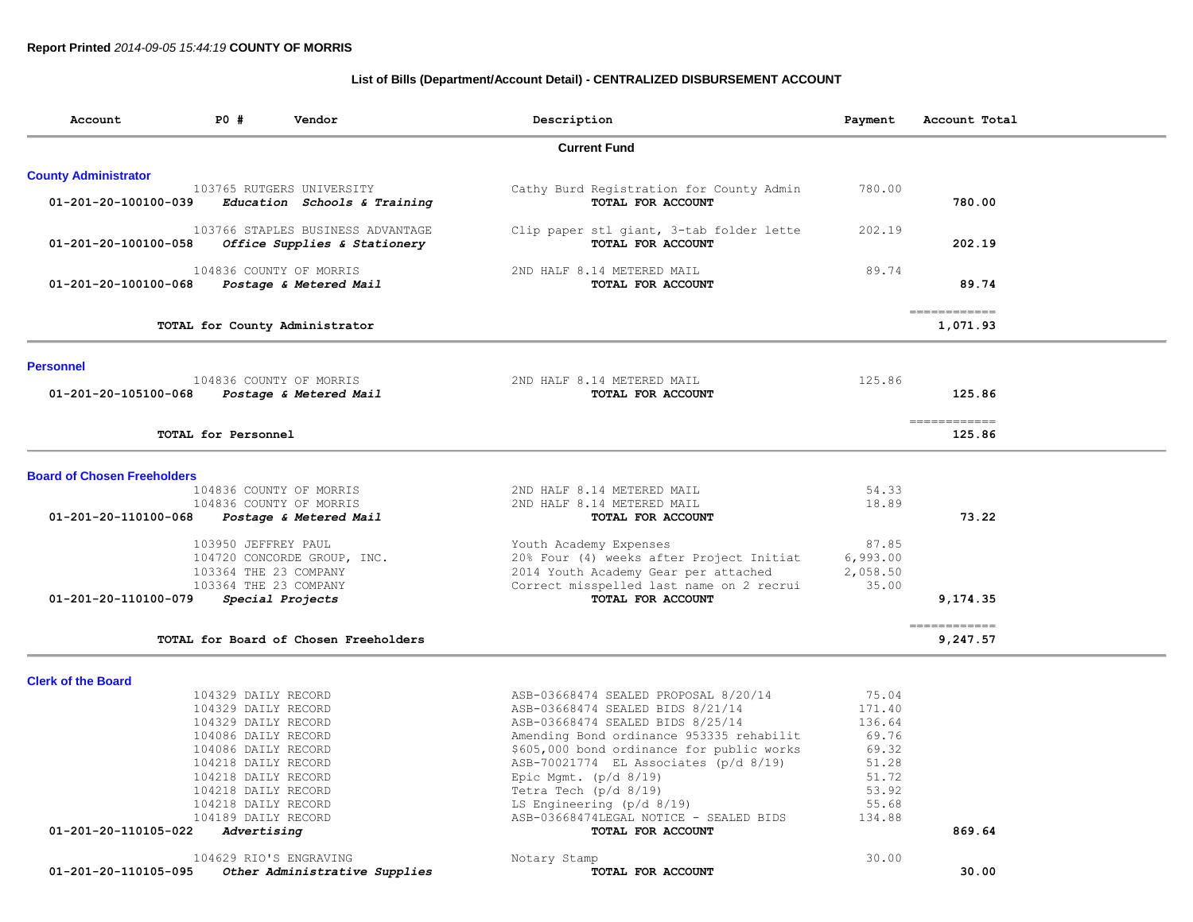**Report Printed** *2014-09-05 15:44:19* **COUNTY OF MORRIS**

## List of Bills (Department/Account Detail) - CENTRALIZED DISBURSEMENT ACCOUNT

| Account | PO # | Vendor | Description | Payment | Account Total |
|---|---|---|---|---|---|
| | | **Current Fund** | | | |
| **County Administrator** | | | | | |
| | 103765 | RUTGERS UNIVERSITY | Cathy Burd Registration for County Admin | 780.00 | |
| **01-201-20-100100-039** | | ***Education Schools & Training*** | **TOTAL FOR ACCOUNT** | | **780.00** |
| | 103766 | STAPLES BUSINESS ADVANTAGE | Clip paper stl giant, 3-tab folder lette | 202.19 | |
| **01-201-20-100100-058** | | ***Office Supplies & Stationery*** | **TOTAL FOR ACCOUNT** | | **202.19** |
| | 104836 | COUNTY OF MORRIS | 2ND HALF 8.14 METERED MAIL | 89.74 | |
| **01-201-20-100100-068** | | ***Postage & Metered Mail*** | **TOTAL FOR ACCOUNT** | | **89.74** |
| | | **TOTAL for County Administrator** | | | **1,071.93** |
| **Personnel** | | | | | |
| | 104836 | COUNTY OF MORRIS | 2ND HALF 8.14 METERED MAIL | 125.86 | |
| **01-201-20-105100-068** | | ***Postage & Metered Mail*** | **TOTAL FOR ACCOUNT** | | **125.86** |
| | | **TOTAL for Personnel** | | | **125.86** |
| **Board of Chosen Freeholders** | | | | | |
| | 104836 | COUNTY OF MORRIS | 2ND HALF 8.14 METERED MAIL | 54.33 | |
| | 104836 | COUNTY OF MORRIS | 2ND HALF 8.14 METERED MAIL | 18.89 | |
| **01-201-20-110100-068** | | ***Postage & Metered Mail*** | **TOTAL FOR ACCOUNT** | | **73.22** |
| | 103950 | JEFFREY PAUL | Youth Academy Expenses | 87.85 | |
| | 104720 | CONCORDE GROUP, INC. | 20% Four (4) weeks after Project Initiat | 6,993.00 | |
| | 103364 | THE 23 COMPANY | 2014 Youth Academy Gear per attached | 2,058.50 | |
| | 103364 | THE 23 COMPANY | Correct misspelled last name on 2 recrui | 35.00 | |
| **01-201-20-110100-079** | | ***Special Projects*** | **TOTAL FOR ACCOUNT** | | **9,174.35** |
| | | **TOTAL for Board of Chosen Freeholders** | | | **9,247.57** |
| **Clerk of the Board** | | | | | |
| | 104329 | DAILY RECORD | ASB-03668474 SEALED PROPOSAL 8/20/14 | 75.04 | |
| | 104329 | DAILY RECORD | ASB-03668474 SEALED BIDS 8/21/14 | 171.40 | |
| | 104329 | DAILY RECORD | ASB-03668474 SEALED BIDS 8/25/14 | 136.64 | |
| | 104086 | DAILY RECORD | Amending Bond ordinance 953335 rehabilit | 69.76 | |
| | 104086 | DAILY RECORD | $605,000 bond ordinance for public works | 69.32 | |
| | 104218 | DAILY RECORD | ASB-70021774 EL Associates (p/d 8/19) | 51.28 | |
| | 104218 | DAILY RECORD | Epic Mgmt. (p/d 8/19) | 51.72 | |
| | 104218 | DAILY RECORD | Tetra Tech (p/d 8/19) | 53.92 | |
| | 104218 | DAILY RECORD | LS Engineering (p/d 8/19) | 55.68 | |
| | 104189 | DAILY RECORD | ASB-03668474LEGAL NOTICE - SEALED BIDS | 134.88 | |
| **01-201-20-110105-022** | | ***Advertising*** | **TOTAL FOR ACCOUNT** | | **869.64** |
| | 104629 | RIO'S ENGRAVING | Notary Stamp | 30.00 | |
| **01-201-20-110105-095** | | ***Other Administrative Supplies*** | **TOTAL FOR ACCOUNT** | | **30.00** |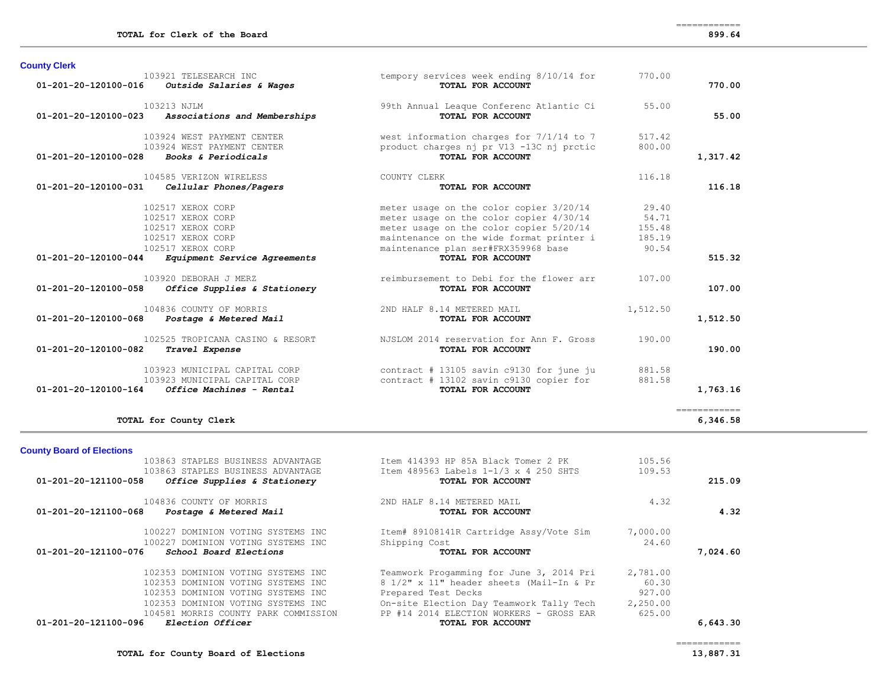| | | | |
|---|---|---|---|
| **TOTAL for Clerk of the Board** | | | ============ **899.64** |

## County Clerk

| Account | Vendor / Account Name | Description | Amount | Total |
|---|---|---|---|---|
| | 103921 TELESEARCH INC | tempory services week ending 8/10/14 for | 770.00 | |
| 01-201-20-120100-016 | *Outside Salaries & Wages* | **TOTAL FOR ACCOUNT** | | **770.00** |
| | 103213 NJLM | 99th Annual Leaque Conferenc Atlantic Ci | 55.00 | |
| 01-201-20-120100-023 | *Associations and Memberships* | **TOTAL FOR ACCOUNT** | | **55.00** |
| | 103924 WEST PAYMENT CENTER | west information charges for 7/1/14 to 7 | 517.42 | |
| | 103924 WEST PAYMENT CENTER | product charges nj pr V13 -13C nj prctic | 800.00 | |
| 01-201-20-120100-028 | *Books & Periodicals* | **TOTAL FOR ACCOUNT** | | **1,317.42** |
| | 104585 VERIZON WIRELESS | COUNTY CLERK | 116.18 | |
| 01-201-20-120100-031 | *Cellular Phones/Pagers* | **TOTAL FOR ACCOUNT** | | **116.18** |
| | 102517 XEROX CORP | meter usage on the color copier 3/20/14 | 29.40 | |
| | 102517 XEROX CORP | meter usage on the color copier 4/30/14 | 54.71 | |
| | 102517 XEROX CORP | meter usage on the color copier 5/20/14 | 155.48 | |
| | 102517 XEROX CORP | maintenance on the wide format printer i | 185.19 | |
| | 102517 XEROX CORP | maintenance plan ser#FRX359968 base | 90.54 | |
| 01-201-20-120100-044 | *Equipment Service Agreements* | **TOTAL FOR ACCOUNT** | | **515.32** |
| | 103920 DEBORAH J MERZ | reimbursement to Debi for the flower arr | 107.00 | |
| 01-201-20-120100-058 | *Office Supplies & Stationery* | **TOTAL FOR ACCOUNT** | | **107.00** |
| | 104836 COUNTY OF MORRIS | 2ND HALF 8.14 METERED MAIL | 1,512.50 | |
| 01-201-20-120100-068 | *Postage & Metered Mail* | **TOTAL FOR ACCOUNT** | | **1,512.50** |
| | 102525 TROPICANA CASINO & RESORT | NJSLOM 2014 reservation for Ann F. Gross | 190.00 | |
| 01-201-20-120100-082 | *Travel Expense* | **TOTAL FOR ACCOUNT** | | **190.00** |
| | 103923 MUNICIPAL CAPITAL CORP | contract # 13105 savin c9130 for june ju | 881.58 | |
| | 103923 MUNICIPAL CAPITAL CORP | contract # 13102 savin c9130 copier for | 881.58 | |
| 01-201-20-120100-164 | *Office Machines - Rental* | **TOTAL FOR ACCOUNT** | | **1,763.16** |
| | **TOTAL for County Clerk** | | | ============ **6,346.58** |

## County Board of Elections

| Account | Vendor / Account Name | Description | Amount | Total |
|---|---|---|---|---|
| | 103863 STAPLES BUSINESS ADVANTAGE | Item 414393 HP 85A Black Tomer 2 PK | 105.56 | |
| | 103863 STAPLES BUSINESS ADVANTAGE | Item 489563 Labels 1-1/3 x 4 250 SHTS | 109.53 | |
| 01-201-20-121100-058 | *Office Supplies & Stationery* | **TOTAL FOR ACCOUNT** | | **215.09** |
| | 104836 COUNTY OF MORRIS | 2ND HALF 8.14 METERED MAIL | 4.32 | |
| 01-201-20-121100-068 | *Postage & Metered Mail* | **TOTAL FOR ACCOUNT** | | **4.32** |
| | 100227 DOMINION VOTING SYSTEMS INC | Item# 89108141R Cartridge Assy/Vote Sim | 7,000.00 | |
| | 100227 DOMINION VOTING SYSTEMS INC | Shipping Cost | 24.60 | |
| 01-201-20-121100-076 | *School Board Elections* | **TOTAL FOR ACCOUNT** | | **7,024.60** |
| | 102353 DOMINION VOTING SYSTEMS INC | Teamwork Progamming for June 3, 2014 Pri | 2,781.00 | |
| | 102353 DOMINION VOTING SYSTEMS INC | 8 1/2" x 11" header sheets (Mail-In & Pr | 60.30 | |
| | 102353 DOMINION VOTING SYSTEMS INC | Prepared Test Decks | 927.00 | |
| | 102353 DOMINION VOTING SYSTEMS INC | On-site Election Day Teamwork Tally Tech | 2,250.00 | |
| | 104581 MORRIS COUNTY PARK COMMISSION | PP #14 2014 ELECTION WORKERS - GROSS EAR | 625.00 | |
| 01-201-20-121100-096 | *Election Officer* | **TOTAL FOR ACCOUNT** | | **6,643.30** |
| | **TOTAL for County Board of Elections** | | | ============ **13,887.31** |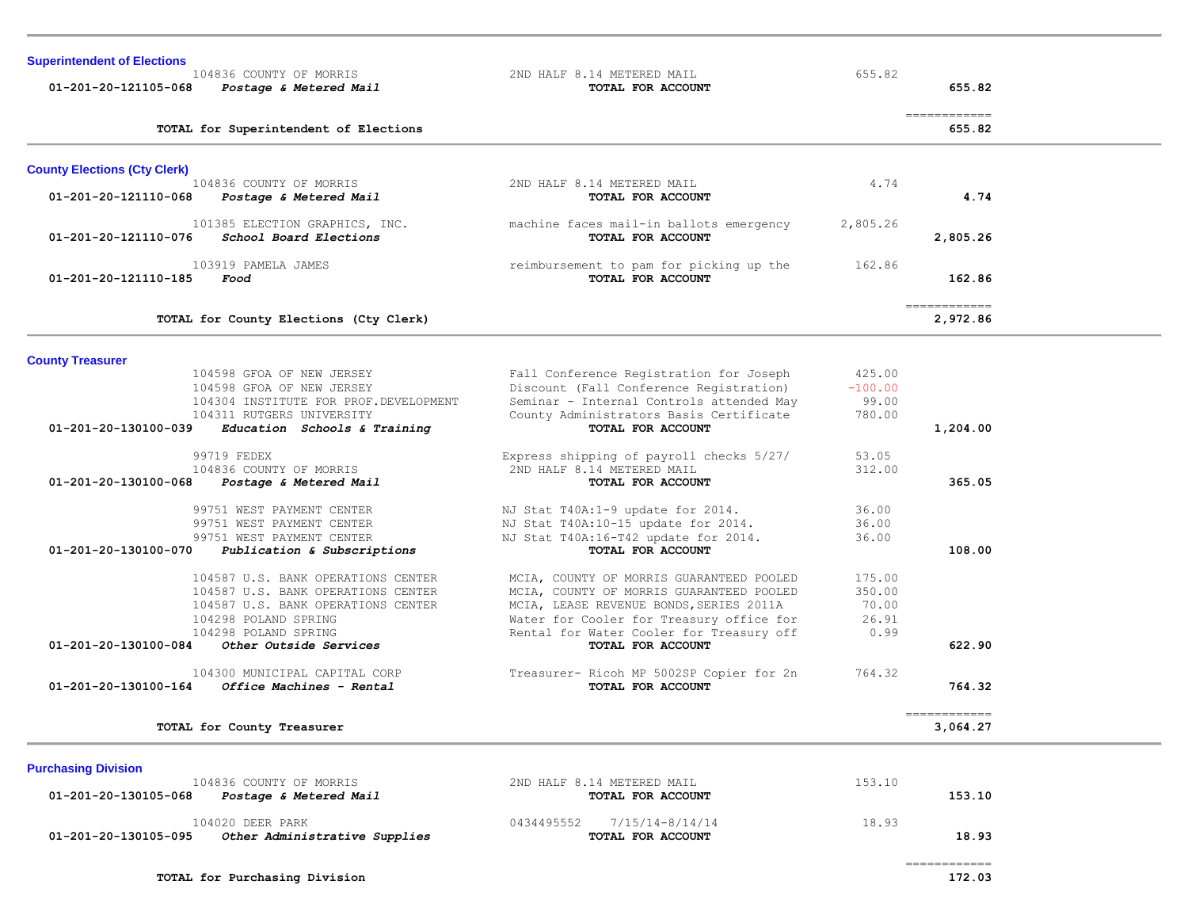## Superintendent of Elections

| Account | Vendor | Description | Amount | Total |
|---|---|---|---|---|
| | 104836 COUNTY OF MORRIS | 2ND HALF 8.14 METERED MAIL | 655.82 | |
| **01-201-20-121105-068** | ***Postage & Metered Mail*** | **TOTAL FOR ACCOUNT** | | **655.82** |
| | **TOTAL for Superintendent of Elections** | | | **655.82** |

## County Elections (Cty Clerk)

| Account | Vendor | Description | Amount | Total |
|---|---|---|---|---|
| | 104836 COUNTY OF MORRIS | 2ND HALF 8.14 METERED MAIL | 4.74 | |
| **01-201-20-121110-068** | ***Postage & Metered Mail*** | **TOTAL FOR ACCOUNT** | | **4.74** |
| | 101385 ELECTION GRAPHICS, INC. | machine faces mail-in ballots emergency | 2,805.26 | |
| **01-201-20-121110-076** | ***School Board Elections*** | **TOTAL FOR ACCOUNT** | | **2,805.26** |
| | 103919 PAMELA JAMES | reimbursement to pam for picking up the | 162.86 | |
| **01-201-20-121110-185** | ***Food*** | **TOTAL FOR ACCOUNT** | | **162.86** |
| | **TOTAL for County Elections (Cty Clerk)** | | | **2,972.86** |

## County Treasurer

| Account | Vendor | Description | Amount | Total |
|---|---|---|---|---|
| | 104598 GFOA OF NEW JERSEY | Fall Conference Registration for Joseph | 425.00 | |
| | 104598 GFOA OF NEW JERSEY | Discount (Fall Conference Registration) | -100.00 | |
| | 104304 INSTITUTE FOR PROF.DEVELOPMENT | Seminar - Internal Controls attended May | 99.00 | |
| | 104311 RUTGERS UNIVERSITY | County Administrators Basis Certificate | 780.00 | |
| **01-201-20-130100-039** | ***Education Schools & Training*** | **TOTAL FOR ACCOUNT** | | **1,204.00** |
| | 99719 FEDEX | Express shipping of payroll checks 5/27/ | 53.05 | |
| | 104836 COUNTY OF MORRIS | 2ND HALF 8.14 METERED MAIL | 312.00 | |
| **01-201-20-130100-068** | ***Postage & Metered Mail*** | **TOTAL FOR ACCOUNT** | | **365.05** |
| | 99751 WEST PAYMENT CENTER | NJ Stat T40A:1-9 update for 2014. | 36.00 | |
| | 99751 WEST PAYMENT CENTER | NJ Stat T40A:10-15 update for 2014. | 36.00 | |
| | 99751 WEST PAYMENT CENTER | NJ Stat T40A:16-T42 update for 2014. | 36.00 | |
| **01-201-20-130100-070** | ***Publication & Subscriptions*** | **TOTAL FOR ACCOUNT** | | **108.00** |
| | 104587 U.S. BANK OPERATIONS CENTER | MCIA, COUNTY OF MORRIS GUARANTEED POOLED | 175.00 | |
| | 104587 U.S. BANK OPERATIONS CENTER | MCIA, COUNTY OF MORRIS GUARANTEED POOLED | 350.00 | |
| | 104587 U.S. BANK OPERATIONS CENTER | MCIA, LEASE REVENUE BONDS,SERIES 2011A | 70.00 | |
| | 104298 POLAND SPRING | Water for Cooler for Treasury office for | 26.91 | |
| | 104298 POLAND SPRING | Rental for Water Cooler for Treasury off | 0.99 | |
| **01-201-20-130100-084** | ***Other Outside Services*** | **TOTAL FOR ACCOUNT** | | **622.90** |
| | 104300 MUNICIPAL CAPITAL CORP | Treasurer- Ricoh MP 5002SP Copier for 2n | 764.32 | |
| **01-201-20-130100-164** | ***Office Machines - Rental*** | **TOTAL FOR ACCOUNT** | | **764.32** |
| | **TOTAL for County Treasurer** | | | **3,064.27** |

## Purchasing Division

| Account | Vendor | Description | Amount | Total |
|---|---|---|---|---|
| | 104836 COUNTY OF MORRIS | 2ND HALF 8.14 METERED MAIL | 153.10 | |
| **01-201-20-130105-068** | ***Postage & Metered Mail*** | **TOTAL FOR ACCOUNT** | | **153.10** |
| | 104020 DEER PARK | 0434495552 7/15/14-8/14/14 | 18.93 | |
| **01-201-20-130105-095** | ***Other Administrative Supplies*** | **TOTAL FOR ACCOUNT** | | **18.93** |
| | **TOTAL for Purchasing Division** | | | **172.03** |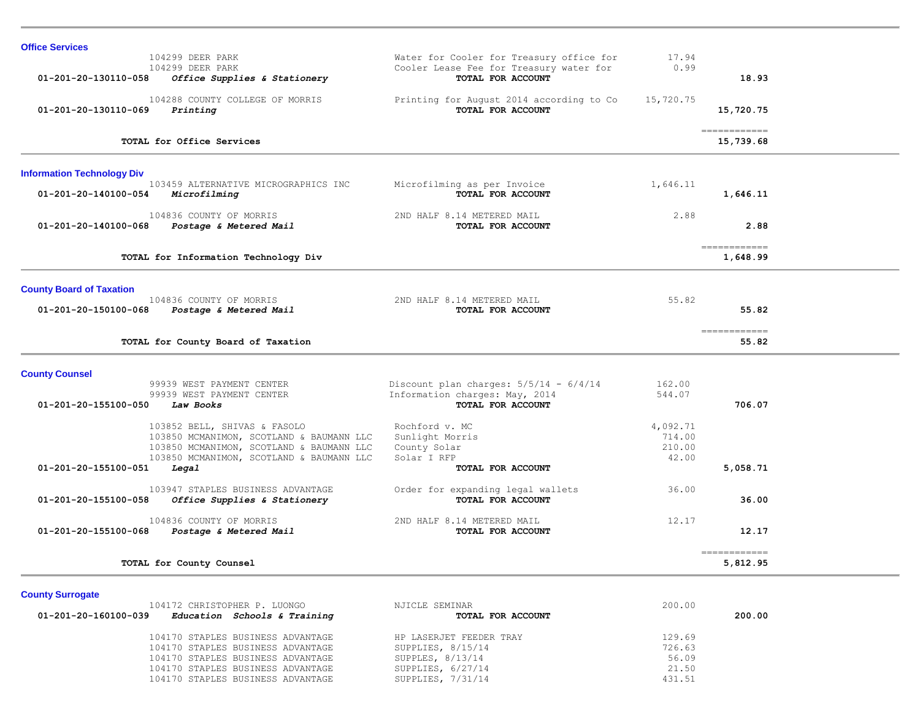## Office Services

| Account | Vendor | Description | Amount | Total |
|---|---|---|---|---|
| | 104299 DEER PARK | Water for Cooler for Treasury office for | 17.94 | |
| | 104299 DEER PARK | Cooler Lease Fee for Treasury water for | 0.99 | |
| 01-201-20-130110-058 | *Office Supplies & Stationery* | **TOTAL FOR ACCOUNT** | | **18.93** |
| | 104288 COUNTY COLLEGE OF MORRIS | Printing for August 2014 according to Co | 15,720.75 | |
| 01-201-20-130110-069 | *Printing* | **TOTAL FOR ACCOUNT** | | **15,720.75** |
| | **TOTAL for Office Services** | | | **15,739.68** |

## Information Technology Div

| Account | Vendor | Description | Amount | Total |
|---|---|---|---|---|
| | 103459 ALTERNATIVE MICROGRAPHICS INC | Microfilming as per Invoice | 1,646.11 | |
| 01-201-20-140100-054 | *Microfilming* | **TOTAL FOR ACCOUNT** | | **1,646.11** |
| | 104836 COUNTY OF MORRIS | 2ND HALF 8.14 METERED MAIL | 2.88 | |
| 01-201-20-140100-068 | *Postage & Metered Mail* | **TOTAL FOR ACCOUNT** | | **2.88** |
| | **TOTAL for Information Technology Div** | | | **1,648.99** |

## County Board of Taxation

| Account | Vendor | Description | Amount | Total |
|---|---|---|---|---|
| | 104836 COUNTY OF MORRIS | 2ND HALF 8.14 METERED MAIL | 55.82 | |
| 01-201-20-150100-068 | *Postage & Metered Mail* | **TOTAL FOR ACCOUNT** | | **55.82** |
| | **TOTAL for County Board of Taxation** | | | **55.82** |

## County Counsel

| Account | Vendor | Description | Amount | Total |
|---|---|---|---|---|
| | 99939 WEST PAYMENT CENTER | Discount plan charges: 5/5/14 - 6/4/14 | 162.00 | |
| | 99939 WEST PAYMENT CENTER | Information charges: May, 2014 | 544.07 | |
| 01-201-20-155100-050 | *Law Books* | **TOTAL FOR ACCOUNT** | | **706.07** |
| | 103852 BELL, SHIVAS & FASOLO | Rochford v. MC | 4,092.71 | |
| | 103850 MCMANIMON, SCOTLAND & BAUMANN LLC | Sunlight Morris | 714.00 | |
| | 103850 MCMANIMON, SCOTLAND & BAUMANN LLC | County Solar | 210.00 | |
| | 103850 MCMANIMON, SCOTLAND & BAUMANN LLC | Solar I RFP | 42.00 | |
| 01-201-20-155100-051 | *Legal* | **TOTAL FOR ACCOUNT** | | **5,058.71** |
| | 103947 STAPLES BUSINESS ADVANTAGE | Order for expanding legal wallets | 36.00 | |
| 01-201-20-155100-058 | *Office Supplies & Stationery* | **TOTAL FOR ACCOUNT** | | **36.00** |
| | 104836 COUNTY OF MORRIS | 2ND HALF 8.14 METERED MAIL | 12.17 | |
| 01-201-20-155100-068 | *Postage & Metered Mail* | **TOTAL FOR ACCOUNT** | | **12.17** |
| | **TOTAL for County Counsel** | | | **5,812.95** |

## County Surrogate

| Account | Vendor | Description | Amount | Total |
|---|---|---|---|---|
| | 104172 CHRISTOPHER P. LUONGO | NJICLE SEMINAR | 200.00 | |
| 01-201-20-160100-039 | *Education Schools & Training* | **TOTAL FOR ACCOUNT** | | **200.00** |
| | 104170 STAPLES BUSINESS ADVANTAGE | HP LASERJET FEEDER TRAY | 129.69 | |
| | 104170 STAPLES BUSINESS ADVANTAGE | SUPPLIES, 8/15/14 | 726.63 | |
| | 104170 STAPLES BUSINESS ADVANTAGE | SUPPLES, 8/13/14 | 56.09 | |
| | 104170 STAPLES BUSINESS ADVANTAGE | SUPPLIES, 6/27/14 | 21.50 | |
| | 104170 STAPLES BUSINESS ADVANTAGE | SUPPLIES, 7/31/14 | 431.51 | |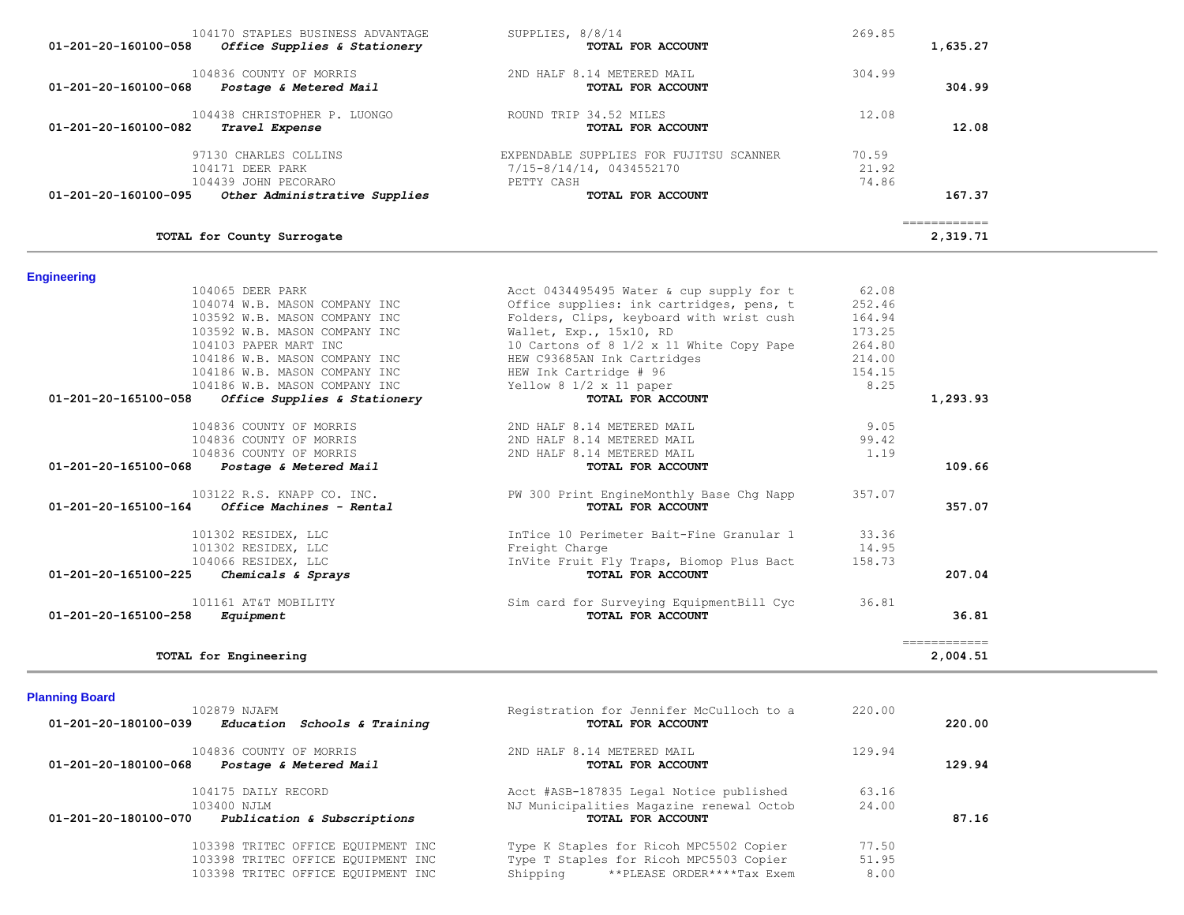| Account | Vendor | Description | Amount | Total |
|---|---|---|---|---|
| | 104170 STAPLES BUSINESS ADVANTAGE | SUPPLIES, 8/8/14 | 269.85 | |
| 01-201-20-160100-058 | *Office Supplies & Stationery* | **TOTAL FOR ACCOUNT** | | **1,635.27** |
| | 104836 COUNTY OF MORRIS | 2ND HALF 8.14 METERED MAIL | 304.99 | |
| 01-201-20-160100-068 | *Postage & Metered Mail* | **TOTAL FOR ACCOUNT** | | **304.99** |
| | 104438 CHRISTOPHER P. LUONGO | ROUND TRIP 34.52 MILES | 12.08 | |
| 01-201-20-160100-082 | *Travel Expense* | **TOTAL FOR ACCOUNT** | | **12.08** |
| | 97130 CHARLES COLLINS | EXPENDABLE SUPPLIES FOR FUJITSU SCANNER | 70.59 | |
| | 104171 DEER PARK | 7/15-8/14/14, 0434552170 | 21.92 | |
| | 104439 JOHN PECORARO | PETTY CASH | 74.86 | |
| 01-201-20-160100-095 | *Other Administrative Supplies* | **TOTAL FOR ACCOUNT** | | **167.37** |
| | | | | ============ |
| | **TOTAL for County Surrogate** | | | **2,319.71** |

## Engineering

| Account | Vendor | Description | Amount | Total |
|---|---|---|---|---|
| | 104065 DEER PARK | Acct 0434495495 Water & cup supply for t | 62.08 | |
| | 104074 W.B. MASON COMPANY INC | Office supplies: ink cartridges, pens, t | 252.46 | |
| | 103592 W.B. MASON COMPANY INC | Folders, Clips, keyboard with wrist cush | 164.94 | |
| | 103592 W.B. MASON COMPANY INC | Wallet, Exp., 15x10, RD | 173.25 | |
| | 104103 PAPER MART INC | 10 Cartons of 8 1/2 x 11 White Copy Pape | 264.80 | |
| | 104186 W.B. MASON COMPANY INC | HEW C93685AN Ink Cartridges | 214.00 | |
| | 104186 W.B. MASON COMPANY INC | HEW Ink Cartridge # 96 | 154.15 | |
| | 104186 W.B. MASON COMPANY INC | Yellow 8 1/2 x 11 paper | 8.25 | |
| 01-201-20-165100-058 | *Office Supplies & Stationery* | **TOTAL FOR ACCOUNT** | | **1,293.93** |
| | 104836 COUNTY OF MORRIS | 2ND HALF 8.14 METERED MAIL | 9.05 | |
| | 104836 COUNTY OF MORRIS | 2ND HALF 8.14 METERED MAIL | 99.42 | |
| | 104836 COUNTY OF MORRIS | 2ND HALF 8.14 METERED MAIL | 1.19 | |
| 01-201-20-165100-068 | *Postage & Metered Mail* | **TOTAL FOR ACCOUNT** | | **109.66** |
| | 103122 R.S. KNAPP CO. INC. | PW 300 Print EngineMonthly Base Chg Napp | 357.07 | |
| 01-201-20-165100-164 | *Office Machines - Rental* | **TOTAL FOR ACCOUNT** | | **357.07** |
| | 101302 RESIDEX, LLC | InTice 10 Perimeter Bait-Fine Granular 1 | 33.36 | |
| | 101302 RESIDEX, LLC | Freight Charge | 14.95 | |
| | 104066 RESIDEX, LLC | InVite Fruit Fly Traps, Biomop Plus Bact | 158.73 | |
| 01-201-20-165100-225 | *Chemicals & Sprays* | **TOTAL FOR ACCOUNT** | | **207.04** |
| | 101161 AT&T MOBILITY | Sim card for Surveying EquipmentBill Cyc | 36.81 | |
| 01-201-20-165100-258 | *Equipment* | **TOTAL FOR ACCOUNT** | | **36.81** |
| | | | | ============ |
| | **TOTAL for Engineering** | | | **2,004.51** |

## Planning Board

| Account | Vendor | Description | Amount | Total |
|---|---|---|---|---|
| | 102879 NJAFM | Registration for Jennifer McCulloch to a | 220.00 | |
| 01-201-20-180100-039 | *Education Schools & Training* | **TOTAL FOR ACCOUNT** | | **220.00** |
| | 104836 COUNTY OF MORRIS | 2ND HALF 8.14 METERED MAIL | 129.94 | |
| 01-201-20-180100-068 | *Postage & Metered Mail* | **TOTAL FOR ACCOUNT** | | **129.94** |
| | 104175 DAILY RECORD | Acct #ASB-187835 Legal Notice published | 63.16 | |
| | 103400 NJLM | NJ Municipalities Magazine renewal Octob | 24.00 | |
| 01-201-20-180100-070 | *Publication & Subscriptions* | **TOTAL FOR ACCOUNT** | | **87.16** |
| | 103398 TRITEC OFFICE EQUIPMENT INC | Type K Staples for Ricoh MPC5502 Copier | 77.50 | |
| | 103398 TRITEC OFFICE EQUIPMENT INC | Type T Staples for Ricoh MPC5503 Copier | 51.95 | |
| | 103398 TRITEC OFFICE EQUIPMENT INC | Shipping **PLEASE ORDER****Tax Exem | 8.00 | |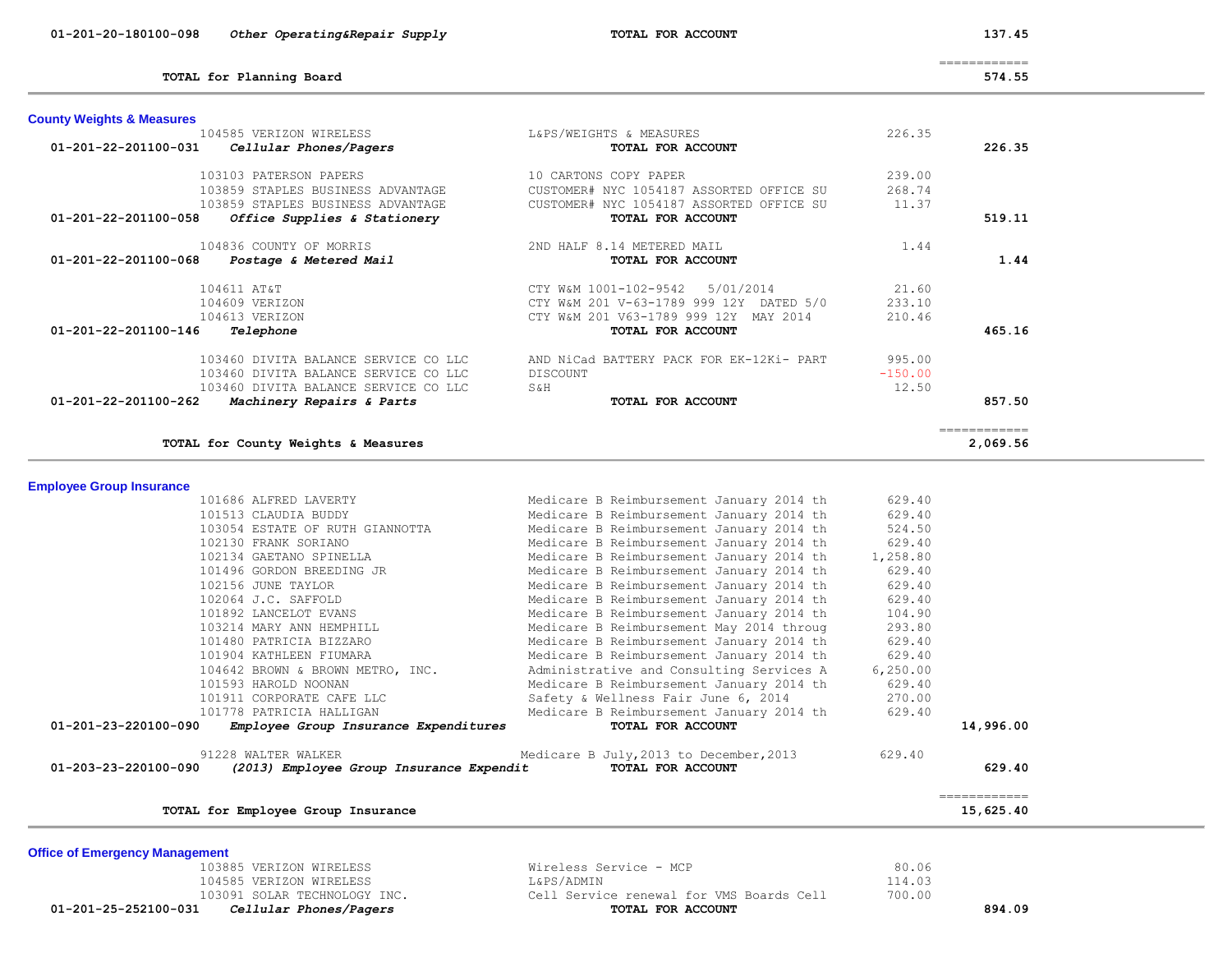| | | | | |
|---|---|---|---|---|
| 01-201-20-180100-098 | *Other Operating&Repair Supply* | **TOTAL FOR ACCOUNT** | | **137.45** |
| | | | | ============ |
| | **TOTAL for Planning Board** | | | **574.55** |

## County Weights & Measures

| | | | | |
|---|---|---|---|---|
| | 104585 VERIZON WIRELESS | L&PS/WEIGHTS & MEASURES | 226.35 | |
| 01-201-22-201100-031 | *Cellular Phones/Pagers* | **TOTAL FOR ACCOUNT** | | **226.35** |
| | 103103 PATERSON PAPERS | 10 CARTONS COPY PAPER | 239.00 | |
| | 103859 STAPLES BUSINESS ADVANTAGE | CUSTOMER# NYC 1054187 ASSORTED OFFICE SU | 268.74 | |
| | 103859 STAPLES BUSINESS ADVANTAGE | CUSTOMER# NYC 1054187 ASSORTED OFFICE SU | 11.37 | |
| 01-201-22-201100-058 | *Office Supplies & Stationery* | **TOTAL FOR ACCOUNT** | | **519.11** |
| | 104836 COUNTY OF MORRIS | 2ND HALF 8.14 METERED MAIL | 1.44 | |
| 01-201-22-201100-068 | *Postage & Metered Mail* | **TOTAL FOR ACCOUNT** | | **1.44** |
| | 104611 AT&T | CTY W&M 1001-102-9542 5/01/2014 | 21.60 | |
| | 104609 VERIZON | CTY W&M 201 V-63-1789 999 12Y DATED 5/0 | 233.10 | |
| | 104613 VERIZON | CTY W&M 201 V63-1789 999 12Y MAY 2014 | 210.46 | |
| 01-201-22-201100-146 | *Telephone* | **TOTAL FOR ACCOUNT** | | **465.16** |
| | 103460 DIVITA BALANCE SERVICE CO LLC | AND NiCad BATTERY PACK FOR EK-12Ki- PART | 995.00 | |
| | 103460 DIVITA BALANCE SERVICE CO LLC | DISCOUNT | -150.00 | |
| | 103460 DIVITA BALANCE SERVICE CO LLC | S&H | 12.50 | |
| 01-201-22-201100-262 | *Machinery Repairs & Parts* | **TOTAL FOR ACCOUNT** | | **857.50** |
| | | | | ============ |
| | **TOTAL for County Weights & Measures** | | | **2,069.56** |

## Employee Group Insurance

| | | | | |
|---|---|---|---|---|
| | 101686 ALFRED LAVERTY | Medicare B Reimbursement January 2014 th | 629.40 | |
| | 101513 CLAUDIA BUDDY | Medicare B Reimbursement January 2014 th | 629.40 | |
| | 103054 ESTATE OF RUTH GIANNOTTA | Medicare B Reimbursement January 2014 th | 524.50 | |
| | 102130 FRANK SORIANO | Medicare B Reimbursement January 2014 th | 629.40 | |
| | 102134 GAETANO SPINELLA | Medicare B Reimbursement January 2014 th | 1,258.80 | |
| | 101496 GORDON BREEDING JR | Medicare B Reimbursement January 2014 th | 629.40 | |
| | 102156 JUNE TAYLOR | Medicare B Reimbursement January 2014 th | 629.40 | |
| | 102064 J.C. SAFFOLD | Medicare B Reimbursement January 2014 th | 629.40 | |
| | 101892 LANCELOT EVANS | Medicare B Reimbursement January 2014 th | 104.90 | |
| | 103214 MARY ANN HEMPHILL | Medicare B Reimbursement May 2014 throug | 293.80 | |
| | 101480 PATRICIA BIZZARO | Medicare B Reimbursement January 2014 th | 629.40 | |
| | 101904 KATHLEEN FIUMARA | Medicare B Reimbursement January 2014 th | 629.40 | |
| | 104642 BROWN & BROWN METRO, INC. | Administrative and Consulting Services A | 6,250.00 | |
| | 101593 HAROLD NOONAN | Medicare B Reimbursement January 2014 th | 629.40 | |
| | 101911 CORPORATE CAFE LLC | Safety & Wellness Fair June 6, 2014 | 270.00 | |
| | 101778 PATRICIA HALLIGAN | Medicare B Reimbursement January 2014 th | 629.40 | |
| 01-201-23-220100-090 | *Employee Group Insurance Expenditures* | **TOTAL FOR ACCOUNT** | | **14,996.00** |
| | 91228 WALTER WALKER | Medicare B July,2013 to December,2013 | 629.40 | |
| 01-203-23-220100-090 | *(2013) Employee Group Insurance Expendit* | **TOTAL FOR ACCOUNT** | | **629.40** |
| | | | | ============ |
| | **TOTAL for Employee Group Insurance** | | | **15,625.40** |

## Office of Emergency Management

| | | | | |
|---|---|---|---|---|
| | 103885 VERIZON WIRELESS | Wireless Service - MCP | 80.06 | |
| | 104585 VERIZON WIRELESS | L&PS/ADMIN | 114.03 | |
| | 103091 SOLAR TECHNOLOGY INC. | Cell Service renewal for VMS Boards Cell | 700.00 | |
| 01-201-25-252100-031 | *Cellular Phones/Pagers* | **TOTAL FOR ACCOUNT** | | **894.09** |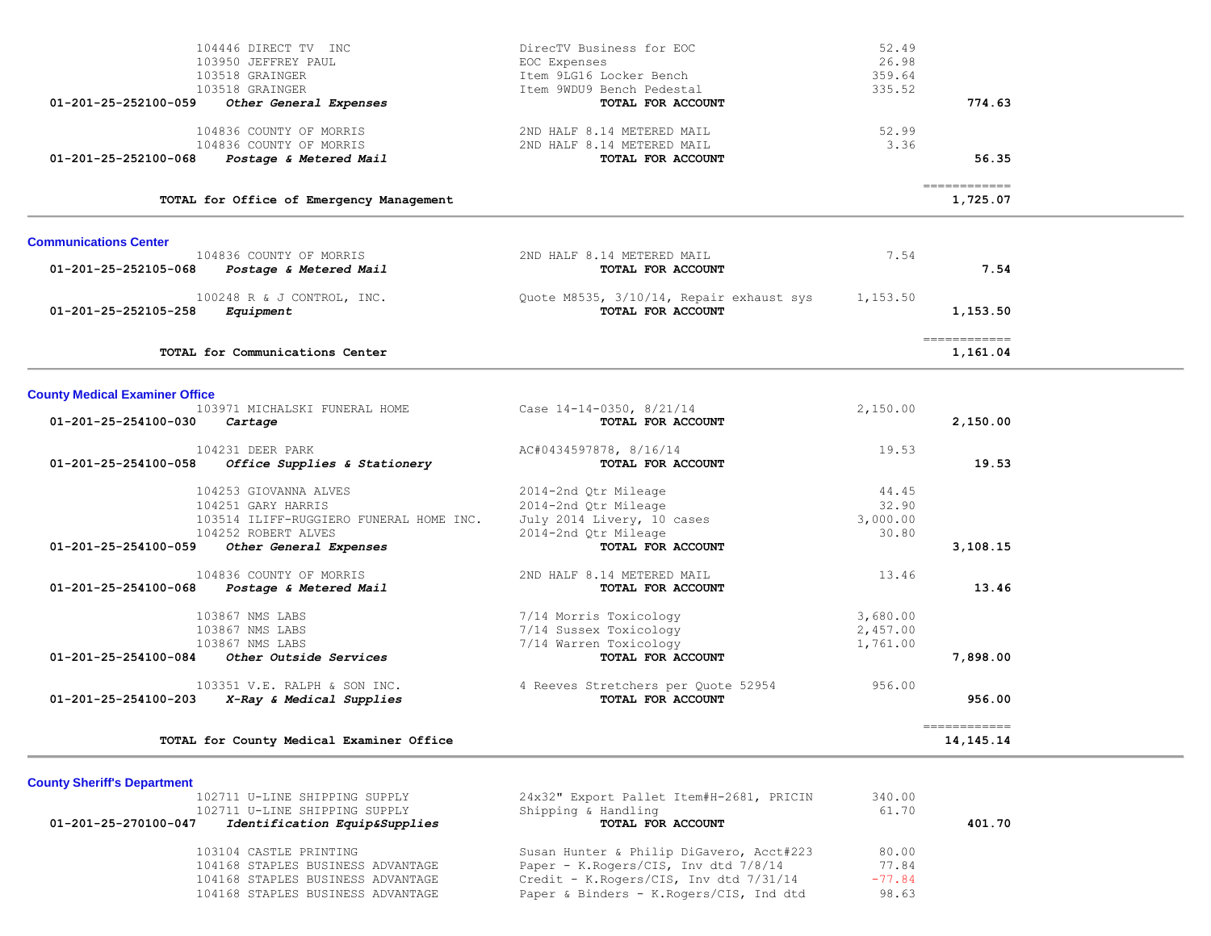| Account | Vendor | Description | Amount | Total |
|---|---|---|---|---|
| | 104446 DIRECT TV INC | DirecTV Business for EOC | 52.49 | |
| | 103950 JEFFREY PAUL | EOC Expenses | 26.98 | |
| | 103518 GRAINGER | Item 9LG16 Locker Bench | 359.64 | |
| | 103518 GRAINGER | Item 9WDU9 Bench Pedestal | 335.52 | |
| 01-201-25-252100-059 | ***Other General Expenses*** | **TOTAL FOR ACCOUNT** | | **774.63** |
| | 104836 COUNTY OF MORRIS | 2ND HALF 8.14 METERED MAIL | 52.99 | |
| | 104836 COUNTY OF MORRIS | 2ND HALF 8.14 METERED MAIL | 3.36 | |
| 01-201-25-252100-068 | ***Postage & Metered Mail*** | **TOTAL FOR ACCOUNT** | | **56.35** |
| | **TOTAL for Office of Emergency Management** | | | **1,725.07** |

## Communications Center

| Account | Vendor | Description | Amount | Total |
|---|---|---|---|---|
| | 104836 COUNTY OF MORRIS | 2ND HALF 8.14 METERED MAIL | 7.54 | |
| 01-201-25-252105-068 | ***Postage & Metered Mail*** | **TOTAL FOR ACCOUNT** | | **7.54** |
| | 100248 R & J CONTROL, INC. | Quote M8535, 3/10/14, Repair exhaust sys | 1,153.50 | |
| 01-201-25-252105-258 | ***Equipment*** | **TOTAL FOR ACCOUNT** | | **1,153.50** |
| | **TOTAL for Communications Center** | | | **1,161.04** |

## County Medical Examiner Office

| Account | Vendor | Description | Amount | Total |
|---|---|---|---|---|
| | 103971 MICHALSKI FUNERAL HOME | Case 14-14-0350, 8/21/14 | 2,150.00 | |
| 01-201-25-254100-030 | ***Cartage*** | **TOTAL FOR ACCOUNT** | | **2,150.00** |
| | 104231 DEER PARK | AC#0434597878, 8/16/14 | 19.53 | |
| 01-201-25-254100-058 | ***Office Supplies & Stationery*** | **TOTAL FOR ACCOUNT** | | **19.53** |
| | 104253 GIOVANNA ALVES | 2014-2nd Qtr Mileage | 44.45 | |
| | 104251 GARY HARRIS | 2014-2nd Qtr Mileage | 32.90 | |
| | 103514 ILIFF-RUGGIERO FUNERAL HOME INC. | July 2014 Livery, 10 cases | 3,000.00 | |
| | 104252 ROBERT ALVES | 2014-2nd Qtr Mileage | 30.80 | |
| 01-201-25-254100-059 | ***Other General Expenses*** | **TOTAL FOR ACCOUNT** | | **3,108.15** |
| | 104836 COUNTY OF MORRIS | 2ND HALF 8.14 METERED MAIL | 13.46 | |
| 01-201-25-254100-068 | ***Postage & Metered Mail*** | **TOTAL FOR ACCOUNT** | | **13.46** |
| | 103867 NMS LABS | 7/14 Morris Toxicology | 3,680.00 | |
| | 103867 NMS LABS | 7/14 Sussex Toxicology | 2,457.00 | |
| | 103867 NMS LABS | 7/14 Warren Toxicology | 1,761.00 | |
| 01-201-25-254100-084 | ***Other Outside Services*** | **TOTAL FOR ACCOUNT** | | **7,898.00** |
| | 103351 V.E. RALPH & SON INC. | 4 Reeves Stretchers per Quote 52954 | 956.00 | |
| 01-201-25-254100-203 | ***X-Ray & Medical Supplies*** | **TOTAL FOR ACCOUNT** | | **956.00** |
| | **TOTAL for County Medical Examiner Office** | | | **14,145.14** |

## County Sheriff's Department

| Account | Vendor | Description | Amount | Total |
|---|---|---|---|---|
| | 102711 U-LINE SHIPPING SUPPLY | 24x32" Export Pallet Item#H-2681, PRICIN | 340.00 | |
| | 102711 U-LINE SHIPPING SUPPLY | Shipping & Handling | 61.70 | |
| 01-201-25-270100-047 | ***Identification Equip&Supplies*** | **TOTAL FOR ACCOUNT** | | **401.70** |
| | 103104 CASTLE PRINTING | Susan Hunter & Philip DiGavero, Acct#223 | 80.00 | |
| | 104168 STAPLES BUSINESS ADVANTAGE | Paper - K.Rogers/CIS, Inv dtd 7/8/14 | 77.84 | |
| | 104168 STAPLES BUSINESS ADVANTAGE | Credit - K.Rogers/CIS, Inv dtd 7/31/14 | -77.84 | |
| | 104168 STAPLES BUSINESS ADVANTAGE | Paper & Binders - K.Rogers/CIS, Ind dtd | 98.63 | |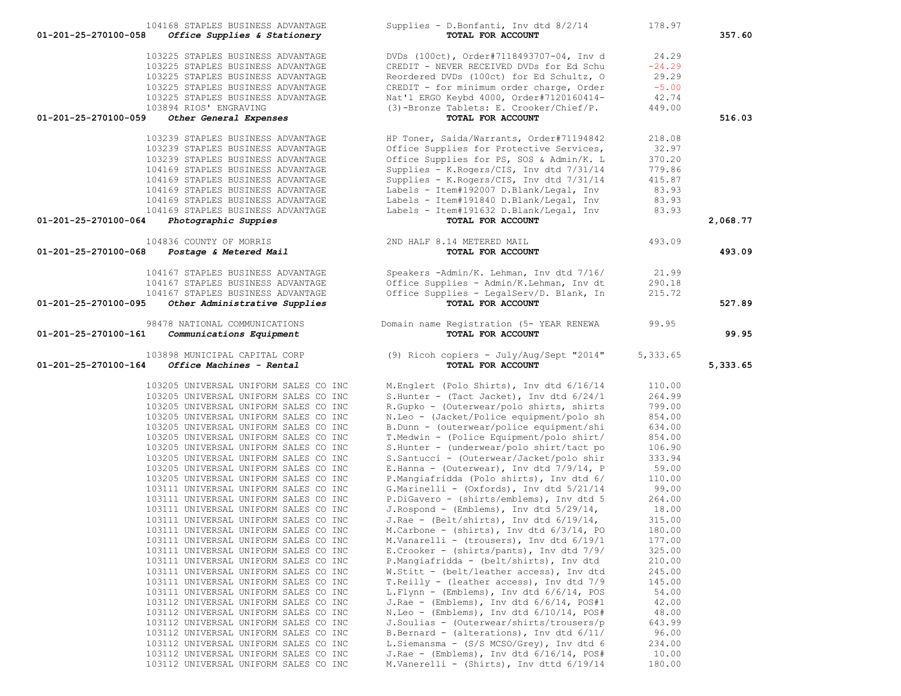| Account | Vendor | Description | Amount | Total |
|---|---|---|---|---|
| | 104168 STAPLES BUSINESS ADVANTAGE | Supplies - D.Bonfanti, Inv dtd 8/2/14 | 178.97 | |
| 01-201-25-270100-058 | *Office Supplies & Stationery* | **TOTAL FOR ACCOUNT** | | 357.60 |
| | 103225 STAPLES BUSINESS ADVANTAGE | DVDs (100ct), Order#7118493707-04, Inv d | 24.29 | |
| | 103225 STAPLES BUSINESS ADVANTAGE | CREDIT - NEVER RECEIVED DVDs for Ed Schu | -24.29 | |
| | 103225 STAPLES BUSINESS ADVANTAGE | Reordered DVDs (100ct) for Ed Schultz, O | 29.29 | |
| | 103225 STAPLES BUSINESS ADVANTAGE | CREDIT - for minimum order charge, Order | -5.00 | |
| | 103225 STAPLES BUSINESS ADVANTAGE | Nat'l ERGO Keybd 4000, Order#7120160414- | 42.74 | |
| | 103894 RIOS' ENGRAVING | (3)-Bronze Tablets: E. Crooker/Chief/P. | 449.00 | |
| 01-201-25-270100-059 | *Other General Expenses* | **TOTAL FOR ACCOUNT** | | 516.03 |
| | 103239 STAPLES BUSINESS ADVANTAGE | HP Toner, Saida/Warrants, Order#71194842 | 218.08 | |
| | 103239 STAPLES BUSINESS ADVANTAGE | Office Supplies for Protective Services, | 32.97 | |
| | 103239 STAPLES BUSINESS ADVANTAGE | Office Supplies for PS, SOS & Admin/K. L | 370.20 | |
| | 104169 STAPLES BUSINESS ADVANTAGE | Supplies - K.Rogers/CIS, Inv dtd 7/31/14 | 779.86 | |
| | 104169 STAPLES BUSINESS ADVANTAGE | Supplies - K.Rogers/CIS, Inv dtd 7/31/14 | 415.87 | |
| | 104169 STAPLES BUSINESS ADVANTAGE | Labels - Item#192007 D.Blank/Legal, Inv | 83.93 | |
| | 104169 STAPLES BUSINESS ADVANTAGE | Labels - Item#191840 D.Blank/Legal, Inv | 83.93 | |
| | 104169 STAPLES BUSINESS ADVANTAGE | Labels - Item#191632 D.Blank/Legal, Inv | 83.93 | |
| 01-201-25-270100-064 | *Photographic Suppies* | **TOTAL FOR ACCOUNT** | | 2,068.77 |
| | 104836 COUNTY OF MORRIS | 2ND HALF 8.14 METERED MAIL | 493.09 | |
| 01-201-25-270100-068 | *Postage & Metered Mail* | **TOTAL FOR ACCOUNT** | | 493.09 |
| | 104167 STAPLES BUSINESS ADVANTAGE | Speakers -Admin/K. Lehman, Inv dtd 7/16/ | 21.99 | |
| | 104167 STAPLES BUSINESS ADVANTAGE | Office Supplies - Admin/K.Lehman, Inv dt | 290.18 | |
| | 104167 STAPLES BUSINESS ADVANTAGE | Office Supplies - LegalServ/D. Blank, In | 215.72 | |
| 01-201-25-270100-095 | *Other Administrative Supplies* | **TOTAL FOR ACCOUNT** | | 527.89 |
| | 98478 NATIONAL COMMUNICATIONS | Domain name Registration (5- YEAR RENEWA | 99.95 | |
| 01-201-25-270100-161 | *Communications Equipment* | **TOTAL FOR ACCOUNT** | | 99.95 |
| | 103898 MUNICIPAL CAPITAL CORP | (9) Ricoh copiers - July/Aug/Sept "2014" | 5,333.65 | |
| 01-201-25-270100-164 | *Office Machines - Rental* | **TOTAL FOR ACCOUNT** | | 5,333.65 |
| | 103205 UNIVERSAL UNIFORM SALES CO INC | M.Englert (Polo Shirts), Inv dtd 6/16/14 | 110.00 | |
| | 103205 UNIVERSAL UNIFORM SALES CO INC | S.Hunter - (Tact Jacket), Inv dtd 6/24/1 | 264.99 | |
| | 103205 UNIVERSAL UNIFORM SALES CO INC | R.Gupko - (Outerwear/polo shirts, shirts | 799.00 | |
| | 103205 UNIVERSAL UNIFORM SALES CO INC | N.Leo - (Jacket/Police equipment/polo sh | 854.00 | |
| | 103205 UNIVERSAL UNIFORM SALES CO INC | B.Dunn - (outerwear/police equipment/shi | 634.00 | |
| | 103205 UNIVERSAL UNIFORM SALES CO INC | T.Medwin - (Police Equipment/polo shirt/ | 854.00 | |
| | 103205 UNIVERSAL UNIFORM SALES CO INC | S.Hunter - (underwear/polo shirt/tact po | 106.90 | |
| | 103205 UNIVERSAL UNIFORM SALES CO INC | S.Santucci - (Outerwear/Jacket/polo shir | 333.94 | |
| | 103205 UNIVERSAL UNIFORM SALES CO INC | E.Hanna - (Outerwear), Inv dtd 7/9/14, P | 59.00 | |
| | 103205 UNIVERSAL UNIFORM SALES CO INC | P.Mangiafridda (Polo shirts), Inv dtd 6/ | 110.00 | |
| | 103111 UNIVERSAL UNIFORM SALES CO INC | G.Marinelli - (Oxfords), Inv dtd 5/21/14 | 99.00 | |
| | 103111 UNIVERSAL UNIFORM SALES CO INC | P.DiGavero - (shirts/emblems), Inv dtd 5 | 264.00 | |
| | 103111 UNIVERSAL UNIFORM SALES CO INC | J.Rospond - (Emblems), Inv dtd 5/29/14, | 18.00 | |
| | 103111 UNIVERSAL UNIFORM SALES CO INC | J.Rae - (Belt/shirts), Inv dtd 6/19/14, | 315.00 | |
| | 103111 UNIVERSAL UNIFORM SALES CO INC | M.Carbone - (shirts), Inv dtd 6/3/14, PO | 180.00 | |
| | 103111 UNIVERSAL UNIFORM SALES CO INC | M.Vanarelli - (trousers), Inv dtd 6/19/1 | 177.00 | |
| | 103111 UNIVERSAL UNIFORM SALES CO INC | E.Crooker - (shirts/pants), Inv dtd 7/9/ | 325.00 | |
| | 103111 UNIVERSAL UNIFORM SALES CO INC | P.Mangiafridda - (belt/shirts), Inv dtd | 210.00 | |
| | 103111 UNIVERSAL UNIFORM SALES CO INC | W.Stitt - (belt/leather access), Inv dtd | 245.00 | |
| | 103111 UNIVERSAL UNIFORM SALES CO INC | T.Reilly - (leather access), Inv dtd 7/9 | 145.00 | |
| | 103111 UNIVERSAL UNIFORM SALES CO INC | L.Flynn - (Emblems), Inv dtd 6/6/14, POS | 54.00 | |
| | 103112 UNIVERSAL UNIFORM SALES CO INC | J.Rae - (Emblems), Inv dtd 6/6/14, POS#1 | 42.00 | |
| | 103112 UNIVERSAL UNIFORM SALES CO INC | N.Leo - (Emblems), Inv dtd 6/10/14, POS# | 48.00 | |
| | 103112 UNIVERSAL UNIFORM SALES CO INC | J.Soulias - (Outerwear/shirts/trousers/p | 643.99 | |
| | 103112 UNIVERSAL UNIFORM SALES CO INC | B.Bernard - (alterations), Inv dtd 6/11/ | 96.00 | |
| | 103112 UNIVERSAL UNIFORM SALES CO INC | L.Siemansma - (S/S MCSO/Grey), Inv dtd 6 | 234.00 | |
| | 103112 UNIVERSAL UNIFORM SALES CO INC | J.Rae - (Emblems), Inv dtd 6/16/14, POS# | 10.00 | |
| | 103112 UNIVERSAL UNIFORM SALES CO INC | M.Vanerelli - (Shirts), Inv dttd 6/19/14 | 180.00 | |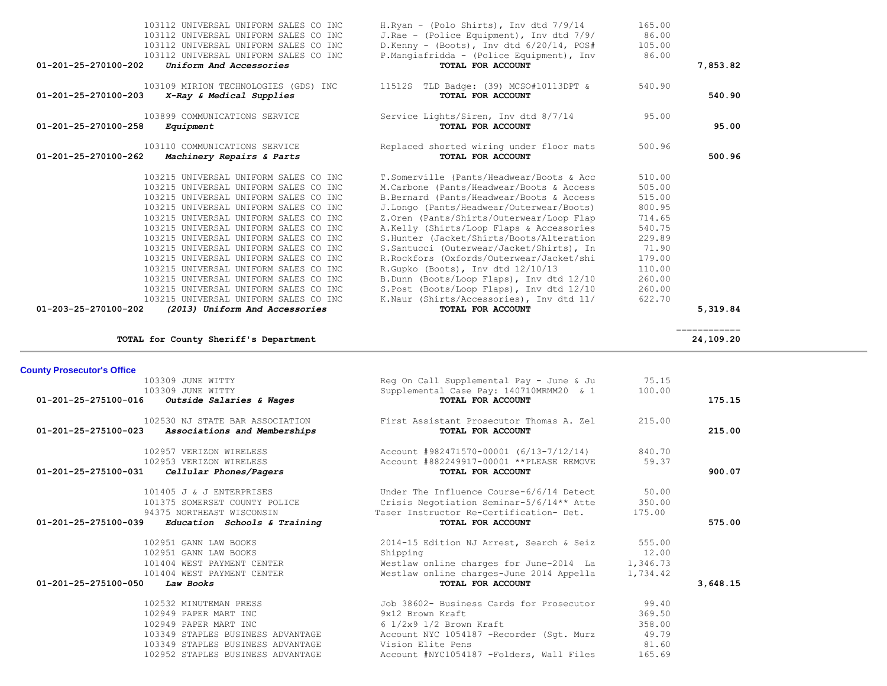| Account | Vendor / Account Name | Description | Amount | Total |
|---|---|---|---|---|
| | 103112 UNIVERSAL UNIFORM SALES CO INC | H.Ryan - (Polo Shirts), Inv dtd 7/9/14 | 165.00 | |
| | 103112 UNIVERSAL UNIFORM SALES CO INC | J.Rae - (Police Equipment), Inv dtd 7/9/ | 86.00 | |
| | 103112 UNIVERSAL UNIFORM SALES CO INC | D.Kenny - (Boots), Inv dtd 6/20/14, POS# | 105.00 | |
| | 103112 UNIVERSAL UNIFORM SALES CO INC | P.Mangiafridda - (Police Equipment), Inv | 86.00 | |
| **01-201-25-270100-202** | ***Uniform And Accessories*** | **TOTAL FOR ACCOUNT** | | **7,853.82** |
| | 103109 MIRION TECHNOLOGIES (GDS) INC | 11512S TLD Badge: (39) MCSO#10113DPT & | 540.90 | |
| **01-201-25-270100-203** | ***X-Ray & Medical Supplies*** | **TOTAL FOR ACCOUNT** | | **540.90** |
| | 103899 COMMUNICATIONS SERVICE | Service Lights/Siren, Inv dtd 8/7/14 | 95.00 | |
| **01-201-25-270100-258** | ***Equipment*** | **TOTAL FOR ACCOUNT** | | **95.00** |
| | 103110 COMMUNICATIONS SERVICE | Replaced shorted wiring under floor mats | 500.96 | |
| **01-201-25-270100-262** | ***Machinery Repairs & Parts*** | **TOTAL FOR ACCOUNT** | | **500.96** |
| | 103215 UNIVERSAL UNIFORM SALES CO INC | T.Somerville (Pants/Headwear/Boots & Acc | 510.00 | |
| | 103215 UNIVERSAL UNIFORM SALES CO INC | M.Carbone (Pants/Headwear/Boots & Access | 505.00 | |
| | 103215 UNIVERSAL UNIFORM SALES CO INC | B.Bernard (Pants/Headwear/Boots & Access | 515.00 | |
| | 103215 UNIVERSAL UNIFORM SALES CO INC | J.Longo (Pants/Headwear/Outerwear/Boots) | 800.95 | |
| | 103215 UNIVERSAL UNIFORM SALES CO INC | Z.Oren (Pants/Shirts/Outerwear/Loop Flap | 714.65 | |
| | 103215 UNIVERSAL UNIFORM SALES CO INC | A.Kelly (Shirts/Loop Flaps & Accessories | 540.75 | |
| | 103215 UNIVERSAL UNIFORM SALES CO INC | S.Hunter (Jacket/Shirts/Boots/Alteration | 229.89 | |
| | 103215 UNIVERSAL UNIFORM SALES CO INC | S.Santucci (Outerwear/Jacket/Shirts), In | 71.90 | |
| | 103215 UNIVERSAL UNIFORM SALES CO INC | R.Rockfors (Oxfords/Outerwear/Jacket/shi | 179.00 | |
| | 103215 UNIVERSAL UNIFORM SALES CO INC | R.Gupko (Boots), Inv dtd 12/10/13 | 110.00 | |
| | 103215 UNIVERSAL UNIFORM SALES CO INC | B.Dunn (Boots/Loop Flaps), Inv dtd 12/10 | 260.00 | |
| | 103215 UNIVERSAL UNIFORM SALES CO INC | S.Post (Boots/Loop Flaps), Inv dtd 12/10 | 260.00 | |
| | 103215 UNIVERSAL UNIFORM SALES CO INC | K.Naur (Shirts/Accessories), Inv dtd 11/ | 622.70 | |
| **01-203-25-270100-202** | ***(2013) Uniform And Accessories*** | **TOTAL FOR ACCOUNT** | | **5,319.84** |
| | | | | ============ |
| | **TOTAL for County Sheriff's Department** | | | **24,109.20** |

## County Prosecutor's Office

| Account | Vendor / Account Name | Description | Amount | Total |
|---|---|---|---|---|
| | 103309 JUNE WITTY | Reg On Call Supplemental Pay - June & Ju | 75.15 | |
| | 103309 JUNE WITTY | Supplemental Case Pay: 140710MRMM20 & 1 | 100.00 | |
| **01-201-25-275100-016** | ***Outside Salaries & Wages*** | **TOTAL FOR ACCOUNT** | | **175.15** |
| | 102530 NJ STATE BAR ASSOCIATION | First Assistant Prosecutor Thomas A. Zel | 215.00 | |
| **01-201-25-275100-023** | ***Associations and Memberships*** | **TOTAL FOR ACCOUNT** | | **215.00** |
| | 102957 VERIZON WIRELESS | Account #982471570-00001 (6/13-7/12/14) | 840.70 | |
| | 102953 VERIZON WIRELESS | Account #882249917-00001 **PLEASE REMOVE | 59.37 | |
| **01-201-25-275100-031** | ***Cellular Phones/Pagers*** | **TOTAL FOR ACCOUNT** | | **900.07** |
| | 101405 J & J ENTERPRISES | Under The Influence Course-6/6/14 Detect | 50.00 | |
| | 101375 SOMERSET COUNTY POLICE | Crisis Negotiation Seminar-5/6/14** Atte | 350.00 | |
| | 94375 NORTHEAST WISCONSIN | Taser Instructor Re-Certification- Det. | 175.00 | |
| **01-201-25-275100-039** | ***Education Schools & Training*** | **TOTAL FOR ACCOUNT** | | **575.00** |
| | 102951 GANN LAW BOOKS | 2014-15 Edition NJ Arrest, Search & Seiz | 555.00 | |
| | 102951 GANN LAW BOOKS | Shipping | 12.00 | |
| | 101404 WEST PAYMENT CENTER | Westlaw online charges for June-2014 La | 1,346.73 | |
| | 101404 WEST PAYMENT CENTER | Westlaw online charges-June 2014 Appella | 1,734.42 | |
| **01-201-25-275100-050** | ***Law Books*** | **TOTAL FOR ACCOUNT** | | **3,648.15** |
| | 102532 MINUTEMAN PRESS | Job 38602- Business Cards for Prosecutor | 99.40 | |
| | 102949 PAPER MART INC | 9x12 Brown Kraft | 369.50 | |
| | 102949 PAPER MART INC | 6 1/2x9 1/2 Brown Kraft | 358.00 | |
| | 103349 STAPLES BUSINESS ADVANTAGE | Account NYC 1054187 -Recorder (Sgt. Murz | 49.79 | |
| | 103349 STAPLES BUSINESS ADVANTAGE | Vision Elite Pens | 81.60 | |
| | 102952 STAPLES BUSINESS ADVANTAGE | Account #NYC1054187 -Folders, Wall Files | 165.69 | |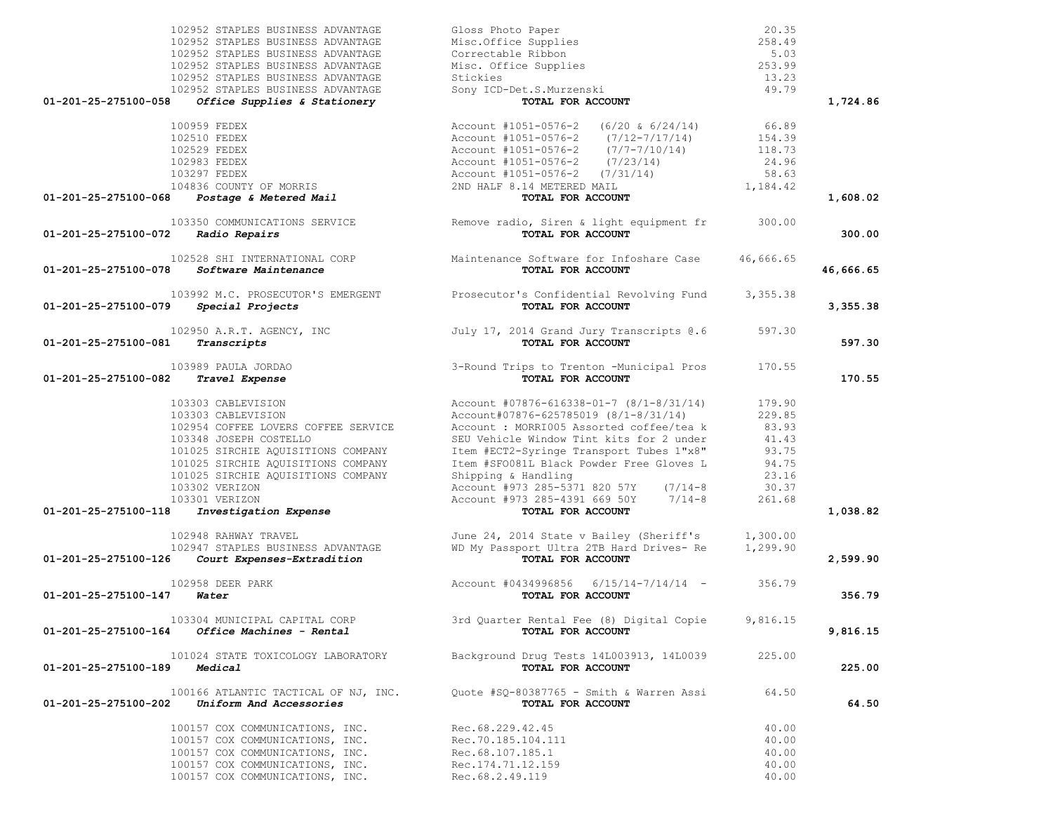| Account | Vendor | Description | Amount | Total |
|---|---|---|---|---|
| | 102952 STAPLES BUSINESS ADVANTAGE | Gloss Photo Paper | 20.35 | |
| | 102952 STAPLES BUSINESS ADVANTAGE | Misc.Office Supplies | 258.49 | |
| | 102952 STAPLES BUSINESS ADVANTAGE | Correctable Ribbon | 5.03 | |
| | 102952 STAPLES BUSINESS ADVANTAGE | Misc. Office Supplies | 253.99 | |
| | 102952 STAPLES BUSINESS ADVANTAGE | Stickies | 13.23 | |
| | 102952 STAPLES BUSINESS ADVANTAGE | Sony ICD-Det.S.Murzenski | 49.79 | |
| **01-201-25-275100-058** | ***Office Supplies & Stationery*** | **TOTAL FOR ACCOUNT** | | **1,724.86** |
| | 100959 FEDEX | Account #1051-0576-2 (6/20 & 6/24/14) | 66.89 | |
| | 102510 FEDEX | Account #1051-0576-2 (7/12-7/17/14) | 154.39 | |
| | 102529 FEDEX | Account #1051-0576-2 (7/7-7/10/14) | 118.73 | |
| | 102983 FEDEX | Account #1051-0576-2 (7/23/14) | 24.96 | |
| | 103297 FEDEX | Account #1051-0576-2 (7/31/14) | 58.63 | |
| | 104836 COUNTY OF MORRIS | 2ND HALF 8.14 METERED MAIL | 1,184.42 | |
| **01-201-25-275100-068** | ***Postage & Metered Mail*** | **TOTAL FOR ACCOUNT** | | **1,608.02** |
| | 103350 COMMUNICATIONS SERVICE | Remove radio, Siren & light equipment fr | 300.00 | |
| **01-201-25-275100-072** | ***Radio Repairs*** | **TOTAL FOR ACCOUNT** | | **300.00** |
| | 102528 SHI INTERNATIONAL CORP | Maintenance Software for Infoshare Case | 46,666.65 | |
| **01-201-25-275100-078** | ***Software Maintenance*** | **TOTAL FOR ACCOUNT** | | **46,666.65** |
| | 103992 M.C. PROSECUTOR'S EMERGENT | Prosecutor's Confidential Revolving Fund | 3,355.38 | |
| **01-201-25-275100-079** | ***Special Projects*** | **TOTAL FOR ACCOUNT** | | **3,355.38** |
| | 102950 A.R.T. AGENCY, INC | July 17, 2014 Grand Jury Transcripts @.6 | 597.30 | |
| **01-201-25-275100-081** | ***Transcripts*** | **TOTAL FOR ACCOUNT** | | **597.30** |
| | 103989 PAULA JORDAO | 3-Round Trips to Trenton -Municipal Pros | 170.55 | |
| **01-201-25-275100-082** | ***Travel Expense*** | **TOTAL FOR ACCOUNT** | | **170.55** |
| | 103303 CABLEVISION | Account #07876-616338-01-7 (8/1-8/31/14) | 179.90 | |
| | 103303 CABLEVISION | Account#07876-625785019 (8/1-8/31/14) | 229.85 | |
| | 102954 COFFEE LOVERS COFFEE SERVICE | Account : MORRI005 Assorted coffee/tea k | 83.93 | |
| | 103348 JOSEPH COSTELLO | SEU Vehicle Window Tint kits for 2 under | 41.43 | |
| | 101025 SIRCHIE AQUISITIONS COMPANY | Item #ECT2-Syringe Transport Tubes 1"x8" | 93.75 | |
| | 101025 SIRCHIE AQUISITIONS COMPANY | Item #SFO081L Black Powder Free Gloves L | 94.75 | |
| | 101025 SIRCHIE AQUISITIONS COMPANY | Shipping & Handling | 23.16 | |
| | 103302 VERIZON | Account #973 285-5371 820 57Y (7/14-8 | 30.37 | |
| | 103301 VERIZON | Account #973 285-4391 669 50Y 7/14-8 | 261.68 | |
| **01-201-25-275100-118** | ***Investigation Expense*** | **TOTAL FOR ACCOUNT** | | **1,038.82** |
| | 102948 RAHWAY TRAVEL | June 24, 2014 State v Bailey (Sheriff's | 1,300.00 | |
| | 102947 STAPLES BUSINESS ADVANTAGE | WD My Passport Ultra 2TB Hard Drives- Re | 1,299.90 | |
| **01-201-25-275100-126** | ***Court Expenses-Extradition*** | **TOTAL FOR ACCOUNT** | | **2,599.90** |
| | 102958 DEER PARK | Account #0434996856 6/15/14-7/14/14 - | 356.79 | |
| **01-201-25-275100-147** | ***Water*** | **TOTAL FOR ACCOUNT** | | **356.79** |
| | 103304 MUNICIPAL CAPITAL CORP | 3rd Quarter Rental Fee (8) Digital Copie | 9,816.15 | |
| **01-201-25-275100-164** | ***Office Machines - Rental*** | **TOTAL FOR ACCOUNT** | | **9,816.15** |
| | 101024 STATE TOXICOLOGY LABORATORY | Background Drug Tests 14L003913, 14L0039 | 225.00 | |
| **01-201-25-275100-189** | ***Medical*** | **TOTAL FOR ACCOUNT** | | **225.00** |
| | 100166 ATLANTIC TACTICAL OF NJ, INC. | Quote #SQ-80387765 - Smith & Warren Assi | 64.50 | |
| **01-201-25-275100-202** | ***Uniform And Accessories*** | **TOTAL FOR ACCOUNT** | | **64.50** |
| | 100157 COX COMMUNICATIONS, INC. | Rec.68.229.42.45 | 40.00 | |
| | 100157 COX COMMUNICATIONS, INC. | Rec.70.185.104.111 | 40.00 | |
| | 100157 COX COMMUNICATIONS, INC. | Rec.68.107.185.1 | 40.00 | |
| | 100157 COX COMMUNICATIONS, INC. | Rec.174.71.12.159 | 40.00 | |
| | 100157 COX COMMUNICATIONS, INC. | Rec.68.2.49.119 | 40.00 | |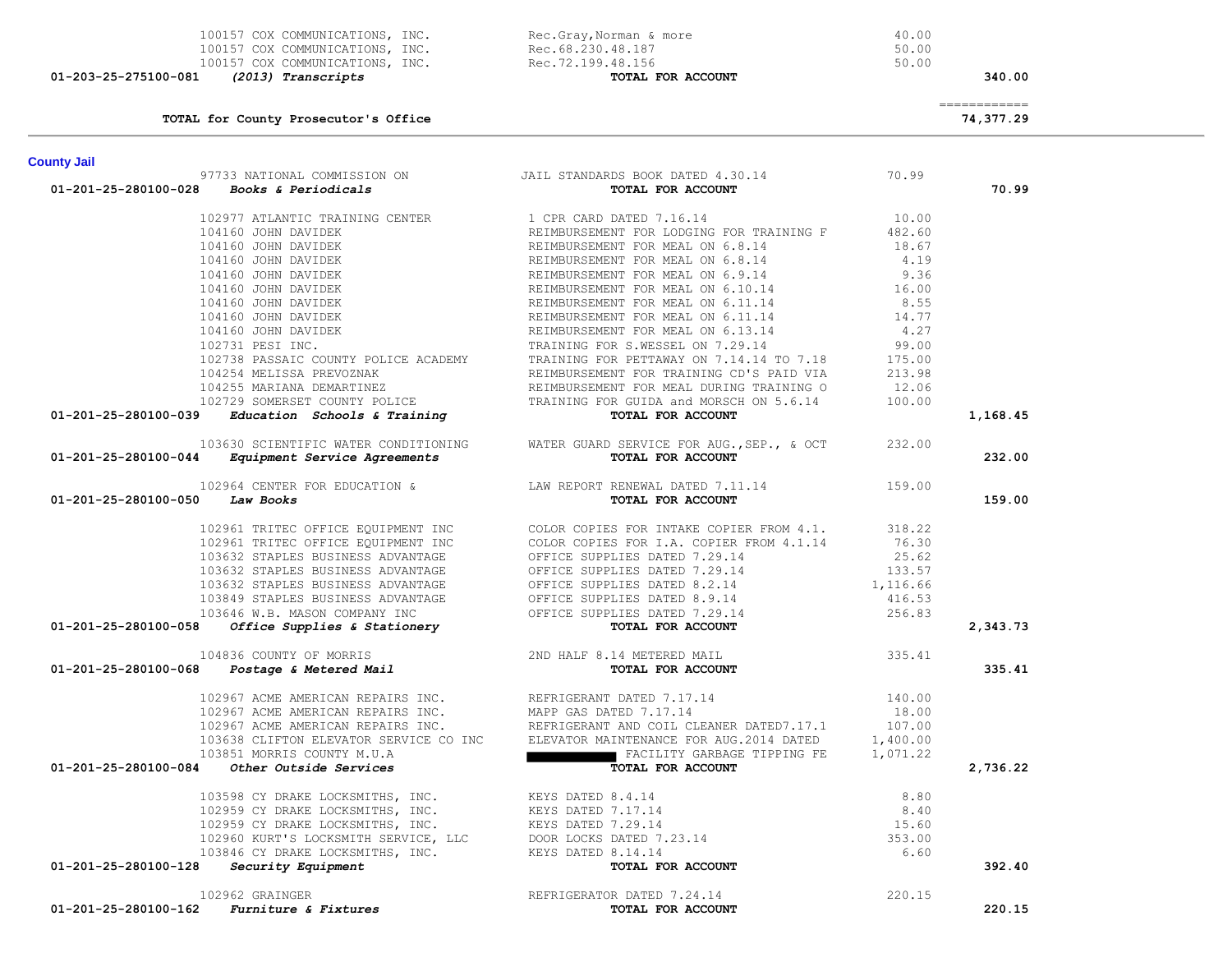| | | | |
|---|---|---|---|
| 100157 COX COMMUNICATIONS, INC. | Rec.Gray,Norman & more | 40.00 | |
| 100157 COX COMMUNICATIONS, INC. | Rec.68.230.48.187 | 50.00 | |
| 100157 COX COMMUNICATIONS, INC. | Rec.72.199.48.156 | 50.00 | |
| **01-203-25-275100-081** ***(2013) Transcripts*** | **TOTAL FOR ACCOUNT** | | **340.00** |
| | | | ============ |
| **TOTAL for County Prosecutor's Office** | | | **74,377.29** |

## County Jail

| | | | |
|---|---|---|---|
| 97733 NATIONAL COMMISSION ON | JAIL STANDARDS BOOK DATED 4.30.14 | 70.99 | |
| **01-201-25-280100-028** ***Books & Periodicals*** | **TOTAL FOR ACCOUNT** | | **70.99** |
| 102977 ATLANTIC TRAINING CENTER | 1 CPR CARD DATED 7.16.14 | 10.00 | |
| 104160 JOHN DAVIDEK | REIMBURSEMENT FOR LODGING FOR TRAINING F | 482.60 | |
| 104160 JOHN DAVIDEK | REIMBURSEMENT FOR MEAL ON 6.8.14 | 18.67 | |
| 104160 JOHN DAVIDEK | REIMBURSEMENT FOR MEAL ON 6.8.14 | 4.19 | |
| 104160 JOHN DAVIDEK | REIMBURSEMENT FOR MEAL ON 6.9.14 | 9.36 | |
| 104160 JOHN DAVIDEK | REIMBURSEMENT FOR MEAL ON 6.10.14 | 16.00 | |
| 104160 JOHN DAVIDEK | REIMBURSEMENT FOR MEAL ON 6.11.14 | 8.55 | |
| 104160 JOHN DAVIDEK | REIMBURSEMENT FOR MEAL ON 6.11.14 | 14.77 | |
| 104160 JOHN DAVIDEK | REIMBURSEMENT FOR MEAL ON 6.13.14 | 4.27 | |
| 102731 PESI INC. | TRAINING FOR S.WESSEL ON 7.29.14 | 99.00 | |
| 102738 PASSAIC COUNTY POLICE ACADEMY | TRAINING FOR PETTAWAY ON 7.14.14 TO 7.18 | 175.00 | |
| 104254 MELISSA PREVOZNAK | REIMBURSEMENT FOR TRAINING CD'S PAID VIA | 213.98 | |
| 104255 MARIANA DEMARTINEZ | REIMBURSEMENT FOR MEAL DURING TRAINING O | 12.06 | |
| 102729 SOMERSET COUNTY POLICE | TRAINING FOR GUIDA and MORSCH ON 5.6.14 | 100.00 | |
| **01-201-25-280100-039** ***Education Schools & Training*** | **TOTAL FOR ACCOUNT** | | **1,168.45** |
| 103630 SCIENTIFIC WATER CONDITIONING | WATER GUARD SERVICE FOR AUG.,SEP., & OCT | 232.00 | |
| **01-201-25-280100-044** ***Equipment Service Agreements*** | **TOTAL FOR ACCOUNT** | | **232.00** |
| 102964 CENTER FOR EDUCATION & | LAW REPORT RENEWAL DATED 7.11.14 | 159.00 | |
| **01-201-25-280100-050** ***Law Books*** | **TOTAL FOR ACCOUNT** | | **159.00** |
| 102961 TRITEC OFFICE EQUIPMENT INC | COLOR COPIES FOR INTAKE COPIER FROM 4.1. | 318.22 | |
| 102961 TRITEC OFFICE EQUIPMENT INC | COLOR COPIES FOR I.A. COPIER FROM 4.1.14 | 76.30 | |
| 103632 STAPLES BUSINESS ADVANTAGE | OFFICE SUPPLIES DATED 7.29.14 | 25.62 | |
| 103632 STAPLES BUSINESS ADVANTAGE | OFFICE SUPPLIES DATED 7.29.14 | 133.57 | |
| 103632 STAPLES BUSINESS ADVANTAGE | OFFICE SUPPLIES DATED 8.2.14 | 1,116.66 | |
| 103849 STAPLES BUSINESS ADVANTAGE | OFFICE SUPPLIES DATED 8.9.14 | 416.53 | |
| 103646 W.B. MASON COMPANY INC | OFFICE SUPPLIES DATED 7.29.14 | 256.83 | |
| **01-201-25-280100-058** ***Office Supplies & Stationery*** | **TOTAL FOR ACCOUNT** | | **2,343.73** |
| 104836 COUNTY OF MORRIS | 2ND HALF 8.14 METERED MAIL | 335.41 | |
| **01-201-25-280100-068** ***Postage & Metered Mail*** | **TOTAL FOR ACCOUNT** | | **335.41** |
| 102967 ACME AMERICAN REPAIRS INC. | REFRIGERANT DATED 7.17.14 | 140.00 | |
| 102967 ACME AMERICAN REPAIRS INC. | MAPP GAS DATED 7.17.14 | 18.00 | |
| 102967 ACME AMERICAN REPAIRS INC. | REFRIGERANT AND COIL CLEANER DATED7.17.1 | 107.00 | |
| 103638 CLIFTON ELEVATOR SERVICE CO INC | ELEVATOR MAINTENANCE FOR AUG.2014 DATED | 1,400.00 | |
| 103851 MORRIS COUNTY M.U.A | FACILITY GARBAGE TIPPING FE | 1,071.22 | |
| **01-201-25-280100-084** ***Other Outside Services*** | **TOTAL FOR ACCOUNT** | | **2,736.22** |
| 103598 CY DRAKE LOCKSMITHS, INC. | KEYS DATED 8.4.14 | 8.80 | |
| 102959 CY DRAKE LOCKSMITHS, INC. | KEYS DATED 7.17.14 | 8.40 | |
| 102959 CY DRAKE LOCKSMITHS, INC. | KEYS DATED 7.29.14 | 15.60 | |
| 102960 KURT'S LOCKSMITH SERVICE, LLC | DOOR LOCKS DATED 7.23.14 | 353.00 | |
| 103846 CY DRAKE LOCKSMITHS, INC. | KEYS DATED 8.14.14 | 6.60 | |
| **01-201-25-280100-128** ***Security Equipment*** | **TOTAL FOR ACCOUNT** | | **392.40** |
| 102962 GRAINGER | REFRIGERATOR DATED 7.24.14 | 220.15 | |
| **01-201-25-280100-162** ***Furniture & Fixtures*** | **TOTAL FOR ACCOUNT** | | **220.15** |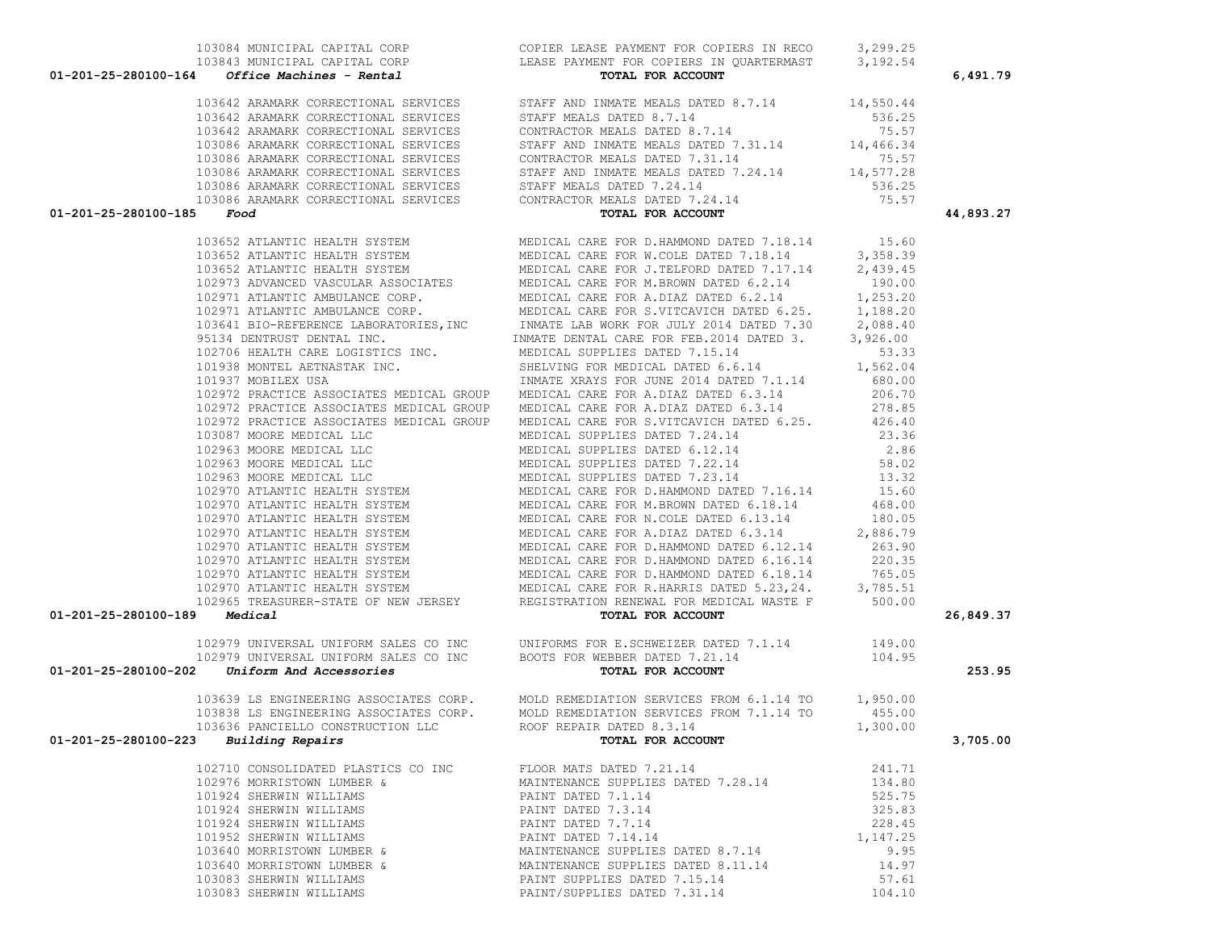| Account | Vendor | Description | Amount | Total |
|---|---|---|---|---|
| | 103084 MUNICIPAL CAPITAL CORP | COPIER LEASE PAYMENT FOR COPIERS IN RECO | 3,299.25 | |
| | 103843 MUNICIPAL CAPITAL CORP | LEASE PAYMENT FOR COPIERS IN QUARTERMAST | 3,192.54 | |
| **01-201-25-280100-164** | ***Office Machines - Rental*** | **TOTAL FOR ACCOUNT** | | **6,491.79** |
| | 103642 ARAMARK CORRECTIONAL SERVICES | STAFF AND INMATE MEALS DATED 8.7.14 | 14,550.44 | |
| | 103642 ARAMARK CORRECTIONAL SERVICES | STAFF MEALS DATED 8.7.14 | 536.25 | |
| | 103642 ARAMARK CORRECTIONAL SERVICES | CONTRACTOR MEALS DATED 8.7.14 | 75.57 | |
| | 103086 ARAMARK CORRECTIONAL SERVICES | STAFF AND INMATE MEALS DATED 7.31.14 | 14,466.34 | |
| | 103086 ARAMARK CORRECTIONAL SERVICES | CONTRACTOR MEALS DATED 7.31.14 | 75.57 | |
| | 103086 ARAMARK CORRECTIONAL SERVICES | STAFF AND INMATE MEALS DATED 7.24.14 | 14,577.28 | |
| | 103086 ARAMARK CORRECTIONAL SERVICES | STAFF MEALS DATED 7.24.14 | 536.25 | |
| | 103086 ARAMARK CORRECTIONAL SERVICES | CONTRACTOR MEALS DATED 7.24.14 | 75.57 | |
| **01-201-25-280100-185** | ***Food*** | **TOTAL FOR ACCOUNT** | | **44,893.27** |
| | 103652 ATLANTIC HEALTH SYSTEM | MEDICAL CARE FOR D.HAMMOND DATED 7.18.14 | 15.60 | |
| | 103652 ATLANTIC HEALTH SYSTEM | MEDICAL CARE FOR W.COLE DATED 7.18.14 | 3,358.39 | |
| | 103652 ATLANTIC HEALTH SYSTEM | MEDICAL CARE FOR J.TELFORD DATED 7.17.14 | 2,439.45 | |
| | 102973 ADVANCED VASCULAR ASSOCIATES | MEDICAL CARE FOR M.BROWN DATED 6.2.14 | 190.00 | |
| | 102971 ATLANTIC AMBULANCE CORP. | MEDICAL CARE FOR A.DIAZ DATED 6.2.14 | 1,253.20 | |
| | 102971 ATLANTIC AMBULANCE CORP. | MEDICAL CARE FOR S.VITCAVICH DATED 6.25. | 1,188.20 | |
| | 103641 BIO-REFERENCE LABORATORIES,INC | INMATE LAB WORK FOR JULY 2014 DATED 7.30 | 2,088.40 | |
| | 95134 DENTRUST DENTAL INC. | INMATE DENTAL CARE FOR FEB.2014 DATED 3. | 3,926.00 | |
| | 102706 HEALTH CARE LOGISTICS INC. | MEDICAL SUPPLIES DATED 7.15.14 | 53.33 | |
| | 101938 MONTEL AETNASTAK INC. | SHELVING FOR MEDICAL DATED 6.6.14 | 1,562.04 | |
| | 101937 MOBILEX USA | INMATE XRAYS FOR JUNE 2014 DATED 7.1.14 | 680.00 | |
| | 102972 PRACTICE ASSOCIATES MEDICAL GROUP | MEDICAL CARE FOR A.DIAZ DATED 6.3.14 | 206.70 | |
| | 102972 PRACTICE ASSOCIATES MEDICAL GROUP | MEDICAL CARE FOR A.DIAZ DATED 6.3.14 | 278.85 | |
| | 102972 PRACTICE ASSOCIATES MEDICAL GROUP | MEDICAL CARE FOR S.VITCAVICH DATED 6.25. | 426.40 | |
| | 103087 MOORE MEDICAL LLC | MEDICAL SUPPLIES DATED 7.24.14 | 23.36 | |
| | 102963 MOORE MEDICAL LLC | MEDICAL SUPPLIES DATED 6.12.14 | 2.86 | |
| | 102963 MOORE MEDICAL LLC | MEDICAL SUPPLIES DATED 7.22.14 | 58.02 | |
| | 102963 MOORE MEDICAL LLC | MEDICAL SUPPLIES DATED 7.23.14 | 13.32 | |
| | 102970 ATLANTIC HEALTH SYSTEM | MEDICAL CARE FOR D.HAMMOND DATED 7.16.14 | 15.60 | |
| | 102970 ATLANTIC HEALTH SYSTEM | MEDICAL CARE FOR M.BROWN DATED 6.18.14 | 468.00 | |
| | 102970 ATLANTIC HEALTH SYSTEM | MEDICAL CARE FOR N.COLE DATED 6.13.14 | 180.05 | |
| | 102970 ATLANTIC HEALTH SYSTEM | MEDICAL CARE FOR A.DIAZ DATED 6.3.14 | 2,886.79 | |
| | 102970 ATLANTIC HEALTH SYSTEM | MEDICAL CARE FOR D.HAMMOND DATED 6.12.14 | 263.90 | |
| | 102970 ATLANTIC HEALTH SYSTEM | MEDICAL CARE FOR D.HAMMOND DATED 6.16.14 | 220.35 | |
| | 102970 ATLANTIC HEALTH SYSTEM | MEDICAL CARE FOR D.HAMMOND DATED 6.18.14 | 765.05 | |
| | 102970 ATLANTIC HEALTH SYSTEM | MEDICAL CARE FOR R.HARRIS DATED 5.23,24. | 3,785.51 | |
| | 102965 TREASURER-STATE OF NEW JERSEY | REGISTRATION RENEWAL FOR MEDICAL WASTE F | 500.00 | |
| **01-201-25-280100-189** | ***Medical*** | **TOTAL FOR ACCOUNT** | | **26,849.37** |
| | 102979 UNIVERSAL UNIFORM SALES CO INC | UNIFORMS FOR E.SCHWEIZER DATED 7.1.14 | 149.00 | |
| | 102979 UNIVERSAL UNIFORM SALES CO INC | BOOTS FOR WEBBER DATED 7.21.14 | 104.95 | |
| **01-201-25-280100-202** | ***Uniform And Accessories*** | **TOTAL FOR ACCOUNT** | | **253.95** |
| | 103639 LS ENGINEERING ASSOCIATES CORP. | MOLD REMEDIATION SERVICES FROM 6.1.14 TO | 1,950.00 | |
| | 103838 LS ENGINEERING ASSOCIATES CORP. | MOLD REMEDIATION SERVICES FROM 7.1.14 TO | 455.00 | |
| | 103636 PANCIELLO CONSTRUCTION LLC | ROOF REPAIR DATED 8.3.14 | 1,300.00 | |
| **01-201-25-280100-223** | ***Building Repairs*** | **TOTAL FOR ACCOUNT** | | **3,705.00** |
| | 102710 CONSOLIDATED PLASTICS CO INC | FLOOR MATS DATED 7.21.14 | 241.71 | |
| | 102976 MORRISTOWN LUMBER & | MAINTENANCE SUPPLIES DATED 7.28.14 | 134.80 | |
| | 101924 SHERWIN WILLIAMS | PAINT DATED 7.1.14 | 525.75 | |
| | 101924 SHERWIN WILLIAMS | PAINT DATED 7.3.14 | 325.83 | |
| | 101924 SHERWIN WILLIAMS | PAINT DATED 7.7.14 | 228.45 | |
| | 101952 SHERWIN WILLIAMS | PAINT DATED 7.14.14 | 1,147.25 | |
| | 103640 MORRISTOWN LUMBER & | MAINTENANCE SUPPLIES DATED 8.7.14 | 9.95 | |
| | 103640 MORRISTOWN LUMBER & | MAINTENANCE SUPPLIES DATED 8.11.14 | 14.97 | |
| | 103083 SHERWIN WILLIAMS | PAINT SUPPLIES DATED 7.15.14 | 57.61 | |
| | 103083 SHERWIN WILLIAMS | PAINT/SUPPLIES DATED 7.31.14 | 104.10 | |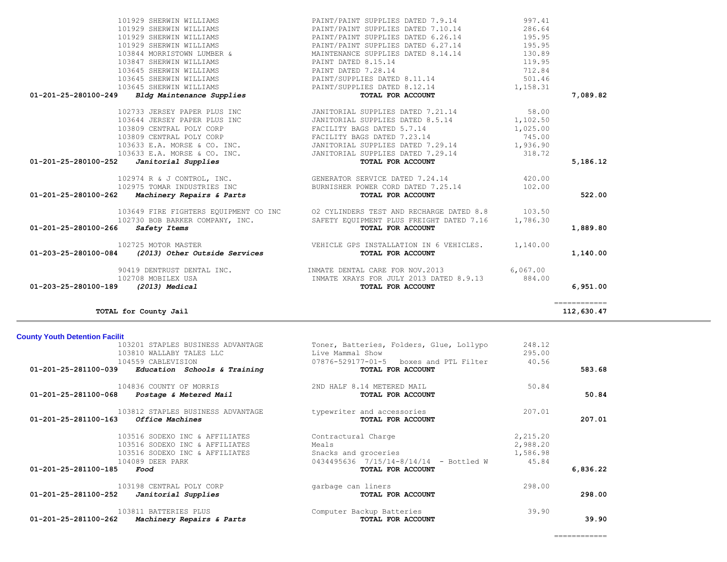| Account | Vendor | Description | Amount | Total |
|---|---|---|---|---|
| | 101929 SHERWIN WILLIAMS | PAINT/PAINT SUPPLIES DATED 7.9.14 | 997.41 | |
| | 101929 SHERWIN WILLIAMS | PAINT/PAINT SUPPLIES DATED 7.10.14 | 286.64 | |
| | 101929 SHERWIN WILLIAMS | PAINT/PAINT SUPPLIES DATED 6.26.14 | 195.95 | |
| | 101929 SHERWIN WILLIAMS | PAINT/PAINT SUPPLIES DATED 6.27.14 | 195.95 | |
| | 103844 MORRISTOWN LUMBER & | MAINTENANCE SUPPLIES DATED 8.14.14 | 130.89 | |
| | 103847 SHERWIN WILLIAMS | PAINT DATED 8.15.14 | 119.95 | |
| | 103645 SHERWIN WILLIAMS | PAINT DATED 7.28.14 | 712.84 | |
| | 103645 SHERWIN WILLIAMS | PAINT/SUPPLIES DATED 8.11.14 | 501.46 | |
| | 103645 SHERWIN WILLIAMS | PAINT/SUPPLIES DATED 8.12.14 | 1,158.31 | |
| **01-201-25-280100-249** | ***Bldg Maintenance Supplies*** | **TOTAL FOR ACCOUNT** | | **7,089.82** |
| | 102733 JERSEY PAPER PLUS INC | JANITORIAL SUPPLIES DATED 7.21.14 | 58.00 | |
| | 103644 JERSEY PAPER PLUS INC | JANITORIAL SUPPLIES DATED 8.5.14 | 1,102.50 | |
| | 103809 CENTRAL POLY CORP | FACILITY BAGS DATED 5.7.14 | 1,025.00 | |
| | 103809 CENTRAL POLY CORP | FACILITY BAGS DATED 7.23.14 | 745.00 | |
| | 103633 E.A. MORSE & CO. INC. | JANITORIAL SUPPLIES DATED 7.29.14 | 1,936.90 | |
| | 103633 E.A. MORSE & CO. INC. | JANITORIAL SUPPLIES DATED 7.29.14 | 318.72 | |
| **01-201-25-280100-252** | ***Janitorial Supplies*** | **TOTAL FOR ACCOUNT** | | **5,186.12** |
| | 102974 R & J CONTROL, INC. | GENERATOR SERVICE DATED 7.24.14 | 420.00 | |
| | 102975 TOMAR INDUSTRIES INC | BURNISHER POWER CORD DATED 7.25.14 | 102.00 | |
| **01-201-25-280100-262** | ***Machinery Repairs & Parts*** | **TOTAL FOR ACCOUNT** | | **522.00** |
| | 103649 FIRE FIGHTERS EQUIPMENT CO INC | O2 CYLINDERS TEST AND RECHARGE DATED 8.8 | 103.50 | |
| | 102730 BOB BARKER COMPANY, INC. | SAFETY EQUIPMENT PLUS FREIGHT DATED 7.16 | 1,786.30 | |
| **01-201-25-280100-266** | ***Safety Items*** | **TOTAL FOR ACCOUNT** | | **1,889.80** |
| | 102725 MOTOR MASTER | VEHICLE GPS INSTALLATION IN 6 VEHICLES. | 1,140.00 | |
| **01-203-25-280100-084** | ***(2013) Other Outside Services*** | **TOTAL FOR ACCOUNT** | | **1,140.00** |
| | 90419 DENTRUST DENTAL INC. | INMATE DENTAL CARE FOR NOV.2013 | 6,067.00 | |
| | 102708 MOBILEX USA | INMATE XRAYS FOR JULY 2013 DATED 8.9.13 | 884.00 | |
| **01-203-25-280100-189** | ***(2013) Medical*** | **TOTAL FOR ACCOUNT** | | **6,951.00** |
| | | | | ============ |
| | **TOTAL for County Jail** | | | **112,630.47** |

**County Youth Detention Facilit**

| Account | Vendor | Description | Amount | Total |
|---|---|---|---|---|
| | 103201 STAPLES BUSINESS ADVANTAGE | Toner, Batteries, Folders, Glue, Lollypo | 248.12 | |
| | 103810 WALLABY TALES LLC | Live Mammal Show | 295.00 | |
| | 104559 CABLEVISION | 07876-529177-01-5 boxes and PTL Filter | 40.56 | |
| **01-201-25-281100-039** | ***Education Schools & Training*** | **TOTAL FOR ACCOUNT** | | **583.68** |
| | 104836 COUNTY OF MORRIS | 2ND HALF 8.14 METERED MAIL | 50.84 | |
| **01-201-25-281100-068** | ***Postage & Metered Mail*** | **TOTAL FOR ACCOUNT** | | **50.84** |
| | 103812 STAPLES BUSINESS ADVANTAGE | typewriter and accessories | 207.01 | |
| **01-201-25-281100-163** | ***Office Machines*** | **TOTAL FOR ACCOUNT** | | **207.01** |
| | 103516 SODEXO INC & AFFILIATES | Contractural Charge | 2,215.20 | |
| | 103516 SODEXO INC & AFFILIATES | Meals | 2,988.20 | |
| | 103516 SODEXO INC & AFFILIATES | Snacks and groceries | 1,586.98 | |
| | 104089 DEER PARK | 0434495636 7/15/14-8/14/14 - Bottled W | 45.84 | |
| **01-201-25-281100-185** | ***Food*** | **TOTAL FOR ACCOUNT** | | **6,836.22** |
| | 103198 CENTRAL POLY CORP | garbage can liners | 298.00 | |
| **01-201-25-281100-252** | ***Janitorial Supplies*** | **TOTAL FOR ACCOUNT** | | **298.00** |
| | 103811 BATTERIES PLUS | Computer Backup Batteries | 39.90 | |
| **01-201-25-281100-262** | ***Machinery Repairs & Parts*** | **TOTAL FOR ACCOUNT** | | **39.90** |
| | | | | ============ |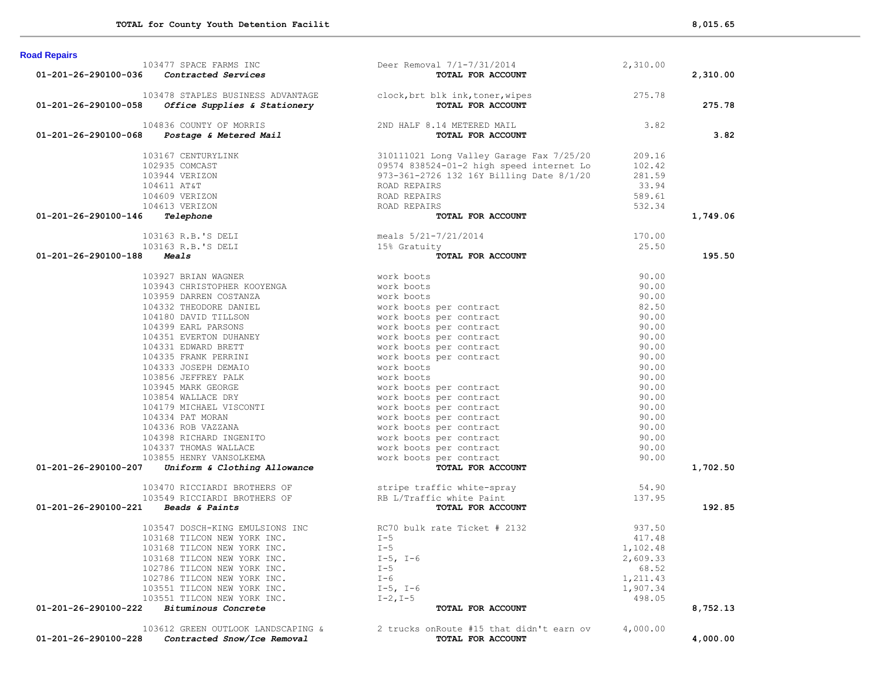| | | | |
|---|---|---|---|
| **TOTAL for County Youth Detention Facilit** | | | **8,015.65** |

## Road Repairs

| Account | Vendor / Description | Detail | Amount | Total |
|---|---|---|---|---|
| | 103477 SPACE FARMS INC | Deer Removal 7/1-7/31/2014 | 2,310.00 | |
| **01-201-26-290100-036** | ***Contracted Services*** | **TOTAL FOR ACCOUNT** | | **2,310.00** |
| | 103478 STAPLES BUSINESS ADVANTAGE | clock,brt blk ink,toner,wipes | 275.78 | |
| **01-201-26-290100-058** | ***Office Supplies & Stationery*** | **TOTAL FOR ACCOUNT** | | **275.78** |
| | 104836 COUNTY OF MORRIS | 2ND HALF 8.14 METERED MAIL | 3.82 | |
| **01-201-26-290100-068** | ***Postage & Metered Mail*** | **TOTAL FOR ACCOUNT** | | **3.82** |
| | 103167 CENTURYLINK | 310111021 Long Valley Garage Fax 7/25/20 | 209.16 | |
| | 102935 COMCAST | 09574 838524-01-2 high speed internet Lo | 102.42 | |
| | 103944 VERIZON | 973-361-2726 132 16Y Billing Date 8/1/20 | 281.59 | |
| | 104611 AT&T | ROAD REPAIRS | 33.94 | |
| | 104609 VERIZON | ROAD REPAIRS | 589.61 | |
| | 104613 VERIZON | ROAD REPAIRS | 532.34 | |
| **01-201-26-290100-146** | ***Telephone*** | **TOTAL FOR ACCOUNT** | | **1,749.06** |
| | 103163 R.B.'S DELI | meals 5/21-7/21/2014 | 170.00 | |
| | 103163 R.B.'S DELI | 15% Gratuity | 25.50 | |
| **01-201-26-290100-188** | ***Meals*** | **TOTAL FOR ACCOUNT** | | **195.50** |
| | 103927 BRIAN WAGNER | work boots | 90.00 | |
| | 103943 CHRISTOPHER KOOYENGA | work boots | 90.00 | |
| | 103959 DARREN COSTANZA | work boots | 90.00 | |
| | 104332 THEODORE DANIEL | work boots per contract | 82.50 | |
| | 104180 DAVID TILLSON | work boots per contract | 90.00 | |
| | 104399 EARL PARSONS | work boots per contract | 90.00 | |
| | 104351 EVERTON DUHANEY | work boots per contract | 90.00 | |
| | 104331 EDWARD BRETT | work boots per contract | 90.00 | |
| | 104335 FRANK PERRINI | work boots per contract | 90.00 | |
| | 104333 JOSEPH DEMAIO | work boots | 90.00 | |
| | 103856 JEFFREY PALK | work boots | 90.00 | |
| | 103945 MARK GEORGE | work boots per contract | 90.00 | |
| | 103854 WALLACE DRY | work boots per contract | 90.00 | |
| | 104179 MICHAEL VISCONTI | work boots per contract | 90.00 | |
| | 104334 PAT MORAN | work boots per contract | 90.00 | |
| | 104336 ROB VAZZANA | work boots per contract | 90.00 | |
| | 104398 RICHARD INGENITO | work boots per contract | 90.00 | |
| | 104337 THOMAS WALLACE | work boots per contract | 90.00 | |
| | 103855 HENRY VANSOLKEMA | work boots per contract | 90.00 | |
| **01-201-26-290100-207** | ***Uniform & Clothing Allowance*** | **TOTAL FOR ACCOUNT** | | **1,702.50** |
| | 103470 RICCIARDI BROTHERS OF | stripe traffic white-spray | 54.90 | |
| | 103549 RICCIARDI BROTHERS OF | RB L/Traffic white Paint | 137.95 | |
| **01-201-26-290100-221** | ***Beads & Paints*** | **TOTAL FOR ACCOUNT** | | **192.85** |
| | 103547 DOSCH-KING EMULSIONS INC | RC70 bulk rate Ticket # 2132 | 937.50 | |
| | 103168 TILCON NEW YORK INC. | I-5 | 417.48 | |
| | 103168 TILCON NEW YORK INC. | I-5 | 1,102.48 | |
| | 103168 TILCON NEW YORK INC. | I-5, I-6 | 2,609.33 | |
| | 102786 TILCON NEW YORK INC. | I-5 | 68.52 | |
| | 102786 TILCON NEW YORK INC. | I-6 | 1,211.43 | |
| | 103551 TILCON NEW YORK INC. | I-5, I-6 | 1,907.34 | |
| | 103551 TILCON NEW YORK INC. | I-2,I-5 | 498.05 | |
| **01-201-26-290100-222** | ***Bituminous Concrete*** | **TOTAL FOR ACCOUNT** | | **8,752.13** |
| | 103612 GREEN OUTLOOK LANDSCAPING & | 2 trucks onRoute #15 that didn't earn ov | 4,000.00 | |
| **01-201-26-290100-228** | ***Contracted Snow/Ice Removal*** | **TOTAL FOR ACCOUNT** | | **4,000.00** |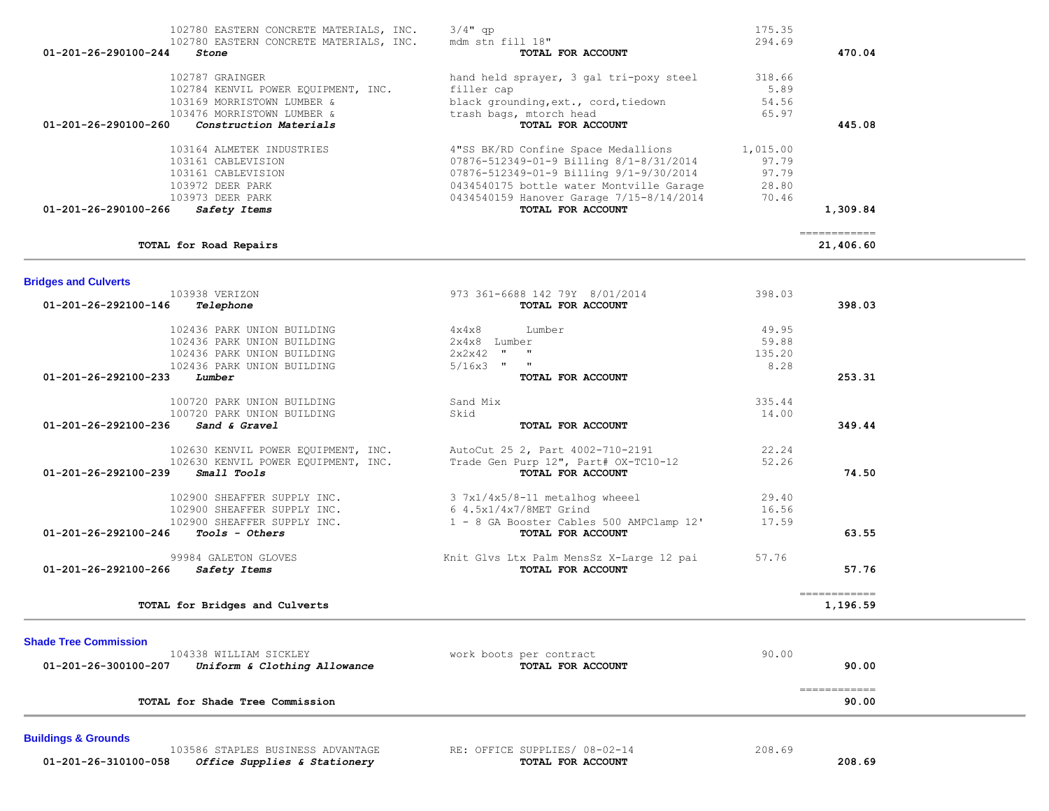| Account | Vendor | Description | Amount | Total |
|---|---|---|---|---|
| | 102780 EASTERN CONCRETE MATERIALS, INC. | 3/4" qp | 175.35 | |
| | 102780 EASTERN CONCRETE MATERIALS, INC. | mdm stn fill 18" | 294.69 | |
| **01-201-26-290100-244** | ***Stone*** | **TOTAL FOR ACCOUNT** | | **470.04** |
| | 102787 GRAINGER | hand held sprayer, 3 gal tri-poxy steel | 318.66 | |
| | 102784 KENVIL POWER EQUIPMENT, INC. | filler cap | 5.89 | |
| | 103169 MORRISTOWN LUMBER & | black grounding,ext., cord,tiedown | 54.56 | |
| | 103476 MORRISTOWN LUMBER & | trash bags, mtorch head | 65.97 | |
| **01-201-26-290100-260** | ***Construction Materials*** | **TOTAL FOR ACCOUNT** | | **445.08** |
| | 103164 ALMETEK INDUSTRIES | 4"SS BK/RD Confine Space Medallions | 1,015.00 | |
| | 103161 CABLEVISION | 07876-512349-01-9 Billing 8/1-8/31/2014 | 97.79 | |
| | 103161 CABLEVISION | 07876-512349-01-9 Billing 9/1-9/30/2014 | 97.79 | |
| | 103972 DEER PARK | 0434540175 bottle water Montville Garage | 28.80 | |
| | 103973 DEER PARK | 0434540159 Hanover Garage 7/15-8/14/2014 | 70.46 | |
| **01-201-26-290100-266** | ***Safety Items*** | **TOTAL FOR ACCOUNT** | | **1,309.84** |
| | | | | ============ |
| **TOTAL for Road Repairs** | | | | **21,406.60** |

**Bridges and Culverts**

| Account | Vendor | Description | Amount | Total |
|---|---|---|---|---|
| | 103938 VERIZON | 973 361-6688 142 79Y 8/01/2014 | 398.03 | |
| **01-201-26-292100-146** | ***Telephone*** | **TOTAL FOR ACCOUNT** | | **398.03** |
| | 102436 PARK UNION BUILDING | 4x4x8 Lumber | 49.95 | |
| | 102436 PARK UNION BUILDING | 2x4x8 Lumber | 59.88 | |
| | 102436 PARK UNION BUILDING | 2x2x42 " " | 135.20 | |
| | 102436 PARK UNION BUILDING | 5/16x3 " " | 8.28 | |
| **01-201-26-292100-233** | ***Lumber*** | **TOTAL FOR ACCOUNT** | | **253.31** |
| | 100720 PARK UNION BUILDING | Sand Mix | 335.44 | |
| | 100720 PARK UNION BUILDING | Skid | 14.00 | |
| **01-201-26-292100-236** | ***Sand & Gravel*** | **TOTAL FOR ACCOUNT** | | **349.44** |
| | 102630 KENVIL POWER EQUIPMENT, INC. | AutoCut 25 2, Part 4002-710-2191 | 22.24 | |
| | 102630 KENVIL POWER EQUIPMENT, INC. | Trade Gen Purp 12", Part# OX-TC10-12 | 52.26 | |
| **01-201-26-292100-239** | ***Small Tools*** | **TOTAL FOR ACCOUNT** | | **74.50** |
| | 102900 SHEAFFER SUPPLY INC. | 3 7x1/4x5/8-11 metalhog wheeel | 29.40 | |
| | 102900 SHEAFFER SUPPLY INC. | 6 4.5x1/4x7/8MET Grind | 16.56 | |
| | 102900 SHEAFFER SUPPLY INC. | 1 - 8 GA Booster Cables 500 AMPClamp 12' | 17.59 | |
| **01-201-26-292100-246** | ***Tools - Others*** | **TOTAL FOR ACCOUNT** | | **63.55** |
| | 99984 GALETON GLOVES | Knit Glvs Ltx Palm MensSz X-Large 12 pai | 57.76 | |
| **01-201-26-292100-266** | ***Safety Items*** | **TOTAL FOR ACCOUNT** | | **57.76** |
| | | | | ============ |
| **TOTAL for Bridges and Culverts** | | | | **1,196.59** |

**Shade Tree Commission**

| Account | Vendor | Description | Amount | Total |
|---|---|---|---|---|
| | 104338 WILLIAM SICKLEY | work boots per contract | 90.00 | |
| **01-201-26-300100-207** | ***Uniform & Clothing Allowance*** | **TOTAL FOR ACCOUNT** | | **90.00** |
| | | | | ============ |
| **TOTAL for Shade Tree Commission** | | | | **90.00** |

**Buildings & Grounds**

| Account | Vendor | Description | Amount | Total |
|---|---|---|---|---|
| | 103586 STAPLES BUSINESS ADVANTAGE | RE: OFFICE SUPPLIES/ 08-02-14 | 208.69 | |
| **01-201-26-310100-058** | ***Office Supplies & Stationery*** | **TOTAL FOR ACCOUNT** | | **208.69** |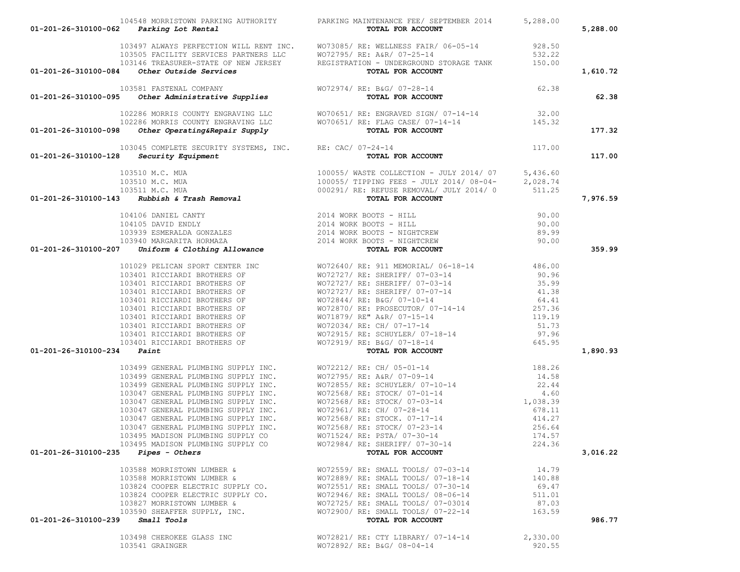| Account | Vendor | Description | Amount | Total |
|---|---|---|---|---|
| | 104548 MORRISTOWN PARKING AUTHORITY | PARKING MAINTENANCE FEE/ SEPTEMBER 2014 | 5,288.00 | |
| 01-201-26-310100-062 *Parking Lot Rental* | | TOTAL FOR ACCOUNT | | 5,288.00 |
| | 103497 ALWAYS PERFECTION WILL RENT INC. | WO73085/ RE: WELLNESS FAIR/ 06-05-14 | 928.50 | |
| | 103505 FACILITY SERVICES PARTNERS LLC | WO72795/ RE: A&R/ 07-25-14 | 532.22 | |
| | 103146 TREASURER-STATE OF NEW JERSEY | REGISTRATION - UNDERGROUND STORAGE TANK | 150.00 | |
| 01-201-26-310100-084 *Other Outside Services* | | TOTAL FOR ACCOUNT | | 1,610.72 |
| | 103581 FASTENAL COMPANY | WO72974/ RE: B&G/ 07-28-14 | 62.38 | |
| 01-201-26-310100-095 *Other Administrative Supplies* | | TOTAL FOR ACCOUNT | | 62.38 |
| | 102286 MORRIS COUNTY ENGRAVING LLC | WO70651/ RE: ENGRAVED SIGN/ 07-14-14 | 32.00 | |
| | 102286 MORRIS COUNTY ENGRAVING LLC | WO70651/ RE: FLAG CASE/ 07-14-14 | 145.32 | |
| 01-201-26-310100-098 *Other Operating&Repair Supply* | | TOTAL FOR ACCOUNT | | 177.32 |
| | 103045 COMPLETE SECURITY SYSTEMS, INC. | RE: CAC/ 07-24-14 | 117.00 | |
| 01-201-26-310100-128 *Security Equipment* | | TOTAL FOR ACCOUNT | | 117.00 |
| | 103510 M.C. MUA | 100055/ WASTE COLLECTION - JULY 2014/ 07 | 5,436.60 | |
| | 103510 M.C. MUA | 100055/ TIPPING FEES - JULY 2014/ 08-04- | 2,028.74 | |
| | 103511 M.C. MUA | 000291/ RE: REFUSE REMOVAL/ JULY 2014/ 0 | 511.25 | |
| 01-201-26-310100-143 *Rubbish & Trash Removal* | | TOTAL FOR ACCOUNT | | 7,976.59 |
| | 104106 DANIEL CANTY | 2014 WORK BOOTS - HILL | 90.00 | |
| | 104105 DAVID ENDLY | 2014 WORK BOOTS - HILL | 90.00 | |
| | 103939 ESMERALDA GONZALES | 2014 WORK BOOTS - NIGHTCREW | 89.99 | |
| | 103940 MARGARITA HORMAZA | 2014 WORK BOOTS - NIGHTCREW | 90.00 | |
| 01-201-26-310100-207 *Uniform & Clothing Allowance* | | TOTAL FOR ACCOUNT | | 359.99 |
| | 101029 PELICAN SPORT CENTER INC | WO72640/ RE: 911 MEMORIAL/ 06-18-14 | 486.00 | |
| | 103401 RICCIARDI BROTHERS OF | WO72727/ RE: SHERIFF/ 07-03-14 | 90.96 | |
| | 103401 RICCIARDI BROTHERS OF | WO72727/ RE: SHERIFF/ 07-03-14 | 35.99 | |
| | 103401 RICCIARDI BROTHERS OF | WO72727/ RE: SHERIFF/ 07-07-14 | 41.38 | |
| | 103401 RICCIARDI BROTHERS OF | WO72844/ RE: B&G/ 07-10-14 | 64.41 | |
| | 103401 RICCIARDI BROTHERS OF | WO72870/ RE: PROSECUTOR/ 07-14-14 | 257.36 | |
| | 103401 RICCIARDI BROTHERS OF | WO71879/ RE" A&R/ 07-15-14 | 119.19 | |
| | 103401 RICCIARDI BROTHERS OF | WO72034/ RE: CH/ 07-17-14 | 51.73 | |
| | 103401 RICCIARDI BROTHERS OF | WO72915/ RE: SCHUYLER/ 07-18-14 | 97.96 | |
| | 103401 RICCIARDI BROTHERS OF | WO72919/ RE: B&G/ 07-18-14 | 645.95 | |
| 01-201-26-310100-234 *Paint* | | TOTAL FOR ACCOUNT | | 1,890.93 |
| | 103499 GENERAL PLUMBING SUPPLY INC. | WO72212/ RE: CH/ 05-01-14 | 188.26 | |
| | 103499 GENERAL PLUMBING SUPPLY INC. | WO72795/ RE: A&R/ 07-09-14 | 14.58 | |
| | 103499 GENERAL PLUMBING SUPPLY INC. | WO72855/ RE: SCHUYLER/ 07-10-14 | 22.44 | |
| | 103047 GENERAL PLUMBING SUPPLY INC. | WO72568/ RE: STOCK/ 07-01-14 | 4.60 | |
| | 103047 GENERAL PLUMBING SUPPLY INC. | WO72568/ RE: STOCK/ 07-03-14 | 1,038.39 | |
| | 103047 GENERAL PLUMBING SUPPLY INC. | WO72961/ RE: CH/ 07-28-14 | 678.11 | |
| | 103047 GENERAL PLUMBING SUPPLY INC. | WO72568/ RE: STOCK. 07-17-14 | 414.27 | |
| | 103047 GENERAL PLUMBING SUPPLY INC. | WO72568/ RE: STOCK/ 07-23-14 | 256.64 | |
| | 103495 MADISON PLUMBING SUPPLY CO | WO71524/ RE: PSTA/ 07-30-14 | 174.57 | |
| | 103495 MADISON PLUMBING SUPPLY CO | WO72984/ RE: SHERIFF/ 07-30-14 | 224.36 | |
| 01-201-26-310100-235 *Pipes - Others* | | TOTAL FOR ACCOUNT | | 3,016.22 |
| | 103588 MORRISTOWN LUMBER & | WO72559/ RE: SMALL TOOLS/ 07-03-14 | 14.79 | |
| | 103588 MORRISTOWN LUMBER & | WO72889/ RE: SMALL TOOLS/ 07-18-14 | 140.88 | |
| | 103824 COOPER ELECTRIC SUPPLY CO. | WO72551/ RE: SMALL TOOLS/ 07-30-14 | 69.47 | |
| | 103824 COOPER ELECTRIC SUPPLY CO. | WO72946/ RE: SMALL TOOLS/ 08-06-14 | 511.01 | |
| | 103827 MORRISTOWN LUMBER & | WO72725/ RE: SMALL TOOLS/ 07-03014 | 87.03 | |
| | 103590 SHEAFFER SUPPLY, INC. | WO72900/ RE: SMALL TOOLS/ 07-22-14 | 163.59 | |
| 01-201-26-310100-239 *Small Tools* | | TOTAL FOR ACCOUNT | | 986.77 |
| | 103498 CHEROKEE GLASS INC | WO72821/ RE: CTY LIBRARY/ 07-14-14 | 2,330.00 | |
| | 103541 GRAINGER | WO72892/ RE: B&G/ 08-04-14 | 920.55 | |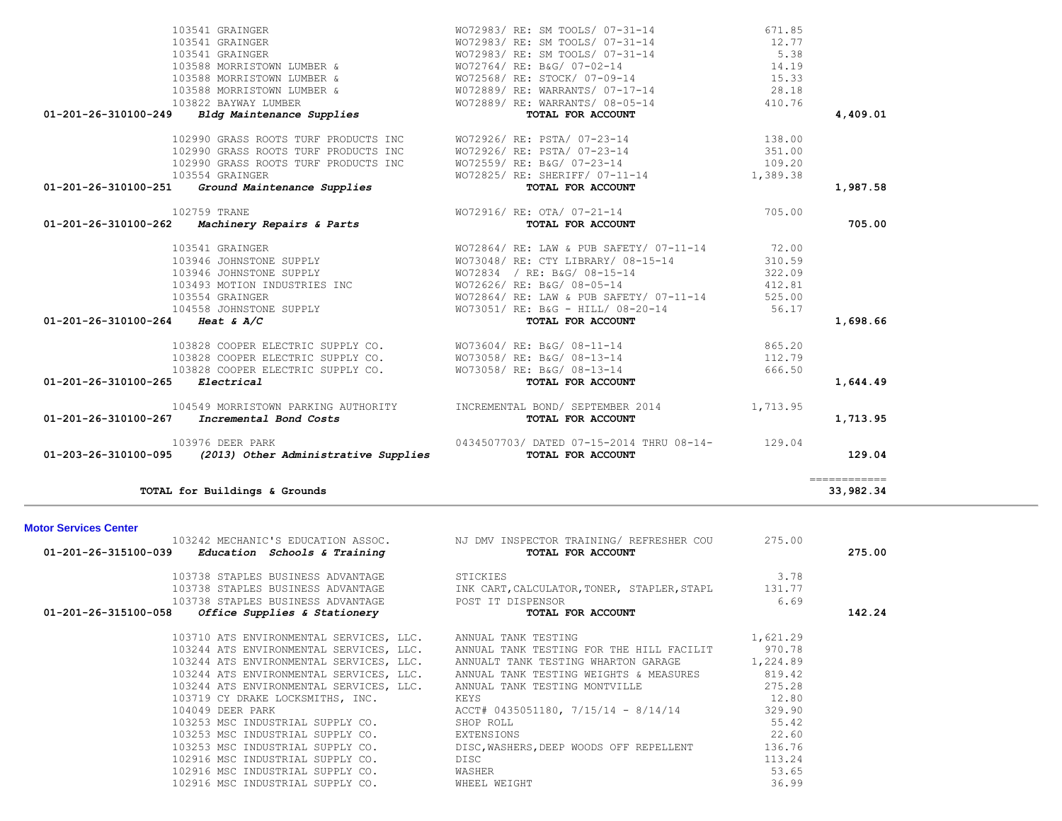| Vendor | Description | Amount | Total |
|---|---|---|---|
| 103541 GRAINGER | WO72983/ RE: SM TOOLS/ 07-31-14 | 671.85 | |
| 103541 GRAINGER | WO72983/ RE: SM TOOLS/ 07-31-14 | 12.77 | |
| 103541 GRAINGER | WO72983/ RE: SM TOOLS/ 07-31-14 | 5.38 | |
| 103588 MORRISTOWN LUMBER & | WO72764/ RE: B&G/ 07-02-14 | 14.19 | |
| 103588 MORRISTOWN LUMBER & | WO72568/ RE: STOCK/ 07-09-14 | 15.33 | |
| 103588 MORRISTOWN LUMBER & | WO72889/ RE: WARRANTS/ 07-17-14 | 28.18 | |
| 103822 BAYWAY LUMBER | WO72889/ RE: WARRANTS/ 08-05-14 | 410.76 | |
| **01-201-26-310100-249** *Bldg Maintenance Supplies* | **TOTAL FOR ACCOUNT** | | **4,409.01** |
| 102990 GRASS ROOTS TURF PRODUCTS INC | WO72926/ RE: PSTA/ 07-23-14 | 138.00 | |
| 102990 GRASS ROOTS TURF PRODUCTS INC | WO72926/ RE: PSTA/ 07-23-14 | 351.00 | |
| 102990 GRASS ROOTS TURF PRODUCTS INC | WO72559/ RE: B&G/ 07-23-14 | 109.20 | |
| 103554 GRAINGER | WO72825/ RE: SHERIFF/ 07-11-14 | 1,389.38 | |
| **01-201-26-310100-251** *Ground Maintenance Supplies* | **TOTAL FOR ACCOUNT** | | **1,987.58** |
| 102759 TRANE | WO72916/ RE: OTA/ 07-21-14 | 705.00 | |
| **01-201-26-310100-262** *Machinery Repairs & Parts* | **TOTAL FOR ACCOUNT** | | **705.00** |
| 103541 GRAINGER | WO72864/ RE: LAW & PUB SAFETY/ 07-11-14 | 72.00 | |
| 103946 JOHNSTONE SUPPLY | WO73048/ RE: CTY LIBRARY/ 08-15-14 | 310.59 | |
| 103946 JOHNSTONE SUPPLY | WO72834 / RE: B&G/ 08-15-14 | 322.09 | |
| 103493 MOTION INDUSTRIES INC | WO72626/ RE: B&G/ 08-05-14 | 412.81 | |
| 103554 GRAINGER | WO72864/ RE: LAW & PUB SAFETY/ 07-11-14 | 525.00 | |
| 104558 JOHNSTONE SUPPLY | WO73051/ RE: B&G - HILL/ 08-20-14 | 56.17 | |
| **01-201-26-310100-264** *Heat & A/C* | **TOTAL FOR ACCOUNT** | | **1,698.66** |
| 103828 COOPER ELECTRIC SUPPLY CO. | WO73604/ RE: B&G/ 08-11-14 | 865.20 | |
| 103828 COOPER ELECTRIC SUPPLY CO. | WO73058/ RE: B&G/ 08-13-14 | 112.79 | |
| 103828 COOPER ELECTRIC SUPPLY CO. | WO73058/ RE: B&G/ 08-13-14 | 666.50 | |
| **01-201-26-310100-265** *Electrical* | **TOTAL FOR ACCOUNT** | | **1,644.49** |
| 104549 MORRISTOWN PARKING AUTHORITY | INCREMENTAL BOND/ SEPTEMBER 2014 | 1,713.95 | |
| **01-201-26-310100-267** *Incremental Bond Costs* | **TOTAL FOR ACCOUNT** | | **1,713.95** |
| 103976 DEER PARK | 0434507703/ DATED 07-15-2014 THRU 08-14- | 129.04 | |
| **01-203-26-310100-095** *(2013) Other Administrative Supplies* | **TOTAL FOR ACCOUNT** | | **129.04** |
| | | | ============ |
| **TOTAL for Buildings & Grounds** | | | **33,982.34** |

## Motor Services Center

| Vendor | Description | Amount | Total |
|---|---|---|---|
| 103242 MECHANIC'S EDUCATION ASSOC. | NJ DMV INSPECTOR TRAINING/ REFRESHER COU | 275.00 | |
| **01-201-26-315100-039** *Education Schools & Training* | **TOTAL FOR ACCOUNT** | | **275.00** |
| 103738 STAPLES BUSINESS ADVANTAGE | STICKIES | 3.78 | |
| 103738 STAPLES BUSINESS ADVANTAGE | INK CART,CALCULATOR,TONER, STAPLER,STAPL | 131.77 | |
| 103738 STAPLES BUSINESS ADVANTAGE | POST IT DISPENSOR | 6.69 | |
| **01-201-26-315100-058** *Office Supplies & Stationery* | **TOTAL FOR ACCOUNT** | | **142.24** |
| 103710 ATS ENVIRONMENTAL SERVICES, LLC. | ANNUAL TANK TESTING | 1,621.29 | |
| 103244 ATS ENVIRONMENTAL SERVICES, LLC. | ANNUAL TANK TESTING FOR THE HILL FACILIT | 970.78 | |
| 103244 ATS ENVIRONMENTAL SERVICES, LLC. | ANNUALT TANK TESTING WHARTON GARAGE | 1,224.89 | |
| 103244 ATS ENVIRONMENTAL SERVICES, LLC. | ANNUAL TANK TESTING WEIGHTS & MEASURES | 819.42 | |
| 103244 ATS ENVIRONMENTAL SERVICES, LLC. | ANNUAL TANK TESTING MONTVILLE | 275.28 | |
| 103719 CY DRAKE LOCKSMITHS, INC. | KEYS | 12.80 | |
| 104049 DEER PARK | ACCT# 0435051180, 7/15/14 - 8/14/14 | 329.90 | |
| 103253 MSC INDUSTRIAL SUPPLY CO. | SHOP ROLL | 55.42 | |
| 103253 MSC INDUSTRIAL SUPPLY CO. | EXTENSIONS | 22.60 | |
| 103253 MSC INDUSTRIAL SUPPLY CO. | DISC,WASHERS,DEEP WOODS OFF REPELLENT | 136.76 | |
| 102916 MSC INDUSTRIAL SUPPLY CO. | DISC | 113.24 | |
| 102916 MSC INDUSTRIAL SUPPLY CO. | WASHER | 53.65 | |
| 102916 MSC INDUSTRIAL SUPPLY CO. | WHEEL WEIGHT | 36.99 | |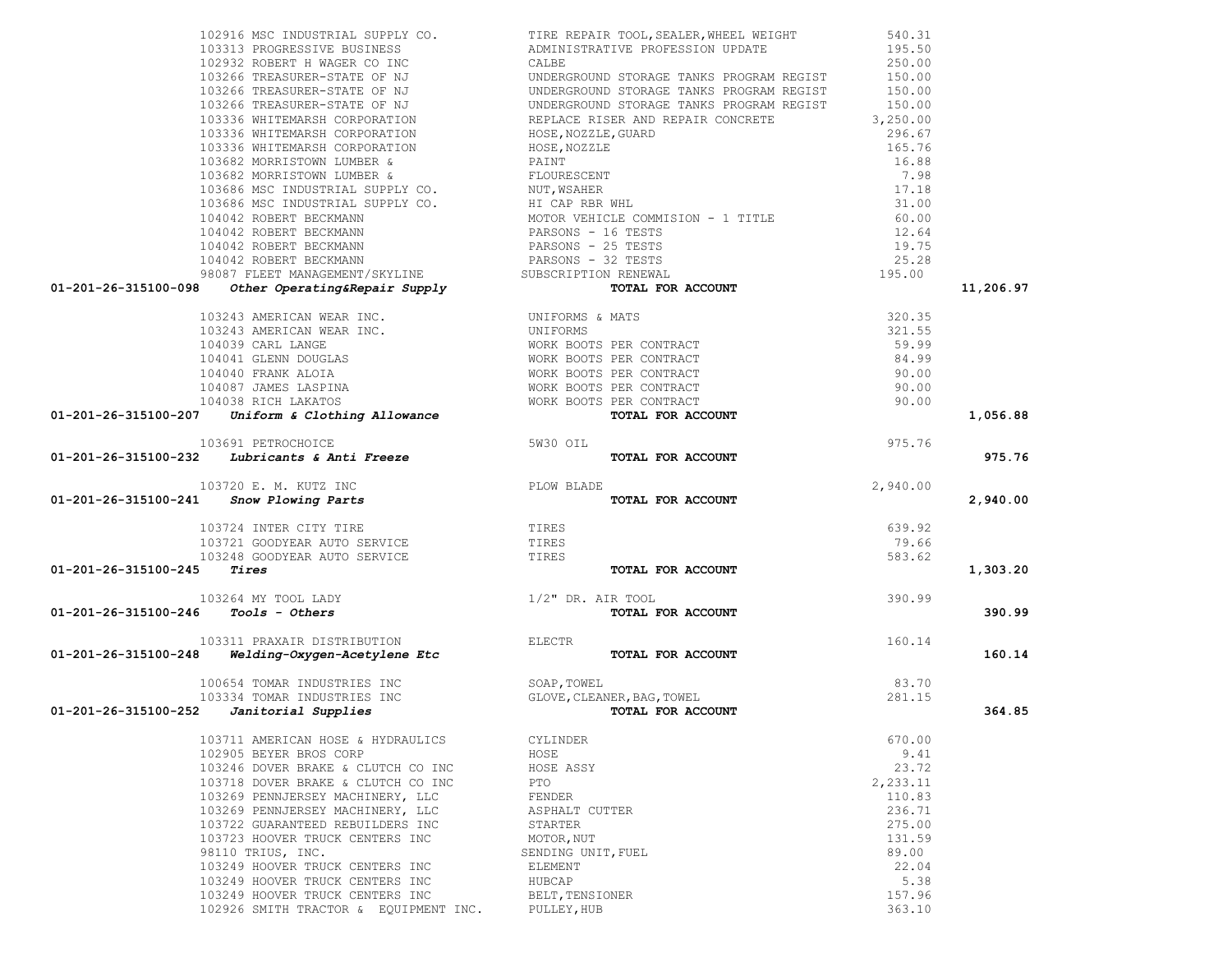| Account | Vendor | Description | Amount | Total |
|---|---|---|---|---|
| | 102916 MSC INDUSTRIAL SUPPLY CO. | TIRE REPAIR TOOL,SEALER,WHEEL WEIGHT | 540.31 | |
| | 103313 PROGRESSIVE BUSINESS | ADMINISTRATIVE PROFESSION UPDATE | 195.50 | |
| | 102932 ROBERT H WAGER CO INC | CALBE | 250.00 | |
| | 103266 TREASURER-STATE OF NJ | UNDERGROUND STORAGE TANKS PROGRAM REGIST | 150.00 | |
| | 103266 TREASURER-STATE OF NJ | UNDERGROUND STORAGE TANKS PROGRAM REGIST | 150.00 | |
| | 103266 TREASURER-STATE OF NJ | UNDERGROUND STORAGE TANKS PROGRAM REGIST | 150.00 | |
| | 103336 WHITEMARSH CORPORATION | REPLACE RISER AND REPAIR CONCRETE | 3,250.00 | |
| | 103336 WHITEMARSH CORPORATION | HOSE,NOZZLE,GUARD | 296.67 | |
| | 103336 WHITEMARSH CORPORATION | HOSE,NOZZLE | 165.76 | |
| | 103682 MORRISTOWN LUMBER & | PAINT | 16.88 | |
| | 103682 MORRISTOWN LUMBER & | FLOURESCENT | 7.98 | |
| | 103686 MSC INDUSTRIAL SUPPLY CO. | NUT,WSAHER | 17.18 | |
| | 103686 MSC INDUSTRIAL SUPPLY CO. | HI CAP RBR WHL | 31.00 | |
| | 104042 ROBERT BECKMANN | MOTOR VEHICLE COMMISION - 1 TITLE | 60.00 | |
| | 104042 ROBERT BECKMANN | PARSONS - 16 TESTS | 12.64 | |
| | 104042 ROBERT BECKMANN | PARSONS - 25 TESTS | 19.75 | |
| | 104042 ROBERT BECKMANN | PARSONS - 32 TESTS | 25.28 | |
| | 98087 FLEET MANAGEMENT/SKYLINE | SUBSCRIPTION RENEWAL | 195.00 | |
| **01-201-26-315100-098** | ***Other Operating&Repair Supply*** | **TOTAL FOR ACCOUNT** | | **11,206.97** |
| | 103243 AMERICAN WEAR INC. | UNIFORMS & MATS | 320.35 | |
| | 103243 AMERICAN WEAR INC. | UNIFORMS | 321.55 | |
| | 104039 CARL LANGE | WORK BOOTS PER CONTRACT | 59.99 | |
| | 104041 GLENN DOUGLAS | WORK BOOTS PER CONTRACT | 84.99 | |
| | 104040 FRANK ALOIA | WORK BOOTS PER CONTRACT | 90.00 | |
| | 104087 JAMES LASPINA | WORK BOOTS PER CONTRACT | 90.00 | |
| | 104038 RICH LAKATOS | WORK BOOTS PER CONTRACT | 90.00 | |
| **01-201-26-315100-207** | ***Uniform & Clothing Allowance*** | **TOTAL FOR ACCOUNT** | | **1,056.88** |
| | 103691 PETROCHOICE | 5W30 OIL | 975.76 | |
| **01-201-26-315100-232** | ***Lubricants & Anti Freeze*** | **TOTAL FOR ACCOUNT** | | **975.76** |
| | 103720 E. M. KUTZ INC | PLOW BLADE | 2,940.00 | |
| **01-201-26-315100-241** | ***Snow Plowing Parts*** | **TOTAL FOR ACCOUNT** | | **2,940.00** |
| | 103724 INTER CITY TIRE | TIRES | 639.92 | |
| | 103721 GOODYEAR AUTO SERVICE | TIRES | 79.66 | |
| | 103248 GOODYEAR AUTO SERVICE | TIRES | 583.62 | |
| **01-201-26-315100-245** | ***Tires*** | **TOTAL FOR ACCOUNT** | | **1,303.20** |
| | 103264 MY TOOL LADY | 1/2" DR. AIR TOOL | 390.99 | |
| **01-201-26-315100-246** | ***Tools - Others*** | **TOTAL FOR ACCOUNT** | | **390.99** |
| | 103311 PRAXAIR DISTRIBUTION | ELECTR | 160.14 | |
| **01-201-26-315100-248** | ***Welding-Oxygen-Acetylene Etc*** | **TOTAL FOR ACCOUNT** | | **160.14** |
| | 100654 TOMAR INDUSTRIES INC | SOAP,TOWEL | 83.70 | |
| | 103334 TOMAR INDUSTRIES INC | GLOVE,CLEANER,BAG,TOWEL | 281.15 | |
| **01-201-26-315100-252** | ***Janitorial Supplies*** | **TOTAL FOR ACCOUNT** | | **364.85** |
| | 103711 AMERICAN HOSE & HYDRAULICS | CYLINDER | 670.00 | |
| | 102905 BEYER BROS CORP | HOSE | 9.41 | |
| | 103246 DOVER BRAKE & CLUTCH CO INC | HOSE ASSY | 23.72 | |
| | 103718 DOVER BRAKE & CLUTCH CO INC | PTO | 2,233.11 | |
| | 103269 PENNJERSEY MACHINERY, LLC | FENDER | 110.83 | |
| | 103269 PENNJERSEY MACHINERY, LLC | ASPHALT CUTTER | 236.71 | |
| | 103722 GUARANTEED REBUILDERS INC | STARTER | 275.00 | |
| | 103723 HOOVER TRUCK CENTERS INC | MOTOR,NUT | 131.59 | |
| | 98110 TRIUS, INC. | SENDING UNIT,FUEL | 89.00 | |
| | 103249 HOOVER TRUCK CENTERS INC | ELEMENT | 22.04 | |
| | 103249 HOOVER TRUCK CENTERS INC | HUBCAP | 5.38 | |
| | 103249 HOOVER TRUCK CENTERS INC | BELT,TENSIONER | 157.96 | |
| | 102926 SMITH TRACTOR & EQUIPMENT INC. | PULLEY,HUB | 363.10 | |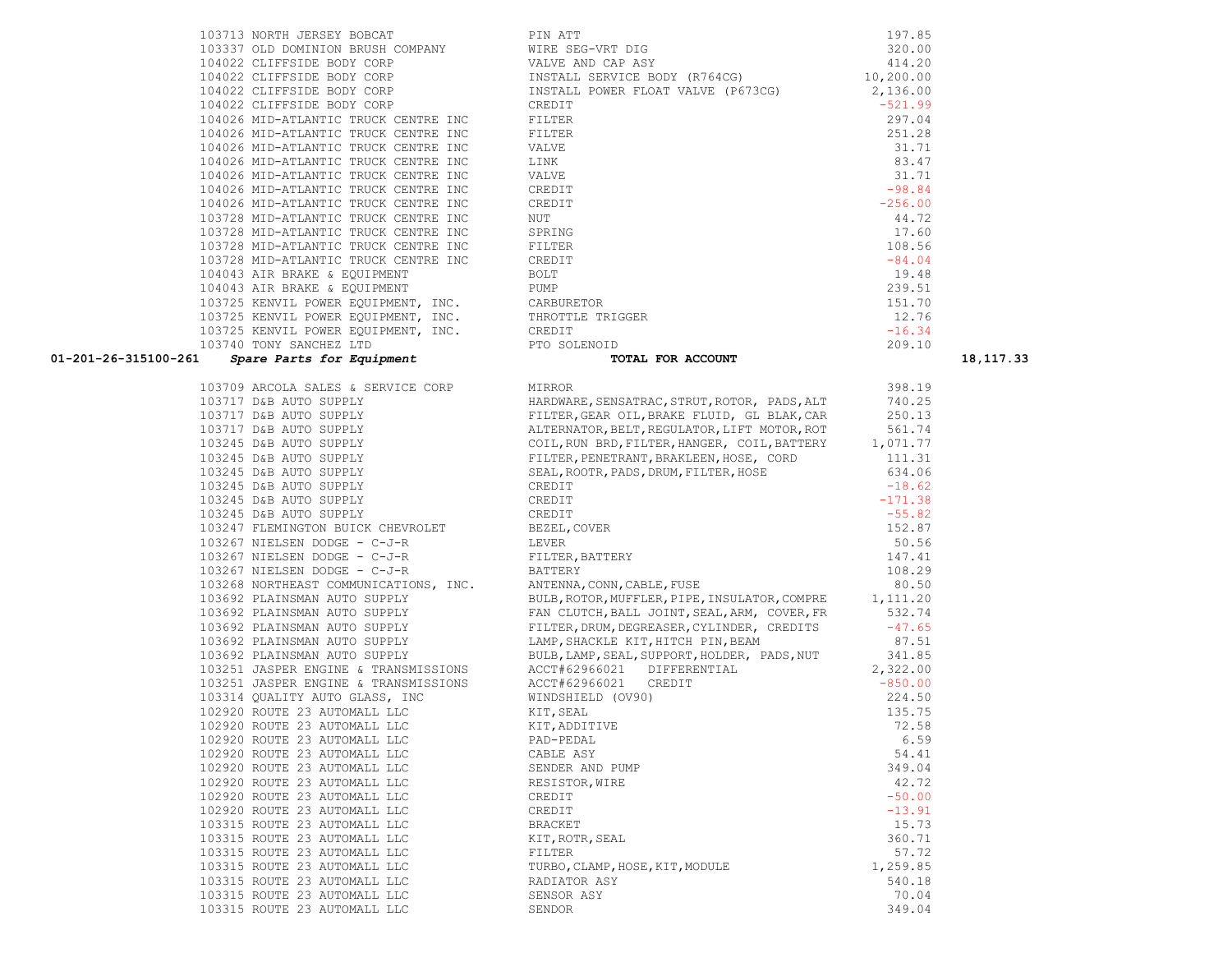| Account | Vendor | Description | Amount | Total |
|---|---|---|---|---|
| | 103713 NORTH JERSEY BOBCAT | PIN ATT | 197.85 | |
| | 103337 OLD DOMINION BRUSH COMPANY | WIRE SEG-VRT DIG | 320.00 | |
| | 104022 CLIFFSIDE BODY CORP | VALVE AND CAP ASY | 414.20 | |
| | 104022 CLIFFSIDE BODY CORP | INSTALL SERVICE BODY (R764CG) | 10,200.00 | |
| | 104022 CLIFFSIDE BODY CORP | INSTALL POWER FLOAT VALVE (P673CG) | 2,136.00 | |
| | 104022 CLIFFSIDE BODY CORP | CREDIT | -521.99 | |
| | 104026 MID-ATLANTIC TRUCK CENTRE INC | FILTER | 297.04 | |
| | 104026 MID-ATLANTIC TRUCK CENTRE INC | FILTER | 251.28 | |
| | 104026 MID-ATLANTIC TRUCK CENTRE INC | VALVE | 31.71 | |
| | 104026 MID-ATLANTIC TRUCK CENTRE INC | LINK | 83.47 | |
| | 104026 MID-ATLANTIC TRUCK CENTRE INC | VALVE | 31.71 | |
| | 104026 MID-ATLANTIC TRUCK CENTRE INC | CREDIT | -98.84 | |
| | 104026 MID-ATLANTIC TRUCK CENTRE INC | CREDIT | -256.00 | |
| | 103728 MID-ATLANTIC TRUCK CENTRE INC | NUT | 44.72 | |
| | 103728 MID-ATLANTIC TRUCK CENTRE INC | SPRING | 17.60 | |
| | 103728 MID-ATLANTIC TRUCK CENTRE INC | FILTER | 108.56 | |
| | 103728 MID-ATLANTIC TRUCK CENTRE INC | CREDIT | -84.04 | |
| | 104043 AIR BRAKE & EQUIPMENT | BOLT | 19.48 | |
| | 104043 AIR BRAKE & EQUIPMENT | PUMP | 239.51 | |
| | 103725 KENVIL POWER EQUIPMENT, INC. | CARBURETOR | 151.70 | |
| | 103725 KENVIL POWER EQUIPMENT, INC. | THROTTLE TRIGGER | 12.76 | |
| | 103725 KENVIL POWER EQUIPMENT, INC. | CREDIT | -16.34 | |
| | 103740 TONY SANCHEZ LTD | PTO SOLENOID | 209.10 | |
| **01-201-26-315100-261** | ***Spare Parts for Equipment*** | **TOTAL FOR ACCOUNT** | | **18,117.33** |
| | 103709 ARCOLA SALES & SERVICE CORP | MIRROR | 398.19 | |
| | 103717 D&B AUTO SUPPLY | HARDWARE,SENSATRAC,STRUT,ROTOR, PADS,ALT | 740.25 | |
| | 103717 D&B AUTO SUPPLY | FILTER,GEAR OIL,BRAKE FLUID, GL BLAK,CAR | 250.13 | |
| | 103717 D&B AUTO SUPPLY | ALTERNATOR,BELT,REGULATOR,LIFT MOTOR,ROT | 561.74 | |
| | 103245 D&B AUTO SUPPLY | COIL,RUN BRD,FILTER,HANGER, COIL,BATTERY | 1,071.77 | |
| | 103245 D&B AUTO SUPPLY | FILTER,PENETRANT,BRAKLEEN,HOSE, CORD | 111.31 | |
| | 103245 D&B AUTO SUPPLY | SEAL,ROOTR,PADS,DRUM,FILTER,HOSE | 634.06 | |
| | 103245 D&B AUTO SUPPLY | CREDIT | -18.62 | |
| | 103245 D&B AUTO SUPPLY | CREDIT | -171.38 | |
| | 103245 D&B AUTO SUPPLY | CREDIT | -55.82 | |
| | 103247 FLEMINGTON BUICK CHEVROLET | BEZEL,COVER | 152.87 | |
| | 103267 NIELSEN DODGE - C-J-R | LEVER | 50.56 | |
| | 103267 NIELSEN DODGE - C-J-R | FILTER,BATTERY | 147.41 | |
| | 103267 NIELSEN DODGE - C-J-R | BATTERY | 108.29 | |
| | 103268 NORTHEAST COMMUNICATIONS, INC. | ANTENNA,CONN,CABLE,FUSE | 80.50 | |
| | 103692 PLAINSMAN AUTO SUPPLY | BULB,ROTOR,MUFFLER,PIPE,INSULATOR,COMPRE | 1,111.20 | |
| | 103692 PLAINSMAN AUTO SUPPLY | FAN CLUTCH,BALL JOINT,SEAL,ARM, COVER,FR | 532.74 | |
| | 103692 PLAINSMAN AUTO SUPPLY | FILTER,DRUM,DEGREASER,CYLINDER, CREDITS | -47.65 | |
| | 103692 PLAINSMAN AUTO SUPPLY | LAMP,SHACKLE KIT,HITCH PIN,BEAM | 87.51 | |
| | 103692 PLAINSMAN AUTO SUPPLY | BULB,LAMP,SEAL,SUPPORT,HOLDER, PADS,NUT | 341.85 | |
| | 103251 JASPER ENGINE & TRANSMISSIONS | ACCT#62966021 DIFFERENTIAL | 2,322.00 | |
| | 103251 JASPER ENGINE & TRANSMISSIONS | ACCT#62966021 CREDIT | -850.00 | |
| | 103314 QUALITY AUTO GLASS, INC | WINDSHIELD (OV90) | 224.50 | |
| | 102920 ROUTE 23 AUTOMALL LLC | KIT,SEAL | 135.75 | |
| | 102920 ROUTE 23 AUTOMALL LLC | KIT,ADDITIVE | 72.58 | |
| | 102920 ROUTE 23 AUTOMALL LLC | PAD-PEDAL | 6.59 | |
| | 102920 ROUTE 23 AUTOMALL LLC | CABLE ASY | 54.41 | |
| | 102920 ROUTE 23 AUTOMALL LLC | SENDER AND PUMP | 349.04 | |
| | 102920 ROUTE 23 AUTOMALL LLC | RESISTOR,WIRE | 42.72 | |
| | 102920 ROUTE 23 AUTOMALL LLC | CREDIT | -50.00 | |
| | 102920 ROUTE 23 AUTOMALL LLC | CREDIT | -13.91 | |
| | 103315 ROUTE 23 AUTOMALL LLC | BRACKET | 15.73 | |
| | 103315 ROUTE 23 AUTOMALL LLC | KIT,ROTR,SEAL | 360.71 | |
| | 103315 ROUTE 23 AUTOMALL LLC | FILTER | 57.72 | |
| | 103315 ROUTE 23 AUTOMALL LLC | TURBO,CLAMP,HOSE,KIT,MODULE | 1,259.85 | |
| | 103315 ROUTE 23 AUTOMALL LLC | RADIATOR ASY | 540.18 | |
| | 103315 ROUTE 23 AUTOMALL LLC | SENSOR ASY | 70.04 | |
| | 103315 ROUTE 23 AUTOMALL LLC | SENDOR | 349.04 | |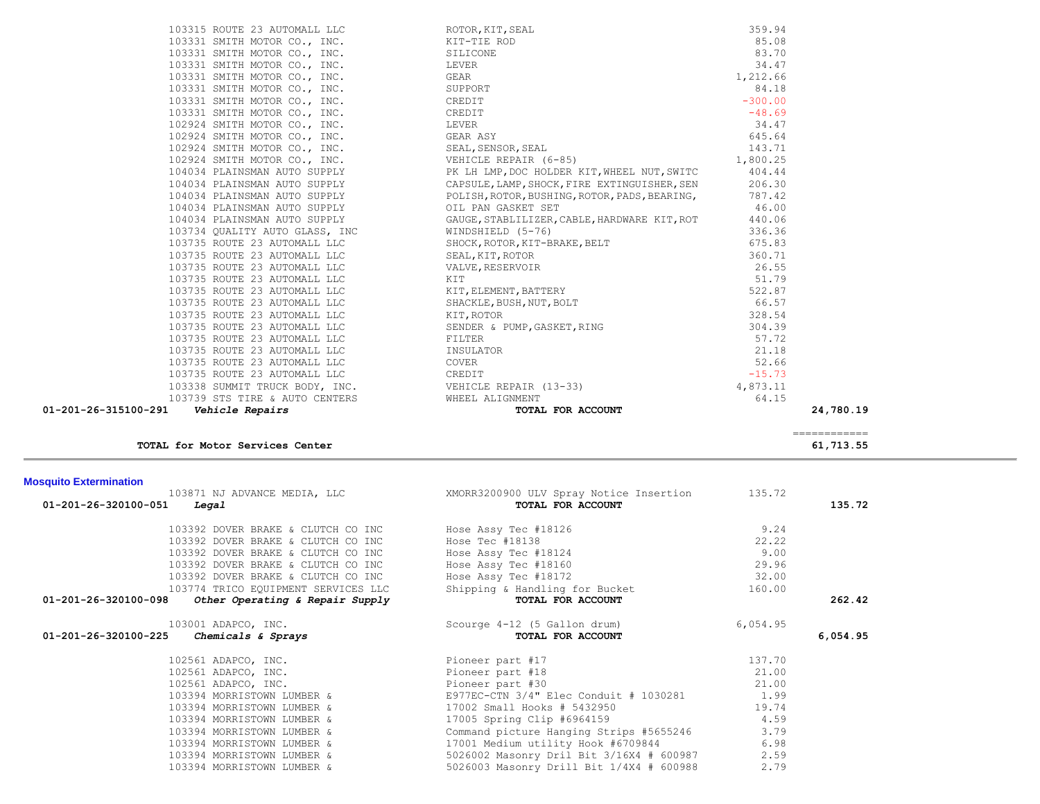| Account | Vendor | Description | Amount | Total |
|---|---|---|---|---|
| | 103315 ROUTE 23 AUTOMALL LLC | ROTOR,KIT,SEAL | 359.94 | |
| | 103331 SMITH MOTOR CO., INC. | KIT-TIE ROD | 85.08 | |
| | 103331 SMITH MOTOR CO., INC. | SILICONE | 83.70 | |
| | 103331 SMITH MOTOR CO., INC. | LEVER | 34.47 | |
| | 103331 SMITH MOTOR CO., INC. | GEAR | 1,212.66 | |
| | 103331 SMITH MOTOR CO., INC. | SUPPORT | 84.18 | |
| | 103331 SMITH MOTOR CO., INC. | CREDIT | -300.00 | |
| | 103331 SMITH MOTOR CO., INC. | CREDIT | -48.69 | |
| | 102924 SMITH MOTOR CO., INC. | LEVER | 34.47 | |
| | 102924 SMITH MOTOR CO., INC. | GEAR ASY | 645.64 | |
| | 102924 SMITH MOTOR CO., INC. | SEAL,SENSOR,SEAL | 143.71 | |
| | 102924 SMITH MOTOR CO., INC. | VEHICLE REPAIR (6-85) | 1,800.25 | |
| | 104034 PLAINSMAN AUTO SUPPLY | PK LH LMP,DOC HOLDER KIT,WHEEL NUT,SWITC | 404.44 | |
| | 104034 PLAINSMAN AUTO SUPPLY | CAPSULE,LAMP,SHOCK,FIRE EXTINGUISHER,SEN | 206.30 | |
| | 104034 PLAINSMAN AUTO SUPPLY | POLISH,ROTOR,BUSHING,ROTOR,PADS,BEARING, | 787.42 | |
| | 104034 PLAINSMAN AUTO SUPPLY | OIL PAN GASKET SET | 46.00 | |
| | 104034 PLAINSMAN AUTO SUPPLY | GAUGE,STABLILIZER,CABLE,HARDWARE KIT,ROT | 440.06 | |
| | 103734 QUALITY AUTO GLASS, INC | WINDSHIELD (5-76) | 336.36 | |
| | 103735 ROUTE 23 AUTOMALL LLC | SHOCK,ROTOR,KIT-BRAKE,BELT | 675.83 | |
| | 103735 ROUTE 23 AUTOMALL LLC | SEAL,KIT,ROTOR | 360.71 | |
| | 103735 ROUTE 23 AUTOMALL LLC | VALVE,RESERVOIR | 26.55 | |
| | 103735 ROUTE 23 AUTOMALL LLC | KIT | 51.79 | |
| | 103735 ROUTE 23 AUTOMALL LLC | KIT,ELEMENT,BATTERY | 522.87 | |
| | 103735 ROUTE 23 AUTOMALL LLC | SHACKLE,BUSH,NUT,BOLT | 66.57 | |
| | 103735 ROUTE 23 AUTOMALL LLC | KIT,ROTOR | 328.54 | |
| | 103735 ROUTE 23 AUTOMALL LLC | SENDER & PUMP,GASKET,RING | 304.39 | |
| | 103735 ROUTE 23 AUTOMALL LLC | FILTER | 57.72 | |
| | 103735 ROUTE 23 AUTOMALL LLC | INSULATOR | 21.18 | |
| | 103735 ROUTE 23 AUTOMALL LLC | COVER | 52.66 | |
| | 103735 ROUTE 23 AUTOMALL LLC | CREDIT | -15.73 | |
| | 103338 SUMMIT TRUCK BODY, INC. | VEHICLE REPAIR (13-33) | 4,873.11 | |
| | 103739 STS TIRE & AUTO CENTERS | WHEEL ALIGNMENT | 64.15 | |
| **01-201-26-315100-291** | ***Vehicle Repairs*** | **TOTAL FOR ACCOUNT** | | **24,780.19** |
| | **TOTAL for Motor Services Center** | | | **61,713.55** |

## Mosquito Extermination

| Account | Vendor | Description | Amount | Total |
|---|---|---|---|---|
| | 103871 NJ ADVANCE MEDIA, LLC | XMORR3200900 ULV Spray Notice Insertion | 135.72 | |
| **01-201-26-320100-051** | ***Legal*** | **TOTAL FOR ACCOUNT** | | **135.72** |
| | 103392 DOVER BRAKE & CLUTCH CO INC | Hose Assy Tec #18126 | 9.24 | |
| | 103392 DOVER BRAKE & CLUTCH CO INC | Hose Tec #18138 | 22.22 | |
| | 103392 DOVER BRAKE & CLUTCH CO INC | Hose Assy Tec #18124 | 9.00 | |
| | 103392 DOVER BRAKE & CLUTCH CO INC | Hose Assy Tec #18160 | 29.96 | |
| | 103392 DOVER BRAKE & CLUTCH CO INC | Hose Assy Tec #18172 | 32.00 | |
| | 103774 TRICO EQUIPMENT SERVICES LLC | Shipping & Handling for Bucket | 160.00 | |
| **01-201-26-320100-098** | ***Other Operating & Repair Supply*** | **TOTAL FOR ACCOUNT** | | **262.42** |
| | 103001 ADAPCO, INC. | Scourge 4-12 (5 Gallon drum) | 6,054.95 | |
| **01-201-26-320100-225** | ***Chemicals & Sprays*** | **TOTAL FOR ACCOUNT** | | **6,054.95** |
| | 102561 ADAPCO, INC. | Pioneer part #17 | 137.70 | |
| | 102561 ADAPCO, INC. | Pioneer part #18 | 21.00 | |
| | 102561 ADAPCO, INC. | Pioneer part #30 | 21.00 | |
| | 103394 MORRISTOWN LUMBER & | E977EC-CTN 3/4" Elec Conduit # 1030281 | 1.99 | |
| | 103394 MORRISTOWN LUMBER & | 17002 Small Hooks # 5432950 | 19.74 | |
| | 103394 MORRISTOWN LUMBER & | 17005 Spring Clip #6964159 | 4.59 | |
| | 103394 MORRISTOWN LUMBER & | Command picture Hanging Strips #5655246 | 3.79 | |
| | 103394 MORRISTOWN LUMBER & | 17001 Medium utility Hook #6709844 | 6.98 | |
| | 103394 MORRISTOWN LUMBER & | 5026002 Masonry Dril Bit 3/16X4 # 600987 | 2.59 | |
| | 103394 MORRISTOWN LUMBER & | 5026003 Masonry Drill Bit 1/4X4 # 600988 | 2.79 | |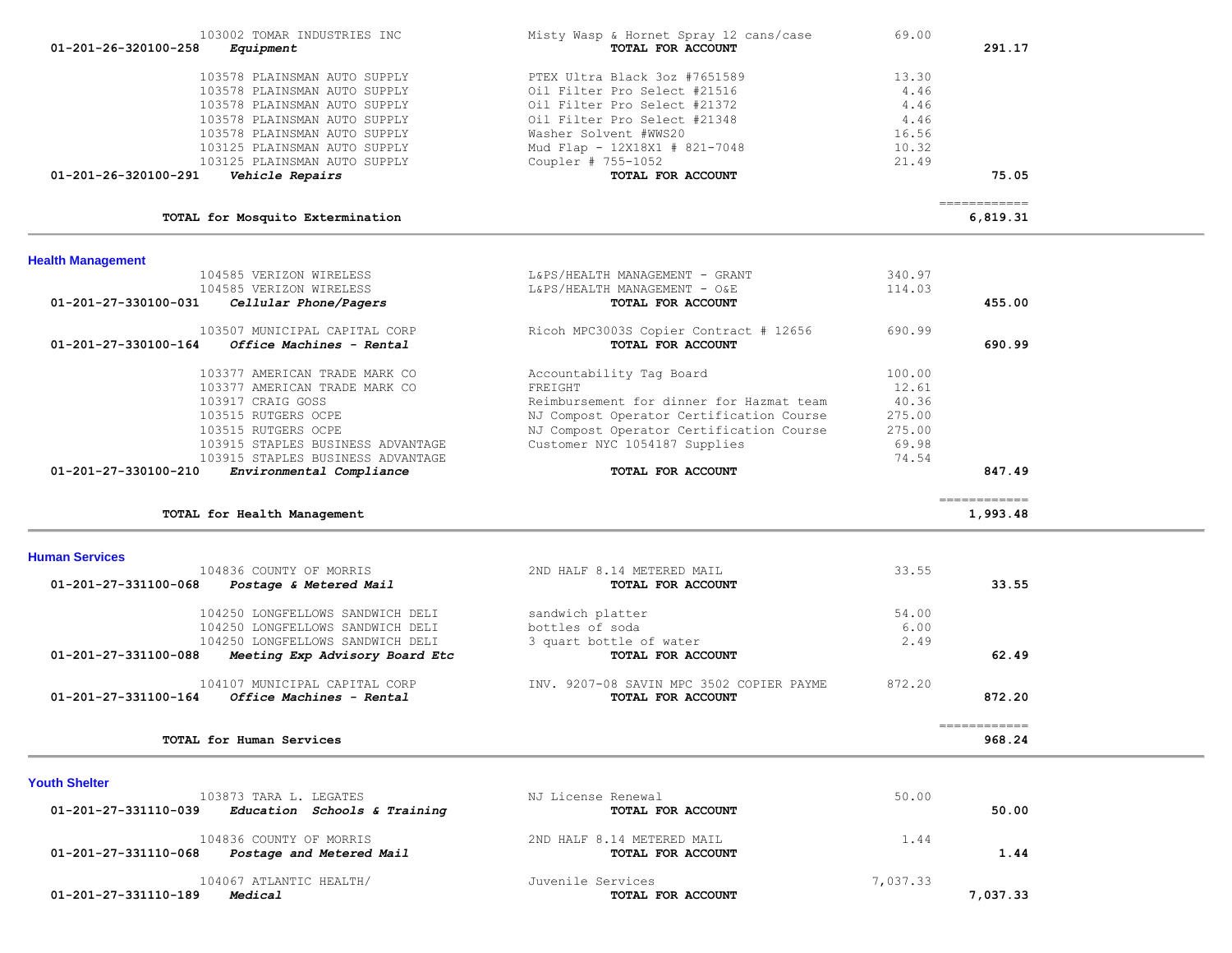| Account | Vendor | Description | Amount | Total |
|---|---|---|---|---|
| | 103002 TOMAR INDUSTRIES INC | Misty Wasp & Hornet Spray 12 cans/case | 69.00 | |
| 01-201-26-320100-258 | *Equipment* | **TOTAL FOR ACCOUNT** | | **291.17** |
| | 103578 PLAINSMAN AUTO SUPPLY | PTEX Ultra Black 3oz #7651589 | 13.30 | |
| | 103578 PLAINSMAN AUTO SUPPLY | Oil Filter Pro Select #21516 | 4.46 | |
| | 103578 PLAINSMAN AUTO SUPPLY | Oil Filter Pro Select #21372 | 4.46 | |
| | 103578 PLAINSMAN AUTO SUPPLY | Oil Filter Pro Select #21348 | 4.46 | |
| | 103578 PLAINSMAN AUTO SUPPLY | Washer Solvent #WWS20 | 16.56 | |
| | 103125 PLAINSMAN AUTO SUPPLY | Mud Flap - 12X18X1 # 821-7048 | 10.32 | |
| | 103125 PLAINSMAN AUTO SUPPLY | Coupler # 755-1052 | 21.49 | |
| 01-201-26-320100-291 | *Vehicle Repairs* | **TOTAL FOR ACCOUNT** | | **75.05** |
| | **TOTAL for Mosquito Extermination** | | | **6,819.31** |

## Health Management

| Account | Vendor | Description | Amount | Total |
|---|---|---|---|---|
| | 104585 VERIZON WIRELESS | L&PS/HEALTH MANAGEMENT - GRANT | 340.97 | |
| | 104585 VERIZON WIRELESS | L&PS/HEALTH MANAGEMENT - O&E | 114.03 | |
| 01-201-27-330100-031 | *Cellular Phone/Pagers* | **TOTAL FOR ACCOUNT** | | **455.00** |
| | 103507 MUNICIPAL CAPITAL CORP | Ricoh MPC3003S Copier Contract # 12656 | 690.99 | |
| 01-201-27-330100-164 | *Office Machines - Rental* | **TOTAL FOR ACCOUNT** | | **690.99** |
| | 103377 AMERICAN TRADE MARK CO | Accountability Tag Board | 100.00 | |
| | 103377 AMERICAN TRADE MARK CO | FREIGHT | 12.61 | |
| | 103917 CRAIG GOSS | Reimbursement for dinner for Hazmat team | 40.36 | |
| | 103515 RUTGERS OCPE | NJ Compost Operator Certification Course | 275.00 | |
| | 103515 RUTGERS OCPE | NJ Compost Operator Certification Course | 275.00 | |
| | 103915 STAPLES BUSINESS ADVANTAGE | Customer NYC 1054187 Supplies | 69.98 | |
| | 103915 STAPLES BUSINESS ADVANTAGE | | 74.54 | |
| 01-201-27-330100-210 | *Environmental Compliance* | **TOTAL FOR ACCOUNT** | | **847.49** |
| | **TOTAL for Health Management** | | | **1,993.48** |

## Human Services

| Account | Vendor | Description | Amount | Total |
|---|---|---|---|---|
| | 104836 COUNTY OF MORRIS | 2ND HALF 8.14 METERED MAIL | 33.55 | |
| 01-201-27-331100-068 | *Postage & Metered Mail* | **TOTAL FOR ACCOUNT** | | **33.55** |
| | 104250 LONGFELLOWS SANDWICH DELI | sandwich platter | 54.00 | |
| | 104250 LONGFELLOWS SANDWICH DELI | bottles of soda | 6.00 | |
| | 104250 LONGFELLOWS SANDWICH DELI | 3 quart bottle of water | 2.49 | |
| 01-201-27-331100-088 | *Meeting Exp Advisory Board Etc* | **TOTAL FOR ACCOUNT** | | **62.49** |
| | 104107 MUNICIPAL CAPITAL CORP | INV. 9207-08 SAVIN MPC 3502 COPIER PAYME | 872.20 | |
| 01-201-27-331100-164 | *Office Machines - Rental* | **TOTAL FOR ACCOUNT** | | **872.20** |
| | **TOTAL for Human Services** | | | **968.24** |

## Youth Shelter

| Account | Vendor | Description | Amount | Total |
|---|---|---|---|---|
| | 103873 TARA L. LEGATES | NJ License Renewal | 50.00 | |
| 01-201-27-331110-039 | *Education Schools & Training* | **TOTAL FOR ACCOUNT** | | **50.00** |
| | 104836 COUNTY OF MORRIS | 2ND HALF 8.14 METERED MAIL | 1.44 | |
| 01-201-27-331110-068 | *Postage and Metered Mail* | **TOTAL FOR ACCOUNT** | | **1.44** |
| | 104067 ATLANTIC HEALTH/ | Juvenile Services | 7,037.33 | |
| 01-201-27-331110-189 | *Medical* | **TOTAL FOR ACCOUNT** | | **7,037.33** |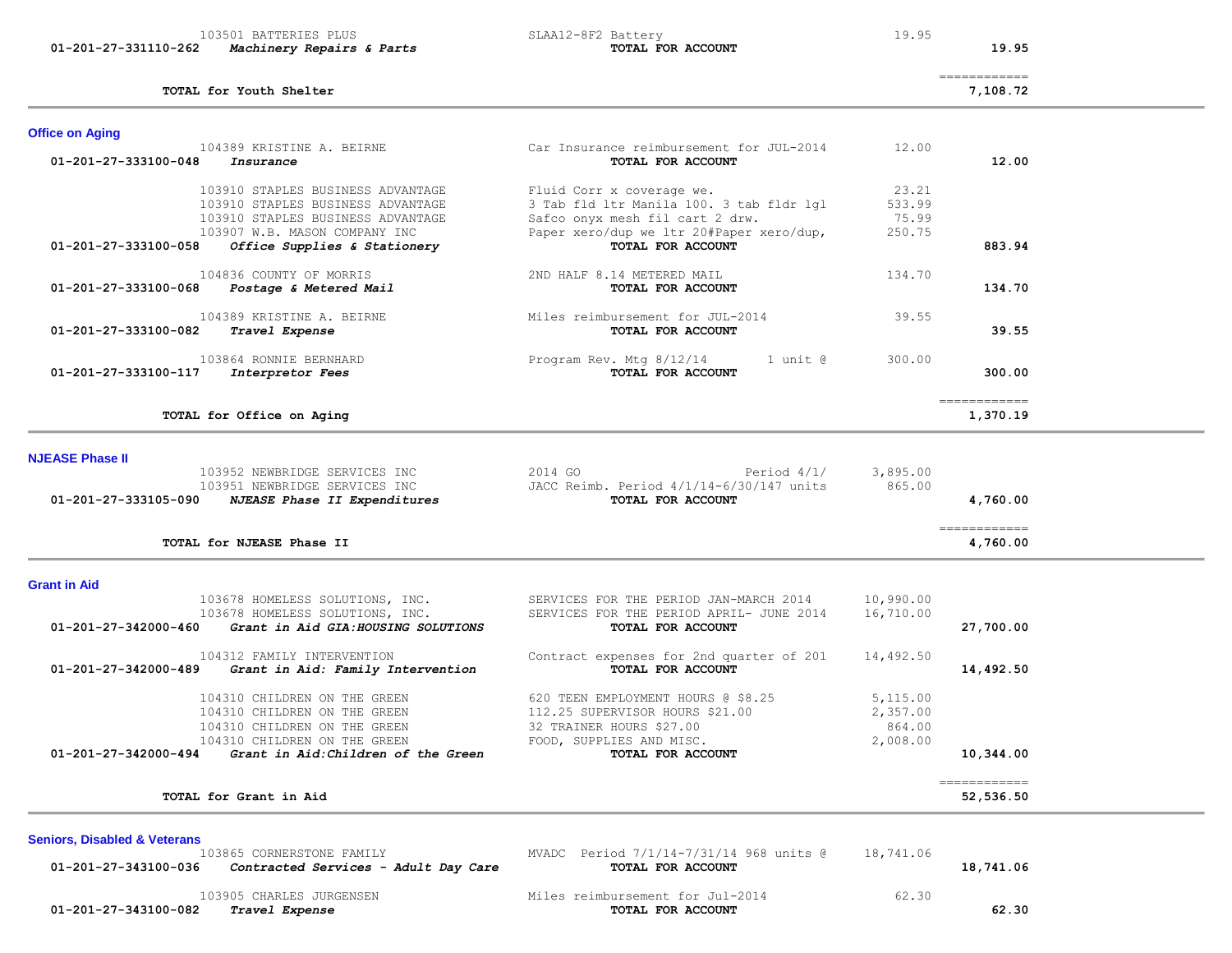| Account | Vendor / Description | Item Description | Amount | Total |
|---|---|---|---|---|
| | 103501 BATTERIES PLUS | SLAA12-8F2 Battery | 19.95 | |
| 01-201-27-331110-262 | *Machinery Repairs & Parts* | **TOTAL FOR ACCOUNT** | | **19.95** |
| | | | | ============ |
| | **TOTAL for Youth Shelter** | | | **7,108.72** |

## Office on Aging

| Account | Vendor / Description | Item Description | Amount | Total |
|---|---|---|---|---|
| | 104389 KRISTINE A. BEIRNE | Car Insurance reimbursement for JUL-2014 | 12.00 | |
| 01-201-27-333100-048 | *Insurance* | **TOTAL FOR ACCOUNT** | | **12.00** |
| | 103910 STAPLES BUSINESS ADVANTAGE | Fluid Corr x coverage we. | 23.21 | |
| | 103910 STAPLES BUSINESS ADVANTAGE | 3 Tab fld ltr Manila 100. 3 tab fldr lgl | 533.99 | |
| | 103910 STAPLES BUSINESS ADVANTAGE | Safco onyx mesh fil cart 2 drw. | 75.99 | |
| | 103907 W.B. MASON COMPANY INC | Paper xero/dup we ltr 20#Paper xero/dup, | 250.75 | |
| 01-201-27-333100-058 | *Office Supplies & Stationery* | **TOTAL FOR ACCOUNT** | | **883.94** |
| | 104836 COUNTY OF MORRIS | 2ND HALF 8.14 METERED MAIL | 134.70 | |
| 01-201-27-333100-068 | *Postage & Metered Mail* | **TOTAL FOR ACCOUNT** | | **134.70** |
| | 104389 KRISTINE A. BEIRNE | Miles reimbursement for JUL-2014 | 39.55 | |
| 01-201-27-333100-082 | *Travel Expense* | **TOTAL FOR ACCOUNT** | | **39.55** |
| | 103864 RONNIE BERNHARD | Program Rev. Mtg 8/12/14 1 unit @ | 300.00 | |
| 01-201-27-333100-117 | *Interpretor Fees* | **TOTAL FOR ACCOUNT** | | **300.00** |
| | | | | ============ |
| | **TOTAL for Office on Aging** | | | **1,370.19** |

## NJEASE Phase II

| Account | Vendor / Description | Item Description | Amount | Total |
|---|---|---|---|---|
| | 103952 NEWBRIDGE SERVICES INC | 2014 GO Period 4/1/ | 3,895.00 | |
| | 103951 NEWBRIDGE SERVICES INC | JACC Reimb. Period 4/1/14-6/30/147 units | 865.00 | |
| 01-201-27-333105-090 | *NJEASE Phase II Expenditures* | **TOTAL FOR ACCOUNT** | | **4,760.00** |
| | | | | ============ |
| | **TOTAL for NJEASE Phase II** | | | **4,760.00** |

## Grant in Aid

| Account | Vendor / Description | Item Description | Amount | Total |
|---|---|---|---|---|
| | 103678 HOMELESS SOLUTIONS, INC. | SERVICES FOR THE PERIOD JAN-MARCH 2014 | 10,990.00 | |
| | 103678 HOMELESS SOLUTIONS, INC. | SERVICES FOR THE PERIOD APRIL- JUNE 2014 | 16,710.00 | |
| 01-201-27-342000-460 | *Grant in Aid GIA:HOUSING SOLUTIONS* | **TOTAL FOR ACCOUNT** | | **27,700.00** |
| | 104312 FAMILY INTERVENTION | Contract expenses for 2nd quarter of 201 | 14,492.50 | |
| 01-201-27-342000-489 | *Grant in Aid: Family Intervention* | **TOTAL FOR ACCOUNT** | | **14,492.50** |
| | 104310 CHILDREN ON THE GREEN | 620 TEEN EMPLOYMENT HOURS @ $8.25 | 5,115.00 | |
| | 104310 CHILDREN ON THE GREEN | 112.25 SUPERVISOR HOURS $21.00 | 2,357.00 | |
| | 104310 CHILDREN ON THE GREEN | 32 TRAINER HOURS $27.00 | 864.00 | |
| | 104310 CHILDREN ON THE GREEN | FOOD, SUPPLIES AND MISC. | 2,008.00 | |
| 01-201-27-342000-494 | *Grant in Aid:Children of the Green* | **TOTAL FOR ACCOUNT** | | **10,344.00** |
| | | | | ============ |
| | **TOTAL for Grant in Aid** | | | **52,536.50** |

## Seniors, Disabled & Veterans

| Account | Vendor / Description | Item Description | Amount | Total |
|---|---|---|---|---|
| | 103865 CORNERSTONE FAMILY | MVADC Period 7/1/14-7/31/14 968 units @ | 18,741.06 | |
| 01-201-27-343100-036 | *Contracted Services - Adult Day Care* | **TOTAL FOR ACCOUNT** | | **18,741.06** |
| | 103905 CHARLES JURGENSEN | Miles reimbursement for Jul-2014 | 62.30 | |
| 01-201-27-343100-082 | *Travel Expense* | **TOTAL FOR ACCOUNT** | | **62.30** |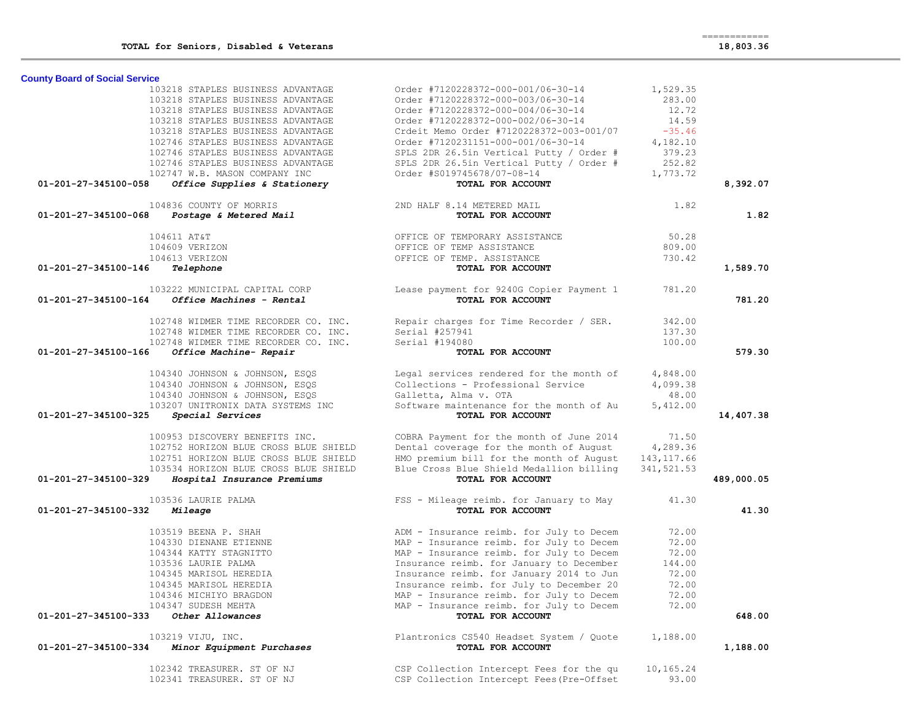| | | | |
|---|---|---|---|
| **TOTAL for Seniors, Disabled & Veterans** | | | ============<br>18,803.36 |

## County Board of Social Service

| Account | Vendor | Description | Amount | Total |
|---|---|---|---|---|
| | 103218 STAPLES BUSINESS ADVANTAGE | Order #7120228372-000-001/06-30-14 | 1,529.35 | |
| | 103218 STAPLES BUSINESS ADVANTAGE | Order #7120228372-000-003/06-30-14 | 283.00 | |
| | 103218 STAPLES BUSINESS ADVANTAGE | Order #7120228372-000-004/06-30-14 | 12.72 | |
| | 103218 STAPLES BUSINESS ADVANTAGE | Order #7120228372-000-002/06-30-14 | 14.59 | |
| | 103218 STAPLES BUSINESS ADVANTAGE | Crdeit Memo Order #7120228372-003-001/07 | -35.46 | |
| | 102746 STAPLES BUSINESS ADVANTAGE | Order #7120231151-000-001/06-30-14 | 4,182.10 | |
| | 102746 STAPLES BUSINESS ADVANTAGE | SPLS 2DR 26.5in Vertical Putty / Order # | 379.23 | |
| | 102746 STAPLES BUSINESS ADVANTAGE | SPLS 2DR 26.5in Vertical Putty / Order # | 252.82 | |
| | 102747 W.B. MASON COMPANY INC | Order #S019745678/07-08-14 | 1,773.72 | |
| **01-201-27-345100-058** | ***Office Supplies & Stationery*** | **TOTAL FOR ACCOUNT** | | **8,392.07** |
| | 104836 COUNTY OF MORRIS | 2ND HALF 8.14 METERED MAIL | 1.82 | |
| **01-201-27-345100-068** | ***Postage & Metered Mail*** | **TOTAL FOR ACCOUNT** | | **1.82** |
| | 104611 AT&T | OFFICE OF TEMPORARY ASSISTANCE | 50.28 | |
| | 104609 VERIZON | OFFICE OF TEMP ASSISTANCE | 809.00 | |
| | 104613 VERIZON | OFFICE OF TEMP. ASSISTANCE | 730.42 | |
| **01-201-27-345100-146** | ***Telephone*** | **TOTAL FOR ACCOUNT** | | **1,589.70** |
| | 103222 MUNICIPAL CAPITAL CORP | Lease payment for 9240G Copier Payment 1 | 781.20 | |
| **01-201-27-345100-164** | ***Office Machines - Rental*** | **TOTAL FOR ACCOUNT** | | **781.20** |
| | 102748 WIDMER TIME RECORDER CO. INC. | Repair charges for Time Recorder / SER. | 342.00 | |
| | 102748 WIDMER TIME RECORDER CO. INC. | Serial #257941 | 137.30 | |
| | 102748 WIDMER TIME RECORDER CO. INC. | Serial #194080 | 100.00 | |
| **01-201-27-345100-166** | ***Office Machine- Repair*** | **TOTAL FOR ACCOUNT** | | **579.30** |
| | 104340 JOHNSON & JOHNSON, ESQS | Legal services rendered for the month of | 4,848.00 | |
| | 104340 JOHNSON & JOHNSON, ESQS | Collections - Professional Service | 4,099.38 | |
| | 104340 JOHNSON & JOHNSON, ESQS | Galletta, Alma v. OTA | 48.00 | |
| | 103207 UNITRONIX DATA SYSTEMS INC | Software maintenance for the month of Au | 5,412.00 | |
| **01-201-27-345100-325** | ***Special Services*** | **TOTAL FOR ACCOUNT** | | **14,407.38** |
| | 100953 DISCOVERY BENEFITS INC. | COBRA Payment for the month of June 2014 | 71.50 | |
| | 102752 HORIZON BLUE CROSS BLUE SHIELD | Dental coverage for the month of August | 4,289.36 | |
| | 102751 HORIZON BLUE CROSS BLUE SHIELD | HMO premium bill for the month of August | 143,117.66 | |
| | 103534 HORIZON BLUE CROSS BLUE SHIELD | Blue Cross Blue Shield Medallion billing | 341,521.53 | |
| **01-201-27-345100-329** | ***Hospital Insurance Premiums*** | **TOTAL FOR ACCOUNT** | | **489,000.05** |
| | 103536 LAURIE PALMA | FSS - Mileage reimb. for January to May | 41.30 | |
| **01-201-27-345100-332** | ***Mileage*** | **TOTAL FOR ACCOUNT** | | **41.30** |
| | 103519 BEENA P. SHAH | ADM - Insurance reimb. for July to Decem | 72.00 | |
| | 104330 DIENANE ETIENNE | MAP - Insurance reimb. for July to Decem | 72.00 | |
| | 104344 KATTY STAGNITTO | MAP - Insurance reimb. for July to Decem | 72.00 | |
| | 103536 LAURIE PALMA | Insurance reimb. for January to December | 144.00 | |
| | 104345 MARISOL HEREDIA | Insurance reimb. for January 2014 to Jun | 72.00 | |
| | 104345 MARISOL HEREDIA | Insurance reimb. for July to December 20 | 72.00 | |
| | 104346 MICHIYO BRAGDON | MAP - Insurance reimb. for July to Decem | 72.00 | |
| | 104347 SUDESH MEHTA | MAP - Insurance reimb. for July to Decem | 72.00 | |
| **01-201-27-345100-333** | ***Other Allowances*** | **TOTAL FOR ACCOUNT** | | **648.00** |
| | 103219 VIJU, INC. | Plantronics CS540 Headset System / Quote | 1,188.00 | |
| **01-201-27-345100-334** | ***Minor Equipment Purchases*** | **TOTAL FOR ACCOUNT** | | **1,188.00** |
| | 102342 TREASURER. ST OF NJ | CSP Collection Intercept Fees for the qu | 10,165.24 | |
| | 102341 TREASURER. ST OF NJ | CSP Collection Intercept Fees(Pre-Offset | 93.00 | |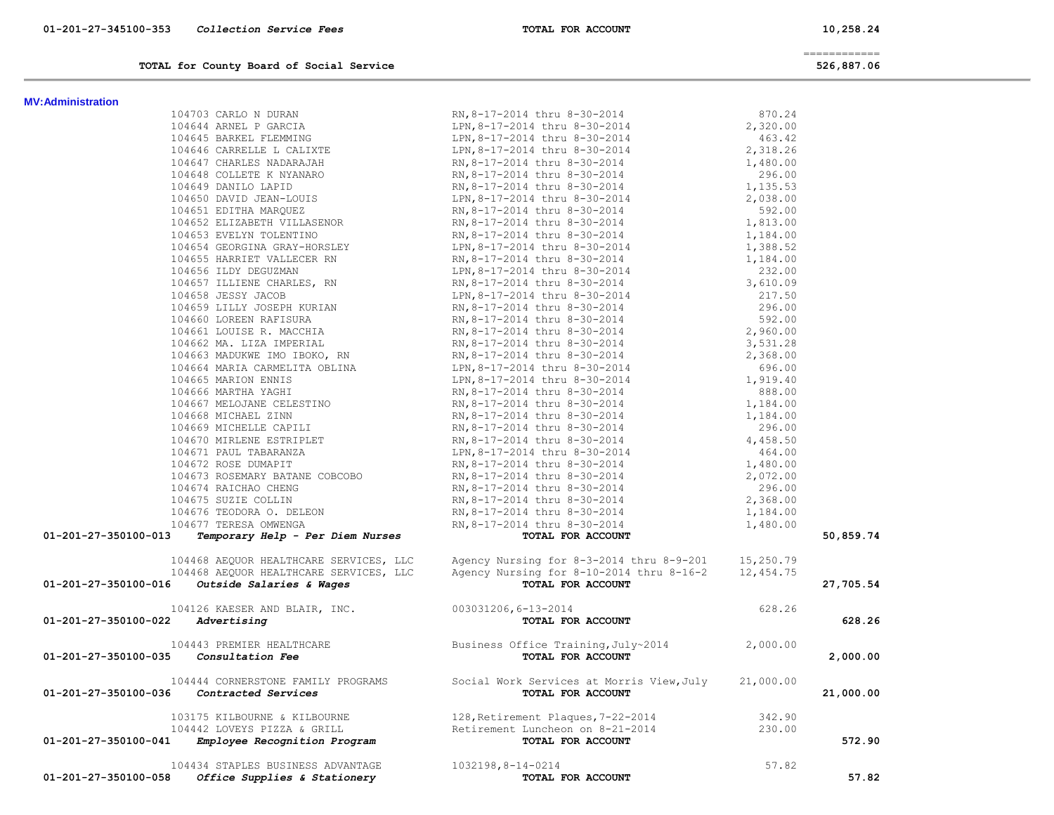| Account | Description | | | Total |
|---|---|---|---|---|
| 01-201-27-345100-353 | *Collection Service Fees* | **TOTAL FOR ACCOUNT** | | 10,258.24 |

| | | | | ============ |
|---|---|---|---|---|
| | **TOTAL for County Board of Social Service** | | | 526,887.06 |

**MV:Administration**

| Account | Vendor | Description | Amount | Total |
|---|---|---|---|---|
| | 104703 CARLO N DURAN | RN,8-17-2014 thru 8-30-2014 | 870.24 | |
| | 104644 ARNEL P GARCIA | LPN,8-17-2014 thru 8-30-2014 | 2,320.00 | |
| | 104645 BARKEL FLEMMING | LPN,8-17-2014 thru 8-30-2014 | 463.42 | |
| | 104646 CARRELLE L CALIXTE | LPN,8-17-2014 thru 8-30-2014 | 2,318.26 | |
| | 104647 CHARLES NADARAJAH | RN,8-17-2014 thru 8-30-2014 | 1,480.00 | |
| | 104648 COLLETE K NYANARO | RN,8-17-2014 thru 8-30-2014 | 296.00 | |
| | 104649 DANILO LAPID | RN,8-17-2014 thru 8-30-2014 | 1,135.53 | |
| | 104650 DAVID JEAN-LOUIS | LPN,8-17-2014 thru 8-30-2014 | 2,038.00 | |
| | 104651 EDITHA MARQUEZ | RN,8-17-2014 thru 8-30-2014 | 592.00 | |
| | 104652 ELIZABETH VILLASENOR | RN,8-17-2014 thru 8-30-2014 | 1,813.00 | |
| | 104653 EVELYN TOLENTINO | RN,8-17-2014 thru 8-30-2014 | 1,184.00 | |
| | 104654 GEORGINA GRAY-HORSLEY | LPN,8-17-2014 thru 8-30-2014 | 1,388.52 | |
| | 104655 HARRIET VALLECER RN | RN,8-17-2014 thru 8-30-2014 | 1,184.00 | |
| | 104656 ILDY DEGUZMAN | LPN,8-17-2014 thru 8-30-2014 | 232.00 | |
| | 104657 ILLIENE CHARLES, RN | RN,8-17-2014 thru 8-30-2014 | 3,610.09 | |
| | 104658 JESSY JACOB | LPN,8-17-2014 thru 8-30-2014 | 217.50 | |
| | 104659 LILLY JOSEPH KURIAN | RN,8-17-2014 thru 8-30-2014 | 296.00 | |
| | 104660 LOREEN RAFISURA | RN,8-17-2014 thru 8-30-2014 | 592.00 | |
| | 104661 LOUISE R. MACCHIA | RN,8-17-2014 thru 8-30-2014 | 2,960.00 | |
| | 104662 MA. LIZA IMPERIAL | RN,8-17-2014 thru 8-30-2014 | 3,531.28 | |
| | 104663 MADUKWE IMO IBOKO, RN | RN,8-17-2014 thru 8-30-2014 | 2,368.00 | |
| | 104664 MARIA CARMELITA OBLINA | LPN,8-17-2014 thru 8-30-2014 | 696.00 | |
| | 104665 MARION ENNIS | LPN,8-17-2014 thru 8-30-2014 | 1,919.40 | |
| | 104666 MARTHA YAGHI | RN,8-17-2014 thru 8-30-2014 | 888.00 | |
| | 104667 MELOJANE CELESTINO | RN,8-17-2014 thru 8-30-2014 | 1,184.00 | |
| | 104668 MICHAEL ZINN | RN,8-17-2014 thru 8-30-2014 | 1,184.00 | |
| | 104669 MICHELLE CAPILI | RN,8-17-2014 thru 8-30-2014 | 296.00 | |
| | 104670 MIRLENE ESTRIPLET | RN,8-17-2014 thru 8-30-2014 | 4,458.50 | |
| | 104671 PAUL TABARANZA | LPN,8-17-2014 thru 8-30-2014 | 464.00 | |
| | 104672 ROSE DUMAPIT | RN,8-17-2014 thru 8-30-2014 | 1,480.00 | |
| | 104673 ROSEMARY BATANE COBCOBO | RN,8-17-2014 thru 8-30-2014 | 2,072.00 | |
| | 104674 RAICHAO CHENG | RN,8-17-2014 thru 8-30-2014 | 296.00 | |
| | 104675 SUZIE COLLIN | RN,8-17-2014 thru 8-30-2014 | 2,368.00 | |
| | 104676 TEODORA O. DELEON | RN,8-17-2014 thru 8-30-2014 | 1,184.00 | |
| | 104677 TERESA OMWENGA | RN,8-17-2014 thru 8-30-2014 | 1,480.00 | |
| **01-201-27-350100-013** | ***Temporary Help - Per Diem Nurses*** | **TOTAL FOR ACCOUNT** | | **50,859.74** |
| | 104468 AEQUOR HEALTHCARE SERVICES, LLC | Agency Nursing for 8-3-2014 thru 8-9-201 | 15,250.79 | |
| | 104468 AEQUOR HEALTHCARE SERVICES, LLC | Agency Nursing for 8-10-2014 thru 8-16-2 | 12,454.75 | |
| **01-201-27-350100-016** | ***Outside Salaries & Wages*** | **TOTAL FOR ACCOUNT** | | **27,705.54** |
| | 104126 KAESER AND BLAIR, INC. | 003031206,6-13-2014 | 628.26 | |
| **01-201-27-350100-022** | ***Advertising*** | **TOTAL FOR ACCOUNT** | | **628.26** |
| | 104443 PREMIER HEALTHCARE | Business Office Training,July~2014 | 2,000.00 | |
| **01-201-27-350100-035** | ***Consultation Fee*** | **TOTAL FOR ACCOUNT** | | **2,000.00** |
| | 104444 CORNERSTONE FAMILY PROGRAMS | Social Work Services at Morris View,July | 21,000.00 | |
| **01-201-27-350100-036** | ***Contracted Services*** | **TOTAL FOR ACCOUNT** | | **21,000.00** |
| | 103175 KILBOURNE & KILBOURNE | 128,Retirement Plaques,7-22-2014 | 342.90 | |
| | 104442 LOVEYS PIZZA & GRILL | Retirement Luncheon on 8-21-2014 | 230.00 | |
| **01-201-27-350100-041** | ***Employee Recognition Program*** | **TOTAL FOR ACCOUNT** | | **572.90** |
| | 104434 STAPLES BUSINESS ADVANTAGE | 1032198,8-14-0214 | 57.82 | |
| **01-201-27-350100-058** | ***Office Supplies & Stationery*** | **TOTAL FOR ACCOUNT** | | **57.82** |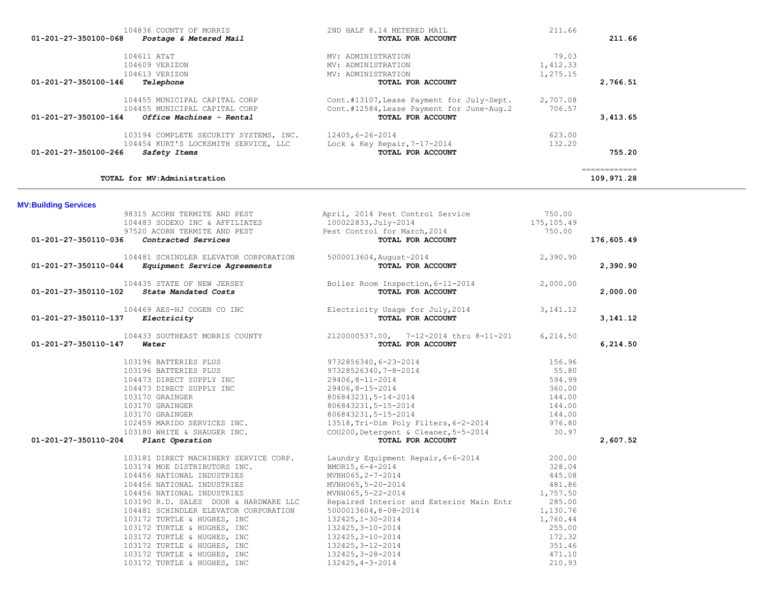| Account | Vendor | Description | Amount | Total |
|---|---|---|---|---|
| | 104836 COUNTY OF MORRIS | 2ND HALF 8.14 METERED MAIL | 211.66 | |
| **01-201-27-350100-068** | ***Postage & Metered Mail*** | **TOTAL FOR ACCOUNT** | | **211.66** |
| | 104611 AT&T | MV: ADMINISTRATION | 79.03 | |
| | 104609 VERIZON | MV: ADMINISTRATION | 1,412.33 | |
| | 104613 VERIZON | MV: ADMINISTRATION | 1,275.15 | |
| **01-201-27-350100-146** | ***Telephone*** | **TOTAL FOR ACCOUNT** | | **2,766.51** |
| | 104455 MUNICIPAL CAPITAL CORP | Cont.#13107,Lease Payment for July~Sept. | 2,707.08 | |
| | 104455 MUNICIPAL CAPITAL CORP | Cont.#12584,Lease Payment for June~Aug.2 | 706.57 | |
| **01-201-27-350100-164** | ***Office Machines - Rental*** | **TOTAL FOR ACCOUNT** | | **3,413.65** |
| | 103194 COMPLETE SECURITY SYSTEMS, INC. | 12405,6-26-2014 | 623.00 | |
| | 104454 KURT'S LOCKSMITH SERVICE, LLC | Lock & Key Repair,7-17-2014 | 132.20 | |
| **01-201-27-350100-266** | ***Safety Items*** | **TOTAL FOR ACCOUNT** | | **755.20** |
| | | | | ============ |
| **TOTAL for MV:Administration** | | | | **109,971.28** |

**MV:Building Services**

| Account | Vendor | Description | Amount | Total |
|---|---|---|---|---|
| | 98315 ACORN TERMITE AND PEST | April, 2014 Pest Control Service | 750.00 | |
| | 104483 SODEXO INC & AFFILIATES | 100022833,July~2014 | 175,105.49 | |
| | 97520 ACORN TERMITE AND PEST | Pest Control for March,2014 | 750.00 | |
| **01-201-27-350110-036** | ***Contracted Services*** | **TOTAL FOR ACCOUNT** | | **176,605.49** |
| | 104481 SCHINDLER ELEVATOR CORPORATION | 5000013604,August~2014 | 2,390.90 | |
| **01-201-27-350110-044** | ***Equipment Service Agreements*** | **TOTAL FOR ACCOUNT** | | **2,390.90** |
| | 104435 STATE OF NEW JERSEY | Boiler Room Inspection,6-11-2014 | 2,000.00 | |
| **01-201-27-350110-102** | ***State Mandated Costs*** | **TOTAL FOR ACCOUNT** | | **2,000.00** |
| | 104469 AES-NJ COGEN CO INC | Electricity Usage for July,2014 | 3,141.12 | |
| **01-201-27-350110-137** | ***Electricity*** | **TOTAL FOR ACCOUNT** | | **3,141.12** |
| | 104433 SOUTHEAST MORRIS COUNTY | 2120000537.00, 7-12-2014 thru 8-11-201 | 6,214.50 | |
| **01-201-27-350110-147** | ***Water*** | **TOTAL FOR ACCOUNT** | | **6,214.50** |
| | 103196 BATTERIES PLUS | 9732856340,6-23-2014 | 156.96 | |
| | 103196 BATTERIES PLUS | 97328526340,7-8-2014 | 55.80 | |
| | 104473 DIRECT SUPPLY INC | 29406,8-11-2014 | 594.99 | |
| | 104473 DIRECT SUPPLY INC | 29406,8-15-2014 | 360.00 | |
| | 103170 GRAINGER | 806843231,5-14-2014 | 144.00 | |
| | 103170 GRAINGER | 806843231,5-15-2014 | 144.00 | |
| | 103170 GRAINGER | 806843231,5-15-2014 | 144.00 | |
| | 102459 MARIDO SERVICES INC. | 13518,Tri-Dim Poly Filters,6-2-2014 | 976.80 | |
| | 103180 WHITE & SHAUGER INC. | COU200,Detergent & Cleaner,5-5-2014 | 30.97 | |
| **01-201-27-350110-204** | ***Plant Operation*** | **TOTAL FOR ACCOUNT** | | **2,607.52** |
| | 103181 DIRECT MACHINERY SERVICE CORP. | Laundry Equipment Repair,6-6-2014 | 200.00 | |
| | 103174 MOE DISTRIBUTORS INC. | BMOR15,6-4-2014 | 328.04 | |
| | 104456 NATIONAL INDUSTRIES | MVNH065,2-7-2014 | 445.08 | |
| | 104456 NATIONAL INDUSTRIES | MVNH065,5-20-2014 | 481.86 | |
| | 104456 NATIONAL INDUSTRIES | MVNH065,5-22-2014 | 1,757.50 | |
| | 103190 R.D. SALES DOOR & HARDWARE LLC | Repaired Interior and Exterior Main Entr | 285.00 | |
| | 104481 SCHINDLER ELEVATOR CORPORATION | 5000013604,8-08-2014 | 1,130.76 | |
| | 103172 TURTLE & HUGHES, INC | 132425,1-30-2014 | 1,760.44 | |
| | 103172 TURTLE & HUGHES, INC | 132425,3-10-2014 | 255.00 | |
| | 103172 TURTLE & HUGHES, INC | 132425,3-10-2014 | 172.32 | |
| | 103172 TURTLE & HUGHES, INC | 132425,3-12-2014 | 351.46 | |
| | 103172 TURTLE & HUGHES, INC | 132425,3-28-2014 | 471.10 | |
| | 103172 TURTLE & HUGHES, INC | 132425,4-3-2014 | 210.93 | |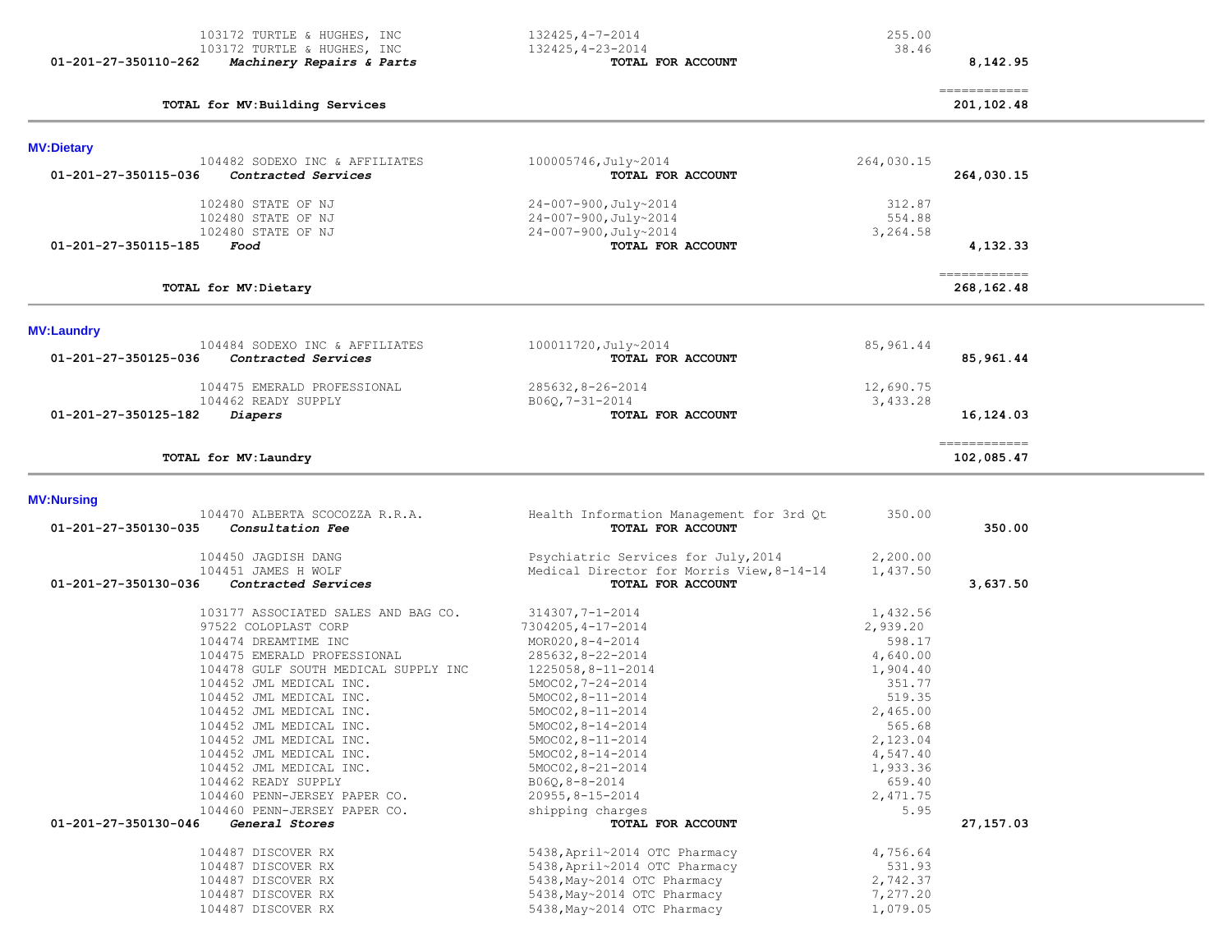| Account | Vendor / Description | Reference | Amount | Total |
|---|---|---|---|---|
| | 103172 TURTLE & HUGHES, INC | 132425,4-7-2014 | 255.00 | |
| | 103172 TURTLE & HUGHES, INC | 132425,4-23-2014 | 38.46 | |
| **01-201-27-350110-262** | ***Machinery Repairs & Parts*** | **TOTAL FOR ACCOUNT** | | **8,142.95** |
| | | | | ============ |
| | **TOTAL for MV:Building Services** | | | **201,102.48** |

### MV:Dietary

| Account | Vendor / Description | Reference | Amount | Total |
|---|---|---|---|---|
| | 104482 SODEXO INC & AFFILIATES | 100005746,July~2014 | 264,030.15 | |
| **01-201-27-350115-036** | ***Contracted Services*** | **TOTAL FOR ACCOUNT** | | **264,030.15** |
| | 102480 STATE OF NJ | 24-007-900,July~2014 | 312.87 | |
| | 102480 STATE OF NJ | 24-007-900,July~2014 | 554.88 | |
| | 102480 STATE OF NJ | 24-007-900,July~2014 | 3,264.58 | |
| **01-201-27-350115-185** | ***Food*** | **TOTAL FOR ACCOUNT** | | **4,132.33** |
| | | | | ============ |
| | **TOTAL for MV:Dietary** | | | **268,162.48** |

### MV:Laundry

| Account | Vendor / Description | Reference | Amount | Total |
|---|---|---|---|---|
| | 104484 SODEXO INC & AFFILIATES | 100011720,July~2014 | 85,961.44 | |
| **01-201-27-350125-036** | ***Contracted Services*** | **TOTAL FOR ACCOUNT** | | **85,961.44** |
| | 104475 EMERALD PROFESSIONAL | 285632,8-26-2014 | 12,690.75 | |
| | 104462 READY SUPPLY | B06Q,7-31-2014 | 3,433.28 | |
| **01-201-27-350125-182** | ***Diapers*** | **TOTAL FOR ACCOUNT** | | **16,124.03** |
| | | | | ============ |
| | **TOTAL for MV:Laundry** | | | **102,085.47** |

### MV:Nursing

| Account | Vendor / Description | Reference | Amount | Total |
|---|---|---|---|---|
| | 104470 ALBERTA SCOCOZZA R.R.A. | Health Information Management for 3rd Qt | 350.00 | |
| **01-201-27-350130-035** | ***Consultation Fee*** | **TOTAL FOR ACCOUNT** | | **350.00** |
| | 104450 JAGDISH DANG | Psychiatric Services for July,2014 | 2,200.00 | |
| | 104451 JAMES H WOLF | Medical Director for Morris View,8-14-14 | 1,437.50 | |
| **01-201-27-350130-036** | ***Contracted Services*** | **TOTAL FOR ACCOUNT** | | **3,637.50** |
| | 103177 ASSOCIATED SALES AND BAG CO. | 314307,7-1-2014 | 1,432.56 | |
| | 97522 COLOPLAST CORP | 7304205,4-17-2014 | 2,939.20 | |
| | 104474 DREAMTIME INC | MOR020,8-4-2014 | 598.17 | |
| | 104475 EMERALD PROFESSIONAL | 285632,8-22-2014 | 4,640.00 | |
| | 104478 GULF SOUTH MEDICAL SUPPLY INC | 1225058,8-11-2014 | 1,904.40 | |
| | 104452 JML MEDICAL INC. | 5MOC02,7-24-2014 | 351.77 | |
| | 104452 JML MEDICAL INC. | 5MOC02,8-11-2014 | 519.35 | |
| | 104452 JML MEDICAL INC. | 5MOC02,8-11-2014 | 2,465.00 | |
| | 104452 JML MEDICAL INC. | 5MOC02,8-14-2014 | 565.68 | |
| | 104452 JML MEDICAL INC. | 5MOC02,8-11-2014 | 2,123.04 | |
| | 104452 JML MEDICAL INC. | 5MOC02,8-14-2014 | 4,547.40 | |
| | 104452 JML MEDICAL INC. | 5MOC02,8-21-2014 | 1,933.36 | |
| | 104462 READY SUPPLY | B06Q,8-8-2014 | 659.40 | |
| | 104460 PENN-JERSEY PAPER CO. | 20955,8-15-2014 | 2,471.75 | |
| | 104460 PENN-JERSEY PAPER CO. | shipping charges | 5.95 | |
| **01-201-27-350130-046** | ***General Stores*** | **TOTAL FOR ACCOUNT** | | **27,157.03** |
| | 104487 DISCOVER RX | 5438,April~2014 OTC Pharmacy | 4,756.64 | |
| | 104487 DISCOVER RX | 5438,April~2014 OTC Pharmacy | 531.93 | |
| | 104487 DISCOVER RX | 5438,May~2014 OTC Pharmacy | 2,742.37 | |
| | 104487 DISCOVER RX | 5438,May~2014 OTC Pharmacy | 7,277.20 | |
| | 104487 DISCOVER RX | 5438,May~2014 OTC Pharmacy | 1,079.05 | |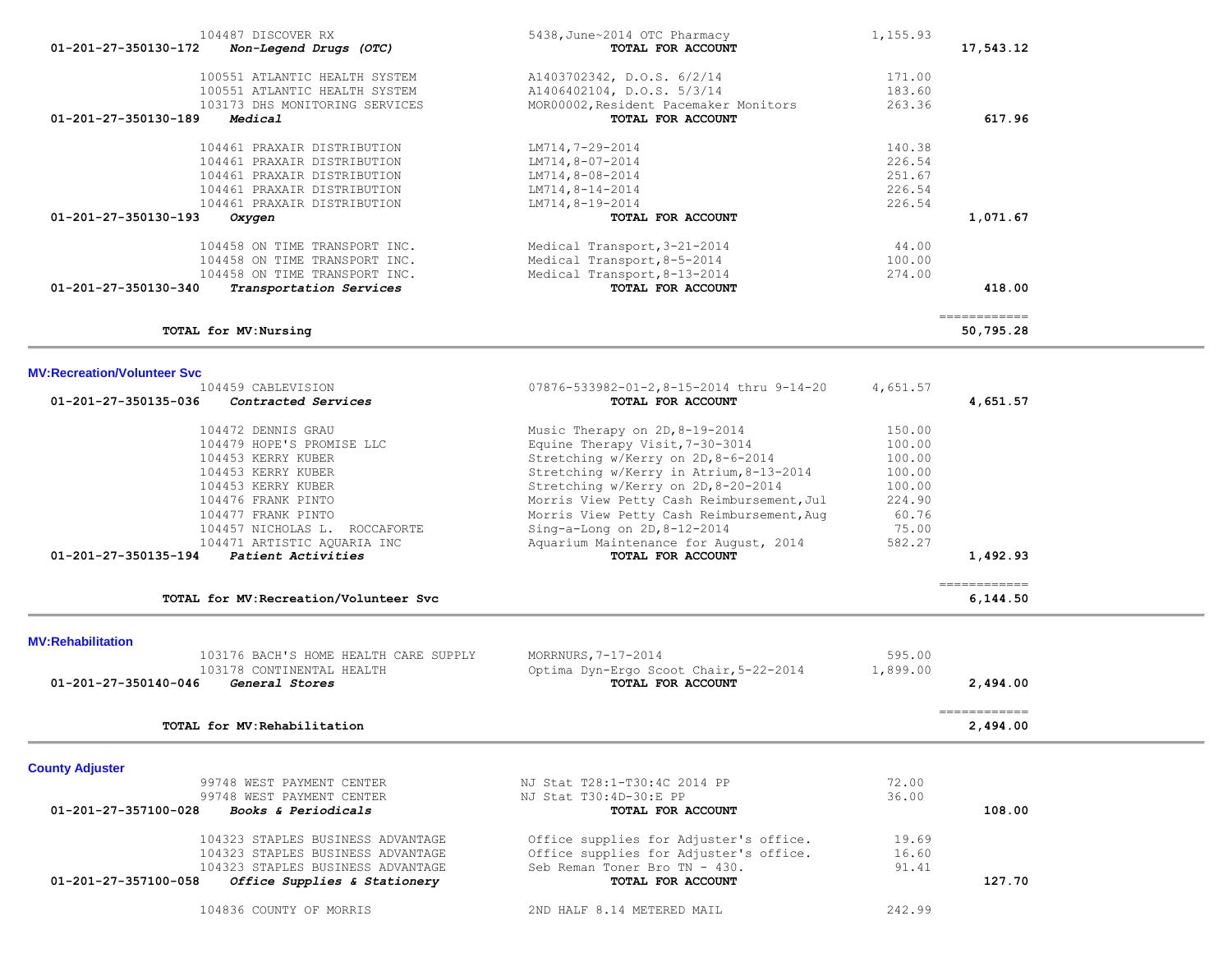| Account | Vendor / Account Name | Description | Amount | Total |
|---|---|---|---|---|
| | 104487 DISCOVER RX | 5438,June~2014 OTC Pharmacy | 1,155.93 | |
| 01-201-27-350130-172 | *Non-Legend Drugs (OTC)* | **TOTAL FOR ACCOUNT** | | **17,543.12** |
| | 100551 ATLANTIC HEALTH SYSTEM | A1403702342, D.O.S. 6/2/14 | 171.00 | |
| | 100551 ATLANTIC HEALTH SYSTEM | A1406402104, D.O.S. 5/3/14 | 183.60 | |
| | 103173 DHS MONITORING SERVICES | MOR00002,Resident Pacemaker Monitors | 263.36 | |
| 01-201-27-350130-189 | *Medical* | **TOTAL FOR ACCOUNT** | | **617.96** |
| | 104461 PRAXAIR DISTRIBUTION | LM714,7-29-2014 | 140.38 | |
| | 104461 PRAXAIR DISTRIBUTION | LM714,8-07-2014 | 226.54 | |
| | 104461 PRAXAIR DISTRIBUTION | LM714,8-08-2014 | 251.67 | |
| | 104461 PRAXAIR DISTRIBUTION | LM714,8-14-2014 | 226.54 | |
| | 104461 PRAXAIR DISTRIBUTION | LM714,8-19-2014 | 226.54 | |
| 01-201-27-350130-193 | *Oxygen* | **TOTAL FOR ACCOUNT** | | **1,071.67** |
| | 104458 ON TIME TRANSPORT INC. | Medical Transport,3-21-2014 | 44.00 | |
| | 104458 ON TIME TRANSPORT INC. | Medical Transport,8-5-2014 | 100.00 | |
| | 104458 ON TIME TRANSPORT INC. | Medical Transport,8-13-2014 | 274.00 | |
| 01-201-27-350130-340 | *Transportation Services* | **TOTAL FOR ACCOUNT** | | **418.00** |
| | **TOTAL for MV:Nursing** | | | **50,795.28** |

**MV:Recreation/Volunteer Svc**

| Account | Vendor / Account Name | Description | Amount | Total |
|---|---|---|---|---|
| | 104459 CABLEVISION | 07876-533982-01-2,8-15-2014 thru 9-14-20 | 4,651.57 | |
| 01-201-27-350135-036 | *Contracted Services* | **TOTAL FOR ACCOUNT** | | **4,651.57** |
| | 104472 DENNIS GRAU | Music Therapy on 2D,8-19-2014 | 150.00 | |
| | 104479 HOPE'S PROMISE LLC | Equine Therapy Visit,7-30-3014 | 100.00 | |
| | 104453 KERRY KUBER | Stretching w/Kerry on 2D,8-6-2014 | 100.00 | |
| | 104453 KERRY KUBER | Stretching w/Kerry in Atrium,8-13-2014 | 100.00 | |
| | 104453 KERRY KUBER | Stretching w/Kerry on 2D,8-20-2014 | 100.00 | |
| | 104476 FRANK PINTO | Morris View Petty Cash Reimbursement,Jul | 224.90 | |
| | 104477 FRANK PINTO | Morris View Petty Cash Reimbursement,Aug | 60.76 | |
| | 104457 NICHOLAS L. ROCCAFORTE | Sing-a-Long on 2D,8-12-2014 | 75.00 | |
| | 104471 ARTISTIC AQUARIA INC | Aquarium Maintenance for August, 2014 | 582.27 | |
| 01-201-27-350135-194 | *Patient Activities* | **TOTAL FOR ACCOUNT** | | **1,492.93** |
| | **TOTAL for MV:Recreation/Volunteer Svc** | | | **6,144.50** |

**MV:Rehabilitation**

| Account | Vendor / Account Name | Description | Amount | Total |
|---|---|---|---|---|
| | 103176 BACH'S HOME HEALTH CARE SUPPLY | MORRNURS,7-17-2014 | 595.00 | |
| | 103178 CONTINENTAL HEALTH | Optima Dyn-Ergo Scoot Chair,5-22-2014 | 1,899.00 | |
| 01-201-27-350140-046 | *General Stores* | **TOTAL FOR ACCOUNT** | | **2,494.00** |
| | **TOTAL for MV:Rehabilitation** | | | **2,494.00** |

**County Adjuster**

| Account | Vendor / Account Name | Description | Amount | Total |
|---|---|---|---|---|
| | 99748 WEST PAYMENT CENTER | NJ Stat T28:1-T30:4C 2014 PP | 72.00 | |
| | 99748 WEST PAYMENT CENTER | NJ Stat T30:4D-30:E PP | 36.00 | |
| 01-201-27-357100-028 | *Books & Periodicals* | **TOTAL FOR ACCOUNT** | | **108.00** |
| | 104323 STAPLES BUSINESS ADVANTAGE | Office supplies for Adjuster's office. | 19.69 | |
| | 104323 STAPLES BUSINESS ADVANTAGE | Office supplies for Adjuster's office. | 16.60 | |
| | 104323 STAPLES BUSINESS ADVANTAGE | Seb Reman Toner Bro TN - 430. | 91.41 | |
| 01-201-27-357100-058 | *Office Supplies & Stationery* | **TOTAL FOR ACCOUNT** | | **127.70** |
| | 104836 COUNTY OF MORRIS | 2ND HALF 8.14 METERED MAIL | 242.99 | |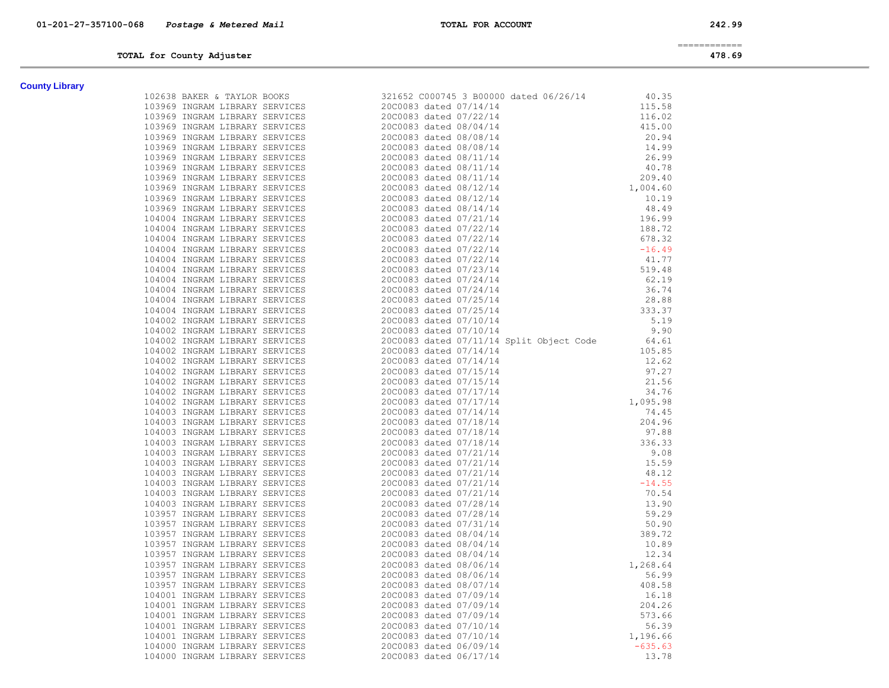| 01-201-27-357100-068 | *Postage & Metered Mail* | TOTAL FOR ACCOUNT | 242.99 |
|---|---|---|---|

| **TOTAL for County Adjuster** | 478.69 |
|---|---|

## County Library

| Vendor | Description | Amount |
|---|---|---|
| 102638 BAKER & TAYLOR BOOKS | 321652 C000745 3 B00000 dated 06/26/14 | 40.35 |
| 103969 INGRAM LIBRARY SERVICES | 20C0083 dated 07/14/14 | 115.58 |
| 103969 INGRAM LIBRARY SERVICES | 20C0083 dated 07/22/14 | 116.02 |
| 103969 INGRAM LIBRARY SERVICES | 20C0083 dated 08/04/14 | 415.00 |
| 103969 INGRAM LIBRARY SERVICES | 20C0083 dated 08/08/14 | 20.94 |
| 103969 INGRAM LIBRARY SERVICES | 20C0083 dated 08/08/14 | 14.99 |
| 103969 INGRAM LIBRARY SERVICES | 20C0083 dated 08/11/14 | 26.99 |
| 103969 INGRAM LIBRARY SERVICES | 20C0083 dated 08/11/14 | 40.78 |
| 103969 INGRAM LIBRARY SERVICES | 20C0083 dated 08/11/14 | 209.40 |
| 103969 INGRAM LIBRARY SERVICES | 20C0083 dated 08/12/14 | 1,004.60 |
| 103969 INGRAM LIBRARY SERVICES | 20C0083 dated 08/12/14 | 10.19 |
| 103969 INGRAM LIBRARY SERVICES | 20C0083 dated 08/14/14 | 48.49 |
| 104004 INGRAM LIBRARY SERVICES | 20C0083 dated 07/21/14 | 196.99 |
| 104004 INGRAM LIBRARY SERVICES | 20C0083 dated 07/22/14 | 188.72 |
| 104004 INGRAM LIBRARY SERVICES | 20C0083 dated 07/22/14 | 678.32 |
| 104004 INGRAM LIBRARY SERVICES | 20C0083 dated 07/22/14 | -16.49 |
| 104004 INGRAM LIBRARY SERVICES | 20C0083 dated 07/22/14 | 41.77 |
| 104004 INGRAM LIBRARY SERVICES | 20C0083 dated 07/23/14 | 519.48 |
| 104004 INGRAM LIBRARY SERVICES | 20C0083 dated 07/24/14 | 62.19 |
| 104004 INGRAM LIBRARY SERVICES | 20C0083 dated 07/24/14 | 36.74 |
| 104004 INGRAM LIBRARY SERVICES | 20C0083 dated 07/25/14 | 28.88 |
| 104004 INGRAM LIBRARY SERVICES | 20C0083 dated 07/25/14 | 333.37 |
| 104002 INGRAM LIBRARY SERVICES | 20C0083 dated 07/10/14 | 5.19 |
| 104002 INGRAM LIBRARY SERVICES | 20C0083 dated 07/10/14 | 9.90 |
| 104002 INGRAM LIBRARY SERVICES | 20C0083 dated 07/11/14 Split Object Code | 64.61 |
| 104002 INGRAM LIBRARY SERVICES | 20C0083 dated 07/14/14 | 105.85 |
| 104002 INGRAM LIBRARY SERVICES | 20C0083 dated 07/14/14 | 12.62 |
| 104002 INGRAM LIBRARY SERVICES | 20C0083 dated 07/15/14 | 97.27 |
| 104002 INGRAM LIBRARY SERVICES | 20C0083 dated 07/15/14 | 21.56 |
| 104002 INGRAM LIBRARY SERVICES | 20C0083 dated 07/17/14 | 34.76 |
| 104002 INGRAM LIBRARY SERVICES | 20C0083 dated 07/17/14 | 1,095.98 |
| 104003 INGRAM LIBRARY SERVICES | 20C0083 dated 07/14/14 | 74.45 |
| 104003 INGRAM LIBRARY SERVICES | 20C0083 dated 07/18/14 | 204.96 |
| 104003 INGRAM LIBRARY SERVICES | 20C0083 dated 07/18/14 | 97.88 |
| 104003 INGRAM LIBRARY SERVICES | 20C0083 dated 07/18/14 | 336.33 |
| 104003 INGRAM LIBRARY SERVICES | 20C0083 dated 07/21/14 | 9.08 |
| 104003 INGRAM LIBRARY SERVICES | 20C0083 dated 07/21/14 | 15.59 |
| 104003 INGRAM LIBRARY SERVICES | 20C0083 dated 07/21/14 | 48.12 |
| 104003 INGRAM LIBRARY SERVICES | 20C0083 dated 07/21/14 | -14.55 |
| 104003 INGRAM LIBRARY SERVICES | 20C0083 dated 07/21/14 | 70.54 |
| 104003 INGRAM LIBRARY SERVICES | 20C0083 dated 07/28/14 | 13.90 |
| 103957 INGRAM LIBRARY SERVICES | 20C0083 dated 07/28/14 | 59.29 |
| 103957 INGRAM LIBRARY SERVICES | 20C0083 dated 07/31/14 | 50.90 |
| 103957 INGRAM LIBRARY SERVICES | 20C0083 dated 08/04/14 | 389.72 |
| 103957 INGRAM LIBRARY SERVICES | 20C0083 dated 08/04/14 | 10.89 |
| 103957 INGRAM LIBRARY SERVICES | 20C0083 dated 08/04/14 | 12.34 |
| 103957 INGRAM LIBRARY SERVICES | 20C0083 dated 08/06/14 | 1,268.64 |
| 103957 INGRAM LIBRARY SERVICES | 20C0083 dated 08/06/14 | 56.99 |
| 103957 INGRAM LIBRARY SERVICES | 20C0083 dated 08/07/14 | 408.58 |
| 104001 INGRAM LIBRARY SERVICES | 20C0083 dated 07/09/14 | 16.18 |
| 104001 INGRAM LIBRARY SERVICES | 20C0083 dated 07/09/14 | 204.26 |
| 104001 INGRAM LIBRARY SERVICES | 20C0083 dated 07/09/14 | 573.66 |
| 104001 INGRAM LIBRARY SERVICES | 20C0083 dated 07/10/14 | 56.39 |
| 104001 INGRAM LIBRARY SERVICES | 20C0083 dated 07/10/14 | 1,196.66 |
| 104000 INGRAM LIBRARY SERVICES | 20C0083 dated 06/09/14 | -635.63 |
| 104000 INGRAM LIBRARY SERVICES | 20C0083 dated 06/17/14 | 13.78 |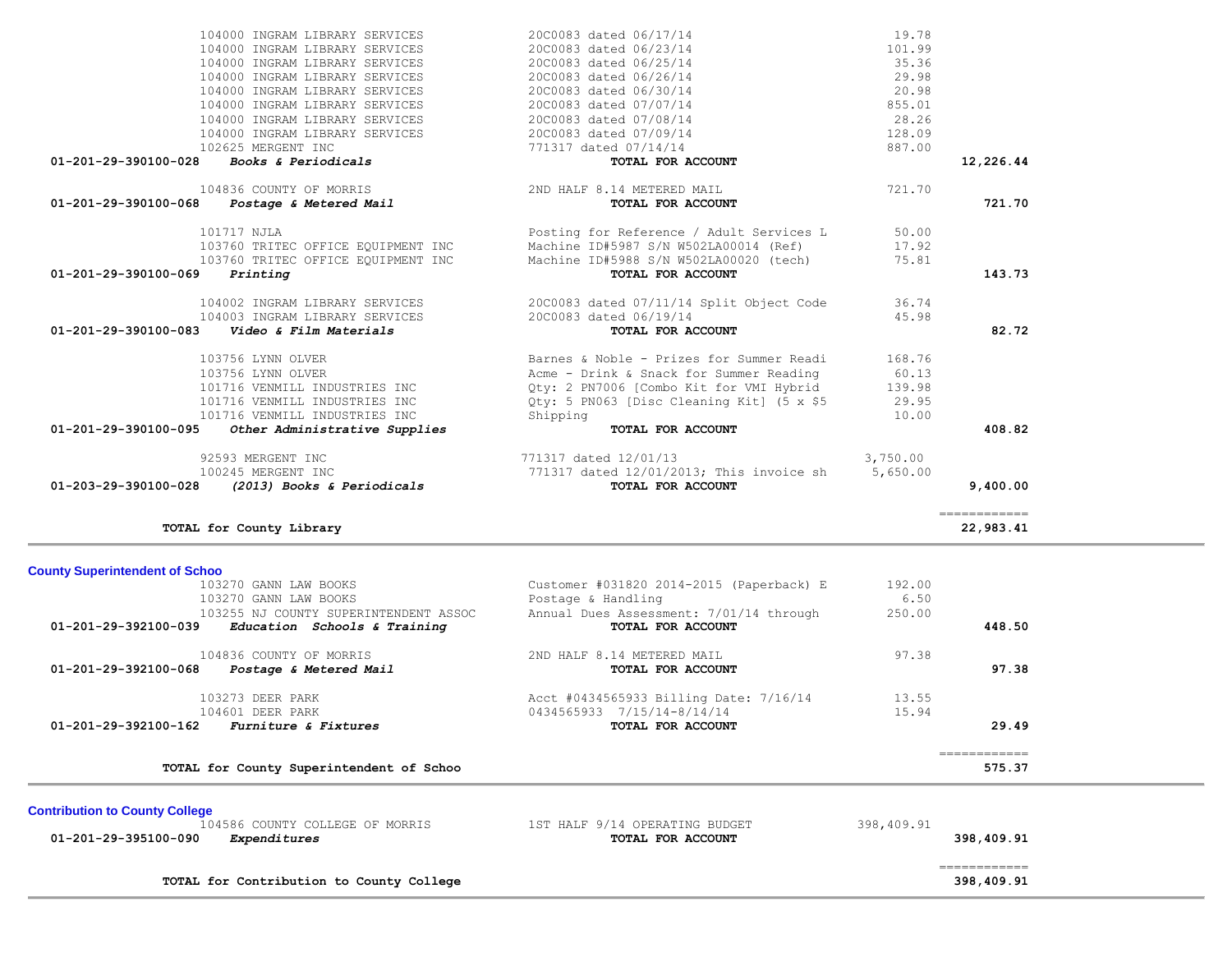| Account | Vendor | Description | Amount | Total |
|---|---|---|---|---|
| | 104000 INGRAM LIBRARY SERVICES | 20C0083 dated 06/17/14 | 19.78 | |
| | 104000 INGRAM LIBRARY SERVICES | 20C0083 dated 06/23/14 | 101.99 | |
| | 104000 INGRAM LIBRARY SERVICES | 20C0083 dated 06/25/14 | 35.36 | |
| | 104000 INGRAM LIBRARY SERVICES | 20C0083 dated 06/26/14 | 29.98 | |
| | 104000 INGRAM LIBRARY SERVICES | 20C0083 dated 06/30/14 | 20.98 | |
| | 104000 INGRAM LIBRARY SERVICES | 20C0083 dated 07/07/14 | 855.01 | |
| | 104000 INGRAM LIBRARY SERVICES | 20C0083 dated 07/08/14 | 28.26 | |
| | 104000 INGRAM LIBRARY SERVICES | 20C0083 dated 07/09/14 | 128.09 | |
| | 102625 MERGENT INC | 771317 dated 07/14/14 | 887.00 | |
| **01-201-29-390100-028** | ***Books & Periodicals*** | **TOTAL FOR ACCOUNT** | | **12,226.44** |
| | 104836 COUNTY OF MORRIS | 2ND HALF 8.14 METERED MAIL | 721.70 | |
| **01-201-29-390100-068** | ***Postage & Metered Mail*** | **TOTAL FOR ACCOUNT** | | **721.70** |
| | 101717 NJLA | Posting for Reference / Adult Services L | 50.00 | |
| | 103760 TRITEC OFFICE EQUIPMENT INC | Machine ID#5987 S/N W502LA00014 (Ref) | 17.92 | |
| | 103760 TRITEC OFFICE EQUIPMENT INC | Machine ID#5988 S/N W502LA00020 (tech) | 75.81 | |
| **01-201-29-390100-069** | ***Printing*** | **TOTAL FOR ACCOUNT** | | **143.73** |
| | 104002 INGRAM LIBRARY SERVICES | 20C0083 dated 07/11/14 Split Object Code | 36.74 | |
| | 104003 INGRAM LIBRARY SERVICES | 20C0083 dated 06/19/14 | 45.98 | |
| **01-201-29-390100-083** | ***Video & Film Materials*** | **TOTAL FOR ACCOUNT** | | **82.72** |
| | 103756 LYNN OLVER | Barnes & Noble - Prizes for Summer Readi | 168.76 | |
| | 103756 LYNN OLVER | Acme - Drink & Snack for Summer Reading | 60.13 | |
| | 101716 VENMILL INDUSTRIES INC | Qty: 2 PN7006 [Combo Kit for VMI Hybrid | 139.98 | |
| | 101716 VENMILL INDUSTRIES INC | Qty: 5 PN063 [Disc Cleaning Kit] (5 x $5 | 29.95 | |
| | 101716 VENMILL INDUSTRIES INC | Shipping | 10.00 | |
| **01-201-29-390100-095** | ***Other Administrative Supplies*** | **TOTAL FOR ACCOUNT** | | **408.82** |
| | 92593 MERGENT INC | 771317 dated 12/01/13 | 3,750.00 | |
| | 100245 MERGENT INC | 771317 dated 12/01/2013; This invoice sh | 5,650.00 | |
| **01-203-29-390100-028** | ***(2013) Books & Periodicals*** | **TOTAL FOR ACCOUNT** | | **9,400.00** |
| | **TOTAL for County Library** | | | **22,983.41** |

## County Superintendent of Schoo

| Account | Vendor | Description | Amount | Total |
|---|---|---|---|---|
| | 103270 GANN LAW BOOKS | Customer #031820 2014-2015 (Paperback) E | 192.00 | |
| | 103270 GANN LAW BOOKS | Postage & Handling | 6.50 | |
| | 103255 NJ COUNTY SUPERINTENDENT ASSOC | Annual Dues Assessment: 7/01/14 through | 250.00 | |
| **01-201-29-392100-039** | ***Education Schools & Training*** | **TOTAL FOR ACCOUNT** | | **448.50** |
| | 104836 COUNTY OF MORRIS | 2ND HALF 8.14 METERED MAIL | 97.38 | |
| **01-201-29-392100-068** | ***Postage & Metered Mail*** | **TOTAL FOR ACCOUNT** | | **97.38** |
| | 103273 DEER PARK | Acct #0434565933 Billing Date: 7/16/14 | 13.55 | |
| | 104601 DEER PARK | 0434565933 7/15/14-8/14/14 | 15.94 | |
| **01-201-29-392100-162** | ***Furniture & Fixtures*** | **TOTAL FOR ACCOUNT** | | **29.49** |
| | **TOTAL for County Superintendent of Schoo** | | | **575.37** |

## Contribution to County College

| Account | Vendor | Description | Amount | Total |
|---|---|---|---|---|
| | 104586 COUNTY COLLEGE OF MORRIS | 1ST HALF 9/14 OPERATING BUDGET | 398,409.91 | |
| **01-201-29-395100-090** | ***Expenditures*** | **TOTAL FOR ACCOUNT** | | **398,409.91** |
| | **TOTAL for Contribution to County College** | | | **398,409.91** |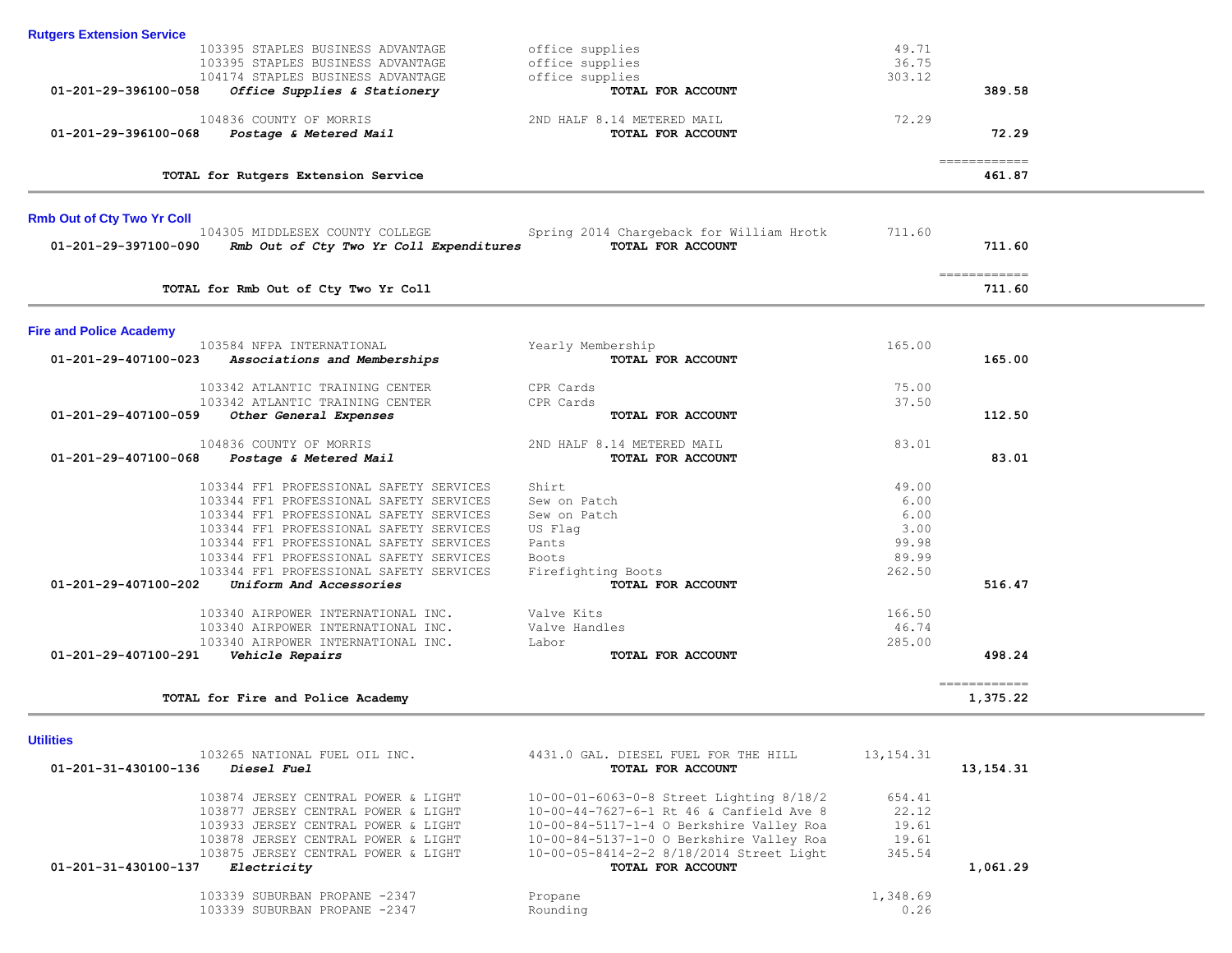## Rutgers Extension Service

| Account | Vendor | Description | Amount | Total |
|---|---|---|---|---|
| | 103395 STAPLES BUSINESS ADVANTAGE | office supplies | 49.71 | |
| | 103395 STAPLES BUSINESS ADVANTAGE | office supplies | 36.75 | |
| | 104174 STAPLES BUSINESS ADVANTAGE | office supplies | 303.12 | |
| 01-201-29-396100-058 | ***Office Supplies & Stationery*** | **TOTAL FOR ACCOUNT** | | **389.58** |
| | 104836 COUNTY OF MORRIS | 2ND HALF 8.14 METERED MAIL | 72.29 | |
| 01-201-29-396100-068 | ***Postage & Metered Mail*** | **TOTAL FOR ACCOUNT** | | **72.29** |

**TOTAL for Rutgers Extension Service** ============ **461.87**

## Rmb Out of Cty Two Yr Coll

| Account | Vendor | Description | Amount | Total |
|---|---|---|---|---|
| | 104305 MIDDLESEX COUNTY COLLEGE | Spring 2014 Chargeback for William Hrotk | 711.60 | |
| 01-201-29-397100-090 | ***Rmb Out of Cty Two Yr Coll Expenditures*** | **TOTAL FOR ACCOUNT** | | **711.60** |

**TOTAL for Rmb Out of Cty Two Yr Coll** ============ **711.60**

## Fire and Police Academy

| Account | Vendor | Description | Amount | Total |
|---|---|---|---|---|
| | 103584 NFPA INTERNATIONAL | Yearly Membership | 165.00 | |
| 01-201-29-407100-023 | ***Associations and Memberships*** | **TOTAL FOR ACCOUNT** | | **165.00** |
| | 103342 ATLANTIC TRAINING CENTER | CPR Cards | 75.00 | |
| | 103342 ATLANTIC TRAINING CENTER | CPR Cards | 37.50 | |
| 01-201-29-407100-059 | ***Other General Expenses*** | **TOTAL FOR ACCOUNT** | | **112.50** |
| | 104836 COUNTY OF MORRIS | 2ND HALF 8.14 METERED MAIL | 83.01 | |
| 01-201-29-407100-068 | ***Postage & Metered Mail*** | **TOTAL FOR ACCOUNT** | | **83.01** |
| | 103344 FF1 PROFESSIONAL SAFETY SERVICES | Shirt | 49.00 | |
| | 103344 FF1 PROFESSIONAL SAFETY SERVICES | Sew on Patch | 6.00 | |
| | 103344 FF1 PROFESSIONAL SAFETY SERVICES | Sew on Patch | 6.00 | |
| | 103344 FF1 PROFESSIONAL SAFETY SERVICES | US Flag | 3.00 | |
| | 103344 FF1 PROFESSIONAL SAFETY SERVICES | Pants | 99.98 | |
| | 103344 FF1 PROFESSIONAL SAFETY SERVICES | Boots | 89.99 | |
| | 103344 FF1 PROFESSIONAL SAFETY SERVICES | Firefighting Boots | 262.50 | |
| 01-201-29-407100-202 | ***Uniform And Accessories*** | **TOTAL FOR ACCOUNT** | | **516.47** |
| | 103340 AIRPOWER INTERNATIONAL INC. | Valve Kits | 166.50 | |
| | 103340 AIRPOWER INTERNATIONAL INC. | Valve Handles | 46.74 | |
| | 103340 AIRPOWER INTERNATIONAL INC. | Labor | 285.00 | |
| 01-201-29-407100-291 | ***Vehicle Repairs*** | **TOTAL FOR ACCOUNT** | | **498.24** |

**TOTAL for Fire and Police Academy** ============ **1,375.22**

## Utilities

| Account | Vendor | Description | Amount | Total |
|---|---|---|---|---|
| | 103265 NATIONAL FUEL OIL INC. | 4431.0 GAL. DIESEL FUEL FOR THE HILL | 13,154.31 | |
| 01-201-31-430100-136 | ***Diesel Fuel*** | **TOTAL FOR ACCOUNT** | | **13,154.31** |
| | 103874 JERSEY CENTRAL POWER & LIGHT | 10-00-01-6063-0-8 Street Lighting 8/18/2 | 654.41 | |
| | 103877 JERSEY CENTRAL POWER & LIGHT | 10-00-44-7627-6-1 Rt 46 & Canfield Ave 8 | 22.12 | |
| | 103933 JERSEY CENTRAL POWER & LIGHT | 10-00-84-5117-1-4 O Berkshire Valley Roa | 19.61 | |
| | 103878 JERSEY CENTRAL POWER & LIGHT | 10-00-84-5137-1-0 O Berkshire Valley Roa | 19.61 | |
| | 103875 JERSEY CENTRAL POWER & LIGHT | 10-00-05-8414-2-2 8/18/2014 Street Light | 345.54 | |
| 01-201-31-430100-137 | ***Electricity*** | **TOTAL FOR ACCOUNT** | | **1,061.29** |
| | 103339 SUBURBAN PROPANE -2347 | Propane | 1,348.69 | |
| | 103339 SUBURBAN PROPANE -2347 | Rounding | 0.26 | |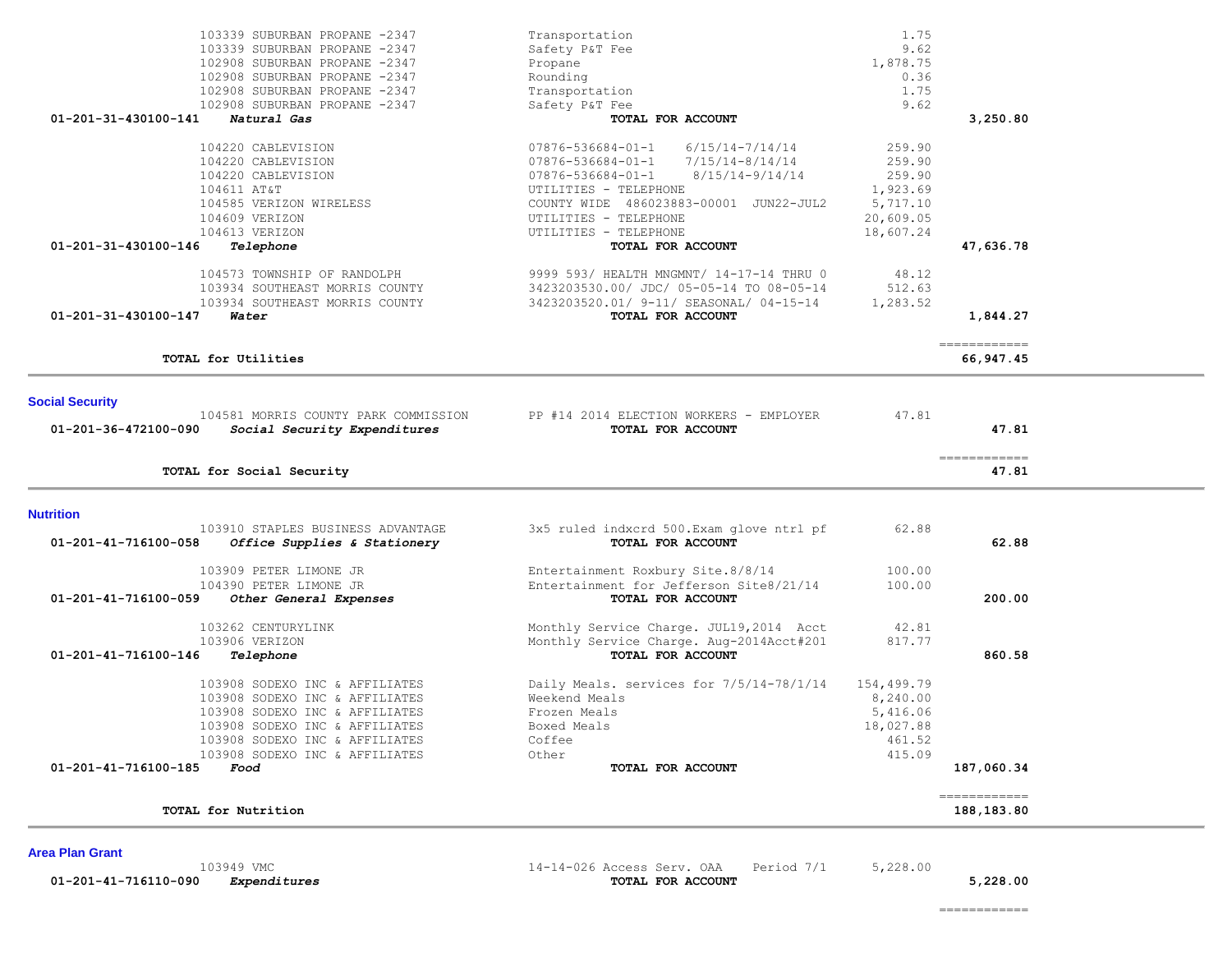| Account | Vendor | Description | Amount | Total |
|---|---|---|---|---|
| | 103339 SUBURBAN PROPANE -2347 | Transportation | 1.75 | |
| | 103339 SUBURBAN PROPANE -2347 | Safety P&T Fee | 9.62 | |
| | 102908 SUBURBAN PROPANE -2347 | Propane | 1,878.75 | |
| | 102908 SUBURBAN PROPANE -2347 | Rounding | 0.36 | |
| | 102908 SUBURBAN PROPANE -2347 | Transportation | 1.75 | |
| | 102908 SUBURBAN PROPANE -2347 | Safety P&T Fee | 9.62 | |
| **01-201-31-430100-141** | ***Natural Gas*** | **TOTAL FOR ACCOUNT** | | **3,250.80** |
| | 104220 CABLEVISION | 07876-536684-01-1 6/15/14-7/14/14 | 259.90 | |
| | 104220 CABLEVISION | 07876-536684-01-1 7/15/14-8/14/14 | 259.90 | |
| | 104220 CABLEVISION | 07876-536684-01-1 8/15/14-9/14/14 | 259.90 | |
| | 104611 AT&T | UTILITIES - TELEPHONE | 1,923.69 | |
| | 104585 VERIZON WIRELESS | COUNTY WIDE 486023883-00001 JUN22-JUL2 | 5,717.10 | |
| | 104609 VERIZON | UTILITIES - TELEPHONE | 20,609.05 | |
| | 104613 VERIZON | UTILITIES - TELEPHONE | 18,607.24 | |
| **01-201-31-430100-146** | ***Telephone*** | **TOTAL FOR ACCOUNT** | | **47,636.78** |
| | 104573 TOWNSHIP OF RANDOLPH | 9999 593/ HEALTH MNGMNT/ 14-17-14 THRU 0 | 48.12 | |
| | 103934 SOUTHEAST MORRIS COUNTY | 3423203530.00/ JDC/ 05-05-14 TO 08-05-14 | 512.63 | |
| | 103934 SOUTHEAST MORRIS COUNTY | 3423203520.01/ 9-11/ SEASONAL/ 04-15-14 | 1,283.52 | |
| **01-201-31-430100-147** | ***Water*** | **TOTAL FOR ACCOUNT** | | **1,844.27** |
| | | | | ============ |
| | **TOTAL for Utilities** | | | **66,947.45** |

## Social Security

| Account | Vendor | Description | Amount | Total |
|---|---|---|---|---|
| | 104581 MORRIS COUNTY PARK COMMISSION | PP #14 2014 ELECTION WORKERS - EMPLOYER | 47.81 | |
| **01-201-36-472100-090** | ***Social Security Expenditures*** | **TOTAL FOR ACCOUNT** | | **47.81** |
| | | | | ============ |
| | **TOTAL for Social Security** | | | **47.81** |

## Nutrition

| Account | Vendor | Description | Amount | Total |
|---|---|---|---|---|
| | 103910 STAPLES BUSINESS ADVANTAGE | 3x5 ruled indxcrd 500.Exam glove ntrl pf | 62.88 | |
| **01-201-41-716100-058** | ***Office Supplies & Stationery*** | **TOTAL FOR ACCOUNT** | | **62.88** |
| | 103909 PETER LIMONE JR | Entertainment Roxbury Site.8/8/14 | 100.00 | |
| | 104390 PETER LIMONE JR | Entertainment for Jefferson Site8/21/14 | 100.00 | |
| **01-201-41-716100-059** | ***Other General Expenses*** | **TOTAL FOR ACCOUNT** | | **200.00** |
| | 103262 CENTURYLINK | Monthly Service Charge. JUL19,2014 Acct | 42.81 | |
| | 103906 VERIZON | Monthly Service Charge. Aug-2014Acct#201 | 817.77 | |
| **01-201-41-716100-146** | ***Telephone*** | **TOTAL FOR ACCOUNT** | | **860.58** |
| | 103908 SODEXO INC & AFFILIATES | Daily Meals. services for 7/5/14-78/1/14 | 154,499.79 | |
| | 103908 SODEXO INC & AFFILIATES | Weekend Meals | 8,240.00 | |
| | 103908 SODEXO INC & AFFILIATES | Frozen Meals | 5,416.06 | |
| | 103908 SODEXO INC & AFFILIATES | Boxed Meals | 18,027.88 | |
| | 103908 SODEXO INC & AFFILIATES | Coffee | 461.52 | |
| | 103908 SODEXO INC & AFFILIATES | Other | 415.09 | |
| **01-201-41-716100-185** | ***Food*** | **TOTAL FOR ACCOUNT** | | **187,060.34** |
| | | | | ============ |
| | **TOTAL for Nutrition** | | | **188,183.80** |

## Area Plan Grant

| Account | Vendor | Description | Amount | Total |
|---|---|---|---|---|
| | 103949 VMC | 14-14-026 Access Serv. OAA Period 7/1 | 5,228.00 | |
| **01-201-41-716110-090** | ***Expenditures*** | **TOTAL FOR ACCOUNT** | | **5,228.00** |
| | | | | ============ |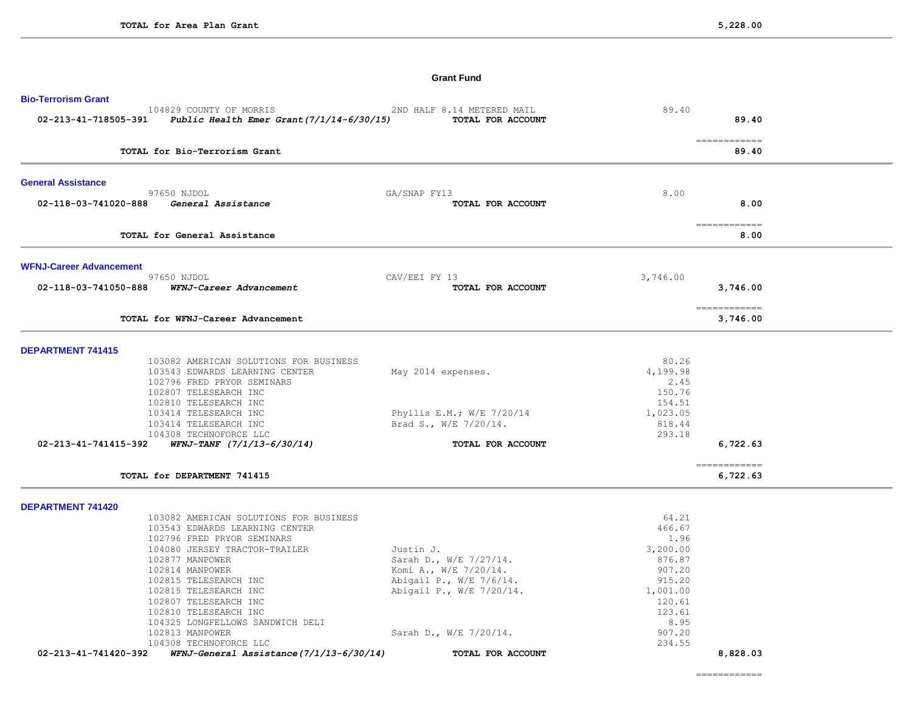**TOTAL for Area Plan Grant** 5,228.00

---

## Grant Fund

### Bio-Terrorism Grant

| Vendor | Description | Amount | Total |
|---|---|---|---|
| 104829 COUNTY OF MORRIS | 2ND HALF 8.14 METERED MAIL | 89.40 | |
| **02-213-41-718505-391** ***Public Health Emer Grant(7/1/14-6/30/15)*** | **TOTAL FOR ACCOUNT** | | **89.40** |

**TOTAL for Bio-Terrorism Grant** **89.40**

---

### General Assistance

| Vendor | Description | Amount | Total |
|---|---|---|---|
| 97650 NJDOL | GA/SNAP FY13 | 8.00 | |
| **02-118-03-741020-888** ***General Assistance*** | **TOTAL FOR ACCOUNT** | | **8.00** |

**TOTAL for General Assistance** **8.00**

---

### WFNJ-Career Advancement

| Vendor | Description | Amount | Total |
|---|---|---|---|
| 97650 NJDOL | CAV/EEI FY 13 | 3,746.00 | |
| **02-118-03-741050-888** ***WFNJ-Career Advancement*** | **TOTAL FOR ACCOUNT** | | **3,746.00** |

**TOTAL for WFNJ-Career Advancement** **3,746.00**

---

### DEPARTMENT 741415

| Vendor | Description | Amount | Total |
|---|---|---|---|
| 103082 AMERICAN SOLUTIONS FOR BUSINESS | | 80.26 | |
| 103543 EDWARDS LEARNING CENTER | May 2014 expenses. | 4,199.98 | |
| 102796 FRED PRYOR SEMINARS | | 2.45 | |
| 102807 TELESEARCH INC | | 150.76 | |
| 102810 TELESEARCH INC | | 154.51 | |
| 103414 TELESEARCH INC | Phyllis E.M.; W/E 7/20/14 | 1,023.05 | |
| 103414 TELESEARCH INC | Brad S., W/E 7/20/14. | 818.44 | |
| 104308 TECHNOFORCE LLC | | 293.18 | |
| **02-213-41-741415-392** ***WFNJ-TANF (7/1/13-6/30/14)*** | **TOTAL FOR ACCOUNT** | | **6,722.63** |

**TOTAL for DEPARTMENT 741415** **6,722.63**

---

### DEPARTMENT 741420

| Vendor | Description | Amount | Total |
|---|---|---|---|
| 103082 AMERICAN SOLUTIONS FOR BUSINESS | | 64.21 | |
| 103543 EDWARDS LEARNING CENTER | | 466.67 | |
| 102796 FRED PRYOR SEMINARS | | 1.96 | |
| 104080 JERSEY TRACTOR-TRAILER | Justin J. | 3,200.00 | |
| 102877 MANPOWER | Sarah D., W/E 7/27/14. | 876.87 | |
| 102814 MANPOWER | Komi A., W/E 7/20/14. | 907.20 | |
| 102815 TELESEARCH INC | Abigail P., W/E 7/6/14. | 915.20 | |
| 102815 TELESEARCH INC | Abigail P., W/E 7/20/14. | 1,001.00 | |
| 102807 TELESEARCH INC | | 120.61 | |
| 102810 TELESEARCH INC | | 123.61 | |
| 104325 LONGFELLOWS SANDWICH DELI | | 8.95 | |
| 102813 MANPOWER | Sarah D., W/E 7/20/14. | 907.20 | |
| 104308 TECHNOFORCE LLC | | 234.55 | |
| **02-213-41-741420-392** ***WFNJ-General Assistance(7/1/13-6/30/14)*** | **TOTAL FOR ACCOUNT** | | **8,828.03** |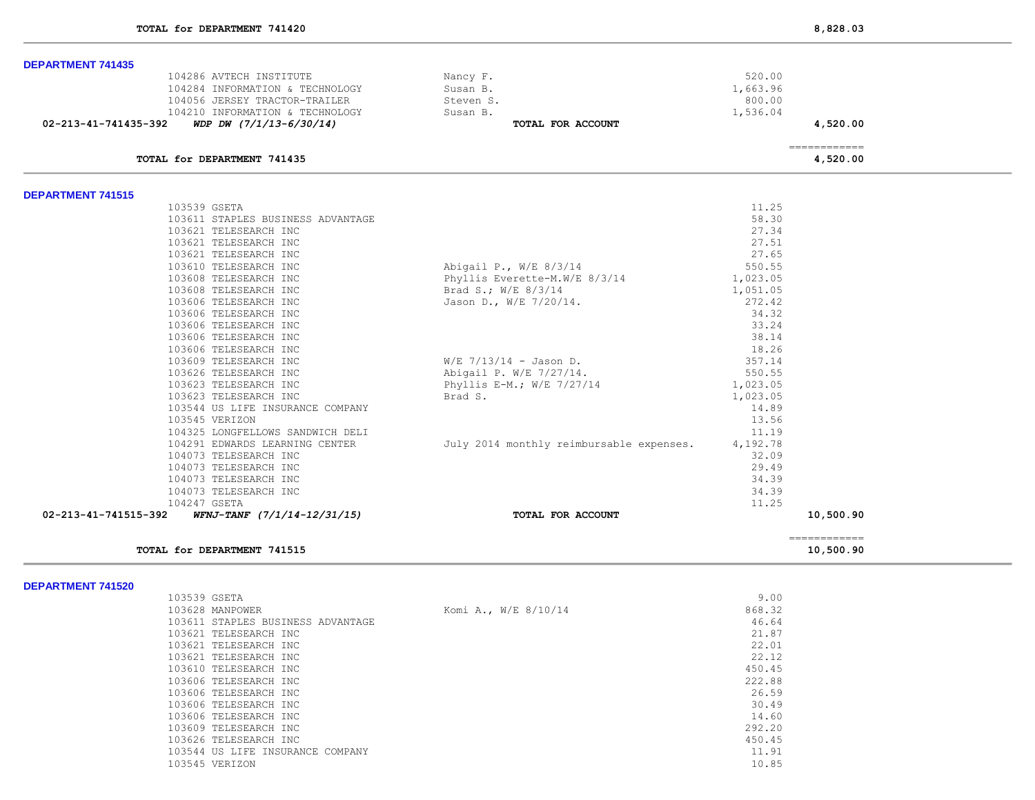**TOTAL for DEPARTMENT 741420** 8,828.03

## DEPARTMENT 741435

| Vendor | Description | Amount | Total |
|---|---|---|---|
| 104286 AVTECH INSTITUTE | Nancy F. | 520.00 | |
| 104284 INFORMATION & TECHNOLOGY | Susan B. | 1,663.96 | |
| 104056 JERSEY TRACTOR-TRAILER | Steven S. | 800.00 | |
| 104210 INFORMATION & TECHNOLOGY | Susan B. | 1,536.04 | |
| **02-213-41-741435-392** ***WDP DW (7/1/13-6/30/14)*** | **TOTAL FOR ACCOUNT** | | **4,520.00** |

**TOTAL for DEPARTMENT 741435** 4,520.00

## DEPARTMENT 741515

| Vendor | Description | Amount | Total |
|---|---|---|---|
| 103539 GSETA | | 11.25 | |
| 103611 STAPLES BUSINESS ADVANTAGE | | 58.30 | |
| 103621 TELESEARCH INC | | 27.34 | |
| 103621 TELESEARCH INC | | 27.51 | |
| 103621 TELESEARCH INC | | 27.65 | |
| 103610 TELESEARCH INC | Abigail P., W/E 8/3/14 | 550.55 | |
| 103608 TELESEARCH INC | Phyllis Everette-M.W/E 8/3/14 | 1,023.05 | |
| 103608 TELESEARCH INC | Brad S.; W/E 8/3/14 | 1,051.05 | |
| 103606 TELESEARCH INC | Jason D., W/E 7/20/14. | 272.42 | |
| 103606 TELESEARCH INC | | 34.32 | |
| 103606 TELESEARCH INC | | 33.24 | |
| 103606 TELESEARCH INC | | 38.14 | |
| 103606 TELESEARCH INC | | 18.26 | |
| 103609 TELESEARCH INC | W/E 7/13/14 - Jason D. | 357.14 | |
| 103626 TELESEARCH INC | Abigail P. W/E 7/27/14. | 550.55 | |
| 103623 TELESEARCH INC | Phyllis E-M.; W/E 7/27/14 | 1,023.05 | |
| 103623 TELESEARCH INC | Brad S. | 1,023.05 | |
| 103544 US LIFE INSURANCE COMPANY | | 14.89 | |
| 103545 VERIZON | | 13.56 | |
| 104325 LONGFELLOWS SANDWICH DELI | | 11.19 | |
| 104291 EDWARDS LEARNING CENTER | July 2014 monthly reimbursable expenses. | 4,192.78 | |
| 104073 TELESEARCH INC | | 32.09 | |
| 104073 TELESEARCH INC | | 29.49 | |
| 104073 TELESEARCH INC | | 34.39 | |
| 104073 TELESEARCH INC | | 34.39 | |
| 104247 GSETA | | 11.25 | |
| **02-213-41-741515-392** ***WFNJ-TANF (7/1/14-12/31/15)*** | **TOTAL FOR ACCOUNT** | | **10,500.90** |

**TOTAL for DEPARTMENT 741515** 10,500.90

## DEPARTMENT 741520

| Vendor | Description | Amount | Total |
|---|---|---|---|
| 103539 GSETA | | 9.00 | |
| 103628 MANPOWER | Komi A., W/E 8/10/14 | 868.32 | |
| 103611 STAPLES BUSINESS ADVANTAGE | | 46.64 | |
| 103621 TELESEARCH INC | | 21.87 | |
| 103621 TELESEARCH INC | | 22.01 | |
| 103621 TELESEARCH INC | | 22.12 | |
| 103610 TELESEARCH INC | | 450.45 | |
| 103606 TELESEARCH INC | | 222.88 | |
| 103606 TELESEARCH INC | | 26.59 | |
| 103606 TELESEARCH INC | | 30.49 | |
| 103606 TELESEARCH INC | | 14.60 | |
| 103609 TELESEARCH INC | | 292.20 | |
| 103626 TELESEARCH INC | | 450.45 | |
| 103544 US LIFE INSURANCE COMPANY | | 11.91 | |
| 103545 VERIZON | | 10.85 | |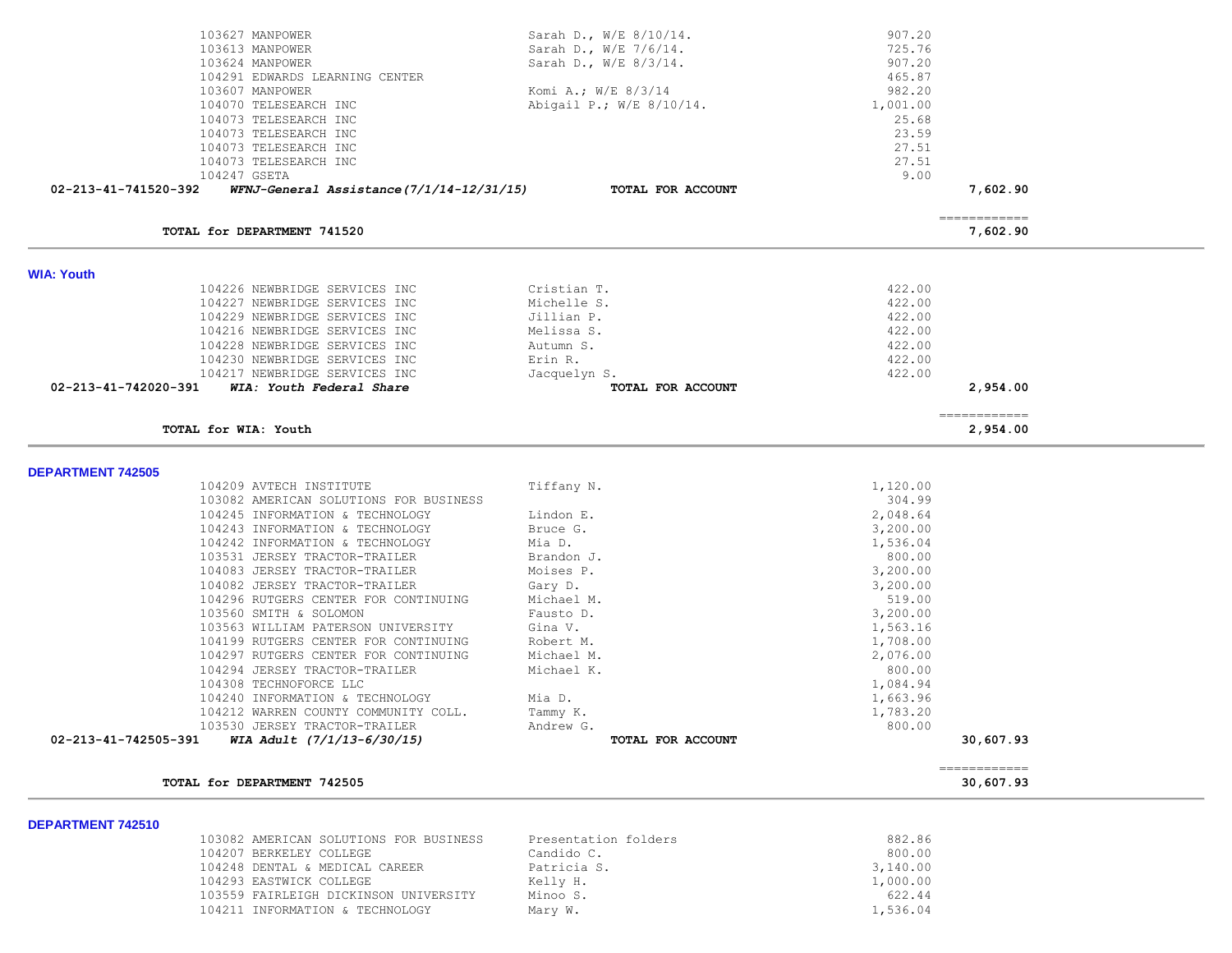| | | | | |
|---|---|---|---|---|
| | 103627 MANPOWER | Sarah D., W/E 8/10/14. | 907.20 | |
| | 103613 MANPOWER | Sarah D., W/E 7/6/14. | 725.76 | |
| | 103624 MANPOWER | Sarah D., W/E 8/3/14. | 907.20 | |
| | 104291 EDWARDS LEARNING CENTER | | 465.87 | |
| | 103607 MANPOWER | Komi A.; W/E 8/3/14 | 982.20 | |
| | 104070 TELESEARCH INC | Abigail P.; W/E 8/10/14. | 1,001.00 | |
| | 104073 TELESEARCH INC | | 25.68 | |
| | 104073 TELESEARCH INC | | 23.59 | |
| | 104073 TELESEARCH INC | | 27.51 | |
| | 104073 TELESEARCH INC | | 27.51 | |
| | 104247 GSETA | | 9.00 | |
| **02-213-41-741520-392** | ***WFNJ-General Assistance(7/1/14-12/31/15)*** | **TOTAL FOR ACCOUNT** | | **7,602.90** |
| | | | | ============ |
| | **TOTAL for DEPARTMENT 741520** | | | **7,602.90** |

## WIA: Youth

| | | | | |
|---|---|---|---|---|
| | 104226 NEWBRIDGE SERVICES INC | Cristian T. | 422.00 | |
| | 104227 NEWBRIDGE SERVICES INC | Michelle S. | 422.00 | |
| | 104229 NEWBRIDGE SERVICES INC | Jillian P. | 422.00 | |
| | 104216 NEWBRIDGE SERVICES INC | Melissa S. | 422.00 | |
| | 104228 NEWBRIDGE SERVICES INC | Autumn S. | 422.00 | |
| | 104230 NEWBRIDGE SERVICES INC | Erin R. | 422.00 | |
| | 104217 NEWBRIDGE SERVICES INC | Jacquelyn S. | 422.00 | |
| **02-213-41-742020-391** | ***WIA: Youth Federal Share*** | **TOTAL FOR ACCOUNT** | | **2,954.00** |
| | | | | ============ |
| | **TOTAL for WIA: Youth** | | | **2,954.00** |

## DEPARTMENT 742505

| | | | | |
|---|---|---|---|---|
| | 104209 AVTECH INSTITUTE | Tiffany N. | 1,120.00 | |
| | 103082 AMERICAN SOLUTIONS FOR BUSINESS | | 304.99 | |
| | 104245 INFORMATION & TECHNOLOGY | Lindon E. | 2,048.64 | |
| | 104243 INFORMATION & TECHNOLOGY | Bruce G. | 3,200.00 | |
| | 104242 INFORMATION & TECHNOLOGY | Mia D. | 1,536.04 | |
| | 103531 JERSEY TRACTOR-TRAILER | Brandon J. | 800.00 | |
| | 104083 JERSEY TRACTOR-TRAILER | Moises P. | 3,200.00 | |
| | 104082 JERSEY TRACTOR-TRAILER | Gary D. | 3,200.00 | |
| | 104296 RUTGERS CENTER FOR CONTINUING | Michael M. | 519.00 | |
| | 103560 SMITH & SOLOMON | Fausto D. | 3,200.00 | |
| | 103563 WILLIAM PATERSON UNIVERSITY | Gina V. | 1,563.16 | |
| | 104199 RUTGERS CENTER FOR CONTINUING | Robert M. | 1,708.00 | |
| | 104297 RUTGERS CENTER FOR CONTINUING | Michael M. | 2,076.00 | |
| | 104294 JERSEY TRACTOR-TRAILER | Michael K. | 800.00 | |
| | 104308 TECHNOFORCE LLC | | 1,084.94 | |
| | 104240 INFORMATION & TECHNOLOGY | Mia D. | 1,663.96 | |
| | 104212 WARREN COUNTY COMMUNITY COLL. | Tammy K. | 1,783.20 | |
| | 103530 JERSEY TRACTOR-TRAILER | Andrew G. | 800.00 | |
| **02-213-41-742505-391** | ***WIA Adult (7/1/13-6/30/15)*** | **TOTAL FOR ACCOUNT** | | **30,607.93** |
| | | | | ============ |
| | **TOTAL for DEPARTMENT 742505** | | | **30,607.93** |

## DEPARTMENT 742510

| | | | | |
|---|---|---|---|---|
| | 103082 AMERICAN SOLUTIONS FOR BUSINESS | Presentation folders | 882.86 | |
| | 104207 BERKELEY COLLEGE | Candido C. | 800.00 | |
| | 104248 DENTAL & MEDICAL CAREER | Patricia S. | 3,140.00 | |
| | 104293 EASTWICK COLLEGE | Kelly H. | 1,000.00 | |
| | 103559 FAIRLEIGH DICKINSON UNIVERSITY | Minoo S. | 622.44 | |
| | 104211 INFORMATION & TECHNOLOGY | Mary W. | 1,536.04 | |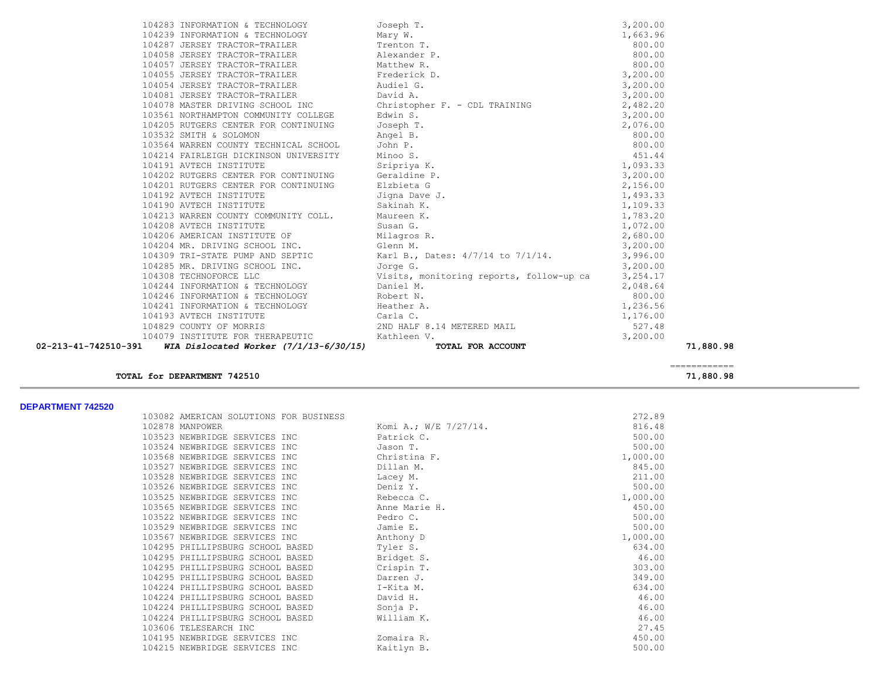| | Vendor | Description | Amount | Total |
|---|---|---|---|---|
| | 104283 INFORMATION & TECHNOLOGY | Joseph T. | 3,200.00 | |
| | 104239 INFORMATION & TECHNOLOGY | Mary W. | 1,663.96 | |
| | 104287 JERSEY TRACTOR-TRAILER | Trenton T. | 800.00 | |
| | 104058 JERSEY TRACTOR-TRAILER | Alexander P. | 800.00 | |
| | 104057 JERSEY TRACTOR-TRAILER | Matthew R. | 800.00 | |
| | 104055 JERSEY TRACTOR-TRAILER | Frederick D. | 3,200.00 | |
| | 104054 JERSEY TRACTOR-TRAILER | Audiel G. | 3,200.00 | |
| | 104081 JERSEY TRACTOR-TRAILER | David A. | 3,200.00 | |
| | 104078 MASTER DRIVING SCHOOL INC | Christopher F. - CDL TRAINING | 2,482.20 | |
| | 103561 NORTHAMPTON COMMUNITY COLLEGE | Edwin S. | 3,200.00 | |
| | 104205 RUTGERS CENTER FOR CONTINUING | Joseph T. | 2,076.00 | |
| | 103532 SMITH & SOLOMON | Angel B. | 800.00 | |
| | 103564 WARREN COUNTY TECHNICAL SCHOOL | John P. | 800.00 | |
| | 104214 FAIRLEIGH DICKINSON UNIVERSITY | Minoo S. | 451.44 | |
| | 104191 AVTECH INSTITUTE | Sripriya K. | 1,093.33 | |
| | 104202 RUTGERS CENTER FOR CONTINUING | Geraldine P. | 3,200.00 | |
| | 104201 RUTGERS CENTER FOR CONTINUING | Elzbieta G | 2,156.00 | |
| | 104192 AVTECH INSTITUTE | Jigna Dave J. | 1,493.33 | |
| | 104190 AVTECH INSTITUTE | Sakinah K. | 1,109.33 | |
| | 104213 WARREN COUNTY COMMUNITY COLL. | Maureen K. | 1,783.20 | |
| | 104208 AVTECH INSTITUTE | Susan G. | 1,072.00 | |
| | 104206 AMERICAN INSTITUTE OF | Milagros R. | 2,680.00 | |
| | 104204 MR. DRIVING SCHOOL INC. | Glenn M. | 3,200.00 | |
| | 104309 TRI-STATE PUMP AND SEPTIC | Karl B., Dates: 4/7/14 to 7/1/14. | 3,996.00 | |
| | 104285 MR. DRIVING SCHOOL INC. | Jorge G. | 3,200.00 | |
| | 104308 TECHNOFORCE LLC | Visits, monitoring reports, follow-up ca | 3,254.17 | |
| | 104244 INFORMATION & TECHNOLOGY | Daniel M. | 2,048.64 | |
| | 104246 INFORMATION & TECHNOLOGY | Robert N. | 800.00 | |
| | 104241 INFORMATION & TECHNOLOGY | Heather A. | 1,236.56 | |
| | 104193 AVTECH INSTITUTE | Carla C. | 1,176.00 | |
| | 104829 COUNTY OF MORRIS | 2ND HALF 8.14 METERED MAIL | 527.48 | |
| | 104079 INSTITUTE FOR THERAPEUTIC | Kathleen V. | 3,200.00 | |
| **02-213-41-742510-391** | ***WIA Dislocated Worker (7/1/13-6/30/15)*** | **TOTAL FOR ACCOUNT** | | **71,880.98** |

**TOTAL for DEPARTMENT 742510** — **71,880.98**

## DEPARTMENT 742520

| Vendor | Description | Amount |
|---|---|---|
| 103082 AMERICAN SOLUTIONS FOR BUSINESS | | 272.89 |
| 102878 MANPOWER | Komi A.; W/E 7/27/14. | 816.48 |
| 103523 NEWBRIDGE SERVICES INC | Patrick C. | 500.00 |
| 103524 NEWBRIDGE SERVICES INC | Jason T. | 500.00 |
| 103568 NEWBRIDGE SERVICES INC | Christina F. | 1,000.00 |
| 103527 NEWBRIDGE SERVICES INC | Dillan M. | 845.00 |
| 103528 NEWBRIDGE SERVICES INC | Lacey M. | 211.00 |
| 103526 NEWBRIDGE SERVICES INC | Deniz Y. | 500.00 |
| 103525 NEWBRIDGE SERVICES INC | Rebecca C. | 1,000.00 |
| 103565 NEWBRIDGE SERVICES INC | Anne Marie H. | 450.00 |
| 103522 NEWBRIDGE SERVICES INC | Pedro C. | 500.00 |
| 103529 NEWBRIDGE SERVICES INC | Jamie E. | 500.00 |
| 103567 NEWBRIDGE SERVICES INC | Anthony D | 1,000.00 |
| 104295 PHILLIPSBURG SCHOOL BASED | Tyler S. | 634.00 |
| 104295 PHILLIPSBURG SCHOOL BASED | Bridget S. | 46.00 |
| 104295 PHILLIPSBURG SCHOOL BASED | Crispin T. | 303.00 |
| 104295 PHILLIPSBURG SCHOOL BASED | Darren J. | 349.00 |
| 104224 PHILLIPSBURG SCHOOL BASED | I-Kita M. | 634.00 |
| 104224 PHILLIPSBURG SCHOOL BASED | David H. | 46.00 |
| 104224 PHILLIPSBURG SCHOOL BASED | Sonja P. | 46.00 |
| 104224 PHILLIPSBURG SCHOOL BASED | William K. | 46.00 |
| 103606 TELESEARCH INC | | 27.45 |
| 104195 NEWBRIDGE SERVICES INC | Zomaira R. | 450.00 |
| 104215 NEWBRIDGE SERVICES INC | Kaitlyn B. | 500.00 |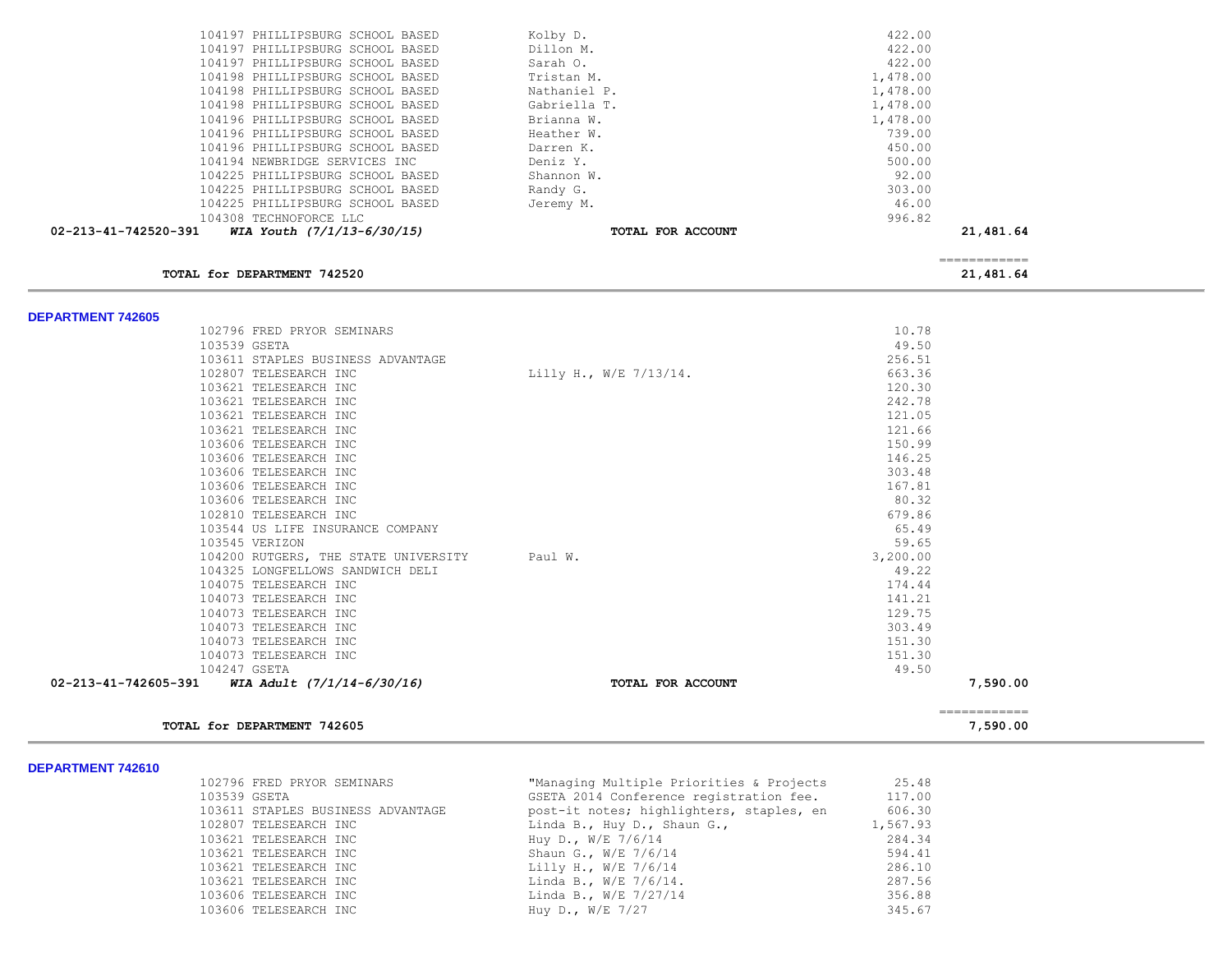| Vendor | Description | Amount | Total |
|---|---|---|---|
| 104197 PHILLIPSBURG SCHOOL BASED | Kolby D. | 422.00 | |
| 104197 PHILLIPSBURG SCHOOL BASED | Dillon M. | 422.00 | |
| 104197 PHILLIPSBURG SCHOOL BASED | Sarah O. | 422.00 | |
| 104198 PHILLIPSBURG SCHOOL BASED | Tristan M. | 1,478.00 | |
| 104198 PHILLIPSBURG SCHOOL BASED | Nathaniel P. | 1,478.00 | |
| 104198 PHILLIPSBURG SCHOOL BASED | Gabriella T. | 1,478.00 | |
| 104196 PHILLIPSBURG SCHOOL BASED | Brianna W. | 1,478.00 | |
| 104196 PHILLIPSBURG SCHOOL BASED | Heather W. | 739.00 | |
| 104196 PHILLIPSBURG SCHOOL BASED | Darren K. | 450.00 | |
| 104194 NEWBRIDGE SERVICES INC | Deniz Y. | 500.00 | |
| 104225 PHILLIPSBURG SCHOOL BASED | Shannon W. | 92.00 | |
| 104225 PHILLIPSBURG SCHOOL BASED | Randy G. | 303.00 | |
| 104225 PHILLIPSBURG SCHOOL BASED | Jeremy M. | 46.00 | |
| 104308 TECHNOFORCE LLC | | 996.82 | |
| **02-213-41-742520-391** ***WIA Youth (7/1/13-6/30/15)*** | **TOTAL FOR ACCOUNT** | | **21,481.64** |

**TOTAL for DEPARTMENT 742520** — **21,481.64**

## DEPARTMENT 742605

| Vendor | Description | Amount | Total |
|---|---|---|---|
| 102796 FRED PRYOR SEMINARS | | 10.78 | |
| 103539 GSETA | | 49.50 | |
| 103611 STAPLES BUSINESS ADVANTAGE | | 256.51 | |
| 102807 TELESEARCH INC | Lilly H., W/E 7/13/14. | 663.36 | |
| 103621 TELESEARCH INC | | 120.30 | |
| 103621 TELESEARCH INC | | 242.78 | |
| 103621 TELESEARCH INC | | 121.05 | |
| 103621 TELESEARCH INC | | 121.66 | |
| 103606 TELESEARCH INC | | 150.99 | |
| 103606 TELESEARCH INC | | 146.25 | |
| 103606 TELESEARCH INC | | 303.48 | |
| 103606 TELESEARCH INC | | 167.81 | |
| 103606 TELESEARCH INC | | 80.32 | |
| 102810 TELESEARCH INC | | 679.86 | |
| 103544 US LIFE INSURANCE COMPANY | | 65.49 | |
| 103545 VERIZON | | 59.65 | |
| 104200 RUTGERS, THE STATE UNIVERSITY | Paul W. | 3,200.00 | |
| 104325 LONGFELLOWS SANDWICH DELI | | 49.22 | |
| 104075 TELESEARCH INC | | 174.44 | |
| 104073 TELESEARCH INC | | 141.21 | |
| 104073 TELESEARCH INC | | 129.75 | |
| 104073 TELESEARCH INC | | 303.49 | |
| 104073 TELESEARCH INC | | 151.30 | |
| 104073 TELESEARCH INC | | 151.30 | |
| 104247 GSETA | | 49.50 | |
| **02-213-41-742605-391** ***WIA Adult (7/1/14-6/30/16)*** | **TOTAL FOR ACCOUNT** | | **7,590.00** |

**TOTAL for DEPARTMENT 742605** — **7,590.00**

## DEPARTMENT 742610

| Vendor | Description | Amount | Total |
|---|---|---|---|
| 102796 FRED PRYOR SEMINARS | "Managing Multiple Priorities & Projects | 25.48 | |
| 103539 GSETA | GSETA 2014 Conference registration fee. | 117.00 | |
| 103611 STAPLES BUSINESS ADVANTAGE | post-it notes; highlighters, staples, en | 606.30 | |
| 102807 TELESEARCH INC | Linda B., Huy D., Shaun G., | 1,567.93 | |
| 103621 TELESEARCH INC | Huy D., W/E 7/6/14 | 284.34 | |
| 103621 TELESEARCH INC | Shaun G., W/E 7/6/14 | 594.41 | |
| 103621 TELESEARCH INC | Lilly H., W/E 7/6/14 | 286.10 | |
| 103621 TELESEARCH INC | Linda B., W/E 7/6/14. | 287.56 | |
| 103606 TELESEARCH INC | Linda B., W/E 7/27/14 | 356.88 | |
| 103606 TELESEARCH INC | Huy D., W/E 7/27 | 345.67 | |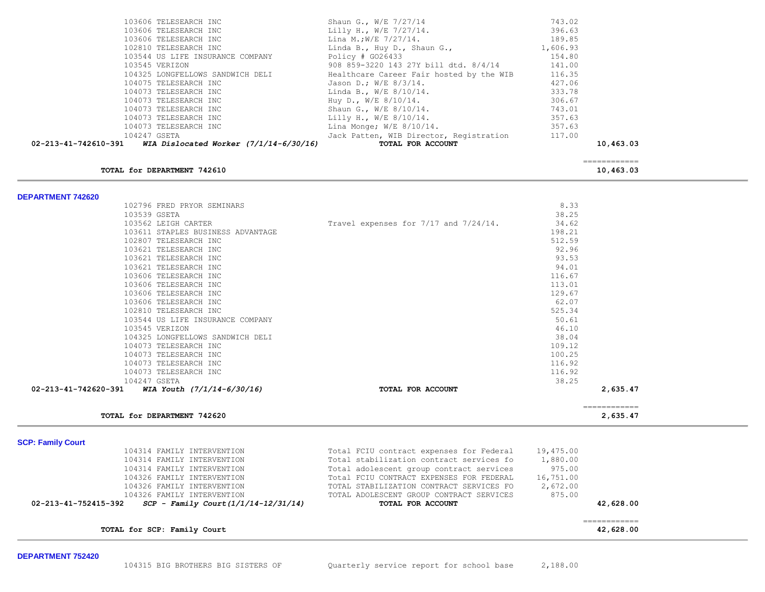| | | | |
|---|---|---|---|
| 103606 TELESEARCH INC | Shaun G., W/E 7/27/14 | 743.02 | |
| 103606 TELESEARCH INC | Lilly H., W/E 7/27/14. | 396.63 | |
| 103606 TELESEARCH INC | Lina M.;W/E 7/27/14. | 189.85 | |
| 102810 TELESEARCH INC | Linda B., Huy D., Shaun G., | 1,606.93 | |
| 103544 US LIFE INSURANCE COMPANY | Policy # G026433 | 154.80 | |
| 103545 VERIZON | 908 859-3220 143 27Y bill dtd. 8/4/14 | 141.00 | |
| 104325 LONGFELLOWS SANDWICH DELI | Healthcare Career Fair hosted by the WIB | 116.35 | |
| 104075 TELESEARCH INC | Jason D.; W/E 8/3/14. | 427.06 | |
| 104073 TELESEARCH INC | Linda B., W/E 8/10/14. | 333.78 | |
| 104073 TELESEARCH INC | Huy D., W/E 8/10/14. | 306.67 | |
| 104073 TELESEARCH INC | Shaun G., W/E 8/10/14. | 743.01 | |
| 104073 TELESEARCH INC | Lilly H., W/E 8/10/14. | 357.63 | |
| 104073 TELESEARCH INC | Lina Monge; W/E 8/10/14. | 357.63 | |
| 104247 GSETA | Jack Patten, WIB Director, Registration | 117.00 | |
| **02-213-41-742610-391** ***WIA Dislocated Worker (7/1/14-6/30/16)*** | **TOTAL FOR ACCOUNT** | | **10,463.03** |
| **TOTAL for DEPARTMENT 742610** | | | **10,463.03** |

## DEPARTMENT 742620

| | | | |
|---|---|---|---|
| 102796 FRED PRYOR SEMINARS | | 8.33 | |
| 103539 GSETA | | 38.25 | |
| 103562 LEIGH CARTER | Travel expenses for 7/17 and 7/24/14. | 34.62 | |
| 103611 STAPLES BUSINESS ADVANTAGE | | 198.21 | |
| 102807 TELESEARCH INC | | 512.59 | |
| 103621 TELESEARCH INC | | 92.96 | |
| 103621 TELESEARCH INC | | 93.53 | |
| 103621 TELESEARCH INC | | 94.01 | |
| 103606 TELESEARCH INC | | 116.67 | |
| 103606 TELESEARCH INC | | 113.01 | |
| 103606 TELESEARCH INC | | 129.67 | |
| 103606 TELESEARCH INC | | 62.07 | |
| 102810 TELESEARCH INC | | 525.34 | |
| 103544 US LIFE INSURANCE COMPANY | | 50.61 | |
| 103545 VERIZON | | 46.10 | |
| 104325 LONGFELLOWS SANDWICH DELI | | 38.04 | |
| 104073 TELESEARCH INC | | 109.12 | |
| 104073 TELESEARCH INC | | 100.25 | |
| 104073 TELESEARCH INC | | 116.92 | |
| 104073 TELESEARCH INC | | 116.92 | |
| 104247 GSETA | | 38.25 | |
| **02-213-41-742620-391** ***WIA Youth (7/1/14-6/30/16)*** | **TOTAL FOR ACCOUNT** | | **2,635.47** |
| **TOTAL for DEPARTMENT 742620** | | | **2,635.47** |

## SCP: Family Court

| | | | |
|---|---|---|---|
| 104314 FAMILY INTERVENTION | Total FCIU contract expenses for Federal | 19,475.00 | |
| 104314 FAMILY INTERVENTION | Total stabilization contract services fo | 1,880.00 | |
| 104314 FAMILY INTERVENTION | Total adolescent group contract services | 975.00 | |
| 104326 FAMILY INTERVENTION | Total FCIU CONTRACT EXPENSES FOR FEDERAL | 16,751.00 | |
| 104326 FAMILY INTERVENTION | TOTAL STABILIZATION CONTRACT SERVICES FO | 2,672.00 | |
| 104326 FAMILY INTERVENTION | TOTAL ADOLESCENT GROUP CONTRACT SERVICES | 875.00 | |
| **02-213-41-752415-392** ***SCP - Family Court(1/1/14-12/31/14)*** | **TOTAL FOR ACCOUNT** | | **42,628.00** |
| **TOTAL for SCP: Family Court** | | | **42,628.00** |

## DEPARTMENT 752420

| | | | |
|---|---|---|---|
| 104315 BIG BROTHERS BIG SISTERS OF | Quarterly service report for school base | 2,188.00 | |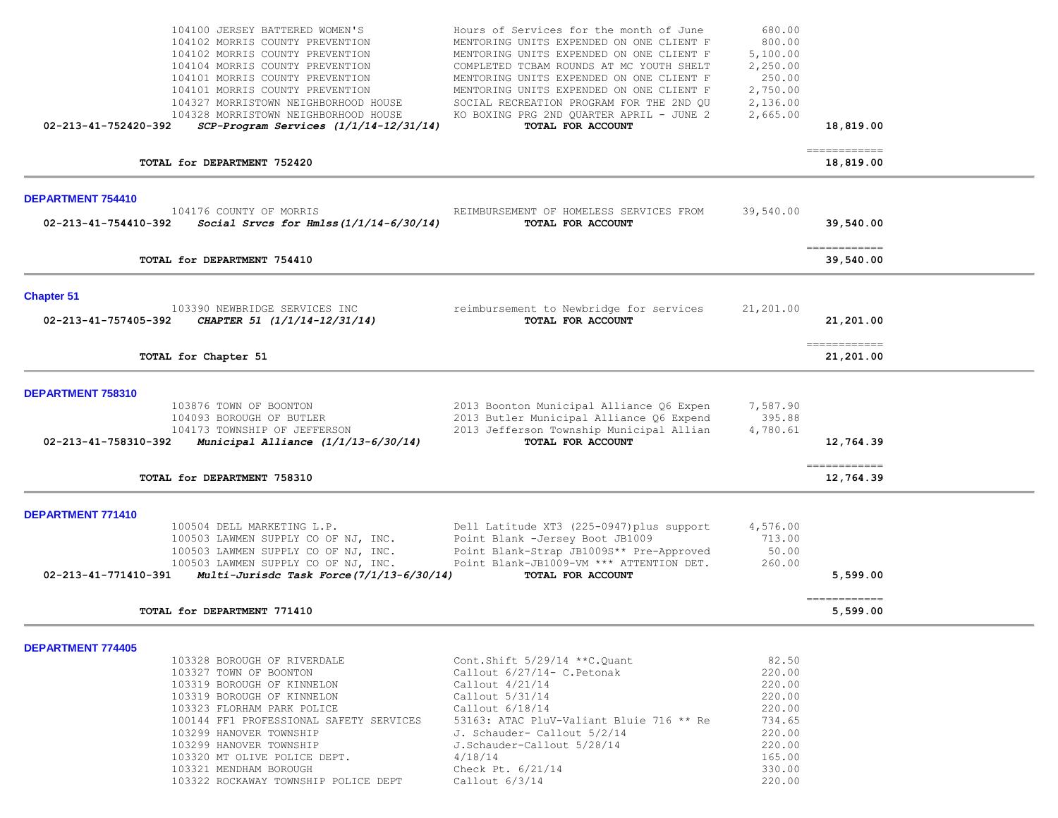| | | | |
|---|---|---|---|
| 104100 JERSEY BATTERED WOMEN'S | Hours of Services for the month of June | 680.00 | |
| 104102 MORRIS COUNTY PREVENTION | MENTORING UNITS EXPENDED ON ONE CLIENT F | 800.00 | |
| 104102 MORRIS COUNTY PREVENTION | MENTORING UNITS EXPENDED ON ONE CLIENT F | 5,100.00 | |
| 104104 MORRIS COUNTY PREVENTION | COMPLETED TCBAM ROUNDS AT MC YOUTH SHELT | 2,250.00 | |
| 104101 MORRIS COUNTY PREVENTION | MENTORING UNITS EXPENDED ON ONE CLIENT F | 250.00 | |
| 104101 MORRIS COUNTY PREVENTION | MENTORING UNITS EXPENDED ON ONE CLIENT F | 2,750.00 | |
| 104327 MORRISTOWN NEIGHBORHOOD HOUSE | SOCIAL RECREATION PROGRAM FOR THE 2ND QU | 2,136.00 | |
| 104328 MORRISTOWN NEIGHBORHOOD HOUSE | KO BOXING PRG 2ND QUARTER APRIL - JUNE 2 | 2,665.00 | |
| **02-213-41-752420-392** ***SCP-Program Services (1/1/14-12/31/14)*** | **TOTAL FOR ACCOUNT** | | **18,819.00** |

**TOTAL for DEPARTMENT 752420** — **18,819.00**

## DEPARTMENT 754410

| | | | |
|---|---|---|---|
| 104176 COUNTY OF MORRIS | REIMBURSEMENT OF HOMELESS SERVICES FROM | 39,540.00 | |
| **02-213-41-754410-392** ***Social Srvcs for Hmlss(1/1/14-6/30/14)*** | **TOTAL FOR ACCOUNT** | | **39,540.00** |

**TOTAL for DEPARTMENT 754410** — **39,540.00**

## Chapter 51

| | | | |
|---|---|---|---|
| 103390 NEWBRIDGE SERVICES INC | reimbursement to Newbridge for services | 21,201.00 | |
| **02-213-41-757405-392** ***CHAPTER 51 (1/1/14-12/31/14)*** | **TOTAL FOR ACCOUNT** | | **21,201.00** |

**TOTAL for Chapter 51** — **21,201.00**

## DEPARTMENT 758310

| | | | |
|---|---|---|---|
| 103876 TOWN OF BOONTON | 2013 Boonton Municipal Alliance Q6 Expen | 7,587.90 | |
| 104093 BOROUGH OF BUTLER | 2013 Butler Municipal Alliance Q6 Expend | 395.88 | |
| 104173 TOWNSHIP OF JEFFERSON | 2013 Jefferson Township Municipal Allian | 4,780.61 | |
| **02-213-41-758310-392** ***Municipal Alliance (1/1/13-6/30/14)*** | **TOTAL FOR ACCOUNT** | | **12,764.39** |

**TOTAL for DEPARTMENT 758310** — **12,764.39**

## DEPARTMENT 771410

| | | | |
|---|---|---|---|
| 100504 DELL MARKETING L.P. | Dell Latitude XT3 (225-0947)plus support | 4,576.00 | |
| 100503 LAWMEN SUPPLY CO OF NJ, INC. | Point Blank -Jersey Boot JB1009 | 713.00 | |
| 100503 LAWMEN SUPPLY CO OF NJ, INC. | Point Blank-Strap JB1009S** Pre-Approved | 50.00 | |
| 100503 LAWMEN SUPPLY CO OF NJ, INC. | Point Blank-JB1009-VM *** ATTENTION DET. | 260.00 | |
| **02-213-41-771410-391** ***Multi-Jurisdc Task Force(7/1/13-6/30/14)*** | **TOTAL FOR ACCOUNT** | | **5,599.00** |

**TOTAL for DEPARTMENT 771410** — **5,599.00**

## DEPARTMENT 774405

| | | |
|---|---|---|
| 103328 BOROUGH OF RIVERDALE | Cont.Shift 5/29/14 **C.Quant | 82.50 |
| 103327 TOWN OF BOONTON | Callout 6/27/14- C.Petonak | 220.00 |
| 103319 BOROUGH OF KINNELON | Callout 4/21/14 | 220.00 |
| 103319 BOROUGH OF KINNELON | Callout 5/31/14 | 220.00 |
| 103323 FLORHAM PARK POLICE | Callout 6/18/14 | 220.00 |
| 100144 FF1 PROFESSIONAL SAFETY SERVICES | 53163: ATAC PluV-Valiant Bluie 716 ** Re | 734.65 |
| 103299 HANOVER TOWNSHIP | J. Schauder- Callout 5/2/14 | 220.00 |
| 103299 HANOVER TOWNSHIP | J.Schauder-Callout 5/28/14 | 220.00 |
| 103320 MT OLIVE POLICE DEPT. | 4/18/14 | 165.00 |
| 103321 MENDHAM BOROUGH | Check Pt. 6/21/14 | 330.00 |
| 103322 ROCKAWAY TOWNSHIP POLICE DEPT | Callout 6/3/14 | 220.00 |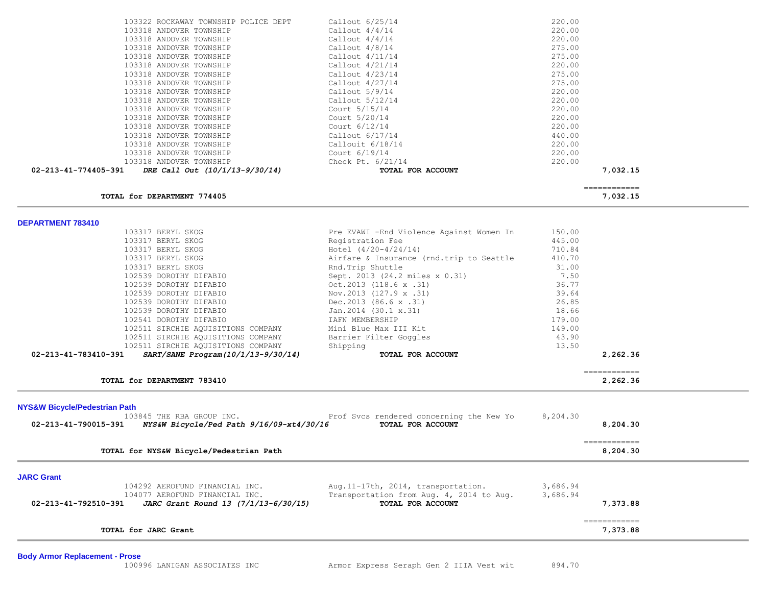| Vendor | Description | Amount | Total |
|---|---|---|---|
| 103322 ROCKAWAY TOWNSHIP POLICE DEPT | Callout 6/25/14 | 220.00 | |
| 103318 ANDOVER TOWNSHIP | Callout 4/4/14 | 220.00 | |
| 103318 ANDOVER TOWNSHIP | Callout 4/4/14 | 220.00 | |
| 103318 ANDOVER TOWNSHIP | Callout 4/8/14 | 275.00 | |
| 103318 ANDOVER TOWNSHIP | Callout 4/11/14 | 275.00 | |
| 103318 ANDOVER TOWNSHIP | Callout 4/21/14 | 220.00 | |
| 103318 ANDOVER TOWNSHIP | Callout 4/23/14 | 275.00 | |
| 103318 ANDOVER TOWNSHIP | Callout 4/27/14 | 275.00 | |
| 103318 ANDOVER TOWNSHIP | Callout 5/9/14 | 220.00 | |
| 103318 ANDOVER TOWNSHIP | Callout 5/12/14 | 220.00 | |
| 103318 ANDOVER TOWNSHIP | Court 5/15/14 | 220.00 | |
| 103318 ANDOVER TOWNSHIP | Court 5/20/14 | 220.00 | |
| 103318 ANDOVER TOWNSHIP | Court 6/12/14 | 220.00 | |
| 103318 ANDOVER TOWNSHIP | Callout 6/17/14 | 440.00 | |
| 103318 ANDOVER TOWNSHIP | Callouit 6/18/14 | 220.00 | |
| 103318 ANDOVER TOWNSHIP | Court 6/19/14 | 220.00 | |
| 103318 ANDOVER TOWNSHIP | Check Pt. 6/21/14 | 220.00 | |
| **02-213-41-774405-391** *DRE Call Out (10/1/13-9/30/14)* | **TOTAL FOR ACCOUNT** | | **7,032.15** |
| **TOTAL for DEPARTMENT 774405** | | | **7,032.15** |

## DEPARTMENT 783410

| Vendor | Description | Amount | Total |
|---|---|---|---|
| 103317 BERYL SKOG | Pre EVAWI -End Violence Against Women In | 150.00 | |
| 103317 BERYL SKOG | Registration Fee | 445.00 | |
| 103317 BERYL SKOG | Hotel (4/20-4/24/14) | 710.84 | |
| 103317 BERYL SKOG | Airfare & Insurance (rnd.trip to Seattle | 410.70 | |
| 103317 BERYL SKOG | Rnd.Trip Shuttle | 31.00 | |
| 102539 DOROTHY DIFABIO | Sept. 2013 (24.2 miles x 0.31) | 7.50 | |
| 102539 DOROTHY DIFABIO | Oct.2013 (118.6 x .31) | 36.77 | |
| 102539 DOROTHY DIFABIO | Nov.2013 (127.9 x .31) | 39.64 | |
| 102539 DOROTHY DIFABIO | Dec.2013 (86.6 x .31) | 26.85 | |
| 102539 DOROTHY DIFABIO | Jan.2014 (30.1 x.31) | 18.66 | |
| 102541 DOROTHY DIFABIO | IAFN MEMBERSHIP | 179.00 | |
| 102511 SIRCHIE AQUISITIONS COMPANY | Mini Blue Max III Kit | 149.00 | |
| 102511 SIRCHIE AQUISITIONS COMPANY | Barrier Filter Goggles | 43.90 | |
| 102511 SIRCHIE AQUISITIONS COMPANY | Shipping | 13.50 | |
| **02-213-41-783410-391** *SART/SANE Program(10/1/13-9/30/14)* | **TOTAL FOR ACCOUNT** | | **2,262.36** |
| **TOTAL for DEPARTMENT 783410** | | | **2,262.36** |

## NYS&W Bicycle/Pedestrian Path

| Vendor | Description | Amount | Total |
|---|---|---|---|
| 103845 THE RBA GROUP INC. | Prof Svcs rendered concerning the New Yo | 8,204.30 | |
| **02-213-41-790015-391** *NYS&W Bicycle/Ped Path 9/16/09-xt4/30/16* | **TOTAL FOR ACCOUNT** | | **8,204.30** |
| **TOTAL for NYS&W Bicycle/Pedestrian Path** | | | **8,204.30** |

## JARC Grant

| Vendor | Description | Amount | Total |
|---|---|---|---|
| 104292 AEROFUND FINANCIAL INC. | Aug.11-17th, 2014, transportation. | 3,686.94 | |
| 104077 AEROFUND FINANCIAL INC. | Transportation from Aug. 4, 2014 to Aug. | 3,686.94 | |
| **02-213-41-792510-391** *JARC Grant Round 13 (7/1/13-6/30/15)* | **TOTAL FOR ACCOUNT** | | **7,373.88** |
| **TOTAL for JARC Grant** | | | **7,373.88** |

## Body Armor Replacement - Prose

| Vendor | Description | Amount | Total |
|---|---|---|---|
| 100996 LANIGAN ASSOCIATES INC | Armor Express Seraph Gen 2 IIIA Vest wit | 894.70 | |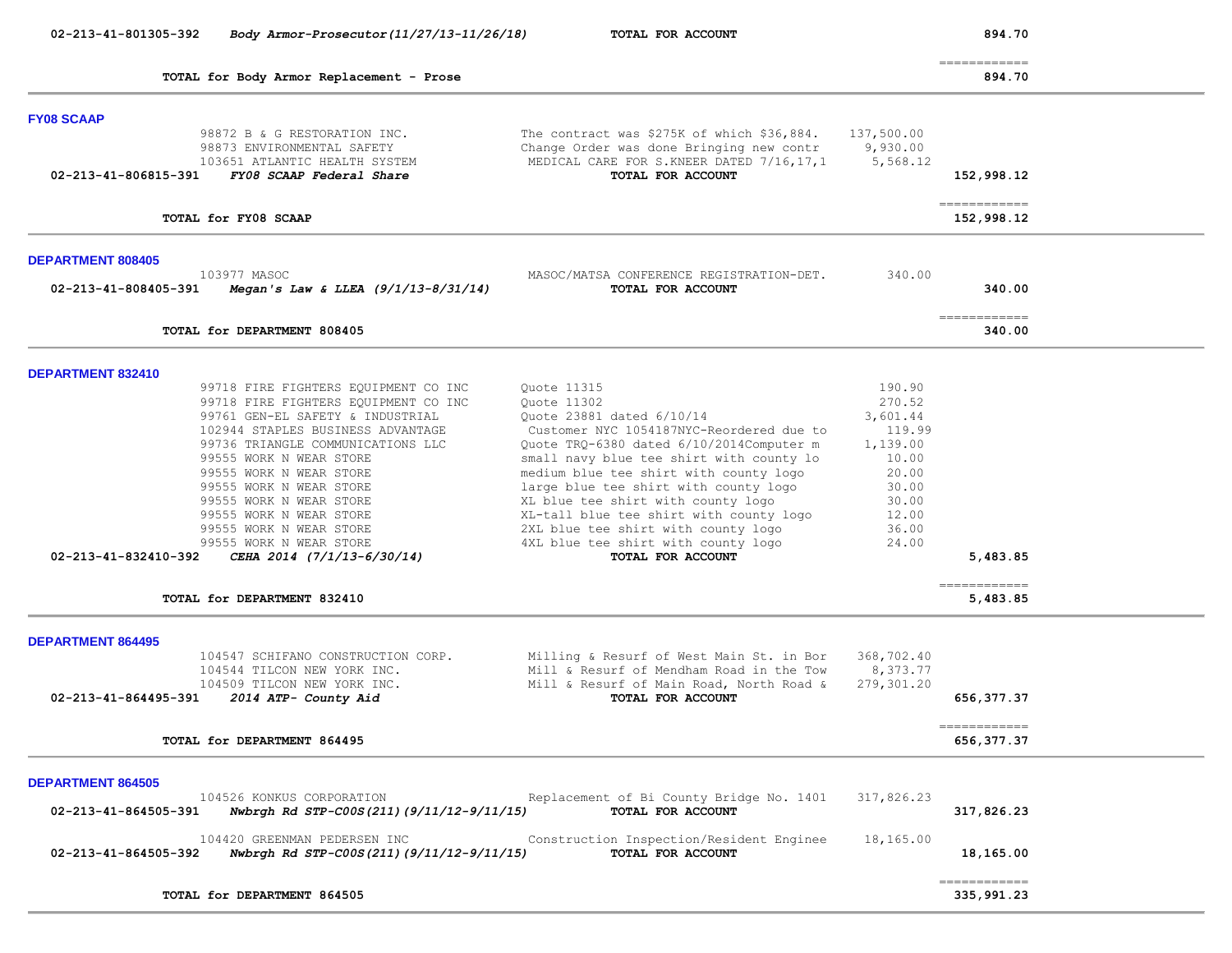| | | | |
|---|---|---|---|
| 02-213-41-801305-392 *Body Armor-Prosecutor(11/27/13-11/26/18)* | **TOTAL FOR ACCOUNT** | | 894.70 |
| | | | ============ |
| **TOTAL for Body Armor Replacement - Prose** | | | 894.70 |

## FY08 SCAAP

| | | | |
|---|---|---|---|
| 98872 B & G RESTORATION INC. | The contract was $275K of which $36,884. | 137,500.00 | |
| 98873 ENVIRONMENTAL SAFETY | Change Order was done Bringing new contr | 9,930.00 | |
| 103651 ATLANTIC HEALTH SYSTEM | MEDICAL CARE FOR S.KNEER DATED 7/16,17,1 | 5,568.12 | |
| 02-213-41-806815-391 *FY08 SCAAP Federal Share* | **TOTAL FOR ACCOUNT** | | 152,998.12 |
| | | | ============ |
| **TOTAL for FY08 SCAAP** | | | 152,998.12 |

## DEPARTMENT 808405

| | | | |
|---|---|---|---|
| 103977 MASOC | MASOC/MATSA CONFERENCE REGISTRATION-DET. | 340.00 | |
| 02-213-41-808405-391 *Megan's Law & LLEA (9/1/13-8/31/14)* | **TOTAL FOR ACCOUNT** | | 340.00 |
| | | | ============ |
| **TOTAL for DEPARTMENT 808405** | | | 340.00 |

## DEPARTMENT 832410

| | | | |
|---|---|---|---|
| 99718 FIRE FIGHTERS EQUIPMENT CO INC | Quote 11315 | 190.90 | |
| 99718 FIRE FIGHTERS EQUIPMENT CO INC | Quote 11302 | 270.52 | |
| 99761 GEN-EL SAFETY & INDUSTRIAL | Quote 23881 dated 6/10/14 | 3,601.44 | |
| 102944 STAPLES BUSINESS ADVANTAGE | Customer NYC 1054187NYC-Reordered due to | 119.99 | |
| 99736 TRIANGLE COMMUNICATIONS LLC | Quote TRQ-6380 dated 6/10/2014Computer m | 1,139.00 | |
| 99555 WORK N WEAR STORE | small navy blue tee shirt with county lo | 10.00 | |
| 99555 WORK N WEAR STORE | medium blue tee shirt with county logo | 20.00 | |
| 99555 WORK N WEAR STORE | large blue tee shirt with county logo | 30.00 | |
| 99555 WORK N WEAR STORE | XL blue tee shirt with county logo | 30.00 | |
| 99555 WORK N WEAR STORE | XL-tall blue tee shirt with county logo | 12.00 | |
| 99555 WORK N WEAR STORE | 2XL blue tee shirt with county logo | 36.00 | |
| 99555 WORK N WEAR STORE | 4XL blue tee shirt with county logo | 24.00 | |
| 02-213-41-832410-392 *CEHA 2014 (7/1/13-6/30/14)* | **TOTAL FOR ACCOUNT** | | 5,483.85 |
| | | | ============ |
| **TOTAL for DEPARTMENT 832410** | | | 5,483.85 |

## DEPARTMENT 864495

| | | | |
|---|---|---|---|
| 104547 SCHIFANO CONSTRUCTION CORP. | Milling & Resurf of West Main St. in Bor | 368,702.40 | |
| 104544 TILCON NEW YORK INC. | Mill & Resurf of Mendham Road in the Tow | 8,373.77 | |
| 104509 TILCON NEW YORK INC. | Mill & Resurf of Main Road, North Road & | 279,301.20 | |
| 02-213-41-864495-391 *2014 ATP- County Aid* | **TOTAL FOR ACCOUNT** | | 656,377.37 |
| | | | ============ |
| **TOTAL for DEPARTMENT 864495** | | | 656,377.37 |

## DEPARTMENT 864505

| | | | |
|---|---|---|---|
| 104526 KONKUS CORPORATION | Replacement of Bi County Bridge No. 1401 | 317,826.23 | |
| 02-213-41-864505-391 *Nwbrgh Rd STP-C00S(211)(9/11/12-9/11/15)* | **TOTAL FOR ACCOUNT** | | 317,826.23 |
| 104420 GREENMAN PEDERSEN INC | Construction Inspection/Resident Enginee | 18,165.00 | |
| 02-213-41-864505-392 *Nwbrgh Rd STP-C00S(211)(9/11/12-9/11/15)* | **TOTAL FOR ACCOUNT** | | 18,165.00 |
| | | | ============ |
| **TOTAL for DEPARTMENT 864505** | | | 335,991.23 |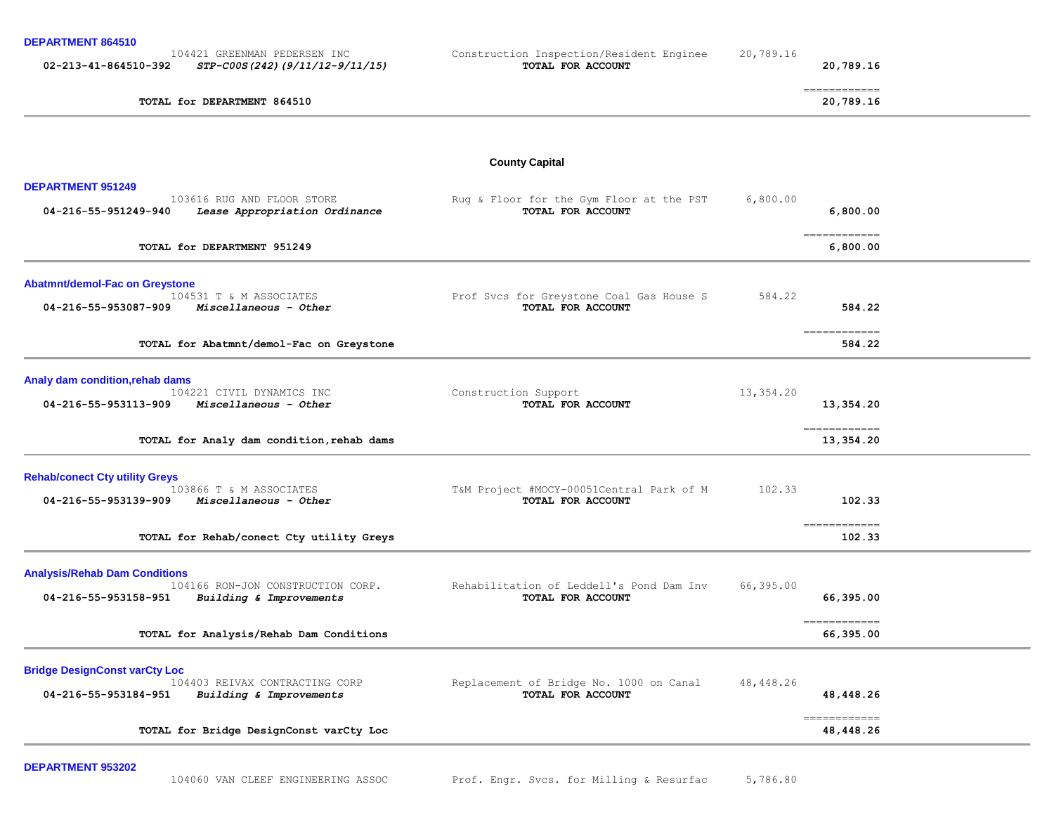**DEPARTMENT 864510**

| | | | | |
|---|---|---|---|---|
| | 104421 GREENMAN PEDERSEN INC | Construction Inspection/Resident Enginee | 20,789.16 | |
| 02-213-41-864510-392 | *STP-C00S(242)(9/11/12-9/11/15)* | **TOTAL FOR ACCOUNT** | | **20,789.16** |
| | | | | ============ |
| | **TOTAL for DEPARTMENT 864510** | | | **20,789.16** |

## County Capital

**DEPARTMENT 951249**

| | | | | |
|---|---|---|---|---|
| | 103616 RUG AND FLOOR STORE | Rug & Floor for the Gym Floor at the PST | 6,800.00 | |
| 04-216-55-951249-940 | *Lease Appropriation Ordinance* | **TOTAL FOR ACCOUNT** | | **6,800.00** |
| | | | | ============ |
| | **TOTAL for DEPARTMENT 951249** | | | **6,800.00** |

**Abatmnt/demol-Fac on Greystone**

| | | | | |
|---|---|---|---|---|
| | 104531 T & M ASSOCIATES | Prof Svcs for Greystone Coal Gas House S | 584.22 | |
| 04-216-55-953087-909 | *Miscellaneous - Other* | **TOTAL FOR ACCOUNT** | | **584.22** |
| | | | | ============ |
| | **TOTAL for Abatmnt/demol-Fac on Greystone** | | | **584.22** |

**Analy dam condition,rehab dams**

| | | | | |
|---|---|---|---|---|
| | 104221 CIVIL DYNAMICS INC | Construction Support | 13,354.20 | |
| 04-216-55-953113-909 | *Miscellaneous - Other* | **TOTAL FOR ACCOUNT** | | **13,354.20** |
| | | | | ============ |
| | **TOTAL for Analy dam condition,rehab dams** | | | **13,354.20** |

**Rehab/conect Cty utility Greys**

| | | | | |
|---|---|---|---|---|
| | 103866 T & M ASSOCIATES | T&M Project #MOCY-00051Central Park of M | 102.33 | |
| 04-216-55-953139-909 | *Miscellaneous - Other* | **TOTAL FOR ACCOUNT** | | **102.33** |
| | | | | ============ |
| | **TOTAL for Rehab/conect Cty utility Greys** | | | **102.33** |

**Analysis/Rehab Dam Conditions**

| | | | | |
|---|---|---|---|---|
| | 104166 RON-JON CONSTRUCTION CORP. | Rehabilitation of Leddell's Pond Dam Inv | 66,395.00 | |
| 04-216-55-953158-951 | *Building & Improvements* | **TOTAL FOR ACCOUNT** | | **66,395.00** |
| | | | | ============ |
| | **TOTAL for Analysis/Rehab Dam Conditions** | | | **66,395.00** |

**Bridge DesignConst varCty Loc**

| | | | | |
|---|---|---|---|---|
| | 104403 REIVAX CONTRACTING CORP | Replacement of Bridge No. 1000 on Canal | 48,448.26 | |
| 04-216-55-953184-951 | *Building & Improvements* | **TOTAL FOR ACCOUNT** | | **48,448.26** |
| | | | | ============ |
| | **TOTAL for Bridge DesignConst varCty Loc** | | | **48,448.26** |

**DEPARTMENT 953202**

| | | | | |
|---|---|---|---|---|
| | 104060 VAN CLEEF ENGINEERING ASSOC | Prof. Engr. Svcs. for Milling & Resurfac | 5,786.80 | |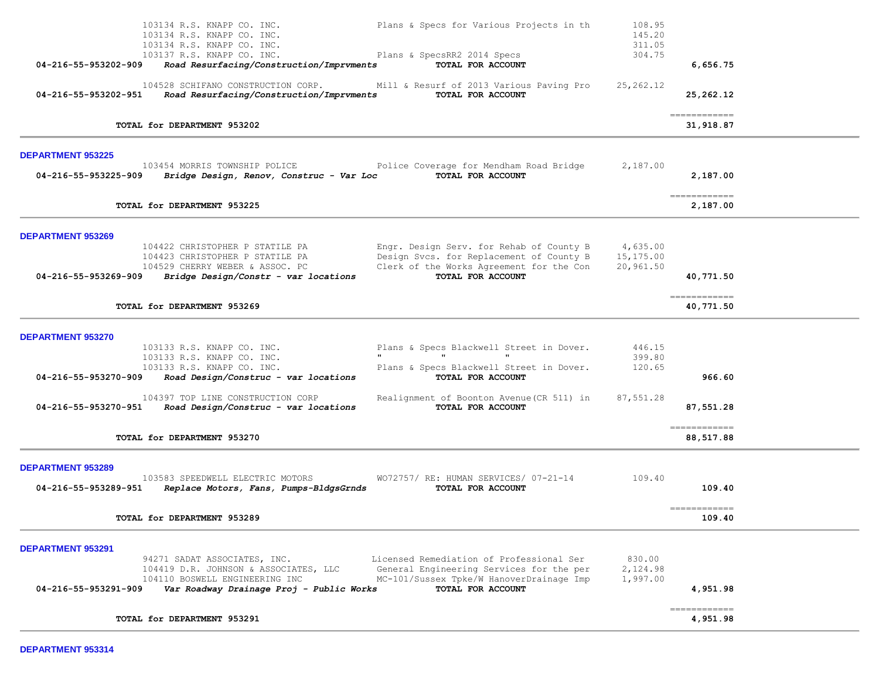| | | | |
|---|---|---|---|
| 103134 R.S. KNAPP CO. INC. | Plans & Specs for Various Projects in th | 108.95 | |
| 103134 R.S. KNAPP CO. INC. | | 145.20 | |
| 103134 R.S. KNAPP CO. INC. | | 311.05 | |
| 103137 R.S. KNAPP CO. INC. | Plans & SpecsRR2 2014 Specs | 304.75 | |
| **04-216-55-953202-909** ***Road Resurfacing/Construction/Imprvments*** | **TOTAL FOR ACCOUNT** | | **6,656.75** |
| 104528 SCHIFANO CONSTRUCTION CORP. | Mill & Resurf of 2013 Various Paving Pro | 25,262.12 | |
| **04-216-55-953202-951** ***Road Resurfacing/Construction/Imprvments*** | **TOTAL FOR ACCOUNT** | | **25,262.12** |
| **TOTAL for DEPARTMENT 953202** | | | **31,918.87** |

**DEPARTMENT 953225**

| | | | |
|---|---|---|---|
| 103454 MORRIS TOWNSHIP POLICE | Police Coverage for Mendham Road Bridge | 2,187.00 | |
| **04-216-55-953225-909** ***Bridge Design, Renov, Construc - Var Loc*** | **TOTAL FOR ACCOUNT** | | **2,187.00** |
| **TOTAL for DEPARTMENT 953225** | | | **2,187.00** |

**DEPARTMENT 953269**

| | | | |
|---|---|---|---|
| 104422 CHRISTOPHER P STATILE PA | Engr. Design Serv. for Rehab of County B | 4,635.00 | |
| 104423 CHRISTOPHER P STATILE PA | Design Svcs. for Replacement of County B | 15,175.00 | |
| 104529 CHERRY WEBER & ASSOC. PC | Clerk of the Works Agreement for the Con | 20,961.50 | |
| **04-216-55-953269-909** ***Bridge Design/Constr - var locations*** | **TOTAL FOR ACCOUNT** | | **40,771.50** |
| **TOTAL for DEPARTMENT 953269** | | | **40,771.50** |

**DEPARTMENT 953270**

| | | | |
|---|---|---|---|
| 103133 R.S. KNAPP CO. INC. | Plans & Specs Blackwell Street in Dover. | 446.15 | |
| 103133 R.S. KNAPP CO. INC. | " " " | 399.80 | |
| 103133 R.S. KNAPP CO. INC. | Plans & Specs Blackwell Street in Dover. | 120.65 | |
| **04-216-55-953270-909** ***Road Design/Construc - var locations*** | **TOTAL FOR ACCOUNT** | | **966.60** |
| 104397 TOP LINE CONSTRUCTION CORP | Realignment of Boonton Avenue(CR 511) in | 87,551.28 | |
| **04-216-55-953270-951** ***Road Design/Construc - var locations*** | **TOTAL FOR ACCOUNT** | | **87,551.28** |
| **TOTAL for DEPARTMENT 953270** | | | **88,517.88** |

**DEPARTMENT 953289**

| | | | |
|---|---|---|---|
| 103583 SPEEDWELL ELECTRIC MOTORS | WO72757/ RE: HUMAN SERVICES/ 07-21-14 | 109.40 | |
| **04-216-55-953289-951** ***Replace Motors, Fans, Pumps-BldgsGrnds*** | **TOTAL FOR ACCOUNT** | | **109.40** |
| **TOTAL for DEPARTMENT 953289** | | | **109.40** |

**DEPARTMENT 953291**

| | | | |
|---|---|---|---|
| 94271 SADAT ASSOCIATES, INC. | Licensed Remediation of Professional Ser | 830.00 | |
| 104419 D.R. JOHNSON & ASSOCIATES, LLC | General Engineering Services for the per | 2,124.98 | |
| 104110 BOSWELL ENGINEERING INC | MC-101/Sussex Tpke/W HanoverDrainage Imp | 1,997.00 | |
| **04-216-55-953291-909** ***Var Roadway Drainage Proj - Public Works*** | **TOTAL FOR ACCOUNT** | | **4,951.98** |
| **TOTAL for DEPARTMENT 953291** | | | **4,951.98** |

**DEPARTMENT 953314**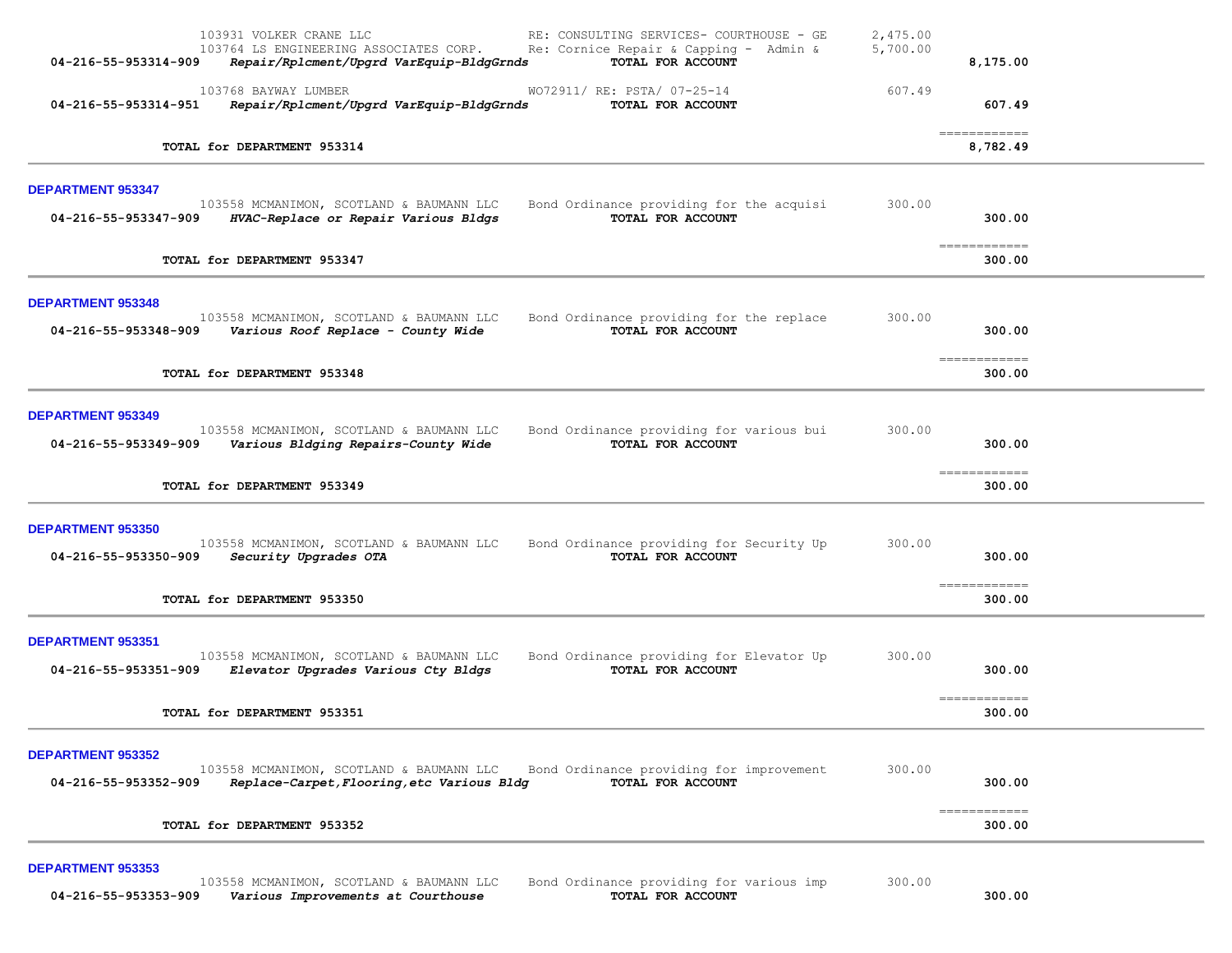| Account / Vendor | Description | Amount | Total |
|---|---|---|---|
| 103931 VOLKER CRANE LLC | RE: CONSULTING SERVICES- COURTHOUSE - GE | 2,475.00 | |
| 103764 LS ENGINEERING ASSOCIATES CORP. | Re: Cornice Repair & Capping - Admin & | 5,700.00 | |
| **04-216-55-953314-909** *Repair/Rplcment/Upgrd VarEquip-BldgGrnds* | **TOTAL FOR ACCOUNT** | | **8,175.00** |
| 103768 BAYWAY LUMBER | WO72911/ RE: PSTA/ 07-25-14 | 607.49 | |
| **04-216-55-953314-951** *Repair/Rplcment/Upgrd VarEquip-BldgGrnds* | **TOTAL FOR ACCOUNT** | | **607.49** |
| **TOTAL for DEPARTMENT 953314** | | | **8,782.49** |

**DEPARTMENT 953347**

| Account / Vendor | Description | Amount | Total |
|---|---|---|---|
| 103558 MCMANIMON, SCOTLAND & BAUMANN LLC | Bond Ordinance providing for the acquisi | 300.00 | |
| **04-216-55-953347-909** *HVAC-Replace or Repair Various Bldgs* | **TOTAL FOR ACCOUNT** | | **300.00** |
| **TOTAL for DEPARTMENT 953347** | | | **300.00** |

**DEPARTMENT 953348**

| Account / Vendor | Description | Amount | Total |
|---|---|---|---|
| 103558 MCMANIMON, SCOTLAND & BAUMANN LLC | Bond Ordinance providing for the replace | 300.00 | |
| **04-216-55-953348-909** *Various Roof Replace - County Wide* | **TOTAL FOR ACCOUNT** | | **300.00** |
| **TOTAL for DEPARTMENT 953348** | | | **300.00** |

**DEPARTMENT 953349**

| Account / Vendor | Description | Amount | Total |
|---|---|---|---|
| 103558 MCMANIMON, SCOTLAND & BAUMANN LLC | Bond Ordinance providing for various bui | 300.00 | |
| **04-216-55-953349-909** *Various Bldging Repairs-County Wide* | **TOTAL FOR ACCOUNT** | | **300.00** |
| **TOTAL for DEPARTMENT 953349** | | | **300.00** |

**DEPARTMENT 953350**

| Account / Vendor | Description | Amount | Total |
|---|---|---|---|
| 103558 MCMANIMON, SCOTLAND & BAUMANN LLC | Bond Ordinance providing for Security Up | 300.00 | |
| **04-216-55-953350-909** *Security Upgrades OTA* | **TOTAL FOR ACCOUNT** | | **300.00** |
| **TOTAL for DEPARTMENT 953350** | | | **300.00** |

**DEPARTMENT 953351**

| Account / Vendor | Description | Amount | Total |
|---|---|---|---|
| 103558 MCMANIMON, SCOTLAND & BAUMANN LLC | Bond Ordinance providing for Elevator Up | 300.00 | |
| **04-216-55-953351-909** *Elevator Upgrades Various Cty Bldgs* | **TOTAL FOR ACCOUNT** | | **300.00** |
| **TOTAL for DEPARTMENT 953351** | | | **300.00** |

**DEPARTMENT 953352**

| Account / Vendor | Description | Amount | Total |
|---|---|---|---|
| 103558 MCMANIMON, SCOTLAND & BAUMANN LLC | Bond Ordinance providing for improvement | 300.00 | |
| **04-216-55-953352-909** *Replace-Carpet,Flooring,etc Various Bldg* | **TOTAL FOR ACCOUNT** | | **300.00** |
| **TOTAL for DEPARTMENT 953352** | | | **300.00** |

**DEPARTMENT 953353**

| Account / Vendor | Description | Amount | Total |
|---|---|---|---|
| 103558 MCMANIMON, SCOTLAND & BAUMANN LLC | Bond Ordinance providing for various imp | 300.00 | |
| **04-216-55-953353-909** *Various Improvements at Courthouse* | **TOTAL FOR ACCOUNT** | | **300.00** |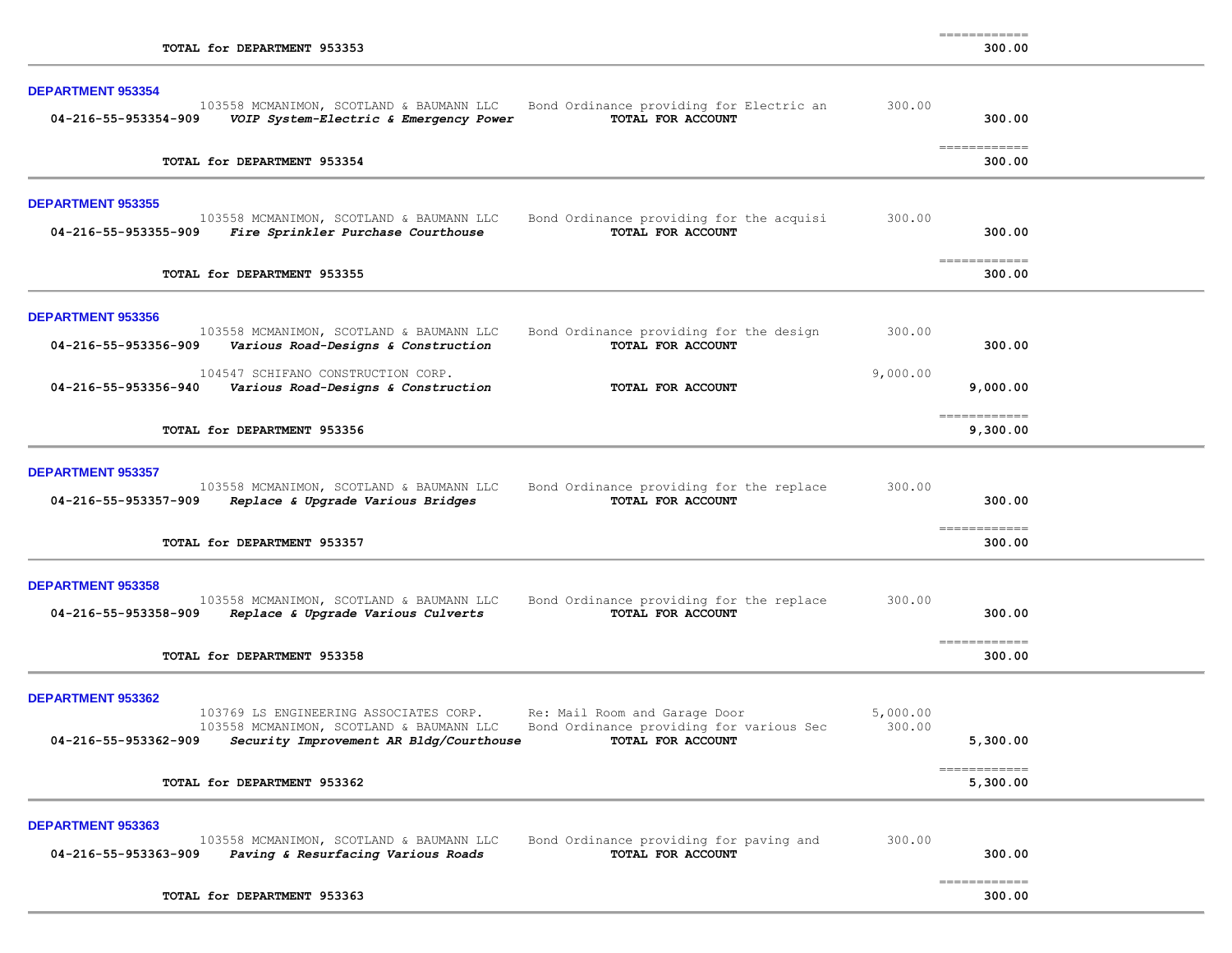| | | | | |
|---|---|---|---|---|
| | **TOTAL for DEPARTMENT 953353** | | | 300.00 |

## DEPARTMENT 953354

| Account | Vendor / Description | Detail | Amount | Total |
|---|---|---|---|---|
| | 103558 MCMANIMON, SCOTLAND & BAUMANN LLC | Bond Ordinance providing for Electric an | 300.00 | |
| **04-216-55-953354-909** | ***VOIP System-Electric & Emergency Power*** | **TOTAL FOR ACCOUNT** | | **300.00** |
| | **TOTAL for DEPARTMENT 953354** | | | **300.00** |

## DEPARTMENT 953355

| Account | Vendor / Description | Detail | Amount | Total |
|---|---|---|---|---|
| | 103558 MCMANIMON, SCOTLAND & BAUMANN LLC | Bond Ordinance providing for the acquisi | 300.00 | |
| **04-216-55-953355-909** | ***Fire Sprinkler Purchase Courthouse*** | **TOTAL FOR ACCOUNT** | | **300.00** |
| | **TOTAL for DEPARTMENT 953355** | | | **300.00** |

## DEPARTMENT 953356

| Account | Vendor / Description | Detail | Amount | Total |
|---|---|---|---|---|
| | 103558 MCMANIMON, SCOTLAND & BAUMANN LLC | Bond Ordinance providing for the design | 300.00 | |
| **04-216-55-953356-909** | ***Various Road-Designs & Construction*** | **TOTAL FOR ACCOUNT** | | **300.00** |
| | 104547 SCHIFANO CONSTRUCTION CORP. | | 9,000.00 | |
| **04-216-55-953356-940** | ***Various Road-Designs & Construction*** | **TOTAL FOR ACCOUNT** | | **9,000.00** |
| | **TOTAL for DEPARTMENT 953356** | | | **9,300.00** |

## DEPARTMENT 953357

| Account | Vendor / Description | Detail | Amount | Total |
|---|---|---|---|---|
| | 103558 MCMANIMON, SCOTLAND & BAUMANN LLC | Bond Ordinance providing for the replace | 300.00 | |
| **04-216-55-953357-909** | ***Replace & Upgrade Various Bridges*** | **TOTAL FOR ACCOUNT** | | **300.00** |
| | **TOTAL for DEPARTMENT 953357** | | | **300.00** |

## DEPARTMENT 953358

| Account | Vendor / Description | Detail | Amount | Total |
|---|---|---|---|---|
| | 103558 MCMANIMON, SCOTLAND & BAUMANN LLC | Bond Ordinance providing for the replace | 300.00 | |
| **04-216-55-953358-909** | ***Replace & Upgrade Various Culverts*** | **TOTAL FOR ACCOUNT** | | **300.00** |
| | **TOTAL for DEPARTMENT 953358** | | | **300.00** |

## DEPARTMENT 953362

| Account | Vendor / Description | Detail | Amount | Total |
|---|---|---|---|---|
| | 103769 LS ENGINEERING ASSOCIATES CORP. | Re: Mail Room and Garage Door | 5,000.00 | |
| | 103558 MCMANIMON, SCOTLAND & BAUMANN LLC | Bond Ordinance providing for various Sec | 300.00 | |
| **04-216-55-953362-909** | ***Security Improvement AR Bldg/Courthouse*** | **TOTAL FOR ACCOUNT** | | **5,300.00** |
| | **TOTAL for DEPARTMENT 953362** | | | **5,300.00** |

## DEPARTMENT 953363

| Account | Vendor / Description | Detail | Amount | Total |
|---|---|---|---|---|
| | 103558 MCMANIMON, SCOTLAND & BAUMANN LLC | Bond Ordinance providing for paving and | 300.00 | |
| **04-216-55-953363-909** | ***Paving & Resurfacing Various Roads*** | **TOTAL FOR ACCOUNT** | | **300.00** |
| | **TOTAL for DEPARTMENT 953363** | | | **300.00** |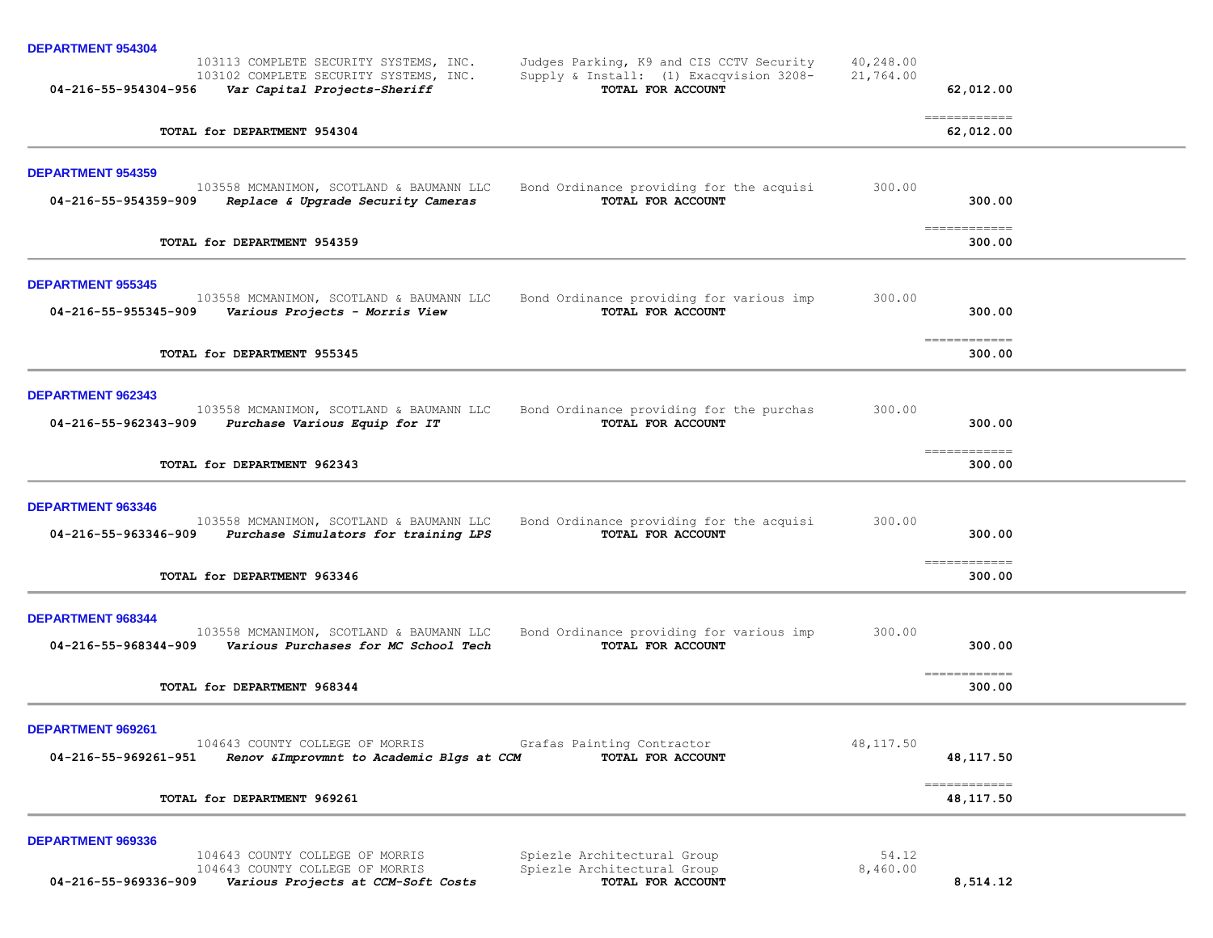**DEPARTMENT 954304**

| | Vendor | Description | Amount | Total |
|---|---|---|---|---|
| | 103113 COMPLETE SECURITY SYSTEMS, INC. | Judges Parking, K9 and CIS CCTV Security | 40,248.00 | |
| | 103102 COMPLETE SECURITY SYSTEMS, INC. | Supply & Install: (1) Exacqvision 3208- | 21,764.00 | |
| **04-216-55-954304-956** | ***Var Capital Projects-Sheriff*** | **TOTAL FOR ACCOUNT** | | **62,012.00** |

**TOTAL for DEPARTMENT 954304** — **62,012.00**

**DEPARTMENT 954359**

| | Vendor | Description | Amount | Total |
|---|---|---|---|---|
| | 103558 MCMANIMON, SCOTLAND & BAUMANN LLC | Bond Ordinance providing for the acquisi | 300.00 | |
| **04-216-55-954359-909** | ***Replace & Upgrade Security Cameras*** | **TOTAL FOR ACCOUNT** | | **300.00** |

**TOTAL for DEPARTMENT 954359** — **300.00**

**DEPARTMENT 955345**

| | Vendor | Description | Amount | Total |
|---|---|---|---|---|
| | 103558 MCMANIMON, SCOTLAND & BAUMANN LLC | Bond Ordinance providing for various imp | 300.00 | |
| **04-216-55-955345-909** | ***Various Projects - Morris View*** | **TOTAL FOR ACCOUNT** | | **300.00** |

**TOTAL for DEPARTMENT 955345** — **300.00**

**DEPARTMENT 962343**

| | Vendor | Description | Amount | Total |
|---|---|---|---|---|
| | 103558 MCMANIMON, SCOTLAND & BAUMANN LLC | Bond Ordinance providing for the purchas | 300.00 | |
| **04-216-55-962343-909** | ***Purchase Various Equip for IT*** | **TOTAL FOR ACCOUNT** | | **300.00** |

**TOTAL for DEPARTMENT 962343** — **300.00**

**DEPARTMENT 963346**

| | Vendor | Description | Amount | Total |
|---|---|---|---|---|
| | 103558 MCMANIMON, SCOTLAND & BAUMANN LLC | Bond Ordinance providing for the acquisi | 300.00 | |
| **04-216-55-963346-909** | ***Purchase Simulators for training LPS*** | **TOTAL FOR ACCOUNT** | | **300.00** |

**TOTAL for DEPARTMENT 963346** — **300.00**

**DEPARTMENT 968344**

| | Vendor | Description | Amount | Total |
|---|---|---|---|---|
| | 103558 MCMANIMON, SCOTLAND & BAUMANN LLC | Bond Ordinance providing for various imp | 300.00 | |
| **04-216-55-968344-909** | ***Various Purchases for MC School Tech*** | **TOTAL FOR ACCOUNT** | | **300.00** |

**TOTAL for DEPARTMENT 968344** — **300.00**

**DEPARTMENT 969261**

| | Vendor | Description | Amount | Total |
|---|---|---|---|---|
| | 104643 COUNTY COLLEGE OF MORRIS | Grafas Painting Contractor | 48,117.50 | |
| **04-216-55-969261-951** | ***Renov &Improvmnt to Academic Blgs at CCM*** | **TOTAL FOR ACCOUNT** | | **48,117.50** |

**TOTAL for DEPARTMENT 969261** — **48,117.50**

**DEPARTMENT 969336**

| | Vendor | Description | Amount | Total |
|---|---|---|---|---|
| | 104643 COUNTY COLLEGE OF MORRIS | Spiezle Architectural Group | 54.12 | |
| | 104643 COUNTY COLLEGE OF MORRIS | Spiezle Architectural Group | 8,460.00 | |
| **04-216-55-969336-909** | ***Various Projects at CCM-Soft Costs*** | **TOTAL FOR ACCOUNT** | | **8,514.12** |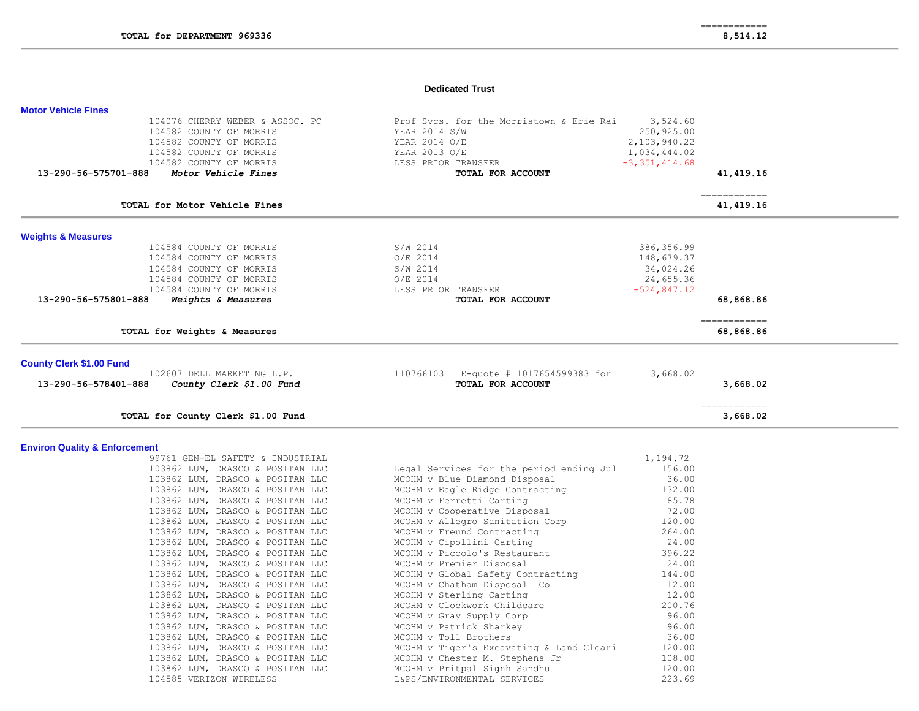**TOTAL for DEPARTMENT 969336** ============ **8,514.12**

## Dedicated Trust

### Motor Vehicle Fines

| Account | Vendor | Description | Amount | Total |
|---|---|---|---|---|
| | 104076 CHERRY WEBER & ASSOC. PC | Prof Svcs. for the Morristown & Erie Rai | 3,524.60 | |
| | 104582 COUNTY OF MORRIS | YEAR 2014 S/W | 250,925.00 | |
| | 104582 COUNTY OF MORRIS | YEAR 2014 O/E | 2,103,940.22 | |
| | 104582 COUNTY OF MORRIS | YEAR 2013 O/E | 1,034,444.02 | |
| | 104582 COUNTY OF MORRIS | LESS PRIOR TRANSFER | -3,351,414.68 | |
| **13-290-56-575701-888** | ***Motor Vehicle Fines*** | **TOTAL FOR ACCOUNT** | | **41,419.16** |

**TOTAL for Motor Vehicle Fines** ============ **41,419.16**

### Weights & Measures

| Account | Vendor | Description | Amount | Total |
|---|---|---|---|---|
| | 104584 COUNTY OF MORRIS | S/W 2014 | 386,356.99 | |
| | 104584 COUNTY OF MORRIS | O/E 2014 | 148,679.37 | |
| | 104584 COUNTY OF MORRIS | S/W 2014 | 34,024.26 | |
| | 104584 COUNTY OF MORRIS | O/E 2014 | 24,655.36 | |
| | 104584 COUNTY OF MORRIS | LESS PRIOR TRANSFER | -524,847.12 | |
| **13-290-56-575801-888** | ***Weights & Measures*** | **TOTAL FOR ACCOUNT** | | **68,868.86** |

**TOTAL for Weights & Measures** ============ **68,868.86**

### County Clerk $1.00 Fund

| Account | Vendor | Description | Amount | Total |
|---|---|---|---|---|
| | 102607 DELL MARKETING L.P. | 110766103 E-quote # 1017654599383 for | 3,668.02 | |
| **13-290-56-578401-888** | ***County Clerk $1.00 Fund*** | **TOTAL FOR ACCOUNT** | | **3,668.02** |

**TOTAL for County Clerk $1.00 Fund** ============ **3,668.02**

### Environ Quality & Enforcement

| Vendor | Description | Amount |
|---|---|---|
| 99761 GEN-EL SAFETY & INDUSTRIAL | | 1,194.72 |
| 103862 LUM, DRASCO & POSITAN LLC | Legal Services for the period ending Jul | 156.00 |
| 103862 LUM, DRASCO & POSITAN LLC | MCOHM v Blue Diamond Disposal | 36.00 |
| 103862 LUM, DRASCO & POSITAN LLC | MCOHM v Eagle Ridge Contracting | 132.00 |
| 103862 LUM, DRASCO & POSITAN LLC | MCOHM v Ferretti Carting | 85.78 |
| 103862 LUM, DRASCO & POSITAN LLC | MCOHM v Cooperative Disposal | 72.00 |
| 103862 LUM, DRASCO & POSITAN LLC | MCOHM v Allegro Sanitation Corp | 120.00 |
| 103862 LUM, DRASCO & POSITAN LLC | MCOHM v Freund Contracting | 264.00 |
| 103862 LUM, DRASCO & POSITAN LLC | MCOHM v Cipollini Carting | 24.00 |
| 103862 LUM, DRASCO & POSITAN LLC | MCOHM v Piccolo's Restaurant | 396.22 |
| 103862 LUM, DRASCO & POSITAN LLC | MCOHM v Premier Disposal | 24.00 |
| 103862 LUM, DRASCO & POSITAN LLC | MCOHM v Global Safety Contracting | 144.00 |
| 103862 LUM, DRASCO & POSITAN LLC | MCOHM v Chatham Disposal Co | 12.00 |
| 103862 LUM, DRASCO & POSITAN LLC | MCOHM v Sterling Carting | 12.00 |
| 103862 LUM, DRASCO & POSITAN LLC | MCOHM v Clockwork Childcare | 200.76 |
| 103862 LUM, DRASCO & POSITAN LLC | MCOHM v Gray Supply Corp | 96.00 |
| 103862 LUM, DRASCO & POSITAN LLC | MCOHM v Patrick Sharkey | 96.00 |
| 103862 LUM, DRASCO & POSITAN LLC | MCOHM v Toll Brothers | 36.00 |
| 103862 LUM, DRASCO & POSITAN LLC | MCOHM v Tiger's Excavating & Land Cleari | 120.00 |
| 103862 LUM, DRASCO & POSITAN LLC | MCOHM v Chester M. Stephens Jr | 108.00 |
| 103862 LUM, DRASCO & POSITAN LLC | MCOHM v Pritpal Signh Sandhu | 120.00 |
| 104585 VERIZON WIRELESS | L&PS/ENVIRONMENTAL SERVICES | 223.69 |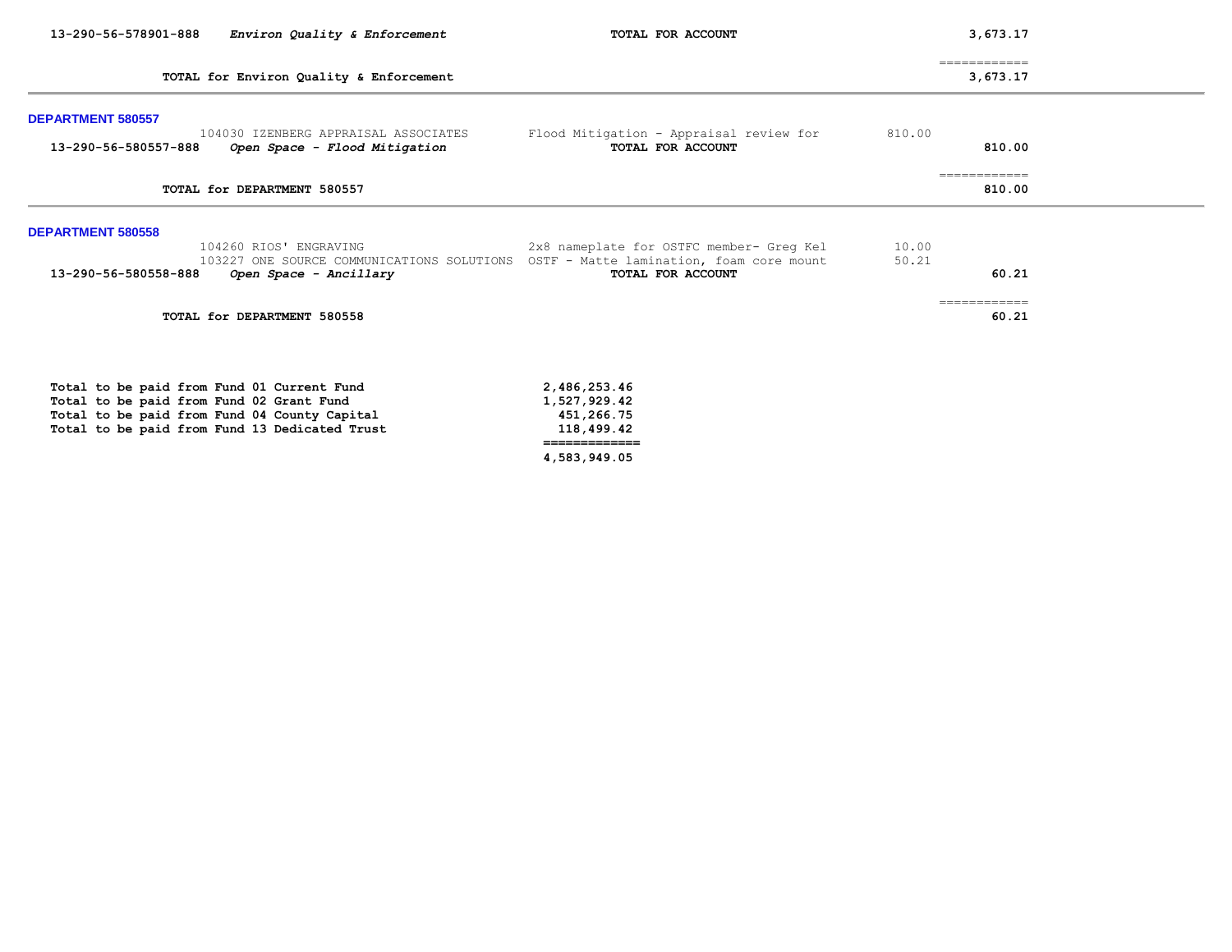| | | | | |
|---|---|---|---|---|
| 13-290-56-578901-888 | *Environ Quality & Enforcement* | **TOTAL FOR ACCOUNT** | | **3,673.17** |
| | | | | ============ |
| | **TOTAL for Environ Quality & Enforcement** | | | **3,673.17** |

## DEPARTMENT 580557

| | | | | |
|---|---|---|---|---|
| | 104030 IZENBERG APPRAISAL ASSOCIATES | Flood Mitigation - Appraisal review for | 810.00 | |
| 13-290-56-580557-888 | *Open Space - Flood Mitigation* | **TOTAL FOR ACCOUNT** | | **810.00** |
| | | | | ============ |
| | **TOTAL for DEPARTMENT 580557** | | | **810.00** |

## DEPARTMENT 580558

| | | | | |
|---|---|---|---|---|
| | 104260 RIOS' ENGRAVING | 2x8 nameplate for OSTFC member- Greg Kel | 10.00 | |
| | 103227 ONE SOURCE COMMUNICATIONS SOLUTIONS | OSTF - Matte lamination, foam core mount | 50.21 | |
| 13-290-56-580558-888 | *Open Space - Ancillary* | **TOTAL FOR ACCOUNT** | | **60.21** |
| | | | | ============ |
| | **TOTAL for DEPARTMENT 580558** | | | **60.21** |

| | |
|---|---|
| **Total to be paid from Fund 01 Current Fund** | **2,486,253.46** |
| **Total to be paid from Fund 02 Grant Fund** | **1,527,929.42** |
| **Total to be paid from Fund 04 County Capital** | **451,266.75** |
| **Total to be paid from Fund 13 Dedicated Trust** | **118,499.42** |
| | ============= |
| | **4,583,949.05** |